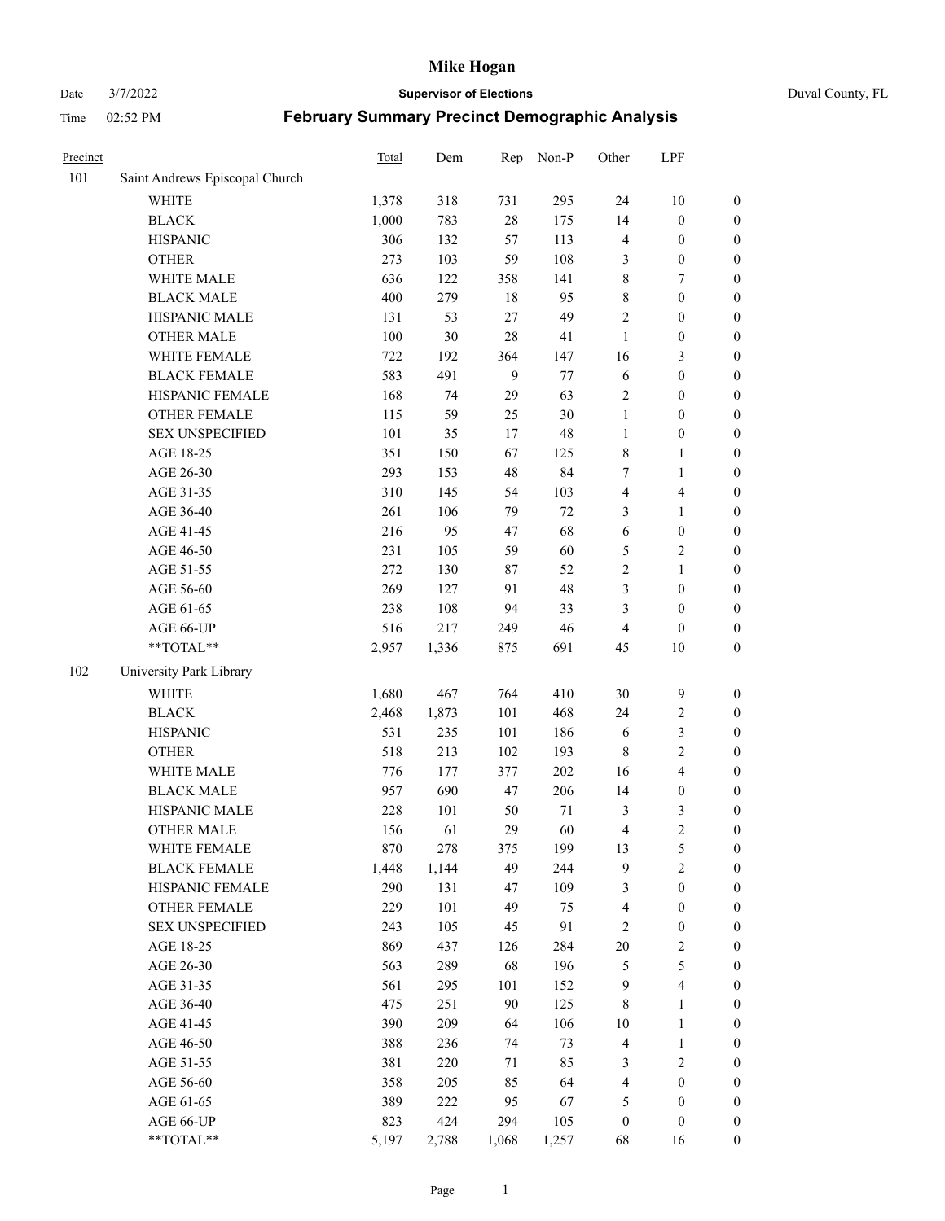# Mike Hogan

Date 3/7/2022 **Supervisor of Elections** Duval County, FL

Time 02:52 PM **February Summary Precinct Demographic Analysis**

| Precinct | | Total | Dem | Rep | Non-P | Other | LPF | |
|---|---|---|---|---|---|---|---|---|
| 101 | Saint Andrews Episcopal Church | | | | | | | |
| | WHITE | 1,378 | 318 | 731 | 295 | 24 | 10 | 0 |
| | BLACK | 1,000 | 783 | 28 | 175 | 14 | 0 | 0 |
| | HISPANIC | 306 | 132 | 57 | 113 | 4 | 0 | 0 |
| | OTHER | 273 | 103 | 59 | 108 | 3 | 0 | 0 |
| | WHITE MALE | 636 | 122 | 358 | 141 | 8 | 7 | 0 |
| | BLACK MALE | 400 | 279 | 18 | 95 | 8 | 0 | 0 |
| | HISPANIC MALE | 131 | 53 | 27 | 49 | 2 | 0 | 0 |
| | OTHER MALE | 100 | 30 | 28 | 41 | 1 | 0 | 0 |
| | WHITE FEMALE | 722 | 192 | 364 | 147 | 16 | 3 | 0 |
| | BLACK FEMALE | 583 | 491 | 9 | 77 | 6 | 0 | 0 |
| | HISPANIC FEMALE | 168 | 74 | 29 | 63 | 2 | 0 | 0 |
| | OTHER FEMALE | 115 | 59 | 25 | 30 | 1 | 0 | 0 |
| | SEX UNSPECIFIED | 101 | 35 | 17 | 48 | 1 | 0 | 0 |
| | AGE 18-25 | 351 | 150 | 67 | 125 | 8 | 1 | 0 |
| | AGE 26-30 | 293 | 153 | 48 | 84 | 7 | 1 | 0 |
| | AGE 31-35 | 310 | 145 | 54 | 103 | 4 | 4 | 0 |
| | AGE 36-40 | 261 | 106 | 79 | 72 | 3 | 1 | 0 |
| | AGE 41-45 | 216 | 95 | 47 | 68 | 6 | 0 | 0 |
| | AGE 46-50 | 231 | 105 | 59 | 60 | 5 | 2 | 0 |
| | AGE 51-55 | 272 | 130 | 87 | 52 | 2 | 1 | 0 |
| | AGE 56-60 | 269 | 127 | 91 | 48 | 3 | 0 | 0 |
| | AGE 61-65 | 238 | 108 | 94 | 33 | 3 | 0 | 0 |
| | AGE 66-UP | 516 | 217 | 249 | 46 | 4 | 0 | 0 |
| | **TOTAL** | 2,957 | 1,336 | 875 | 691 | 45 | 10 | 0 |
| 102 | University Park Library | | | | | | | |
| | WHITE | 1,680 | 467 | 764 | 410 | 30 | 9 | 0 |
| | BLACK | 2,468 | 1,873 | 101 | 468 | 24 | 2 | 0 |
| | HISPANIC | 531 | 235 | 101 | 186 | 6 | 3 | 0 |
| | OTHER | 518 | 213 | 102 | 193 | 8 | 2 | 0 |
| | WHITE MALE | 776 | 177 | 377 | 202 | 16 | 4 | 0 |
| | BLACK MALE | 957 | 690 | 47 | 206 | 14 | 0 | 0 |
| | HISPANIC MALE | 228 | 101 | 50 | 71 | 3 | 3 | 0 |
| | OTHER MALE | 156 | 61 | 29 | 60 | 4 | 2 | 0 |
| | WHITE FEMALE | 870 | 278 | 375 | 199 | 13 | 5 | 0 |
| | BLACK FEMALE | 1,448 | 1,144 | 49 | 244 | 9 | 2 | 0 |
| | HISPANIC FEMALE | 290 | 131 | 47 | 109 | 3 | 0 | 0 |
| | OTHER FEMALE | 229 | 101 | 49 | 75 | 4 | 0 | 0 |
| | SEX UNSPECIFIED | 243 | 105 | 45 | 91 | 2 | 0 | 0 |
| | AGE 18-25 | 869 | 437 | 126 | 284 | 20 | 2 | 0 |
| | AGE 26-30 | 563 | 289 | 68 | 196 | 5 | 5 | 0 |
| | AGE 31-35 | 561 | 295 | 101 | 152 | 9 | 4 | 0 |
| | AGE 36-40 | 475 | 251 | 90 | 125 | 8 | 1 | 0 |
| | AGE 41-45 | 390 | 209 | 64 | 106 | 10 | 1 | 0 |
| | AGE 46-50 | 388 | 236 | 74 | 73 | 4 | 1 | 0 |
| | AGE 51-55 | 381 | 220 | 71 | 85 | 3 | 2 | 0 |
| | AGE 56-60 | 358 | 205 | 85 | 64 | 4 | 0 | 0 |
| | AGE 61-65 | 389 | 222 | 95 | 67 | 5 | 0 | 0 |
| | AGE 66-UP | 823 | 424 | 294 | 105 | 0 | 0 | 0 |
| | **TOTAL** | 5,197 | 2,788 | 1,068 | 1,257 | 68 | 16 | 0 |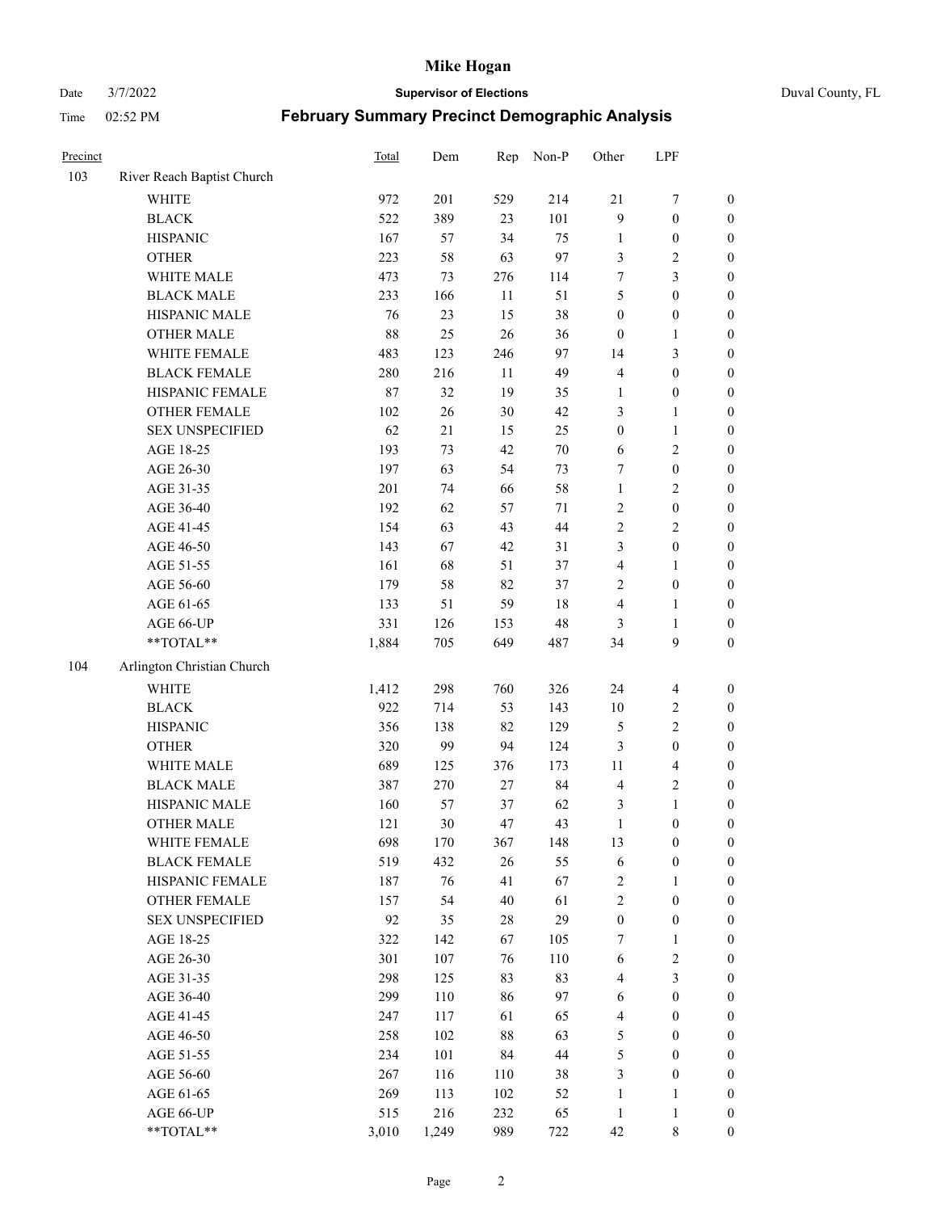# Mike Hogan

Date 3/7/2022 **Supervisor of Elections** Duval County, FL

Time 02:52 PM **February Summary Precinct Demographic Analysis**

| Precinct | | Total | Dem | Rep | Non-P | Other | LPF | |
|---|---|---|---|---|---|---|---|---|
| 103 | River Reach Baptist Church | | | | | | | |
| | WHITE | 972 | 201 | 529 | 214 | 21 | 7 | 0 |
| | BLACK | 522 | 389 | 23 | 101 | 9 | 0 | 0 |
| | HISPANIC | 167 | 57 | 34 | 75 | 1 | 0 | 0 |
| | OTHER | 223 | 58 | 63 | 97 | 3 | 2 | 0 |
| | WHITE MALE | 473 | 73 | 276 | 114 | 7 | 3 | 0 |
| | BLACK MALE | 233 | 166 | 11 | 51 | 5 | 0 | 0 |
| | HISPANIC MALE | 76 | 23 | 15 | 38 | 0 | 0 | 0 |
| | OTHER MALE | 88 | 25 | 26 | 36 | 0 | 1 | 0 |
| | WHITE FEMALE | 483 | 123 | 246 | 97 | 14 | 3 | 0 |
| | BLACK FEMALE | 280 | 216 | 11 | 49 | 4 | 0 | 0 |
| | HISPANIC FEMALE | 87 | 32 | 19 | 35 | 1 | 0 | 0 |
| | OTHER FEMALE | 102 | 26 | 30 | 42 | 3 | 1 | 0 |
| | SEX UNSPECIFIED | 62 | 21 | 15 | 25 | 0 | 1 | 0 |
| | AGE 18-25 | 193 | 73 | 42 | 70 | 6 | 2 | 0 |
| | AGE 26-30 | 197 | 63 | 54 | 73 | 7 | 0 | 0 |
| | AGE 31-35 | 201 | 74 | 66 | 58 | 1 | 2 | 0 |
| | AGE 36-40 | 192 | 62 | 57 | 71 | 2 | 0 | 0 |
| | AGE 41-45 | 154 | 63 | 43 | 44 | 2 | 2 | 0 |
| | AGE 46-50 | 143 | 67 | 42 | 31 | 3 | 0 | 0 |
| | AGE 51-55 | 161 | 68 | 51 | 37 | 4 | 1 | 0 |
| | AGE 56-60 | 179 | 58 | 82 | 37 | 2 | 0 | 0 |
| | AGE 61-65 | 133 | 51 | 59 | 18 | 4 | 1 | 0 |
| | AGE 66-UP | 331 | 126 | 153 | 48 | 3 | 1 | 0 |
| | **TOTAL** | 1,884 | 705 | 649 | 487 | 34 | 9 | 0 |
| 104 | Arlington Christian Church | | | | | | | |
| | WHITE | 1,412 | 298 | 760 | 326 | 24 | 4 | 0 |
| | BLACK | 922 | 714 | 53 | 143 | 10 | 2 | 0 |
| | HISPANIC | 356 | 138 | 82 | 129 | 5 | 2 | 0 |
| | OTHER | 320 | 99 | 94 | 124 | 3 | 0 | 0 |
| | WHITE MALE | 689 | 125 | 376 | 173 | 11 | 4 | 0 |
| | BLACK MALE | 387 | 270 | 27 | 84 | 4 | 2 | 0 |
| | HISPANIC MALE | 160 | 57 | 37 | 62 | 3 | 1 | 0 |
| | OTHER MALE | 121 | 30 | 47 | 43 | 1 | 0 | 0 |
| | WHITE FEMALE | 698 | 170 | 367 | 148 | 13 | 0 | 0 |
| | BLACK FEMALE | 519 | 432 | 26 | 55 | 6 | 0 | 0 |
| | HISPANIC FEMALE | 187 | 76 | 41 | 67 | 2 | 1 | 0 |
| | OTHER FEMALE | 157 | 54 | 40 | 61 | 2 | 0 | 0 |
| | SEX UNSPECIFIED | 92 | 35 | 28 | 29 | 0 | 0 | 0 |
| | AGE 18-25 | 322 | 142 | 67 | 105 | 7 | 1 | 0 |
| | AGE 26-30 | 301 | 107 | 76 | 110 | 6 | 2 | 0 |
| | AGE 31-35 | 298 | 125 | 83 | 83 | 4 | 3 | 0 |
| | AGE 36-40 | 299 | 110 | 86 | 97 | 6 | 0 | 0 |
| | AGE 41-45 | 247 | 117 | 61 | 65 | 4 | 0 | 0 |
| | AGE 46-50 | 258 | 102 | 88 | 63 | 5 | 0 | 0 |
| | AGE 51-55 | 234 | 101 | 84 | 44 | 5 | 0 | 0 |
| | AGE 56-60 | 267 | 116 | 110 | 38 | 3 | 0 | 0 |
| | AGE 61-65 | 269 | 113 | 102 | 52 | 1 | 1 | 0 |
| | AGE 66-UP | 515 | 216 | 232 | 65 | 1 | 1 | 0 |
| | **TOTAL** | 3,010 | 1,249 | 989 | 722 | 42 | 8 | 0 |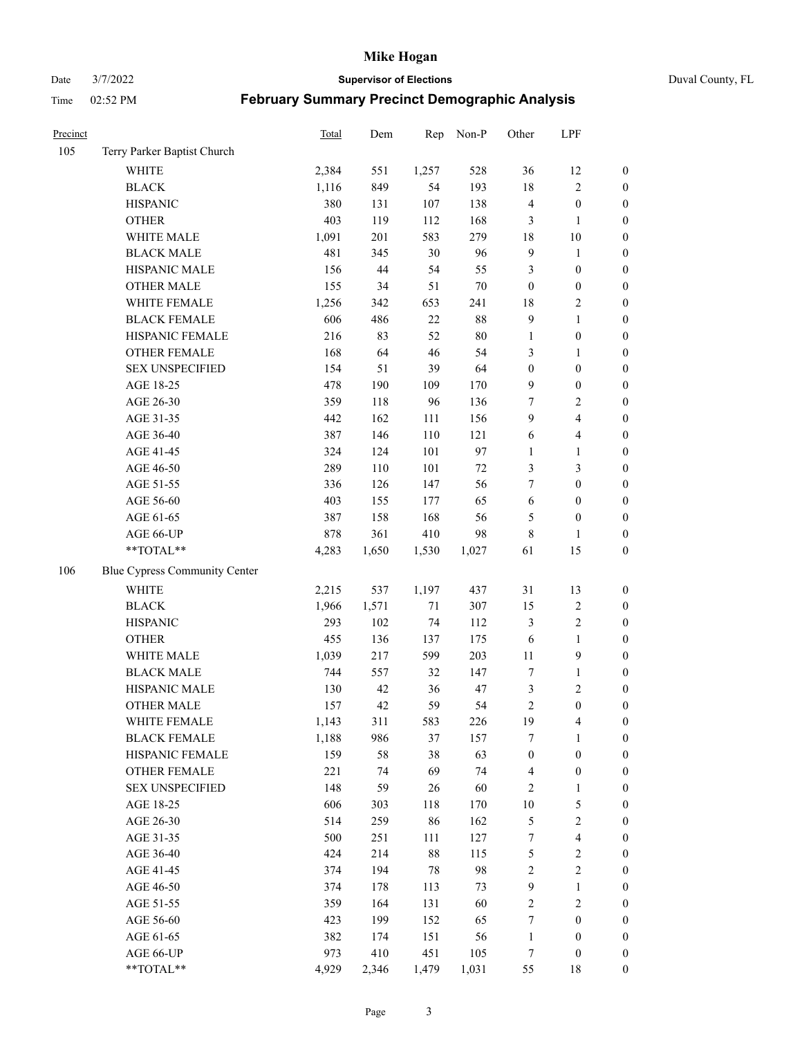# Mike Hogan

Date 3/7/2022 **Supervisor of Elections** Duval County, FL

Time 02:52 PM **February Summary Precinct Demographic Analysis**

| Precinct | | Total | Dem | Rep | Non-P | Other | LPF | |
|---|---|---|---|---|---|---|---|---|
| 105 | Terry Parker Baptist Church | | | | | | | |
| | WHITE | 2,384 | 551 | 1,257 | 528 | 36 | 12 | 0 |
| | BLACK | 1,116 | 849 | 54 | 193 | 18 | 2 | 0 |
| | HISPANIC | 380 | 131 | 107 | 138 | 4 | 0 | 0 |
| | OTHER | 403 | 119 | 112 | 168 | 3 | 1 | 0 |
| | WHITE MALE | 1,091 | 201 | 583 | 279 | 18 | 10 | 0 |
| | BLACK MALE | 481 | 345 | 30 | 96 | 9 | 1 | 0 |
| | HISPANIC MALE | 156 | 44 | 54 | 55 | 3 | 0 | 0 |
| | OTHER MALE | 155 | 34 | 51 | 70 | 0 | 0 | 0 |
| | WHITE FEMALE | 1,256 | 342 | 653 | 241 | 18 | 2 | 0 |
| | BLACK FEMALE | 606 | 486 | 22 | 88 | 9 | 1 | 0 |
| | HISPANIC FEMALE | 216 | 83 | 52 | 80 | 1 | 0 | 0 |
| | OTHER FEMALE | 168 | 64 | 46 | 54 | 3 | 1 | 0 |
| | SEX UNSPECIFIED | 154 | 51 | 39 | 64 | 0 | 0 | 0 |
| | AGE 18-25 | 478 | 190 | 109 | 170 | 9 | 0 | 0 |
| | AGE 26-30 | 359 | 118 | 96 | 136 | 7 | 2 | 0 |
| | AGE 31-35 | 442 | 162 | 111 | 156 | 9 | 4 | 0 |
| | AGE 36-40 | 387 | 146 | 110 | 121 | 6 | 4 | 0 |
| | AGE 41-45 | 324 | 124 | 101 | 97 | 1 | 1 | 0 |
| | AGE 46-50 | 289 | 110 | 101 | 72 | 3 | 3 | 0 |
| | AGE 51-55 | 336 | 126 | 147 | 56 | 7 | 0 | 0 |
| | AGE 56-60 | 403 | 155 | 177 | 65 | 6 | 0 | 0 |
| | AGE 61-65 | 387 | 158 | 168 | 56 | 5 | 0 | 0 |
| | AGE 66-UP | 878 | 361 | 410 | 98 | 8 | 1 | 0 |
| | **TOTAL** | 4,283 | 1,650 | 1,530 | 1,027 | 61 | 15 | 0 |
| 106 | Blue Cypress Community Center | | | | | | | |
| | WHITE | 2,215 | 537 | 1,197 | 437 | 31 | 13 | 0 |
| | BLACK | 1,966 | 1,571 | 71 | 307 | 15 | 2 | 0 |
| | HISPANIC | 293 | 102 | 74 | 112 | 3 | 2 | 0 |
| | OTHER | 455 | 136 | 137 | 175 | 6 | 1 | 0 |
| | WHITE MALE | 1,039 | 217 | 599 | 203 | 11 | 9 | 0 |
| | BLACK MALE | 744 | 557 | 32 | 147 | 7 | 1 | 0 |
| | HISPANIC MALE | 130 | 42 | 36 | 47 | 3 | 2 | 0 |
| | OTHER MALE | 157 | 42 | 59 | 54 | 2 | 0 | 0 |
| | WHITE FEMALE | 1,143 | 311 | 583 | 226 | 19 | 4 | 0 |
| | BLACK FEMALE | 1,188 | 986 | 37 | 157 | 7 | 1 | 0 |
| | HISPANIC FEMALE | 159 | 58 | 38 | 63 | 0 | 0 | 0 |
| | OTHER FEMALE | 221 | 74 | 69 | 74 | 4 | 0 | 0 |
| | SEX UNSPECIFIED | 148 | 59 | 26 | 60 | 2 | 1 | 0 |
| | AGE 18-25 | 606 | 303 | 118 | 170 | 10 | 5 | 0 |
| | AGE 26-30 | 514 | 259 | 86 | 162 | 5 | 2 | 0 |
| | AGE 31-35 | 500 | 251 | 111 | 127 | 7 | 4 | 0 |
| | AGE 36-40 | 424 | 214 | 88 | 115 | 5 | 2 | 0 |
| | AGE 41-45 | 374 | 194 | 78 | 98 | 2 | 2 | 0 |
| | AGE 46-50 | 374 | 178 | 113 | 73 | 9 | 1 | 0 |
| | AGE 51-55 | 359 | 164 | 131 | 60 | 2 | 2 | 0 |
| | AGE 56-60 | 423 | 199 | 152 | 65 | 7 | 0 | 0 |
| | AGE 61-65 | 382 | 174 | 151 | 56 | 1 | 0 | 0 |
| | AGE 66-UP | 973 | 410 | 451 | 105 | 7 | 0 | 0 |
| | **TOTAL** | 4,929 | 2,346 | 1,479 | 1,031 | 55 | 18 | 0 |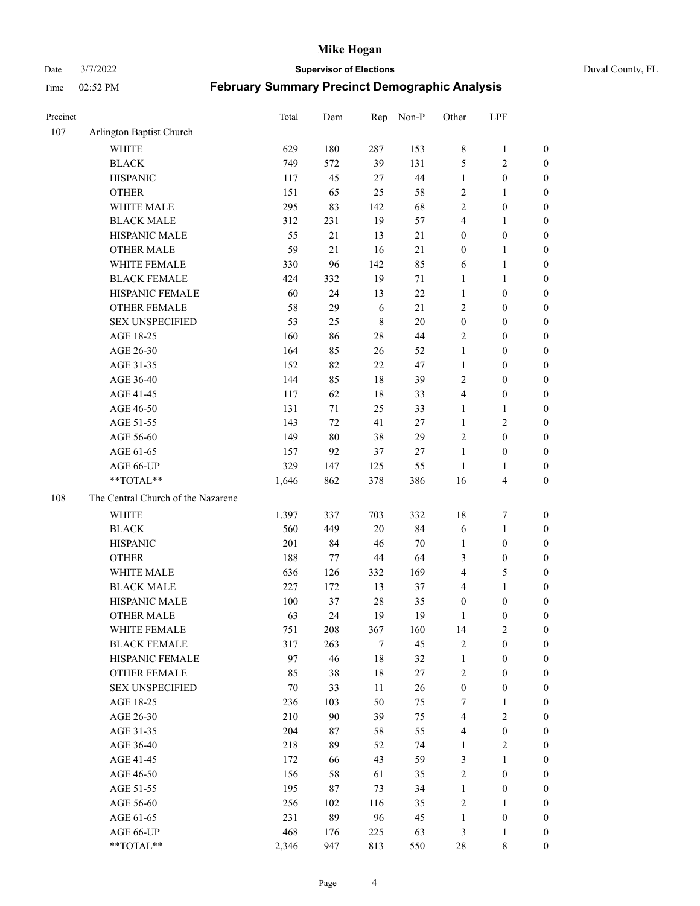# Mike Hogan

Date 3/7/2022 **Supervisor of Elections** Duval County, FL

Time 02:52 PM **February Summary Precinct Demographic Analysis**

| Precinct | | Total | Dem | Rep | Non-P | Other | LPF | |
|---|---|---|---|---|---|---|---|---|
| 107 | Arlington Baptist Church | | | | | | | |
| | WHITE | 629 | 180 | 287 | 153 | 8 | 1 | 0 |
| | BLACK | 749 | 572 | 39 | 131 | 5 | 2 | 0 |
| | HISPANIC | 117 | 45 | 27 | 44 | 1 | 0 | 0 |
| | OTHER | 151 | 65 | 25 | 58 | 2 | 1 | 0 |
| | WHITE MALE | 295 | 83 | 142 | 68 | 2 | 0 | 0 |
| | BLACK MALE | 312 | 231 | 19 | 57 | 4 | 1 | 0 |
| | HISPANIC MALE | 55 | 21 | 13 | 21 | 0 | 0 | 0 |
| | OTHER MALE | 59 | 21 | 16 | 21 | 0 | 1 | 0 |
| | WHITE FEMALE | 330 | 96 | 142 | 85 | 6 | 1 | 0 |
| | BLACK FEMALE | 424 | 332 | 19 | 71 | 1 | 1 | 0 |
| | HISPANIC FEMALE | 60 | 24 | 13 | 22 | 1 | 0 | 0 |
| | OTHER FEMALE | 58 | 29 | 6 | 21 | 2 | 0 | 0 |
| | SEX UNSPECIFIED | 53 | 25 | 8 | 20 | 0 | 0 | 0 |
| | AGE 18-25 | 160 | 86 | 28 | 44 | 2 | 0 | 0 |
| | AGE 26-30 | 164 | 85 | 26 | 52 | 1 | 0 | 0 |
| | AGE 31-35 | 152 | 82 | 22 | 47 | 1 | 0 | 0 |
| | AGE 36-40 | 144 | 85 | 18 | 39 | 2 | 0 | 0 |
| | AGE 41-45 | 117 | 62 | 18 | 33 | 4 | 0 | 0 |
| | AGE 46-50 | 131 | 71 | 25 | 33 | 1 | 1 | 0 |
| | AGE 51-55 | 143 | 72 | 41 | 27 | 1 | 2 | 0 |
| | AGE 56-60 | 149 | 80 | 38 | 29 | 2 | 0 | 0 |
| | AGE 61-65 | 157 | 92 | 37 | 27 | 1 | 0 | 0 |
| | AGE 66-UP | 329 | 147 | 125 | 55 | 1 | 1 | 0 |
| | **TOTAL** | 1,646 | 862 | 378 | 386 | 16 | 4 | 0 |
| 108 | The Central Church of the Nazarene | | | | | | | |
| | WHITE | 1,397 | 337 | 703 | 332 | 18 | 7 | 0 |
| | BLACK | 560 | 449 | 20 | 84 | 6 | 1 | 0 |
| | HISPANIC | 201 | 84 | 46 | 70 | 1 | 0 | 0 |
| | OTHER | 188 | 77 | 44 | 64 | 3 | 0 | 0 |
| | WHITE MALE | 636 | 126 | 332 | 169 | 4 | 5 | 0 |
| | BLACK MALE | 227 | 172 | 13 | 37 | 4 | 1 | 0 |
| | HISPANIC MALE | 100 | 37 | 28 | 35 | 0 | 0 | 0 |
| | OTHER MALE | 63 | 24 | 19 | 19 | 1 | 0 | 0 |
| | WHITE FEMALE | 751 | 208 | 367 | 160 | 14 | 2 | 0 |
| | BLACK FEMALE | 317 | 263 | 7 | 45 | 2 | 0 | 0 |
| | HISPANIC FEMALE | 97 | 46 | 18 | 32 | 1 | 0 | 0 |
| | OTHER FEMALE | 85 | 38 | 18 | 27 | 2 | 0 | 0 |
| | SEX UNSPECIFIED | 70 | 33 | 11 | 26 | 0 | 0 | 0 |
| | AGE 18-25 | 236 | 103 | 50 | 75 | 7 | 1 | 0 |
| | AGE 26-30 | 210 | 90 | 39 | 75 | 4 | 2 | 0 |
| | AGE 31-35 | 204 | 87 | 58 | 55 | 4 | 0 | 0 |
| | AGE 36-40 | 218 | 89 | 52 | 74 | 1 | 2 | 0 |
| | AGE 41-45 | 172 | 66 | 43 | 59 | 3 | 1 | 0 |
| | AGE 46-50 | 156 | 58 | 61 | 35 | 2 | 0 | 0 |
| | AGE 51-55 | 195 | 87 | 73 | 34 | 1 | 0 | 0 |
| | AGE 56-60 | 256 | 102 | 116 | 35 | 2 | 1 | 0 |
| | AGE 61-65 | 231 | 89 | 96 | 45 | 1 | 0 | 0 |
| | AGE 66-UP | 468 | 176 | 225 | 63 | 3 | 1 | 0 |
| | **TOTAL** | 2,346 | 947 | 813 | 550 | 28 | 8 | 0 |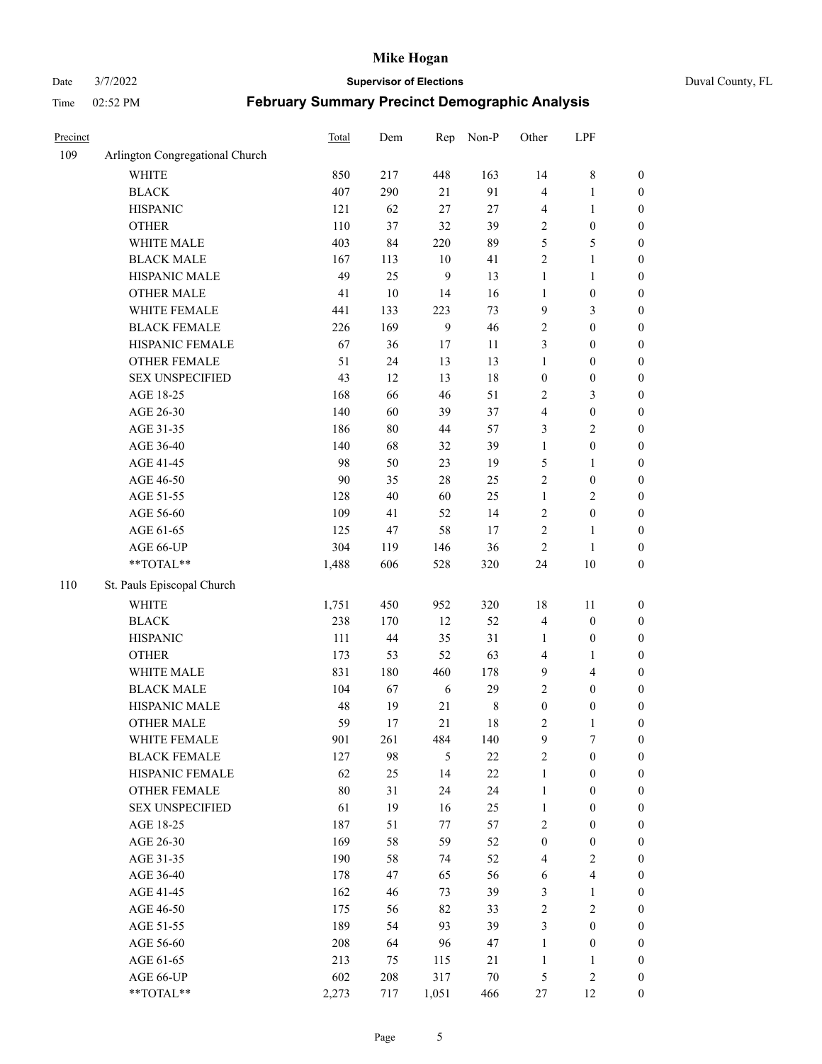# Mike Hogan

Date 3/7/2022 **Supervisor of Elections** Duval County, FL

Time 02:52 PM **February Summary Precinct Demographic Analysis**

| Precinct | | Total | Dem | Rep | Non-P | Other | LPF | |
|---|---|---|---|---|---|---|---|---|
| 109 | Arlington Congregational Church | | | | | | | |
| | WHITE | 850 | 217 | 448 | 163 | 14 | 8 | 0 |
| | BLACK | 407 | 290 | 21 | 91 | 4 | 1 | 0 |
| | HISPANIC | 121 | 62 | 27 | 27 | 4 | 1 | 0 |
| | OTHER | 110 | 37 | 32 | 39 | 2 | 0 | 0 |
| | WHITE MALE | 403 | 84 | 220 | 89 | 5 | 5 | 0 |
| | BLACK MALE | 167 | 113 | 10 | 41 | 2 | 1 | 0 |
| | HISPANIC MALE | 49 | 25 | 9 | 13 | 1 | 1 | 0 |
| | OTHER MALE | 41 | 10 | 14 | 16 | 1 | 0 | 0 |
| | WHITE FEMALE | 441 | 133 | 223 | 73 | 9 | 3 | 0 |
| | BLACK FEMALE | 226 | 169 | 9 | 46 | 2 | 0 | 0 |
| | HISPANIC FEMALE | 67 | 36 | 17 | 11 | 3 | 0 | 0 |
| | OTHER FEMALE | 51 | 24 | 13 | 13 | 1 | 0 | 0 |
| | SEX UNSPECIFIED | 43 | 12 | 13 | 18 | 0 | 0 | 0 |
| | AGE 18-25 | 168 | 66 | 46 | 51 | 2 | 3 | 0 |
| | AGE 26-30 | 140 | 60 | 39 | 37 | 4 | 0 | 0 |
| | AGE 31-35 | 186 | 80 | 44 | 57 | 3 | 2 | 0 |
| | AGE 36-40 | 140 | 68 | 32 | 39 | 1 | 0 | 0 |
| | AGE 41-45 | 98 | 50 | 23 | 19 | 5 | 1 | 0 |
| | AGE 46-50 | 90 | 35 | 28 | 25 | 2 | 0 | 0 |
| | AGE 51-55 | 128 | 40 | 60 | 25 | 1 | 2 | 0 |
| | AGE 56-60 | 109 | 41 | 52 | 14 | 2 | 0 | 0 |
| | AGE 61-65 | 125 | 47 | 58 | 17 | 2 | 1 | 0 |
| | AGE 66-UP | 304 | 119 | 146 | 36 | 2 | 1 | 0 |
| | **TOTAL** | 1,488 | 606 | 528 | 320 | 24 | 10 | 0 |
| 110 | St. Pauls Episcopal Church | | | | | | | |
| | WHITE | 1,751 | 450 | 952 | 320 | 18 | 11 | 0 |
| | BLACK | 238 | 170 | 12 | 52 | 4 | 0 | 0 |
| | HISPANIC | 111 | 44 | 35 | 31 | 1 | 0 | 0 |
| | OTHER | 173 | 53 | 52 | 63 | 4 | 1 | 0 |
| | WHITE MALE | 831 | 180 | 460 | 178 | 9 | 4 | 0 |
| | BLACK MALE | 104 | 67 | 6 | 29 | 2 | 0 | 0 |
| | HISPANIC MALE | 48 | 19 | 21 | 8 | 0 | 0 | 0 |
| | OTHER MALE | 59 | 17 | 21 | 18 | 2 | 1 | 0 |
| | WHITE FEMALE | 901 | 261 | 484 | 140 | 9 | 7 | 0 |
| | BLACK FEMALE | 127 | 98 | 5 | 22 | 2 | 0 | 0 |
| | HISPANIC FEMALE | 62 | 25 | 14 | 22 | 1 | 0 | 0 |
| | OTHER FEMALE | 80 | 31 | 24 | 24 | 1 | 0 | 0 |
| | SEX UNSPECIFIED | 61 | 19 | 16 | 25 | 1 | 0 | 0 |
| | AGE 18-25 | 187 | 51 | 77 | 57 | 2 | 0 | 0 |
| | AGE 26-30 | 169 | 58 | 59 | 52 | 0 | 0 | 0 |
| | AGE 31-35 | 190 | 58 | 74 | 52 | 4 | 2 | 0 |
| | AGE 36-40 | 178 | 47 | 65 | 56 | 6 | 4 | 0 |
| | AGE 41-45 | 162 | 46 | 73 | 39 | 3 | 1 | 0 |
| | AGE 46-50 | 175 | 56 | 82 | 33 | 2 | 2 | 0 |
| | AGE 51-55 | 189 | 54 | 93 | 39 | 3 | 0 | 0 |
| | AGE 56-60 | 208 | 64 | 96 | 47 | 1 | 0 | 0 |
| | AGE 61-65 | 213 | 75 | 115 | 21 | 1 | 1 | 0 |
| | AGE 66-UP | 602 | 208 | 317 | 70 | 5 | 2 | 0 |
| | **TOTAL** | 2,273 | 717 | 1,051 | 466 | 27 | 12 | 0 |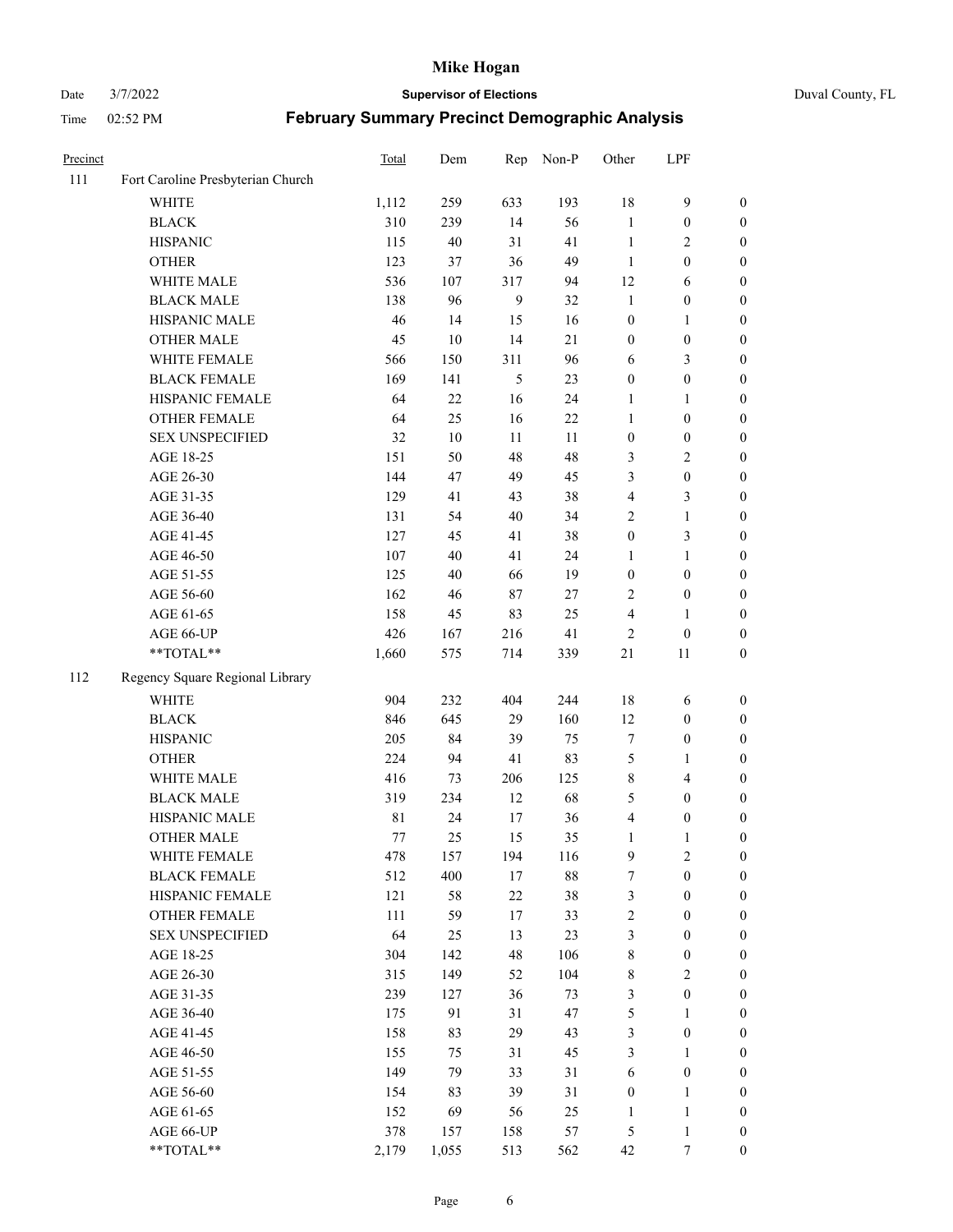# Mike Hogan

Date 3/7/2022 **Supervisor of Elections** Duval County, FL

Time 02:52 PM **February Summary Precinct Demographic Analysis**

| Precinct | | Total | Dem | Rep | Non-P | Other | LPF | |
|---|---|---|---|---|---|---|---|---|
| 111 | Fort Caroline Presbyterian Church | | | | | | | |
| | WHITE | 1,112 | 259 | 633 | 193 | 18 | 9 | 0 |
| | BLACK | 310 | 239 | 14 | 56 | 1 | 0 | 0 |
| | HISPANIC | 115 | 40 | 31 | 41 | 1 | 2 | 0 |
| | OTHER | 123 | 37 | 36 | 49 | 1 | 0 | 0 |
| | WHITE MALE | 536 | 107 | 317 | 94 | 12 | 6 | 0 |
| | BLACK MALE | 138 | 96 | 9 | 32 | 1 | 0 | 0 |
| | HISPANIC MALE | 46 | 14 | 15 | 16 | 0 | 1 | 0 |
| | OTHER MALE | 45 | 10 | 14 | 21 | 0 | 0 | 0 |
| | WHITE FEMALE | 566 | 150 | 311 | 96 | 6 | 3 | 0 |
| | BLACK FEMALE | 169 | 141 | 5 | 23 | 0 | 0 | 0 |
| | HISPANIC FEMALE | 64 | 22 | 16 | 24 | 1 | 1 | 0 |
| | OTHER FEMALE | 64 | 25 | 16 | 22 | 1 | 0 | 0 |
| | SEX UNSPECIFIED | 32 | 10 | 11 | 11 | 0 | 0 | 0 |
| | AGE 18-25 | 151 | 50 | 48 | 48 | 3 | 2 | 0 |
| | AGE 26-30 | 144 | 47 | 49 | 45 | 3 | 0 | 0 |
| | AGE 31-35 | 129 | 41 | 43 | 38 | 4 | 3 | 0 |
| | AGE 36-40 | 131 | 54 | 40 | 34 | 2 | 1 | 0 |
| | AGE 41-45 | 127 | 45 | 41 | 38 | 0 | 3 | 0 |
| | AGE 46-50 | 107 | 40 | 41 | 24 | 1 | 1 | 0 |
| | AGE 51-55 | 125 | 40 | 66 | 19 | 0 | 0 | 0 |
| | AGE 56-60 | 162 | 46 | 87 | 27 | 2 | 0 | 0 |
| | AGE 61-65 | 158 | 45 | 83 | 25 | 4 | 1 | 0 |
| | AGE 66-UP | 426 | 167 | 216 | 41 | 2 | 0 | 0 |
| | **TOTAL** | 1,660 | 575 | 714 | 339 | 21 | 11 | 0 |
| 112 | Regency Square Regional Library | | | | | | | |
| | WHITE | 904 | 232 | 404 | 244 | 18 | 6 | 0 |
| | BLACK | 846 | 645 | 29 | 160 | 12 | 0 | 0 |
| | HISPANIC | 205 | 84 | 39 | 75 | 7 | 0 | 0 |
| | OTHER | 224 | 94 | 41 | 83 | 5 | 1 | 0 |
| | WHITE MALE | 416 | 73 | 206 | 125 | 8 | 4 | 0 |
| | BLACK MALE | 319 | 234 | 12 | 68 | 5 | 0 | 0 |
| | HISPANIC MALE | 81 | 24 | 17 | 36 | 4 | 0 | 0 |
| | OTHER MALE | 77 | 25 | 15 | 35 | 1 | 1 | 0 |
| | WHITE FEMALE | 478 | 157 | 194 | 116 | 9 | 2 | 0 |
| | BLACK FEMALE | 512 | 400 | 17 | 88 | 7 | 0 | 0 |
| | HISPANIC FEMALE | 121 | 58 | 22 | 38 | 3 | 0 | 0 |
| | OTHER FEMALE | 111 | 59 | 17 | 33 | 2 | 0 | 0 |
| | SEX UNSPECIFIED | 64 | 25 | 13 | 23 | 3 | 0 | 0 |
| | AGE 18-25 | 304 | 142 | 48 | 106 | 8 | 0 | 0 |
| | AGE 26-30 | 315 | 149 | 52 | 104 | 8 | 2 | 0 |
| | AGE 31-35 | 239 | 127 | 36 | 73 | 3 | 0 | 0 |
| | AGE 36-40 | 175 | 91 | 31 | 47 | 5 | 1 | 0 |
| | AGE 41-45 | 158 | 83 | 29 | 43 | 3 | 0 | 0 |
| | AGE 46-50 | 155 | 75 | 31 | 45 | 3 | 1 | 0 |
| | AGE 51-55 | 149 | 79 | 33 | 31 | 6 | 0 | 0 |
| | AGE 56-60 | 154 | 83 | 39 | 31 | 0 | 1 | 0 |
| | AGE 61-65 | 152 | 69 | 56 | 25 | 1 | 1 | 0 |
| | AGE 66-UP | 378 | 157 | 158 | 57 | 5 | 1 | 0 |
| | **TOTAL** | 2,179 | 1,055 | 513 | 562 | 42 | 7 | 0 |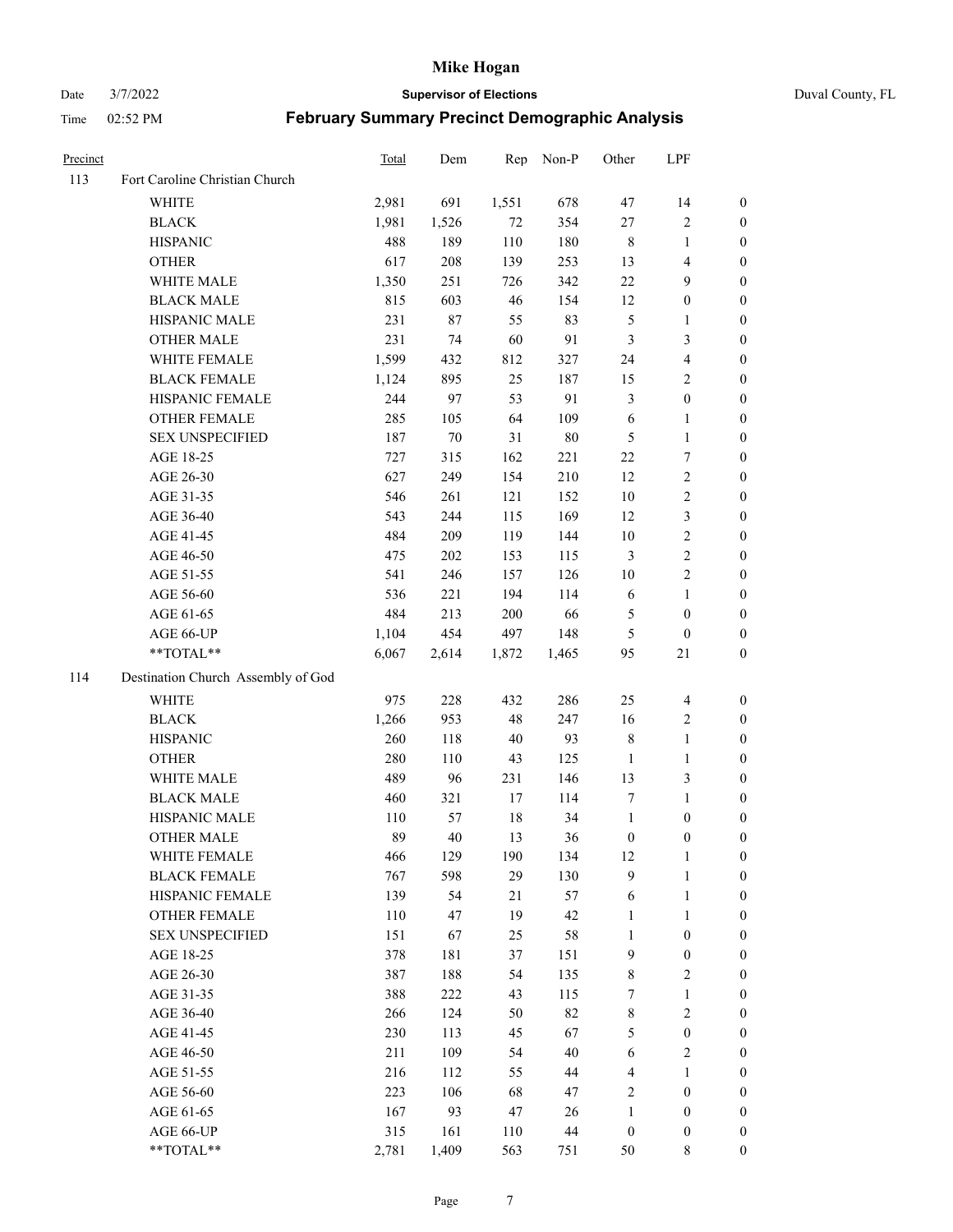# Mike Hogan

Date 3/7/2022 **Supervisor of Elections** Duval County, FL

Time 02:52 PM **February Summary Precinct Demographic Analysis**

| Precinct | | Total | Dem | Rep | Non-P | Other | LPF | |
|---|---|---|---|---|---|---|---|---|
| 113 | Fort Caroline Christian Church | | | | | | | |
| | WHITE | 2,981 | 691 | 1,551 | 678 | 47 | 14 | 0 |
| | BLACK | 1,981 | 1,526 | 72 | 354 | 27 | 2 | 0 |
| | HISPANIC | 488 | 189 | 110 | 180 | 8 | 1 | 0 |
| | OTHER | 617 | 208 | 139 | 253 | 13 | 4 | 0 |
| | WHITE MALE | 1,350 | 251 | 726 | 342 | 22 | 9 | 0 |
| | BLACK MALE | 815 | 603 | 46 | 154 | 12 | 0 | 0 |
| | HISPANIC MALE | 231 | 87 | 55 | 83 | 5 | 1 | 0 |
| | OTHER MALE | 231 | 74 | 60 | 91 | 3 | 3 | 0 |
| | WHITE FEMALE | 1,599 | 432 | 812 | 327 | 24 | 4 | 0 |
| | BLACK FEMALE | 1,124 | 895 | 25 | 187 | 15 | 2 | 0 |
| | HISPANIC FEMALE | 244 | 97 | 53 | 91 | 3 | 0 | 0 |
| | OTHER FEMALE | 285 | 105 | 64 | 109 | 6 | 1 | 0 |
| | SEX UNSPECIFIED | 187 | 70 | 31 | 80 | 5 | 1 | 0 |
| | AGE 18-25 | 727 | 315 | 162 | 221 | 22 | 7 | 0 |
| | AGE 26-30 | 627 | 249 | 154 | 210 | 12 | 2 | 0 |
| | AGE 31-35 | 546 | 261 | 121 | 152 | 10 | 2 | 0 |
| | AGE 36-40 | 543 | 244 | 115 | 169 | 12 | 3 | 0 |
| | AGE 41-45 | 484 | 209 | 119 | 144 | 10 | 2 | 0 |
| | AGE 46-50 | 475 | 202 | 153 | 115 | 3 | 2 | 0 |
| | AGE 51-55 | 541 | 246 | 157 | 126 | 10 | 2 | 0 |
| | AGE 56-60 | 536 | 221 | 194 | 114 | 6 | 1 | 0 |
| | AGE 61-65 | 484 | 213 | 200 | 66 | 5 | 0 | 0 |
| | AGE 66-UP | 1,104 | 454 | 497 | 148 | 5 | 0 | 0 |
| | **TOTAL** | 6,067 | 2,614 | 1,872 | 1,465 | 95 | 21 | 0 |
| 114 | Destination Church Assembly of God | | | | | | | |
| | WHITE | 975 | 228 | 432 | 286 | 25 | 4 | 0 |
| | BLACK | 1,266 | 953 | 48 | 247 | 16 | 2 | 0 |
| | HISPANIC | 260 | 118 | 40 | 93 | 8 | 1 | 0 |
| | OTHER | 280 | 110 | 43 | 125 | 1 | 1 | 0 |
| | WHITE MALE | 489 | 96 | 231 | 146 | 13 | 3 | 0 |
| | BLACK MALE | 460 | 321 | 17 | 114 | 7 | 1 | 0 |
| | HISPANIC MALE | 110 | 57 | 18 | 34 | 1 | 0 | 0 |
| | OTHER MALE | 89 | 40 | 13 | 36 | 0 | 0 | 0 |
| | WHITE FEMALE | 466 | 129 | 190 | 134 | 12 | 1 | 0 |
| | BLACK FEMALE | 767 | 598 | 29 | 130 | 9 | 1 | 0 |
| | HISPANIC FEMALE | 139 | 54 | 21 | 57 | 6 | 1 | 0 |
| | OTHER FEMALE | 110 | 47 | 19 | 42 | 1 | 1 | 0 |
| | SEX UNSPECIFIED | 151 | 67 | 25 | 58 | 1 | 0 | 0 |
| | AGE 18-25 | 378 | 181 | 37 | 151 | 9 | 0 | 0 |
| | AGE 26-30 | 387 | 188 | 54 | 135 | 8 | 2 | 0 |
| | AGE 31-35 | 388 | 222 | 43 | 115 | 7 | 1 | 0 |
| | AGE 36-40 | 266 | 124 | 50 | 82 | 8 | 2 | 0 |
| | AGE 41-45 | 230 | 113 | 45 | 67 | 5 | 0 | 0 |
| | AGE 46-50 | 211 | 109 | 54 | 40 | 6 | 2 | 0 |
| | AGE 51-55 | 216 | 112 | 55 | 44 | 4 | 1 | 0 |
| | AGE 56-60 | 223 | 106 | 68 | 47 | 2 | 0 | 0 |
| | AGE 61-65 | 167 | 93 | 47 | 26 | 1 | 0 | 0 |
| | AGE 66-UP | 315 | 161 | 110 | 44 | 0 | 0 | 0 |
| | **TOTAL** | 2,781 | 1,409 | 563 | 751 | 50 | 8 | 0 |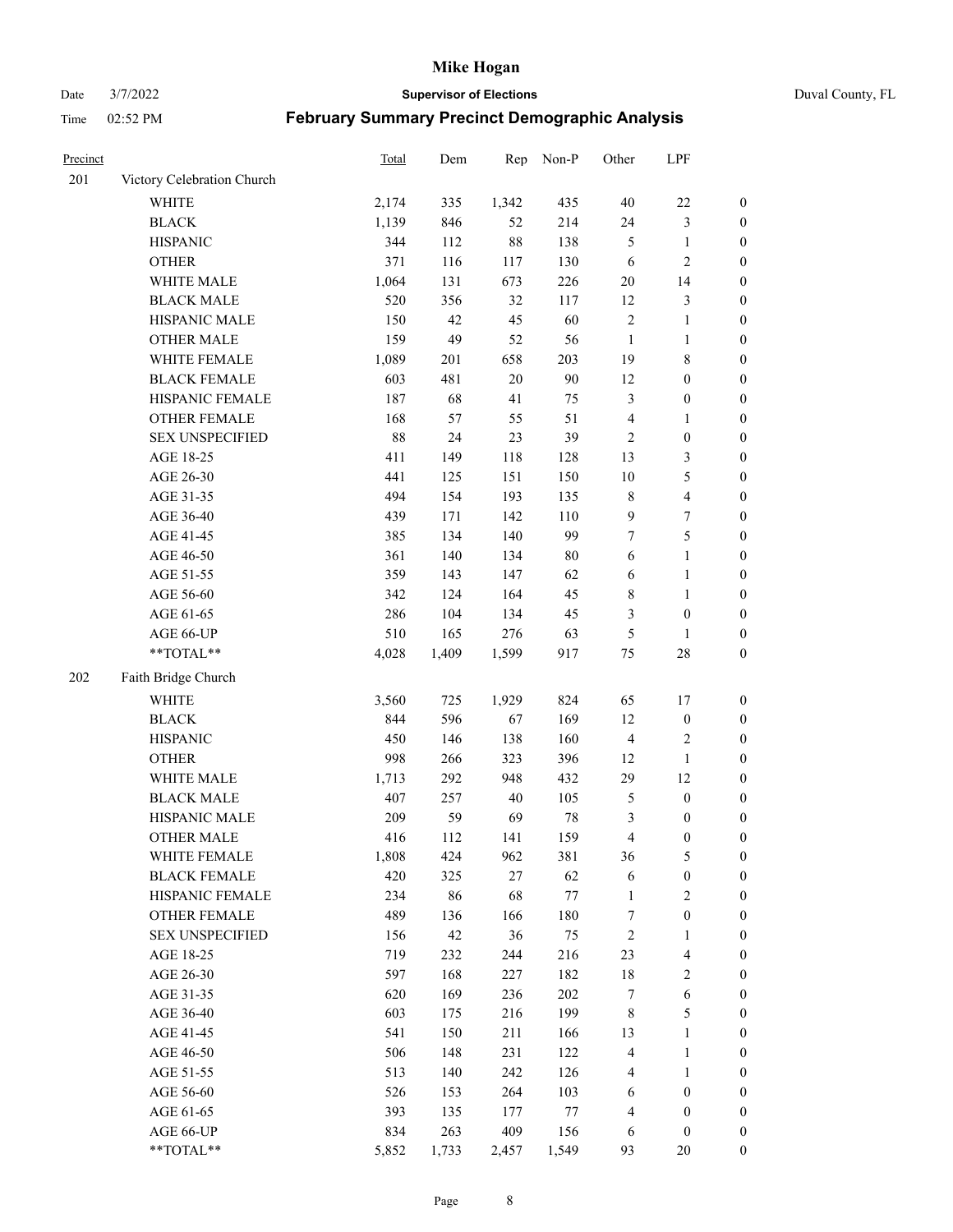# Mike Hogan

Date 3/7/2022 **Supervisor of Elections** Duval County, FL

Time 02:52 PM **February Summary Precinct Demographic Analysis**

| Precinct | | Total | Dem | Rep | Non-P | Other | LPF | |
|---|---|---|---|---|---|---|---|---|
| 201 | Victory Celebration Church | | | | | | | |
| | WHITE | 2,174 | 335 | 1,342 | 435 | 40 | 22 | 0 |
| | BLACK | 1,139 | 846 | 52 | 214 | 24 | 3 | 0 |
| | HISPANIC | 344 | 112 | 88 | 138 | 5 | 1 | 0 |
| | OTHER | 371 | 116 | 117 | 130 | 6 | 2 | 0 |
| | WHITE MALE | 1,064 | 131 | 673 | 226 | 20 | 14 | 0 |
| | BLACK MALE | 520 | 356 | 32 | 117 | 12 | 3 | 0 |
| | HISPANIC MALE | 150 | 42 | 45 | 60 | 2 | 1 | 0 |
| | OTHER MALE | 159 | 49 | 52 | 56 | 1 | 1 | 0 |
| | WHITE FEMALE | 1,089 | 201 | 658 | 203 | 19 | 8 | 0 |
| | BLACK FEMALE | 603 | 481 | 20 | 90 | 12 | 0 | 0 |
| | HISPANIC FEMALE | 187 | 68 | 41 | 75 | 3 | 0 | 0 |
| | OTHER FEMALE | 168 | 57 | 55 | 51 | 4 | 1 | 0 |
| | SEX UNSPECIFIED | 88 | 24 | 23 | 39 | 2 | 0 | 0 |
| | AGE 18-25 | 411 | 149 | 118 | 128 | 13 | 3 | 0 |
| | AGE 26-30 | 441 | 125 | 151 | 150 | 10 | 5 | 0 |
| | AGE 31-35 | 494 | 154 | 193 | 135 | 8 | 4 | 0 |
| | AGE 36-40 | 439 | 171 | 142 | 110 | 9 | 7 | 0 |
| | AGE 41-45 | 385 | 134 | 140 | 99 | 7 | 5 | 0 |
| | AGE 46-50 | 361 | 140 | 134 | 80 | 6 | 1 | 0 |
| | AGE 51-55 | 359 | 143 | 147 | 62 | 6 | 1 | 0 |
| | AGE 56-60 | 342 | 124 | 164 | 45 | 8 | 1 | 0 |
| | AGE 61-65 | 286 | 104 | 134 | 45 | 3 | 0 | 0 |
| | AGE 66-UP | 510 | 165 | 276 | 63 | 5 | 1 | 0 |
| | **TOTAL** | 4,028 | 1,409 | 1,599 | 917 | 75 | 28 | 0 |
| 202 | Faith Bridge Church | | | | | | | |
| | WHITE | 3,560 | 725 | 1,929 | 824 | 65 | 17 | 0 |
| | BLACK | 844 | 596 | 67 | 169 | 12 | 0 | 0 |
| | HISPANIC | 450 | 146 | 138 | 160 | 4 | 2 | 0 |
| | OTHER | 998 | 266 | 323 | 396 | 12 | 1 | 0 |
| | WHITE MALE | 1,713 | 292 | 948 | 432 | 29 | 12 | 0 |
| | BLACK MALE | 407 | 257 | 40 | 105 | 5 | 0 | 0 |
| | HISPANIC MALE | 209 | 59 | 69 | 78 | 3 | 0 | 0 |
| | OTHER MALE | 416 | 112 | 141 | 159 | 4 | 0 | 0 |
| | WHITE FEMALE | 1,808 | 424 | 962 | 381 | 36 | 5 | 0 |
| | BLACK FEMALE | 420 | 325 | 27 | 62 | 6 | 0 | 0 |
| | HISPANIC FEMALE | 234 | 86 | 68 | 77 | 1 | 2 | 0 |
| | OTHER FEMALE | 489 | 136 | 166 | 180 | 7 | 0 | 0 |
| | SEX UNSPECIFIED | 156 | 42 | 36 | 75 | 2 | 1 | 0 |
| | AGE 18-25 | 719 | 232 | 244 | 216 | 23 | 4 | 0 |
| | AGE 26-30 | 597 | 168 | 227 | 182 | 18 | 2 | 0 |
| | AGE 31-35 | 620 | 169 | 236 | 202 | 7 | 6 | 0 |
| | AGE 36-40 | 603 | 175 | 216 | 199 | 8 | 5 | 0 |
| | AGE 41-45 | 541 | 150 | 211 | 166 | 13 | 1 | 0 |
| | AGE 46-50 | 506 | 148 | 231 | 122 | 4 | 1 | 0 |
| | AGE 51-55 | 513 | 140 | 242 | 126 | 4 | 1 | 0 |
| | AGE 56-60 | 526 | 153 | 264 | 103 | 6 | 0 | 0 |
| | AGE 61-65 | 393 | 135 | 177 | 77 | 4 | 0 | 0 |
| | AGE 66-UP | 834 | 263 | 409 | 156 | 6 | 0 | 0 |
| | **TOTAL** | 5,852 | 1,733 | 2,457 | 1,549 | 93 | 20 | 0 |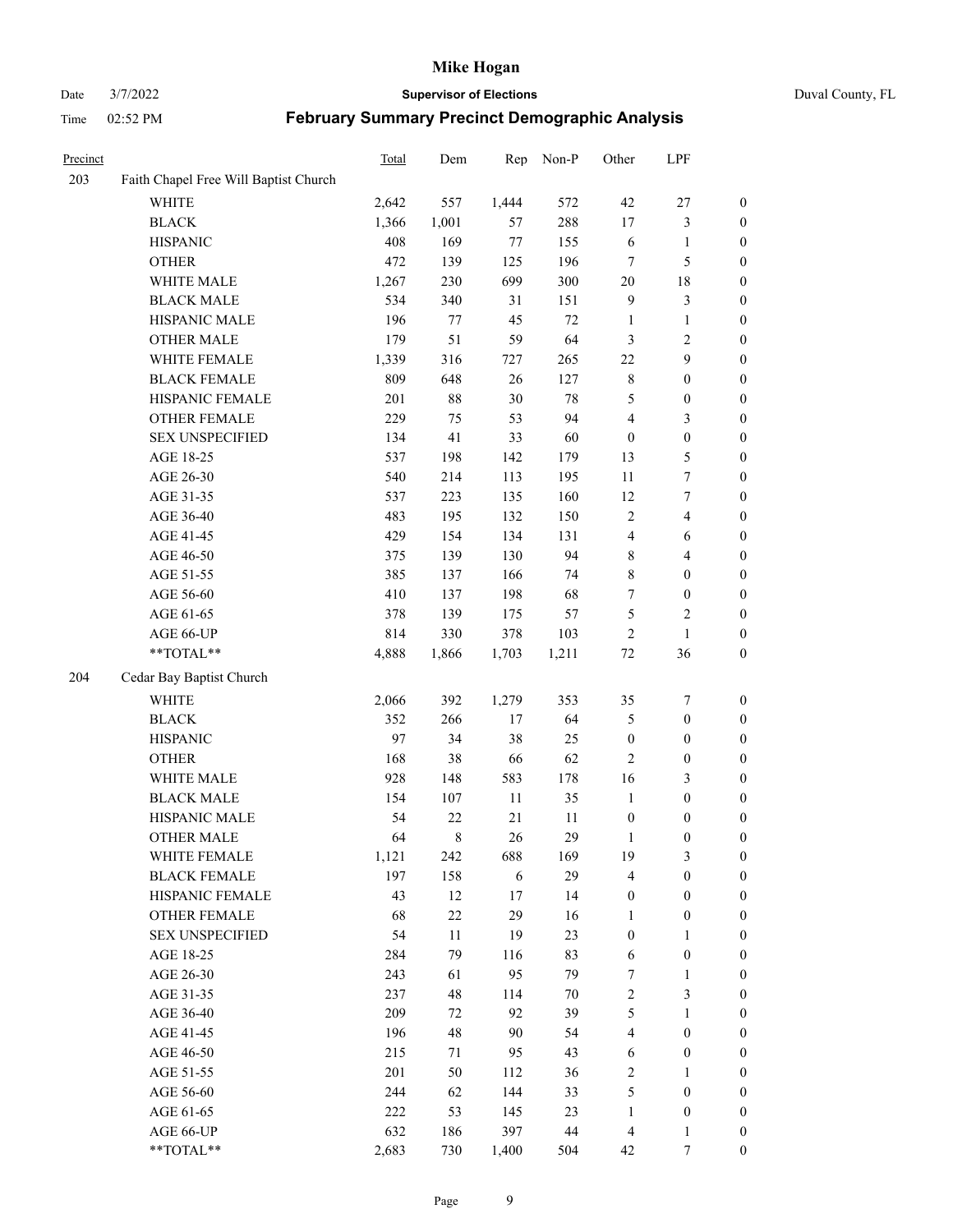# Mike Hogan

Date 3/7/2022 **Supervisor of Elections** Duval County, FL

Time 02:52 PM **February Summary Precinct Demographic Analysis**

| Precinct | | Total | Dem | Rep | Non-P | Other | LPF | |
|---|---|---|---|---|---|---|---|---|
| 203 | Faith Chapel Free Will Baptist Church | | | | | | | |
| | WHITE | 2,642 | 557 | 1,444 | 572 | 42 | 27 | 0 |
| | BLACK | 1,366 | 1,001 | 57 | 288 | 17 | 3 | 0 |
| | HISPANIC | 408 | 169 | 77 | 155 | 6 | 1 | 0 |
| | OTHER | 472 | 139 | 125 | 196 | 7 | 5 | 0 |
| | WHITE MALE | 1,267 | 230 | 699 | 300 | 20 | 18 | 0 |
| | BLACK MALE | 534 | 340 | 31 | 151 | 9 | 3 | 0 |
| | HISPANIC MALE | 196 | 77 | 45 | 72 | 1 | 1 | 0 |
| | OTHER MALE | 179 | 51 | 59 | 64 | 3 | 2 | 0 |
| | WHITE FEMALE | 1,339 | 316 | 727 | 265 | 22 | 9 | 0 |
| | BLACK FEMALE | 809 | 648 | 26 | 127 | 8 | 0 | 0 |
| | HISPANIC FEMALE | 201 | 88 | 30 | 78 | 5 | 0 | 0 |
| | OTHER FEMALE | 229 | 75 | 53 | 94 | 4 | 3 | 0 |
| | SEX UNSPECIFIED | 134 | 41 | 33 | 60 | 0 | 0 | 0 |
| | AGE 18-25 | 537 | 198 | 142 | 179 | 13 | 5 | 0 |
| | AGE 26-30 | 540 | 214 | 113 | 195 | 11 | 7 | 0 |
| | AGE 31-35 | 537 | 223 | 135 | 160 | 12 | 7 | 0 |
| | AGE 36-40 | 483 | 195 | 132 | 150 | 2 | 4 | 0 |
| | AGE 41-45 | 429 | 154 | 134 | 131 | 4 | 6 | 0 |
| | AGE 46-50 | 375 | 139 | 130 | 94 | 8 | 4 | 0 |
| | AGE 51-55 | 385 | 137 | 166 | 74 | 8 | 0 | 0 |
| | AGE 56-60 | 410 | 137 | 198 | 68 | 7 | 0 | 0 |
| | AGE 61-65 | 378 | 139 | 175 | 57 | 5 | 2 | 0 |
| | AGE 66-UP | 814 | 330 | 378 | 103 | 2 | 1 | 0 |
| | **TOTAL** | 4,888 | 1,866 | 1,703 | 1,211 | 72 | 36 | 0 |
| 204 | Cedar Bay Baptist Church | | | | | | | |
| | WHITE | 2,066 | 392 | 1,279 | 353 | 35 | 7 | 0 |
| | BLACK | 352 | 266 | 17 | 64 | 5 | 0 | 0 |
| | HISPANIC | 97 | 34 | 38 | 25 | 0 | 0 | 0 |
| | OTHER | 168 | 38 | 66 | 62 | 2 | 0 | 0 |
| | WHITE MALE | 928 | 148 | 583 | 178 | 16 | 3 | 0 |
| | BLACK MALE | 154 | 107 | 11 | 35 | 1 | 0 | 0 |
| | HISPANIC MALE | 54 | 22 | 21 | 11 | 0 | 0 | 0 |
| | OTHER MALE | 64 | 8 | 26 | 29 | 1 | 0 | 0 |
| | WHITE FEMALE | 1,121 | 242 | 688 | 169 | 19 | 3 | 0 |
| | BLACK FEMALE | 197 | 158 | 6 | 29 | 4 | 0 | 0 |
| | HISPANIC FEMALE | 43 | 12 | 17 | 14 | 0 | 0 | 0 |
| | OTHER FEMALE | 68 | 22 | 29 | 16 | 1 | 0 | 0 |
| | SEX UNSPECIFIED | 54 | 11 | 19 | 23 | 0 | 1 | 0 |
| | AGE 18-25 | 284 | 79 | 116 | 83 | 6 | 0 | 0 |
| | AGE 26-30 | 243 | 61 | 95 | 79 | 7 | 1 | 0 |
| | AGE 31-35 | 237 | 48 | 114 | 70 | 2 | 3 | 0 |
| | AGE 36-40 | 209 | 72 | 92 | 39 | 5 | 1 | 0 |
| | AGE 41-45 | 196 | 48 | 90 | 54 | 4 | 0 | 0 |
| | AGE 46-50 | 215 | 71 | 95 | 43 | 6 | 0 | 0 |
| | AGE 51-55 | 201 | 50 | 112 | 36 | 2 | 1 | 0 |
| | AGE 56-60 | 244 | 62 | 144 | 33 | 5 | 0 | 0 |
| | AGE 61-65 | 222 | 53 | 145 | 23 | 1 | 0 | 0 |
| | AGE 66-UP | 632 | 186 | 397 | 44 | 4 | 1 | 0 |
| | **TOTAL** | 2,683 | 730 | 1,400 | 504 | 42 | 7 | 0 |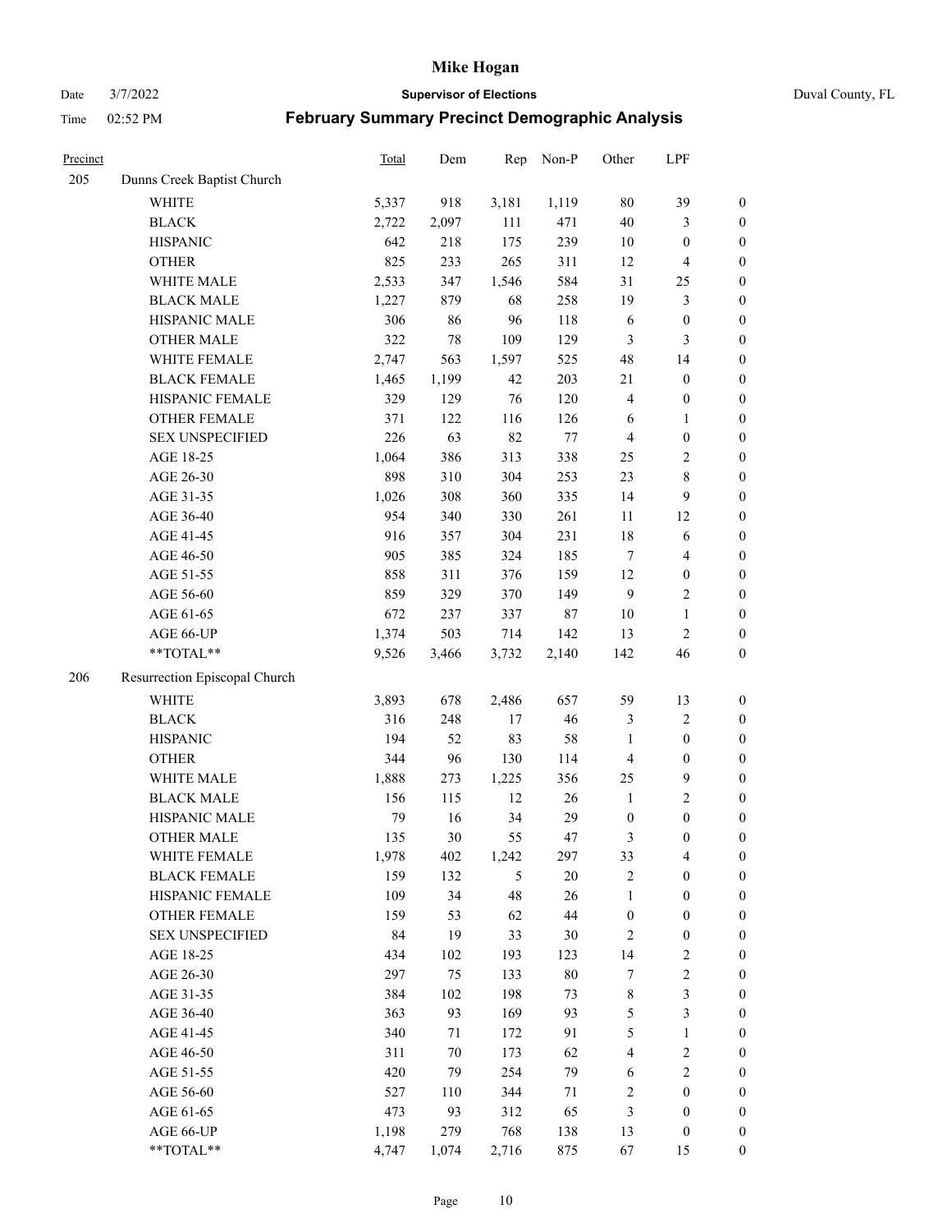# Mike Hogan

Date 3/7/2022 **Supervisor of Elections** Duval County, FL

Time 02:52 PM **February Summary Precinct Demographic Analysis**

| Precinct | | Total | Dem | Rep | Non-P | Other | LPF | |
|---|---|---|---|---|---|---|---|---|
| 205 | Dunns Creek Baptist Church | | | | | | | |
| | WHITE | 5,337 | 918 | 3,181 | 1,119 | 80 | 39 | 0 |
| | BLACK | 2,722 | 2,097 | 111 | 471 | 40 | 3 | 0 |
| | HISPANIC | 642 | 218 | 175 | 239 | 10 | 0 | 0 |
| | OTHER | 825 | 233 | 265 | 311 | 12 | 4 | 0 |
| | WHITE MALE | 2,533 | 347 | 1,546 | 584 | 31 | 25 | 0 |
| | BLACK MALE | 1,227 | 879 | 68 | 258 | 19 | 3 | 0 |
| | HISPANIC MALE | 306 | 86 | 96 | 118 | 6 | 0 | 0 |
| | OTHER MALE | 322 | 78 | 109 | 129 | 3 | 3 | 0 |
| | WHITE FEMALE | 2,747 | 563 | 1,597 | 525 | 48 | 14 | 0 |
| | BLACK FEMALE | 1,465 | 1,199 | 42 | 203 | 21 | 0 | 0 |
| | HISPANIC FEMALE | 329 | 129 | 76 | 120 | 4 | 0 | 0 |
| | OTHER FEMALE | 371 | 122 | 116 | 126 | 6 | 1 | 0 |
| | SEX UNSPECIFIED | 226 | 63 | 82 | 77 | 4 | 0 | 0 |
| | AGE 18-25 | 1,064 | 386 | 313 | 338 | 25 | 2 | 0 |
| | AGE 26-30 | 898 | 310 | 304 | 253 | 23 | 8 | 0 |
| | AGE 31-35 | 1,026 | 308 | 360 | 335 | 14 | 9 | 0 |
| | AGE 36-40 | 954 | 340 | 330 | 261 | 11 | 12 | 0 |
| | AGE 41-45 | 916 | 357 | 304 | 231 | 18 | 6 | 0 |
| | AGE 46-50 | 905 | 385 | 324 | 185 | 7 | 4 | 0 |
| | AGE 51-55 | 858 | 311 | 376 | 159 | 12 | 0 | 0 |
| | AGE 56-60 | 859 | 329 | 370 | 149 | 9 | 2 | 0 |
| | AGE 61-65 | 672 | 237 | 337 | 87 | 10 | 1 | 0 |
| | AGE 66-UP | 1,374 | 503 | 714 | 142 | 13 | 2 | 0 |
| | **TOTAL** | 9,526 | 3,466 | 3,732 | 2,140 | 142 | 46 | 0 |
| 206 | Resurrection Episcopal Church | | | | | | | |
| | WHITE | 3,893 | 678 | 2,486 | 657 | 59 | 13 | 0 |
| | BLACK | 316 | 248 | 17 | 46 | 3 | 2 | 0 |
| | HISPANIC | 194 | 52 | 83 | 58 | 1 | 0 | 0 |
| | OTHER | 344 | 96 | 130 | 114 | 4 | 0 | 0 |
| | WHITE MALE | 1,888 | 273 | 1,225 | 356 | 25 | 9 | 0 |
| | BLACK MALE | 156 | 115 | 12 | 26 | 1 | 2 | 0 |
| | HISPANIC MALE | 79 | 16 | 34 | 29 | 0 | 0 | 0 |
| | OTHER MALE | 135 | 30 | 55 | 47 | 3 | 0 | 0 |
| | WHITE FEMALE | 1,978 | 402 | 1,242 | 297 | 33 | 4 | 0 |
| | BLACK FEMALE | 159 | 132 | 5 | 20 | 2 | 0 | 0 |
| | HISPANIC FEMALE | 109 | 34 | 48 | 26 | 1 | 0 | 0 |
| | OTHER FEMALE | 159 | 53 | 62 | 44 | 0 | 0 | 0 |
| | SEX UNSPECIFIED | 84 | 19 | 33 | 30 | 2 | 0 | 0 |
| | AGE 18-25 | 434 | 102 | 193 | 123 | 14 | 2 | 0 |
| | AGE 26-30 | 297 | 75 | 133 | 80 | 7 | 2 | 0 |
| | AGE 31-35 | 384 | 102 | 198 | 73 | 8 | 3 | 0 |
| | AGE 36-40 | 363 | 93 | 169 | 93 | 5 | 3 | 0 |
| | AGE 41-45 | 340 | 71 | 172 | 91 | 5 | 1 | 0 |
| | AGE 46-50 | 311 | 70 | 173 | 62 | 4 | 2 | 0 |
| | AGE 51-55 | 420 | 79 | 254 | 79 | 6 | 2 | 0 |
| | AGE 56-60 | 527 | 110 | 344 | 71 | 2 | 0 | 0 |
| | AGE 61-65 | 473 | 93 | 312 | 65 | 3 | 0 | 0 |
| | AGE 66-UP | 1,198 | 279 | 768 | 138 | 13 | 0 | 0 |
| | **TOTAL** | 4,747 | 1,074 | 2,716 | 875 | 67 | 15 | 0 |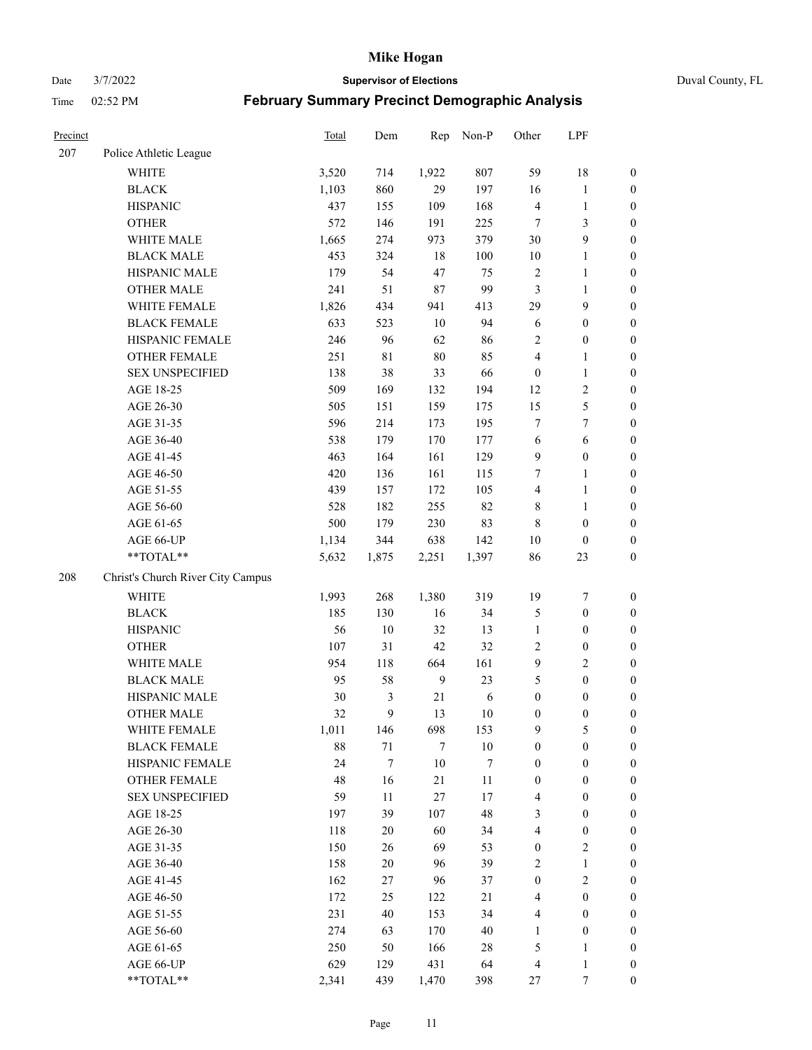# Mike Hogan

Date 3/7/2022 **Supervisor of Elections** Duval County, FL

Time 02:52 PM **February Summary Precinct Demographic Analysis**

| Precinct | | Total | Dem | Rep | Non-P | Other | LPF | |
|---|---|---|---|---|---|---|---|---|
| 207 | Police Athletic League | | | | | | | |
| | WHITE | 3,520 | 714 | 1,922 | 807 | 59 | 18 | 0 |
| | BLACK | 1,103 | 860 | 29 | 197 | 16 | 1 | 0 |
| | HISPANIC | 437 | 155 | 109 | 168 | 4 | 1 | 0 |
| | OTHER | 572 | 146 | 191 | 225 | 7 | 3 | 0 |
| | WHITE MALE | 1,665 | 274 | 973 | 379 | 30 | 9 | 0 |
| | BLACK MALE | 453 | 324 | 18 | 100 | 10 | 1 | 0 |
| | HISPANIC MALE | 179 | 54 | 47 | 75 | 2 | 1 | 0 |
| | OTHER MALE | 241 | 51 | 87 | 99 | 3 | 1 | 0 |
| | WHITE FEMALE | 1,826 | 434 | 941 | 413 | 29 | 9 | 0 |
| | BLACK FEMALE | 633 | 523 | 10 | 94 | 6 | 0 | 0 |
| | HISPANIC FEMALE | 246 | 96 | 62 | 86 | 2 | 0 | 0 |
| | OTHER FEMALE | 251 | 81 | 80 | 85 | 4 | 1 | 0 |
| | SEX UNSPECIFIED | 138 | 38 | 33 | 66 | 0 | 1 | 0 |
| | AGE 18-25 | 509 | 169 | 132 | 194 | 12 | 2 | 0 |
| | AGE 26-30 | 505 | 151 | 159 | 175 | 15 | 5 | 0 |
| | AGE 31-35 | 596 | 214 | 173 | 195 | 7 | 7 | 0 |
| | AGE 36-40 | 538 | 179 | 170 | 177 | 6 | 6 | 0 |
| | AGE 41-45 | 463 | 164 | 161 | 129 | 9 | 0 | 0 |
| | AGE 46-50 | 420 | 136 | 161 | 115 | 7 | 1 | 0 |
| | AGE 51-55 | 439 | 157 | 172 | 105 | 4 | 1 | 0 |
| | AGE 56-60 | 528 | 182 | 255 | 82 | 8 | 1 | 0 |
| | AGE 61-65 | 500 | 179 | 230 | 83 | 8 | 0 | 0 |
| | AGE 66-UP | 1,134 | 344 | 638 | 142 | 10 | 0 | 0 |
| | **TOTAL** | 5,632 | 1,875 | 2,251 | 1,397 | 86 | 23 | 0 |
| 208 | Christ's Church River City Campus | | | | | | | |
| | WHITE | 1,993 | 268 | 1,380 | 319 | 19 | 7 | 0 |
| | BLACK | 185 | 130 | 16 | 34 | 5 | 0 | 0 |
| | HISPANIC | 56 | 10 | 32 | 13 | 1 | 0 | 0 |
| | OTHER | 107 | 31 | 42 | 32 | 2 | 0 | 0 |
| | WHITE MALE | 954 | 118 | 664 | 161 | 9 | 2 | 0 |
| | BLACK MALE | 95 | 58 | 9 | 23 | 5 | 0 | 0 |
| | HISPANIC MALE | 30 | 3 | 21 | 6 | 0 | 0 | 0 |
| | OTHER MALE | 32 | 9 | 13 | 10 | 0 | 0 | 0 |
| | WHITE FEMALE | 1,011 | 146 | 698 | 153 | 9 | 5 | 0 |
| | BLACK FEMALE | 88 | 71 | 7 | 10 | 0 | 0 | 0 |
| | HISPANIC FEMALE | 24 | 7 | 10 | 7 | 0 | 0 | 0 |
| | OTHER FEMALE | 48 | 16 | 21 | 11 | 0 | 0 | 0 |
| | SEX UNSPECIFIED | 59 | 11 | 27 | 17 | 4 | 0 | 0 |
| | AGE 18-25 | 197 | 39 | 107 | 48 | 3 | 0 | 0 |
| | AGE 26-30 | 118 | 20 | 60 | 34 | 4 | 0 | 0 |
| | AGE 31-35 | 150 | 26 | 69 | 53 | 0 | 2 | 0 |
| | AGE 36-40 | 158 | 20 | 96 | 39 | 2 | 1 | 0 |
| | AGE 41-45 | 162 | 27 | 96 | 37 | 0 | 2 | 0 |
| | AGE 46-50 | 172 | 25 | 122 | 21 | 4 | 0 | 0 |
| | AGE 51-55 | 231 | 40 | 153 | 34 | 4 | 0 | 0 |
| | AGE 56-60 | 274 | 63 | 170 | 40 | 1 | 0 | 0 |
| | AGE 61-65 | 250 | 50 | 166 | 28 | 5 | 1 | 0 |
| | AGE 66-UP | 629 | 129 | 431 | 64 | 4 | 1 | 0 |
| | **TOTAL** | 2,341 | 439 | 1,470 | 398 | 27 | 7 | 0 |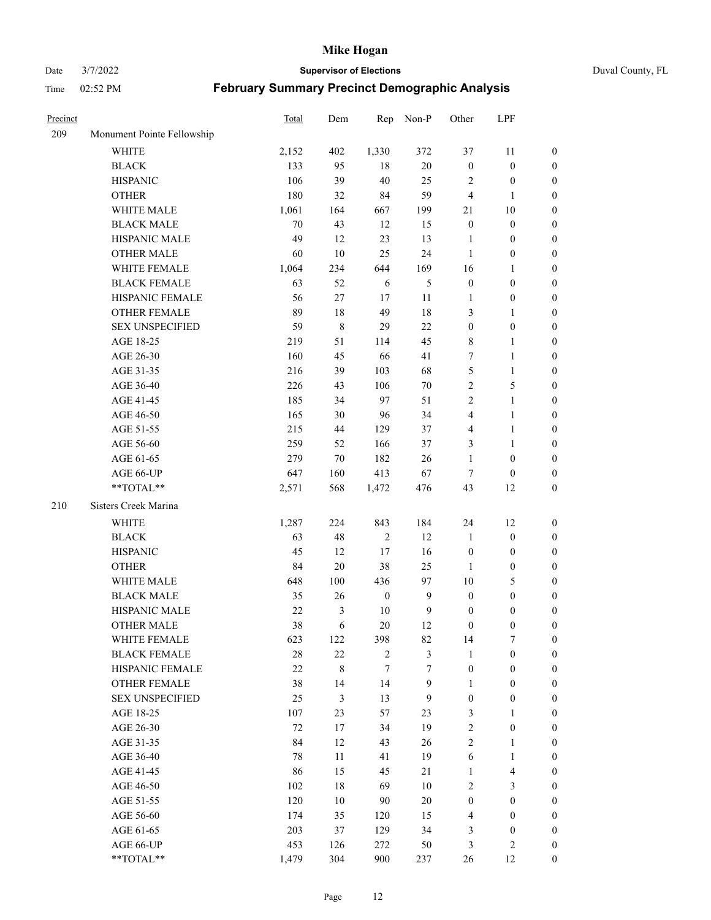# Mike Hogan

Date 3/7/2022 **Supervisor of Elections** Duval County, FL

Time 02:52 PM **February Summary Precinct Demographic Analysis**

| Precinct | | Total | Dem | Rep | Non-P | Other | LPF | |
|---|---|---|---|---|---|---|---|---|
| 209 | Monument Pointe Fellowship | | | | | | | |
| | WHITE | 2,152 | 402 | 1,330 | 372 | 37 | 11 | 0 |
| | BLACK | 133 | 95 | 18 | 20 | 0 | 0 | 0 |
| | HISPANIC | 106 | 39 | 40 | 25 | 2 | 0 | 0 |
| | OTHER | 180 | 32 | 84 | 59 | 4 | 1 | 0 |
| | WHITE MALE | 1,061 | 164 | 667 | 199 | 21 | 10 | 0 |
| | BLACK MALE | 70 | 43 | 12 | 15 | 0 | 0 | 0 |
| | HISPANIC MALE | 49 | 12 | 23 | 13 | 1 | 0 | 0 |
| | OTHER MALE | 60 | 10 | 25 | 24 | 1 | 0 | 0 |
| | WHITE FEMALE | 1,064 | 234 | 644 | 169 | 16 | 1 | 0 |
| | BLACK FEMALE | 63 | 52 | 6 | 5 | 0 | 0 | 0 |
| | HISPANIC FEMALE | 56 | 27 | 17 | 11 | 1 | 0 | 0 |
| | OTHER FEMALE | 89 | 18 | 49 | 18 | 3 | 1 | 0 |
| | SEX UNSPECIFIED | 59 | 8 | 29 | 22 | 0 | 0 | 0 |
| | AGE 18-25 | 219 | 51 | 114 | 45 | 8 | 1 | 0 |
| | AGE 26-30 | 160 | 45 | 66 | 41 | 7 | 1 | 0 |
| | AGE 31-35 | 216 | 39 | 103 | 68 | 5 | 1 | 0 |
| | AGE 36-40 | 226 | 43 | 106 | 70 | 2 | 5 | 0 |
| | AGE 41-45 | 185 | 34 | 97 | 51 | 2 | 1 | 0 |
| | AGE 46-50 | 165 | 30 | 96 | 34 | 4 | 1 | 0 |
| | AGE 51-55 | 215 | 44 | 129 | 37 | 4 | 1 | 0 |
| | AGE 56-60 | 259 | 52 | 166 | 37 | 3 | 1 | 0 |
| | AGE 61-65 | 279 | 70 | 182 | 26 | 1 | 0 | 0 |
| | AGE 66-UP | 647 | 160 | 413 | 67 | 7 | 0 | 0 |
| | **TOTAL** | 2,571 | 568 | 1,472 | 476 | 43 | 12 | 0 |
| 210 | Sisters Creek Marina | | | | | | | |
| | WHITE | 1,287 | 224 | 843 | 184 | 24 | 12 | 0 |
| | BLACK | 63 | 48 | 2 | 12 | 1 | 0 | 0 |
| | HISPANIC | 45 | 12 | 17 | 16 | 0 | 0 | 0 |
| | OTHER | 84 | 20 | 38 | 25 | 1 | 0 | 0 |
| | WHITE MALE | 648 | 100 | 436 | 97 | 10 | 5 | 0 |
| | BLACK MALE | 35 | 26 | 0 | 9 | 0 | 0 | 0 |
| | HISPANIC MALE | 22 | 3 | 10 | 9 | 0 | 0 | 0 |
| | OTHER MALE | 38 | 6 | 20 | 12 | 0 | 0 | 0 |
| | WHITE FEMALE | 623 | 122 | 398 | 82 | 14 | 7 | 0 |
| | BLACK FEMALE | 28 | 22 | 2 | 3 | 1 | 0 | 0 |
| | HISPANIC FEMALE | 22 | 8 | 7 | 7 | 0 | 0 | 0 |
| | OTHER FEMALE | 38 | 14 | 14 | 9 | 1 | 0 | 0 |
| | SEX UNSPECIFIED | 25 | 3 | 13 | 9 | 0 | 0 | 0 |
| | AGE 18-25 | 107 | 23 | 57 | 23 | 3 | 1 | 0 |
| | AGE 26-30 | 72 | 17 | 34 | 19 | 2 | 0 | 0 |
| | AGE 31-35 | 84 | 12 | 43 | 26 | 2 | 1 | 0 |
| | AGE 36-40 | 78 | 11 | 41 | 19 | 6 | 1 | 0 |
| | AGE 41-45 | 86 | 15 | 45 | 21 | 1 | 4 | 0 |
| | AGE 46-50 | 102 | 18 | 69 | 10 | 2 | 3 | 0 |
| | AGE 51-55 | 120 | 10 | 90 | 20 | 0 | 0 | 0 |
| | AGE 56-60 | 174 | 35 | 120 | 15 | 4 | 0 | 0 |
| | AGE 61-65 | 203 | 37 | 129 | 34 | 3 | 0 | 0 |
| | AGE 66-UP | 453 | 126 | 272 | 50 | 3 | 2 | 0 |
| | **TOTAL** | 1,479 | 304 | 900 | 237 | 26 | 12 | 0 |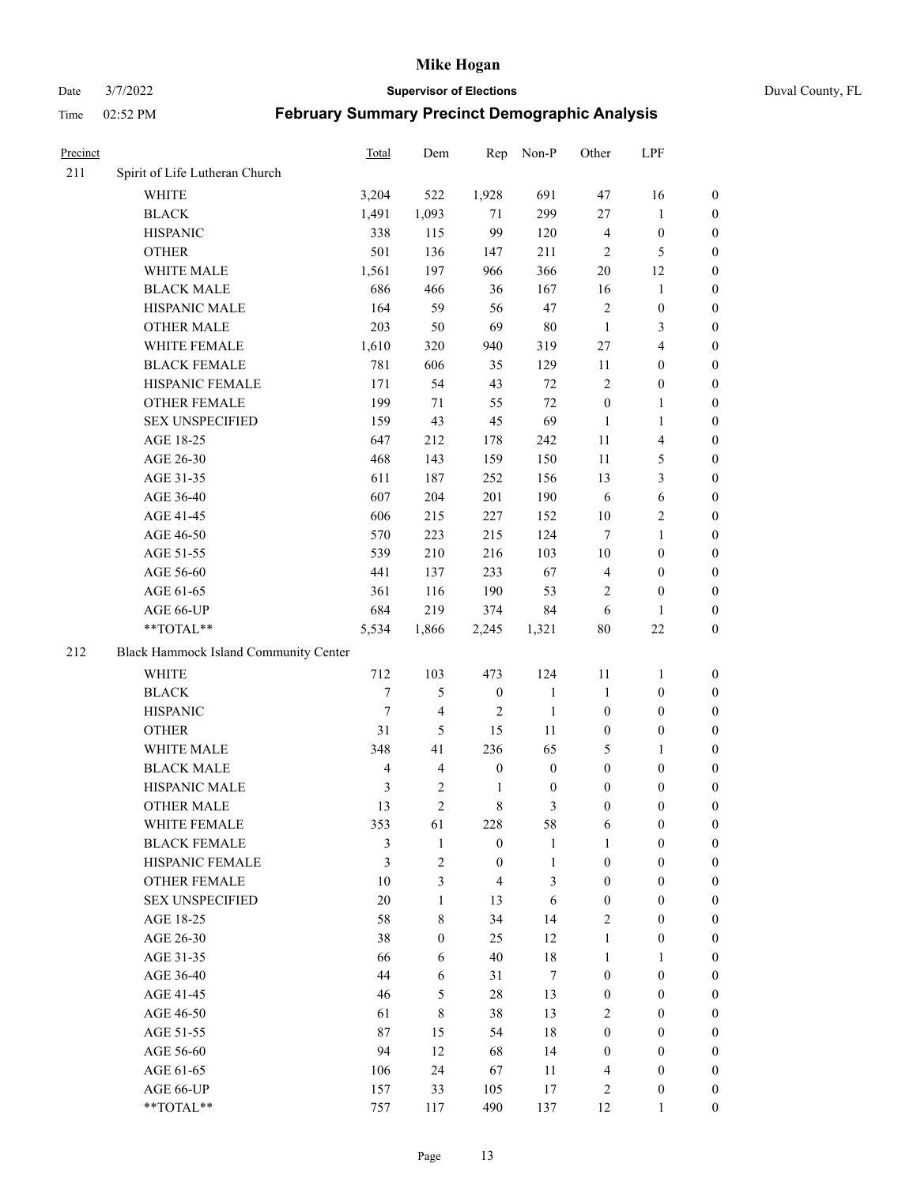# Mike Hogan

Date 3/7/2022 **Supervisor of Elections** Duval County, FL

Time 02:52 PM **February Summary Precinct Demographic Analysis**

| Precinct | | Total | Dem | Rep | Non-P | Other | LPF | |
|---|---|---|---|---|---|---|---|---|
| 211 | Spirit of Life Lutheran Church | | | | | | | |
| | WHITE | 3,204 | 522 | 1,928 | 691 | 47 | 16 | 0 |
| | BLACK | 1,491 | 1,093 | 71 | 299 | 27 | 1 | 0 |
| | HISPANIC | 338 | 115 | 99 | 120 | 4 | 0 | 0 |
| | OTHER | 501 | 136 | 147 | 211 | 2 | 5 | 0 |
| | WHITE MALE | 1,561 | 197 | 966 | 366 | 20 | 12 | 0 |
| | BLACK MALE | 686 | 466 | 36 | 167 | 16 | 1 | 0 |
| | HISPANIC MALE | 164 | 59 | 56 | 47 | 2 | 0 | 0 |
| | OTHER MALE | 203 | 50 | 69 | 80 | 1 | 3 | 0 |
| | WHITE FEMALE | 1,610 | 320 | 940 | 319 | 27 | 4 | 0 |
| | BLACK FEMALE | 781 | 606 | 35 | 129 | 11 | 0 | 0 |
| | HISPANIC FEMALE | 171 | 54 | 43 | 72 | 2 | 0 | 0 |
| | OTHER FEMALE | 199 | 71 | 55 | 72 | 0 | 1 | 0 |
| | SEX UNSPECIFIED | 159 | 43 | 45 | 69 | 1 | 1 | 0 |
| | AGE 18-25 | 647 | 212 | 178 | 242 | 11 | 4 | 0 |
| | AGE 26-30 | 468 | 143 | 159 | 150 | 11 | 5 | 0 |
| | AGE 31-35 | 611 | 187 | 252 | 156 | 13 | 3 | 0 |
| | AGE 36-40 | 607 | 204 | 201 | 190 | 6 | 6 | 0 |
| | AGE 41-45 | 606 | 215 | 227 | 152 | 10 | 2 | 0 |
| | AGE 46-50 | 570 | 223 | 215 | 124 | 7 | 1 | 0 |
| | AGE 51-55 | 539 | 210 | 216 | 103 | 10 | 0 | 0 |
| | AGE 56-60 | 441 | 137 | 233 | 67 | 4 | 0 | 0 |
| | AGE 61-65 | 361 | 116 | 190 | 53 | 2 | 0 | 0 |
| | AGE 66-UP | 684 | 219 | 374 | 84 | 6 | 1 | 0 |
| | **TOTAL** | 5,534 | 1,866 | 2,245 | 1,321 | 80 | 22 | 0 |
| 212 | Black Hammock Island Community Center | | | | | | | |
| | WHITE | 712 | 103 | 473 | 124 | 11 | 1 | 0 |
| | BLACK | 7 | 5 | 0 | 1 | 1 | 0 | 0 |
| | HISPANIC | 7 | 4 | 2 | 1 | 0 | 0 | 0 |
| | OTHER | 31 | 5 | 15 | 11 | 0 | 0 | 0 |
| | WHITE MALE | 348 | 41 | 236 | 65 | 5 | 1 | 0 |
| | BLACK MALE | 4 | 4 | 0 | 0 | 0 | 0 | 0 |
| | HISPANIC MALE | 3 | 2 | 1 | 0 | 0 | 0 | 0 |
| | OTHER MALE | 13 | 2 | 8 | 3 | 0 | 0 | 0 |
| | WHITE FEMALE | 353 | 61 | 228 | 58 | 6 | 0 | 0 |
| | BLACK FEMALE | 3 | 1 | 0 | 1 | 1 | 0 | 0 |
| | HISPANIC FEMALE | 3 | 2 | 0 | 1 | 0 | 0 | 0 |
| | OTHER FEMALE | 10 | 3 | 4 | 3 | 0 | 0 | 0 |
| | SEX UNSPECIFIED | 20 | 1 | 13 | 6 | 0 | 0 | 0 |
| | AGE 18-25 | 58 | 8 | 34 | 14 | 2 | 0 | 0 |
| | AGE 26-30 | 38 | 0 | 25 | 12 | 1 | 0 | 0 |
| | AGE 31-35 | 66 | 6 | 40 | 18 | 1 | 1 | 0 |
| | AGE 36-40 | 44 | 6 | 31 | 7 | 0 | 0 | 0 |
| | AGE 41-45 | 46 | 5 | 28 | 13 | 0 | 0 | 0 |
| | AGE 46-50 | 61 | 8 | 38 | 13 | 2 | 0 | 0 |
| | AGE 51-55 | 87 | 15 | 54 | 18 | 0 | 0 | 0 |
| | AGE 56-60 | 94 | 12 | 68 | 14 | 0 | 0 | 0 |
| | AGE 61-65 | 106 | 24 | 67 | 11 | 4 | 0 | 0 |
| | AGE 66-UP | 157 | 33 | 105 | 17 | 2 | 0 | 0 |
| | **TOTAL** | 757 | 117 | 490 | 137 | 12 | 1 | 0 |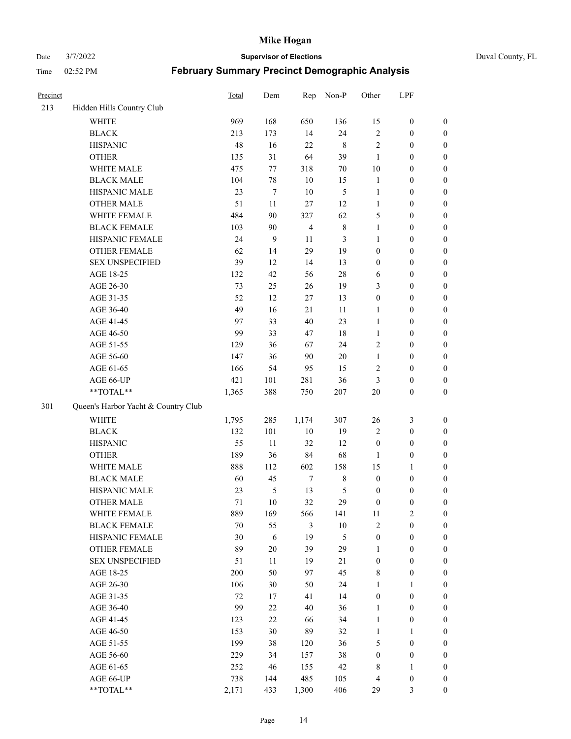# Mike Hogan

Date 3/7/2022 **Supervisor of Elections** Duval County, FL

Time 02:52 PM **February Summary Precinct Demographic Analysis**

| Precinct | | Total | Dem | Rep | Non-P | Other | LPF | |
|---|---|---|---|---|---|---|---|---|
| 213 | Hidden Hills Country Club | | | | | | | |
| | WHITE | 969 | 168 | 650 | 136 | 15 | 0 | 0 |
| | BLACK | 213 | 173 | 14 | 24 | 2 | 0 | 0 |
| | HISPANIC | 48 | 16 | 22 | 8 | 2 | 0 | 0 |
| | OTHER | 135 | 31 | 64 | 39 | 1 | 0 | 0 |
| | WHITE MALE | 475 | 77 | 318 | 70 | 10 | 0 | 0 |
| | BLACK MALE | 104 | 78 | 10 | 15 | 1 | 0 | 0 |
| | HISPANIC MALE | 23 | 7 | 10 | 5 | 1 | 0 | 0 |
| | OTHER MALE | 51 | 11 | 27 | 12 | 1 | 0 | 0 |
| | WHITE FEMALE | 484 | 90 | 327 | 62 | 5 | 0 | 0 |
| | BLACK FEMALE | 103 | 90 | 4 | 8 | 1 | 0 | 0 |
| | HISPANIC FEMALE | 24 | 9 | 11 | 3 | 1 | 0 | 0 |
| | OTHER FEMALE | 62 | 14 | 29 | 19 | 0 | 0 | 0 |
| | SEX UNSPECIFIED | 39 | 12 | 14 | 13 | 0 | 0 | 0 |
| | AGE 18-25 | 132 | 42 | 56 | 28 | 6 | 0 | 0 |
| | AGE 26-30 | 73 | 25 | 26 | 19 | 3 | 0 | 0 |
| | AGE 31-35 | 52 | 12 | 27 | 13 | 0 | 0 | 0 |
| | AGE 36-40 | 49 | 16 | 21 | 11 | 1 | 0 | 0 |
| | AGE 41-45 | 97 | 33 | 40 | 23 | 1 | 0 | 0 |
| | AGE 46-50 | 99 | 33 | 47 | 18 | 1 | 0 | 0 |
| | AGE 51-55 | 129 | 36 | 67 | 24 | 2 | 0 | 0 |
| | AGE 56-60 | 147 | 36 | 90 | 20 | 1 | 0 | 0 |
| | AGE 61-65 | 166 | 54 | 95 | 15 | 2 | 0 | 0 |
| | AGE 66-UP | 421 | 101 | 281 | 36 | 3 | 0 | 0 |
| | **TOTAL** | 1,365 | 388 | 750 | 207 | 20 | 0 | 0 |
| 301 | Queen's Harbor Yacht & Country Club | | | | | | | |
| | WHITE | 1,795 | 285 | 1,174 | 307 | 26 | 3 | 0 |
| | BLACK | 132 | 101 | 10 | 19 | 2 | 0 | 0 |
| | HISPANIC | 55 | 11 | 32 | 12 | 0 | 0 | 0 |
| | OTHER | 189 | 36 | 84 | 68 | 1 | 0 | 0 |
| | WHITE MALE | 888 | 112 | 602 | 158 | 15 | 1 | 0 |
| | BLACK MALE | 60 | 45 | 7 | 8 | 0 | 0 | 0 |
| | HISPANIC MALE | 23 | 5 | 13 | 5 | 0 | 0 | 0 |
| | OTHER MALE | 71 | 10 | 32 | 29 | 0 | 0 | 0 |
| | WHITE FEMALE | 889 | 169 | 566 | 141 | 11 | 2 | 0 |
| | BLACK FEMALE | 70 | 55 | 3 | 10 | 2 | 0 | 0 |
| | HISPANIC FEMALE | 30 | 6 | 19 | 5 | 0 | 0 | 0 |
| | OTHER FEMALE | 89 | 20 | 39 | 29 | 1 | 0 | 0 |
| | SEX UNSPECIFIED | 51 | 11 | 19 | 21 | 0 | 0 | 0 |
| | AGE 18-25 | 200 | 50 | 97 | 45 | 8 | 0 | 0 |
| | AGE 26-30 | 106 | 30 | 50 | 24 | 1 | 1 | 0 |
| | AGE 31-35 | 72 | 17 | 41 | 14 | 0 | 0 | 0 |
| | AGE 36-40 | 99 | 22 | 40 | 36 | 1 | 0 | 0 |
| | AGE 41-45 | 123 | 22 | 66 | 34 | 1 | 0 | 0 |
| | AGE 46-50 | 153 | 30 | 89 | 32 | 1 | 1 | 0 |
| | AGE 51-55 | 199 | 38 | 120 | 36 | 5 | 0 | 0 |
| | AGE 56-60 | 229 | 34 | 157 | 38 | 0 | 0 | 0 |
| | AGE 61-65 | 252 | 46 | 155 | 42 | 8 | 1 | 0 |
| | AGE 66-UP | 738 | 144 | 485 | 105 | 4 | 0 | 0 |
| | **TOTAL** | 2,171 | 433 | 1,300 | 406 | 29 | 3 | 0 |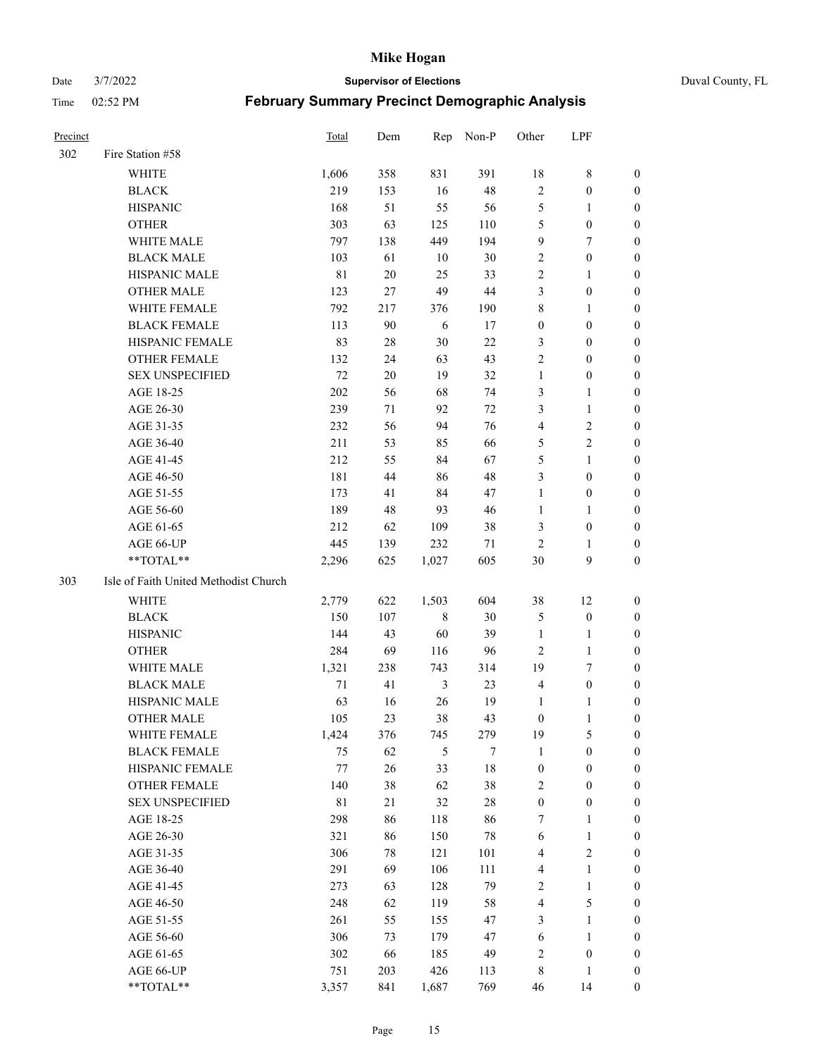# Mike Hogan

Date 3/7/2022 **Supervisor of Elections** Duval County, FL

Time 02:52 PM **February Summary Precinct Demographic Analysis**

| Precinct | | Total | Dem | Rep | Non-P | Other | LPF | |
|---|---|---|---|---|---|---|---|---|
| 302 | Fire Station #58 | | | | | | | |
| | WHITE | 1,606 | 358 | 831 | 391 | 18 | 8 | 0 |
| | BLACK | 219 | 153 | 16 | 48 | 2 | 0 | 0 |
| | HISPANIC | 168 | 51 | 55 | 56 | 5 | 1 | 0 |
| | OTHER | 303 | 63 | 125 | 110 | 5 | 0 | 0 |
| | WHITE MALE | 797 | 138 | 449 | 194 | 9 | 7 | 0 |
| | BLACK MALE | 103 | 61 | 10 | 30 | 2 | 0 | 0 |
| | HISPANIC MALE | 81 | 20 | 25 | 33 | 2 | 1 | 0 |
| | OTHER MALE | 123 | 27 | 49 | 44 | 3 | 0 | 0 |
| | WHITE FEMALE | 792 | 217 | 376 | 190 | 8 | 1 | 0 |
| | BLACK FEMALE | 113 | 90 | 6 | 17 | 0 | 0 | 0 |
| | HISPANIC FEMALE | 83 | 28 | 30 | 22 | 3 | 0 | 0 |
| | OTHER FEMALE | 132 | 24 | 63 | 43 | 2 | 0 | 0 |
| | SEX UNSPECIFIED | 72 | 20 | 19 | 32 | 1 | 0 | 0 |
| | AGE 18-25 | 202 | 56 | 68 | 74 | 3 | 1 | 0 |
| | AGE 26-30 | 239 | 71 | 92 | 72 | 3 | 1 | 0 |
| | AGE 31-35 | 232 | 56 | 94 | 76 | 4 | 2 | 0 |
| | AGE 36-40 | 211 | 53 | 85 | 66 | 5 | 2 | 0 |
| | AGE 41-45 | 212 | 55 | 84 | 67 | 5 | 1 | 0 |
| | AGE 46-50 | 181 | 44 | 86 | 48 | 3 | 0 | 0 |
| | AGE 51-55 | 173 | 41 | 84 | 47 | 1 | 0 | 0 |
| | AGE 56-60 | 189 | 48 | 93 | 46 | 1 | 1 | 0 |
| | AGE 61-65 | 212 | 62 | 109 | 38 | 3 | 0 | 0 |
| | AGE 66-UP | 445 | 139 | 232 | 71 | 2 | 1 | 0 |
| | **TOTAL** | 2,296 | 625 | 1,027 | 605 | 30 | 9 | 0 |
| 303 | Isle of Faith United Methodist Church | | | | | | | |
| | WHITE | 2,779 | 622 | 1,503 | 604 | 38 | 12 | 0 |
| | BLACK | 150 | 107 | 8 | 30 | 5 | 0 | 0 |
| | HISPANIC | 144 | 43 | 60 | 39 | 1 | 1 | 0 |
| | OTHER | 284 | 69 | 116 | 96 | 2 | 1 | 0 |
| | WHITE MALE | 1,321 | 238 | 743 | 314 | 19 | 7 | 0 |
| | BLACK MALE | 71 | 41 | 3 | 23 | 4 | 0 | 0 |
| | HISPANIC MALE | 63 | 16 | 26 | 19 | 1 | 1 | 0 |
| | OTHER MALE | 105 | 23 | 38 | 43 | 0 | 1 | 0 |
| | WHITE FEMALE | 1,424 | 376 | 745 | 279 | 19 | 5 | 0 |
| | BLACK FEMALE | 75 | 62 | 5 | 7 | 1 | 0 | 0 |
| | HISPANIC FEMALE | 77 | 26 | 33 | 18 | 0 | 0 | 0 |
| | OTHER FEMALE | 140 | 38 | 62 | 38 | 2 | 0 | 0 |
| | SEX UNSPECIFIED | 81 | 21 | 32 | 28 | 0 | 0 | 0 |
| | AGE 18-25 | 298 | 86 | 118 | 86 | 7 | 1 | 0 |
| | AGE 26-30 | 321 | 86 | 150 | 78 | 6 | 1 | 0 |
| | AGE 31-35 | 306 | 78 | 121 | 101 | 4 | 2 | 0 |
| | AGE 36-40 | 291 | 69 | 106 | 111 | 4 | 1 | 0 |
| | AGE 41-45 | 273 | 63 | 128 | 79 | 2 | 1 | 0 |
| | AGE 46-50 | 248 | 62 | 119 | 58 | 4 | 5 | 0 |
| | AGE 51-55 | 261 | 55 | 155 | 47 | 3 | 1 | 0 |
| | AGE 56-60 | 306 | 73 | 179 | 47 | 6 | 1 | 0 |
| | AGE 61-65 | 302 | 66 | 185 | 49 | 2 | 0 | 0 |
| | AGE 66-UP | 751 | 203 | 426 | 113 | 8 | 1 | 0 |
| | **TOTAL** | 3,357 | 841 | 1,687 | 769 | 46 | 14 | 0 |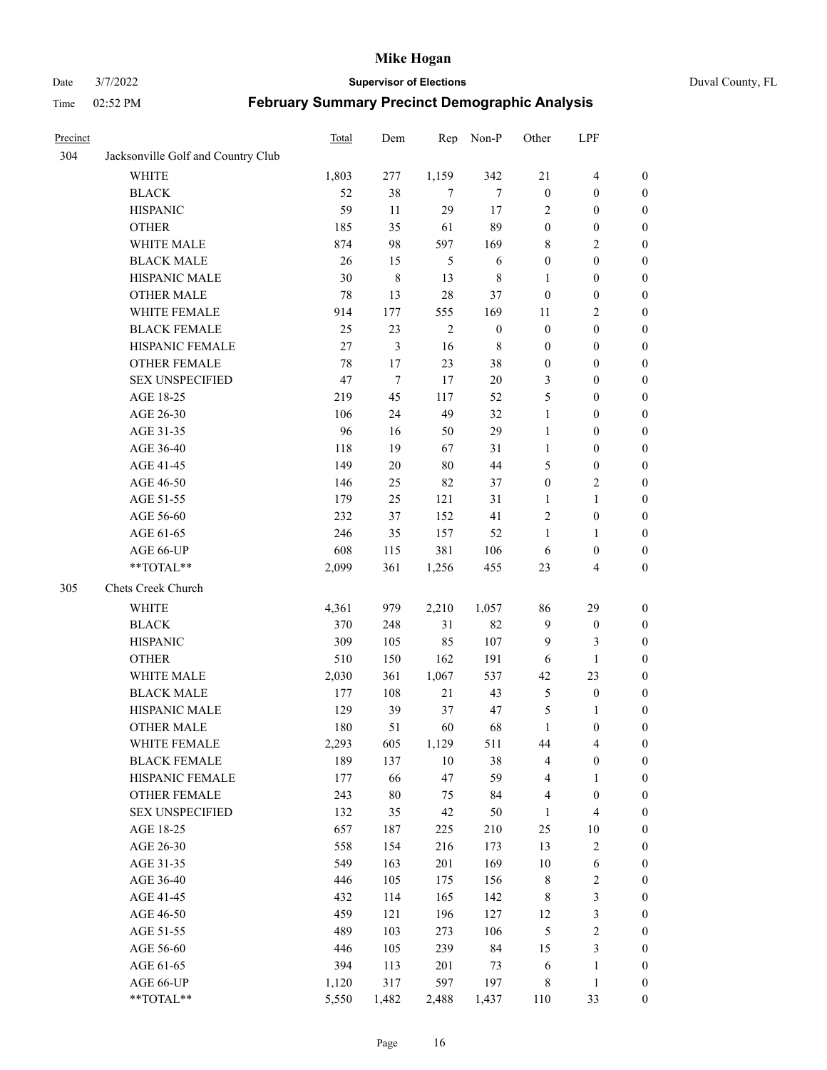# Mike Hogan

Date 3/7/2022 **Supervisor of Elections** Duval County, FL

Time 02:52 PM **February Summary Precinct Demographic Analysis**

| Precinct | | Total | Dem | Rep | Non-P | Other | LPF | |
|---|---|---|---|---|---|---|---|---|
| 304 | Jacksonville Golf and Country Club | | | | | | | |
| | WHITE | 1,803 | 277 | 1,159 | 342 | 21 | 4 | 0 |
| | BLACK | 52 | 38 | 7 | 7 | 0 | 0 | 0 |
| | HISPANIC | 59 | 11 | 29 | 17 | 2 | 0 | 0 |
| | OTHER | 185 | 35 | 61 | 89 | 0 | 0 | 0 |
| | WHITE MALE | 874 | 98 | 597 | 169 | 8 | 2 | 0 |
| | BLACK MALE | 26 | 15 | 5 | 6 | 0 | 0 | 0 |
| | HISPANIC MALE | 30 | 8 | 13 | 8 | 1 | 0 | 0 |
| | OTHER MALE | 78 | 13 | 28 | 37 | 0 | 0 | 0 |
| | WHITE FEMALE | 914 | 177 | 555 | 169 | 11 | 2 | 0 |
| | BLACK FEMALE | 25 | 23 | 2 | 0 | 0 | 0 | 0 |
| | HISPANIC FEMALE | 27 | 3 | 16 | 8 | 0 | 0 | 0 |
| | OTHER FEMALE | 78 | 17 | 23 | 38 | 0 | 0 | 0 |
| | SEX UNSPECIFIED | 47 | 7 | 17 | 20 | 3 | 0 | 0 |
| | AGE 18-25 | 219 | 45 | 117 | 52 | 5 | 0 | 0 |
| | AGE 26-30 | 106 | 24 | 49 | 32 | 1 | 0 | 0 |
| | AGE 31-35 | 96 | 16 | 50 | 29 | 1 | 0 | 0 |
| | AGE 36-40 | 118 | 19 | 67 | 31 | 1 | 0 | 0 |
| | AGE 41-45 | 149 | 20 | 80 | 44 | 5 | 0 | 0 |
| | AGE 46-50 | 146 | 25 | 82 | 37 | 0 | 2 | 0 |
| | AGE 51-55 | 179 | 25 | 121 | 31 | 1 | 1 | 0 |
| | AGE 56-60 | 232 | 37 | 152 | 41 | 2 | 0 | 0 |
| | AGE 61-65 | 246 | 35 | 157 | 52 | 1 | 1 | 0 |
| | AGE 66-UP | 608 | 115 | 381 | 106 | 6 | 0 | 0 |
| | **TOTAL** | 2,099 | 361 | 1,256 | 455 | 23 | 4 | 0 |
| 305 | Chets Creek Church | | | | | | | |
| | WHITE | 4,361 | 979 | 2,210 | 1,057 | 86 | 29 | 0 |
| | BLACK | 370 | 248 | 31 | 82 | 9 | 0 | 0 |
| | HISPANIC | 309 | 105 | 85 | 107 | 9 | 3 | 0 |
| | OTHER | 510 | 150 | 162 | 191 | 6 | 1 | 0 |
| | WHITE MALE | 2,030 | 361 | 1,067 | 537 | 42 | 23 | 0 |
| | BLACK MALE | 177 | 108 | 21 | 43 | 5 | 0 | 0 |
| | HISPANIC MALE | 129 | 39 | 37 | 47 | 5 | 1 | 0 |
| | OTHER MALE | 180 | 51 | 60 | 68 | 1 | 0 | 0 |
| | WHITE FEMALE | 2,293 | 605 | 1,129 | 511 | 44 | 4 | 0 |
| | BLACK FEMALE | 189 | 137 | 10 | 38 | 4 | 0 | 0 |
| | HISPANIC FEMALE | 177 | 66 | 47 | 59 | 4 | 1 | 0 |
| | OTHER FEMALE | 243 | 80 | 75 | 84 | 4 | 0 | 0 |
| | SEX UNSPECIFIED | 132 | 35 | 42 | 50 | 1 | 4 | 0 |
| | AGE 18-25 | 657 | 187 | 225 | 210 | 25 | 10 | 0 |
| | AGE 26-30 | 558 | 154 | 216 | 173 | 13 | 2 | 0 |
| | AGE 31-35 | 549 | 163 | 201 | 169 | 10 | 6 | 0 |
| | AGE 36-40 | 446 | 105 | 175 | 156 | 8 | 2 | 0 |
| | AGE 41-45 | 432 | 114 | 165 | 142 | 8 | 3 | 0 |
| | AGE 46-50 | 459 | 121 | 196 | 127 | 12 | 3 | 0 |
| | AGE 51-55 | 489 | 103 | 273 | 106 | 5 | 2 | 0 |
| | AGE 56-60 | 446 | 105 | 239 | 84 | 15 | 3 | 0 |
| | AGE 61-65 | 394 | 113 | 201 | 73 | 6 | 1 | 0 |
| | AGE 66-UP | 1,120 | 317 | 597 | 197 | 8 | 1 | 0 |
| | **TOTAL** | 5,550 | 1,482 | 2,488 | 1,437 | 110 | 33 | 0 |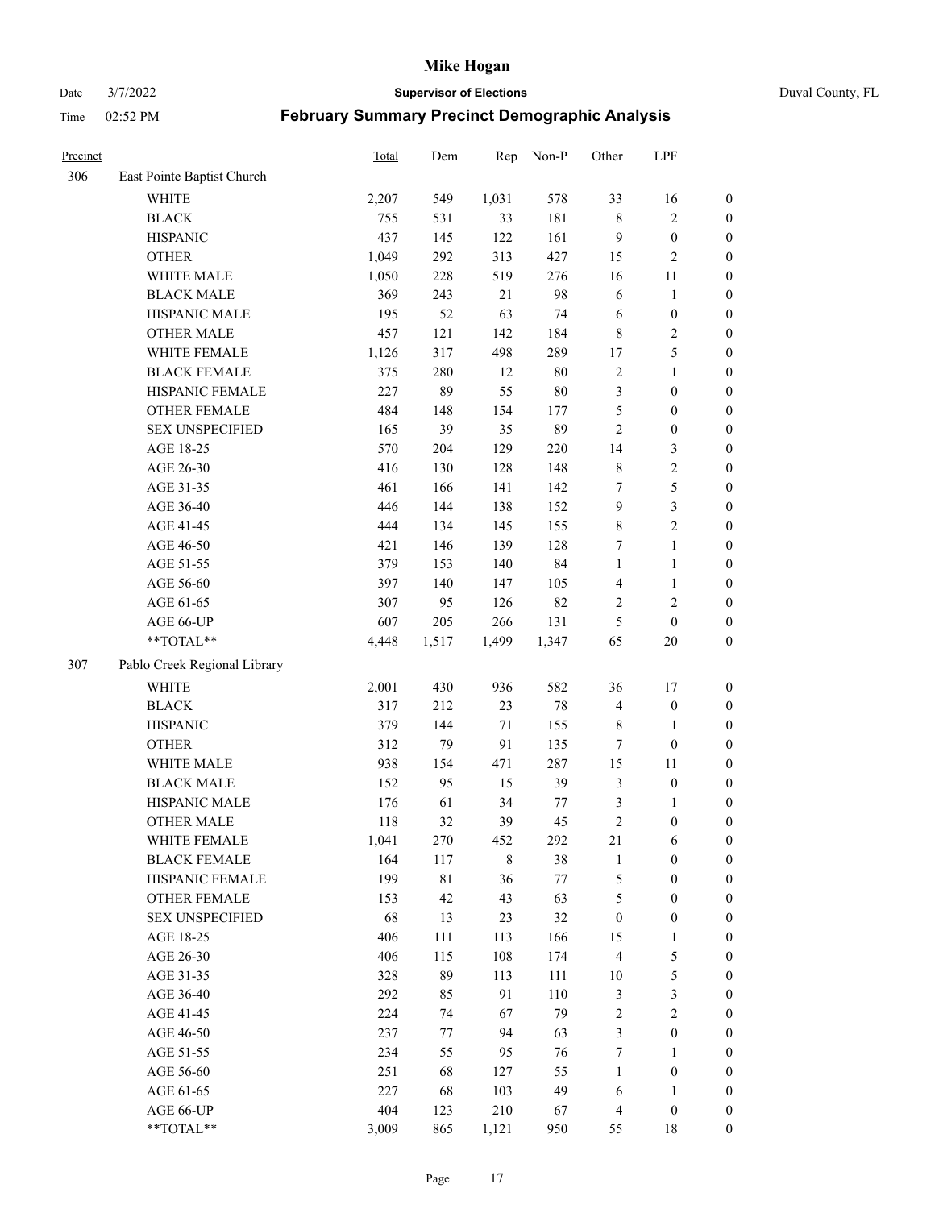# Mike Hogan

Date 3/7/2022 **Supervisor of Elections** Duval County, FL

Time 02:52 PM **February Summary Precinct Demographic Analysis**

| Precinct | | Total | Dem | Rep | Non-P | Other | LPF | |
|---|---|---|---|---|---|---|---|---|
| 306 | East Pointe Baptist Church | | | | | | | |
| | WHITE | 2,207 | 549 | 1,031 | 578 | 33 | 16 | 0 |
| | BLACK | 755 | 531 | 33 | 181 | 8 | 2 | 0 |
| | HISPANIC | 437 | 145 | 122 | 161 | 9 | 0 | 0 |
| | OTHER | 1,049 | 292 | 313 | 427 | 15 | 2 | 0 |
| | WHITE MALE | 1,050 | 228 | 519 | 276 | 16 | 11 | 0 |
| | BLACK MALE | 369 | 243 | 21 | 98 | 6 | 1 | 0 |
| | HISPANIC MALE | 195 | 52 | 63 | 74 | 6 | 0 | 0 |
| | OTHER MALE | 457 | 121 | 142 | 184 | 8 | 2 | 0 |
| | WHITE FEMALE | 1,126 | 317 | 498 | 289 | 17 | 5 | 0 |
| | BLACK FEMALE | 375 | 280 | 12 | 80 | 2 | 1 | 0 |
| | HISPANIC FEMALE | 227 | 89 | 55 | 80 | 3 | 0 | 0 |
| | OTHER FEMALE | 484 | 148 | 154 | 177 | 5 | 0 | 0 |
| | SEX UNSPECIFIED | 165 | 39 | 35 | 89 | 2 | 0 | 0 |
| | AGE 18-25 | 570 | 204 | 129 | 220 | 14 | 3 | 0 |
| | AGE 26-30 | 416 | 130 | 128 | 148 | 8 | 2 | 0 |
| | AGE 31-35 | 461 | 166 | 141 | 142 | 7 | 5 | 0 |
| | AGE 36-40 | 446 | 144 | 138 | 152 | 9 | 3 | 0 |
| | AGE 41-45 | 444 | 134 | 145 | 155 | 8 | 2 | 0 |
| | AGE 46-50 | 421 | 146 | 139 | 128 | 7 | 1 | 0 |
| | AGE 51-55 | 379 | 153 | 140 | 84 | 1 | 1 | 0 |
| | AGE 56-60 | 397 | 140 | 147 | 105 | 4 | 1 | 0 |
| | AGE 61-65 | 307 | 95 | 126 | 82 | 2 | 2 | 0 |
| | AGE 66-UP | 607 | 205 | 266 | 131 | 5 | 0 | 0 |
| | **TOTAL** | 4,448 | 1,517 | 1,499 | 1,347 | 65 | 20 | 0 |
| 307 | Pablo Creek Regional Library | | | | | | | |
| | WHITE | 2,001 | 430 | 936 | 582 | 36 | 17 | 0 |
| | BLACK | 317 | 212 | 23 | 78 | 4 | 0 | 0 |
| | HISPANIC | 379 | 144 | 71 | 155 | 8 | 1 | 0 |
| | OTHER | 312 | 79 | 91 | 135 | 7 | 0 | 0 |
| | WHITE MALE | 938 | 154 | 471 | 287 | 15 | 11 | 0 |
| | BLACK MALE | 152 | 95 | 15 | 39 | 3 | 0 | 0 |
| | HISPANIC MALE | 176 | 61 | 34 | 77 | 3 | 1 | 0 |
| | OTHER MALE | 118 | 32 | 39 | 45 | 2 | 0 | 0 |
| | WHITE FEMALE | 1,041 | 270 | 452 | 292 | 21 | 6 | 0 |
| | BLACK FEMALE | 164 | 117 | 8 | 38 | 1 | 0 | 0 |
| | HISPANIC FEMALE | 199 | 81 | 36 | 77 | 5 | 0 | 0 |
| | OTHER FEMALE | 153 | 42 | 43 | 63 | 5 | 0 | 0 |
| | SEX UNSPECIFIED | 68 | 13 | 23 | 32 | 0 | 0 | 0 |
| | AGE 18-25 | 406 | 111 | 113 | 166 | 15 | 1 | 0 |
| | AGE 26-30 | 406 | 115 | 108 | 174 | 4 | 5 | 0 |
| | AGE 31-35 | 328 | 89 | 113 | 111 | 10 | 5 | 0 |
| | AGE 36-40 | 292 | 85 | 91 | 110 | 3 | 3 | 0 |
| | AGE 41-45 | 224 | 74 | 67 | 79 | 2 | 2 | 0 |
| | AGE 46-50 | 237 | 77 | 94 | 63 | 3 | 0 | 0 |
| | AGE 51-55 | 234 | 55 | 95 | 76 | 7 | 1 | 0 |
| | AGE 56-60 | 251 | 68 | 127 | 55 | 1 | 0 | 0 |
| | AGE 61-65 | 227 | 68 | 103 | 49 | 6 | 1 | 0 |
| | AGE 66-UP | 404 | 123 | 210 | 67 | 4 | 0 | 0 |
| | **TOTAL** | 3,009 | 865 | 1,121 | 950 | 55 | 18 | 0 |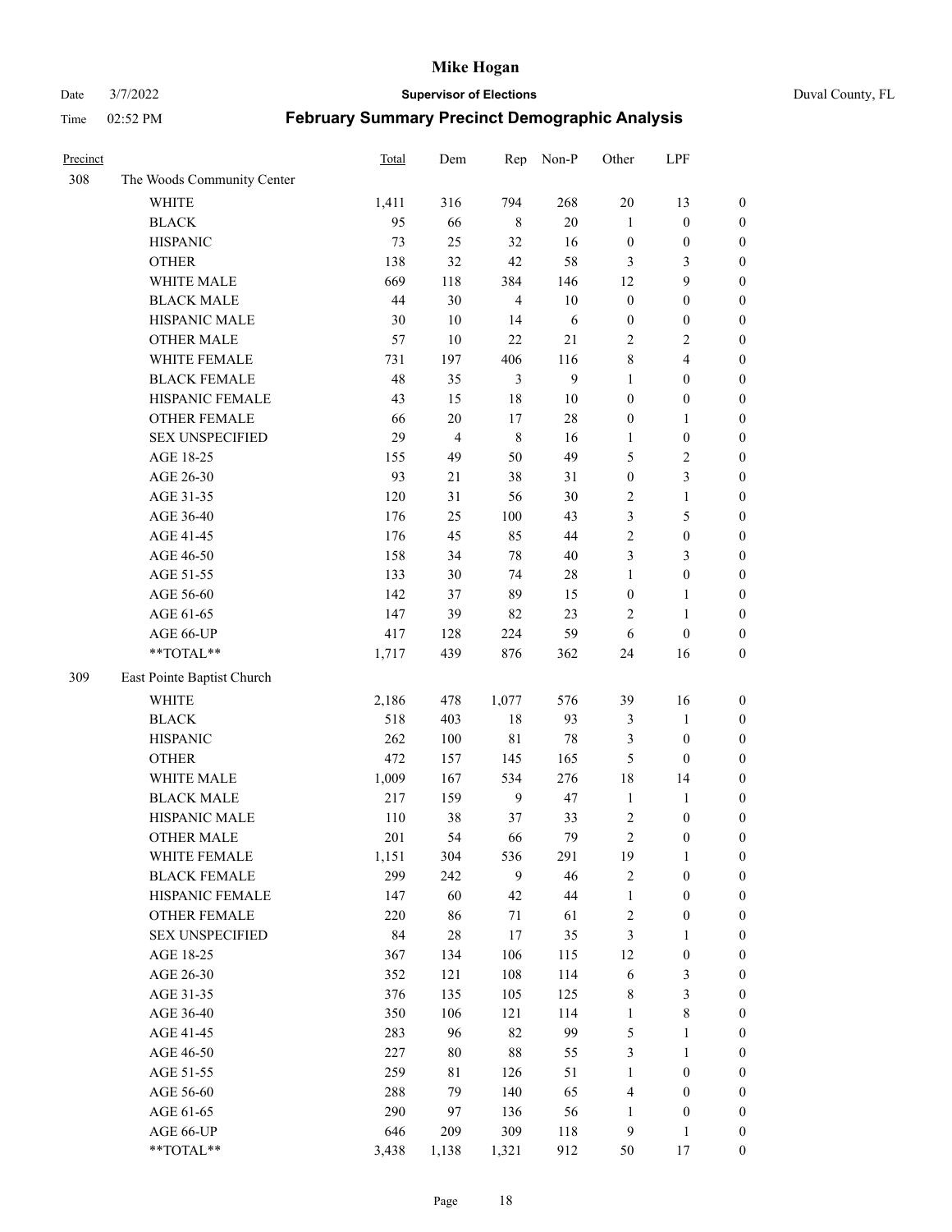# Mike Hogan

Date 3/7/2022 **Supervisor of Elections** Duval County, FL

Time 02:52 PM **February Summary Precinct Demographic Analysis**

| Precinct | | Total | Dem | Rep | Non-P | Other | LPF | |
|---|---|---|---|---|---|---|---|---|
| 308 | The Woods Community Center | | | | | | | |
| | WHITE | 1,411 | 316 | 794 | 268 | 20 | 13 | 0 |
| | BLACK | 95 | 66 | 8 | 20 | 1 | 0 | 0 |
| | HISPANIC | 73 | 25 | 32 | 16 | 0 | 0 | 0 |
| | OTHER | 138 | 32 | 42 | 58 | 3 | 3 | 0 |
| | WHITE MALE | 669 | 118 | 384 | 146 | 12 | 9 | 0 |
| | BLACK MALE | 44 | 30 | 4 | 10 | 0 | 0 | 0 |
| | HISPANIC MALE | 30 | 10 | 14 | 6 | 0 | 0 | 0 |
| | OTHER MALE | 57 | 10 | 22 | 21 | 2 | 2 | 0 |
| | WHITE FEMALE | 731 | 197 | 406 | 116 | 8 | 4 | 0 |
| | BLACK FEMALE | 48 | 35 | 3 | 9 | 1 | 0 | 0 |
| | HISPANIC FEMALE | 43 | 15 | 18 | 10 | 0 | 0 | 0 |
| | OTHER FEMALE | 66 | 20 | 17 | 28 | 0 | 1 | 0 |
| | SEX UNSPECIFIED | 29 | 4 | 8 | 16 | 1 | 0 | 0 |
| | AGE 18-25 | 155 | 49 | 50 | 49 | 5 | 2 | 0 |
| | AGE 26-30 | 93 | 21 | 38 | 31 | 0 | 3 | 0 |
| | AGE 31-35 | 120 | 31 | 56 | 30 | 2 | 1 | 0 |
| | AGE 36-40 | 176 | 25 | 100 | 43 | 3 | 5 | 0 |
| | AGE 41-45 | 176 | 45 | 85 | 44 | 2 | 0 | 0 |
| | AGE 46-50 | 158 | 34 | 78 | 40 | 3 | 3 | 0 |
| | AGE 51-55 | 133 | 30 | 74 | 28 | 1 | 0 | 0 |
| | AGE 56-60 | 142 | 37 | 89 | 15 | 0 | 1 | 0 |
| | AGE 61-65 | 147 | 39 | 82 | 23 | 2 | 1 | 0 |
| | AGE 66-UP | 417 | 128 | 224 | 59 | 6 | 0 | 0 |
| | **TOTAL** | 1,717 | 439 | 876 | 362 | 24 | 16 | 0 |
| 309 | East Pointe Baptist Church | | | | | | | |
| | WHITE | 2,186 | 478 | 1,077 | 576 | 39 | 16 | 0 |
| | BLACK | 518 | 403 | 18 | 93 | 3 | 1 | 0 |
| | HISPANIC | 262 | 100 | 81 | 78 | 3 | 0 | 0 |
| | OTHER | 472 | 157 | 145 | 165 | 5 | 0 | 0 |
| | WHITE MALE | 1,009 | 167 | 534 | 276 | 18 | 14 | 0 |
| | BLACK MALE | 217 | 159 | 9 | 47 | 1 | 1 | 0 |
| | HISPANIC MALE | 110 | 38 | 37 | 33 | 2 | 0 | 0 |
| | OTHER MALE | 201 | 54 | 66 | 79 | 2 | 0 | 0 |
| | WHITE FEMALE | 1,151 | 304 | 536 | 291 | 19 | 1 | 0 |
| | BLACK FEMALE | 299 | 242 | 9 | 46 | 2 | 0 | 0 |
| | HISPANIC FEMALE | 147 | 60 | 42 | 44 | 1 | 0 | 0 |
| | OTHER FEMALE | 220 | 86 | 71 | 61 | 2 | 0 | 0 |
| | SEX UNSPECIFIED | 84 | 28 | 17 | 35 | 3 | 1 | 0 |
| | AGE 18-25 | 367 | 134 | 106 | 115 | 12 | 0 | 0 |
| | AGE 26-30 | 352 | 121 | 108 | 114 | 6 | 3 | 0 |
| | AGE 31-35 | 376 | 135 | 105 | 125 | 8 | 3 | 0 |
| | AGE 36-40 | 350 | 106 | 121 | 114 | 1 | 8 | 0 |
| | AGE 41-45 | 283 | 96 | 82 | 99 | 5 | 1 | 0 |
| | AGE 46-50 | 227 | 80 | 88 | 55 | 3 | 1 | 0 |
| | AGE 51-55 | 259 | 81 | 126 | 51 | 1 | 0 | 0 |
| | AGE 56-60 | 288 | 79 | 140 | 65 | 4 | 0 | 0 |
| | AGE 61-65 | 290 | 97 | 136 | 56 | 1 | 0 | 0 |
| | AGE 66-UP | 646 | 209 | 309 | 118 | 9 | 1 | 0 |
| | **TOTAL** | 3,438 | 1,138 | 1,321 | 912 | 50 | 17 | 0 |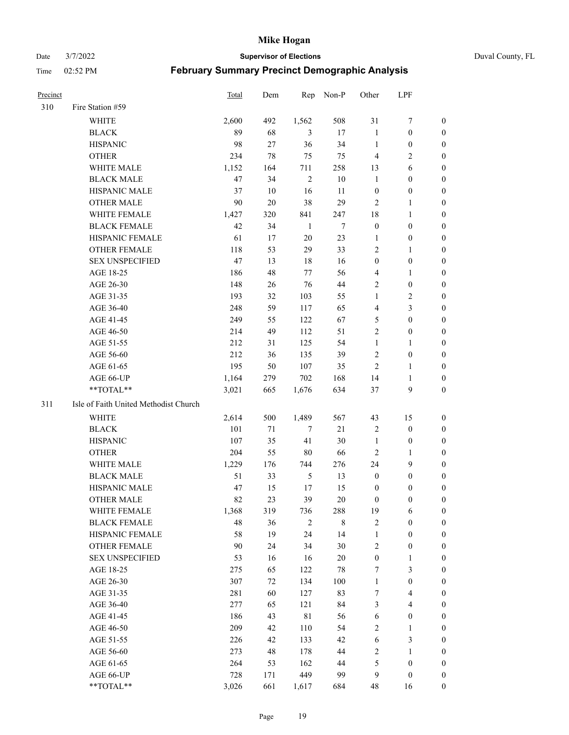# Mike Hogan

Date 3/7/2022 **Supervisor of Elections** Duval County, FL

Time 02:52 PM **February Summary Precinct Demographic Analysis**

| Precinct | | Total | Dem | Rep | Non-P | Other | LPF | |
|---|---|---|---|---|---|---|---|---|
| 310 | Fire Station #59 | | | | | | | |
| | WHITE | 2,600 | 492 | 1,562 | 508 | 31 | 7 | 0 |
| | BLACK | 89 | 68 | 3 | 17 | 1 | 0 | 0 |
| | HISPANIC | 98 | 27 | 36 | 34 | 1 | 0 | 0 |
| | OTHER | 234 | 78 | 75 | 75 | 4 | 2 | 0 |
| | WHITE MALE | 1,152 | 164 | 711 | 258 | 13 | 6 | 0 |
| | BLACK MALE | 47 | 34 | 2 | 10 | 1 | 0 | 0 |
| | HISPANIC MALE | 37 | 10 | 16 | 11 | 0 | 0 | 0 |
| | OTHER MALE | 90 | 20 | 38 | 29 | 2 | 1 | 0 |
| | WHITE FEMALE | 1,427 | 320 | 841 | 247 | 18 | 1 | 0 |
| | BLACK FEMALE | 42 | 34 | 1 | 7 | 0 | 0 | 0 |
| | HISPANIC FEMALE | 61 | 17 | 20 | 23 | 1 | 0 | 0 |
| | OTHER FEMALE | 118 | 53 | 29 | 33 | 2 | 1 | 0 |
| | SEX UNSPECIFIED | 47 | 13 | 18 | 16 | 0 | 0 | 0 |
| | AGE 18-25 | 186 | 48 | 77 | 56 | 4 | 1 | 0 |
| | AGE 26-30 | 148 | 26 | 76 | 44 | 2 | 0 | 0 |
| | AGE 31-35 | 193 | 32 | 103 | 55 | 1 | 2 | 0 |
| | AGE 36-40 | 248 | 59 | 117 | 65 | 4 | 3 | 0 |
| | AGE 41-45 | 249 | 55 | 122 | 67 | 5 | 0 | 0 |
| | AGE 46-50 | 214 | 49 | 112 | 51 | 2 | 0 | 0 |
| | AGE 51-55 | 212 | 31 | 125 | 54 | 1 | 1 | 0 |
| | AGE 56-60 | 212 | 36 | 135 | 39 | 2 | 0 | 0 |
| | AGE 61-65 | 195 | 50 | 107 | 35 | 2 | 1 | 0 |
| | AGE 66-UP | 1,164 | 279 | 702 | 168 | 14 | 1 | 0 |
| | **TOTAL** | 3,021 | 665 | 1,676 | 634 | 37 | 9 | 0 |
| 311 | Isle of Faith United Methodist Church | | | | | | | |
| | WHITE | 2,614 | 500 | 1,489 | 567 | 43 | 15 | 0 |
| | BLACK | 101 | 71 | 7 | 21 | 2 | 0 | 0 |
| | HISPANIC | 107 | 35 | 41 | 30 | 1 | 0 | 0 |
| | OTHER | 204 | 55 | 80 | 66 | 2 | 1 | 0 |
| | WHITE MALE | 1,229 | 176 | 744 | 276 | 24 | 9 | 0 |
| | BLACK MALE | 51 | 33 | 5 | 13 | 0 | 0 | 0 |
| | HISPANIC MALE | 47 | 15 | 17 | 15 | 0 | 0 | 0 |
| | OTHER MALE | 82 | 23 | 39 | 20 | 0 | 0 | 0 |
| | WHITE FEMALE | 1,368 | 319 | 736 | 288 | 19 | 6 | 0 |
| | BLACK FEMALE | 48 | 36 | 2 | 8 | 2 | 0 | 0 |
| | HISPANIC FEMALE | 58 | 19 | 24 | 14 | 1 | 0 | 0 |
| | OTHER FEMALE | 90 | 24 | 34 | 30 | 2 | 0 | 0 |
| | SEX UNSPECIFIED | 53 | 16 | 16 | 20 | 0 | 1 | 0 |
| | AGE 18-25 | 275 | 65 | 122 | 78 | 7 | 3 | 0 |
| | AGE 26-30 | 307 | 72 | 134 | 100 | 1 | 0 | 0 |
| | AGE 31-35 | 281 | 60 | 127 | 83 | 7 | 4 | 0 |
| | AGE 36-40 | 277 | 65 | 121 | 84 | 3 | 4 | 0 |
| | AGE 41-45 | 186 | 43 | 81 | 56 | 6 | 0 | 0 |
| | AGE 46-50 | 209 | 42 | 110 | 54 | 2 | 1 | 0 |
| | AGE 51-55 | 226 | 42 | 133 | 42 | 6 | 3 | 0 |
| | AGE 56-60 | 273 | 48 | 178 | 44 | 2 | 1 | 0 |
| | AGE 61-65 | 264 | 53 | 162 | 44 | 5 | 0 | 0 |
| | AGE 66-UP | 728 | 171 | 449 | 99 | 9 | 0 | 0 |
| | **TOTAL** | 3,026 | 661 | 1,617 | 684 | 48 | 16 | 0 |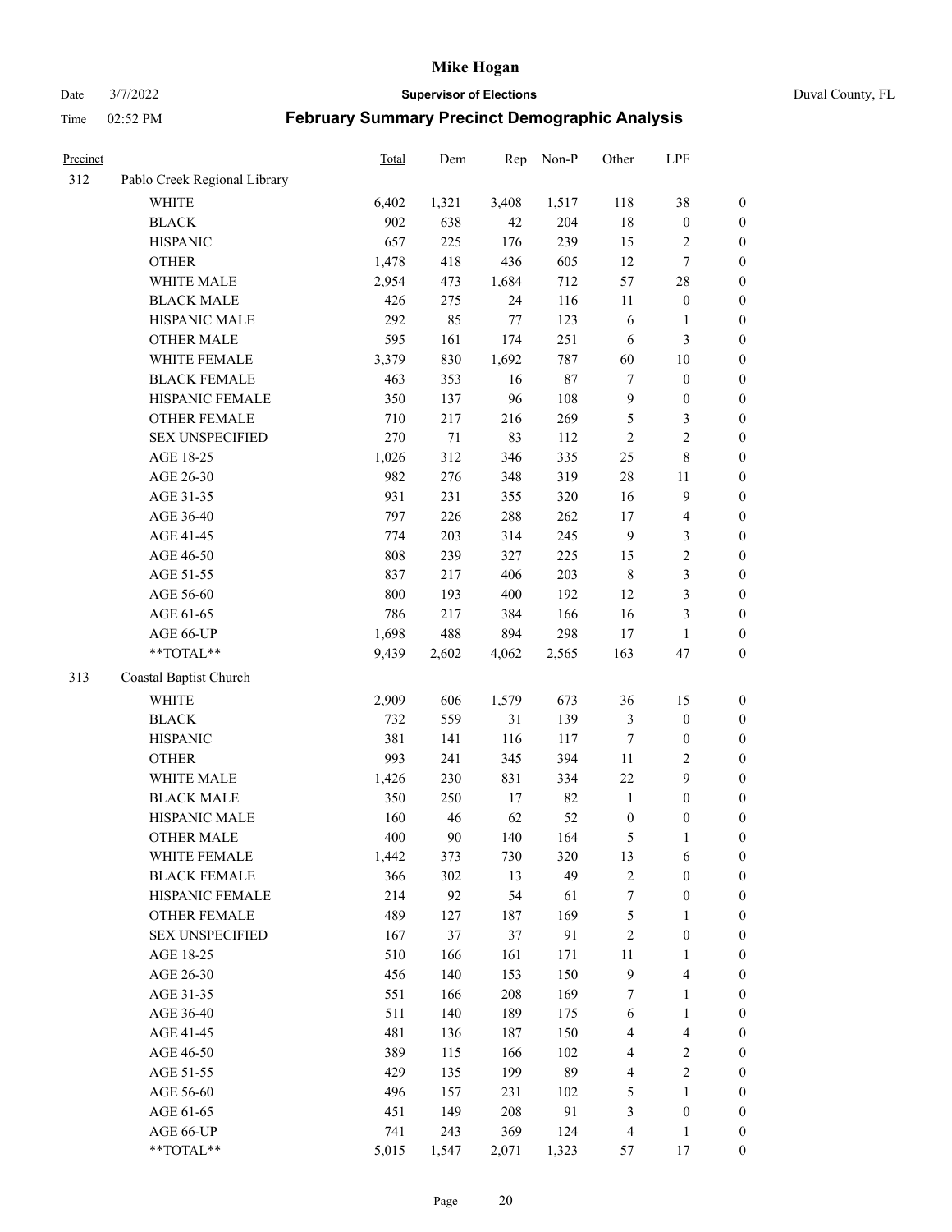# Mike Hogan

Date 3/7/2022 **Supervisor of Elections** Duval County, FL

Time 02:52 PM **February Summary Precinct Demographic Analysis**

| Precinct | | Total | Dem | Rep | Non-P | Other | LPF | |
|---|---|---|---|---|---|---|---|---|
| 312 | Pablo Creek Regional Library | | | | | | | |
| | WHITE | 6,402 | 1,321 | 3,408 | 1,517 | 118 | 38 | 0 |
| | BLACK | 902 | 638 | 42 | 204 | 18 | 0 | 0 |
| | HISPANIC | 657 | 225 | 176 | 239 | 15 | 2 | 0 |
| | OTHER | 1,478 | 418 | 436 | 605 | 12 | 7 | 0 |
| | WHITE MALE | 2,954 | 473 | 1,684 | 712 | 57 | 28 | 0 |
| | BLACK MALE | 426 | 275 | 24 | 116 | 11 | 0 | 0 |
| | HISPANIC MALE | 292 | 85 | 77 | 123 | 6 | 1 | 0 |
| | OTHER MALE | 595 | 161 | 174 | 251 | 6 | 3 | 0 |
| | WHITE FEMALE | 3,379 | 830 | 1,692 | 787 | 60 | 10 | 0 |
| | BLACK FEMALE | 463 | 353 | 16 | 87 | 7 | 0 | 0 |
| | HISPANIC FEMALE | 350 | 137 | 96 | 108 | 9 | 0 | 0 |
| | OTHER FEMALE | 710 | 217 | 216 | 269 | 5 | 3 | 0 |
| | SEX UNSPECIFIED | 270 | 71 | 83 | 112 | 2 | 2 | 0 |
| | AGE 18-25 | 1,026 | 312 | 346 | 335 | 25 | 8 | 0 |
| | AGE 26-30 | 982 | 276 | 348 | 319 | 28 | 11 | 0 |
| | AGE 31-35 | 931 | 231 | 355 | 320 | 16 | 9 | 0 |
| | AGE 36-40 | 797 | 226 | 288 | 262 | 17 | 4 | 0 |
| | AGE 41-45 | 774 | 203 | 314 | 245 | 9 | 3 | 0 |
| | AGE 46-50 | 808 | 239 | 327 | 225 | 15 | 2 | 0 |
| | AGE 51-55 | 837 | 217 | 406 | 203 | 8 | 3 | 0 |
| | AGE 56-60 | 800 | 193 | 400 | 192 | 12 | 3 | 0 |
| | AGE 61-65 | 786 | 217 | 384 | 166 | 16 | 3 | 0 |
| | AGE 66-UP | 1,698 | 488 | 894 | 298 | 17 | 1 | 0 |
| | **TOTAL** | 9,439 | 2,602 | 4,062 | 2,565 | 163 | 47 | 0 |
| 313 | Coastal Baptist Church | | | | | | | |
| | WHITE | 2,909 | 606 | 1,579 | 673 | 36 | 15 | 0 |
| | BLACK | 732 | 559 | 31 | 139 | 3 | 0 | 0 |
| | HISPANIC | 381 | 141 | 116 | 117 | 7 | 0 | 0 |
| | OTHER | 993 | 241 | 345 | 394 | 11 | 2 | 0 |
| | WHITE MALE | 1,426 | 230 | 831 | 334 | 22 | 9 | 0 |
| | BLACK MALE | 350 | 250 | 17 | 82 | 1 | 0 | 0 |
| | HISPANIC MALE | 160 | 46 | 62 | 52 | 0 | 0 | 0 |
| | OTHER MALE | 400 | 90 | 140 | 164 | 5 | 1 | 0 |
| | WHITE FEMALE | 1,442 | 373 | 730 | 320 | 13 | 6 | 0 |
| | BLACK FEMALE | 366 | 302 | 13 | 49 | 2 | 0 | 0 |
| | HISPANIC FEMALE | 214 | 92 | 54 | 61 | 7 | 0 | 0 |
| | OTHER FEMALE | 489 | 127 | 187 | 169 | 5 | 1 | 0 |
| | SEX UNSPECIFIED | 167 | 37 | 37 | 91 | 2 | 0 | 0 |
| | AGE 18-25 | 510 | 166 | 161 | 171 | 11 | 1 | 0 |
| | AGE 26-30 | 456 | 140 | 153 | 150 | 9 | 4 | 0 |
| | AGE 31-35 | 551 | 166 | 208 | 169 | 7 | 1 | 0 |
| | AGE 36-40 | 511 | 140 | 189 | 175 | 6 | 1 | 0 |
| | AGE 41-45 | 481 | 136 | 187 | 150 | 4 | 4 | 0 |
| | AGE 46-50 | 389 | 115 | 166 | 102 | 4 | 2 | 0 |
| | AGE 51-55 | 429 | 135 | 199 | 89 | 4 | 2 | 0 |
| | AGE 56-60 | 496 | 157 | 231 | 102 | 5 | 1 | 0 |
| | AGE 61-65 | 451 | 149 | 208 | 91 | 3 | 0 | 0 |
| | AGE 66-UP | 741 | 243 | 369 | 124 | 4 | 1 | 0 |
| | **TOTAL** | 5,015 | 1,547 | 2,071 | 1,323 | 57 | 17 | 0 |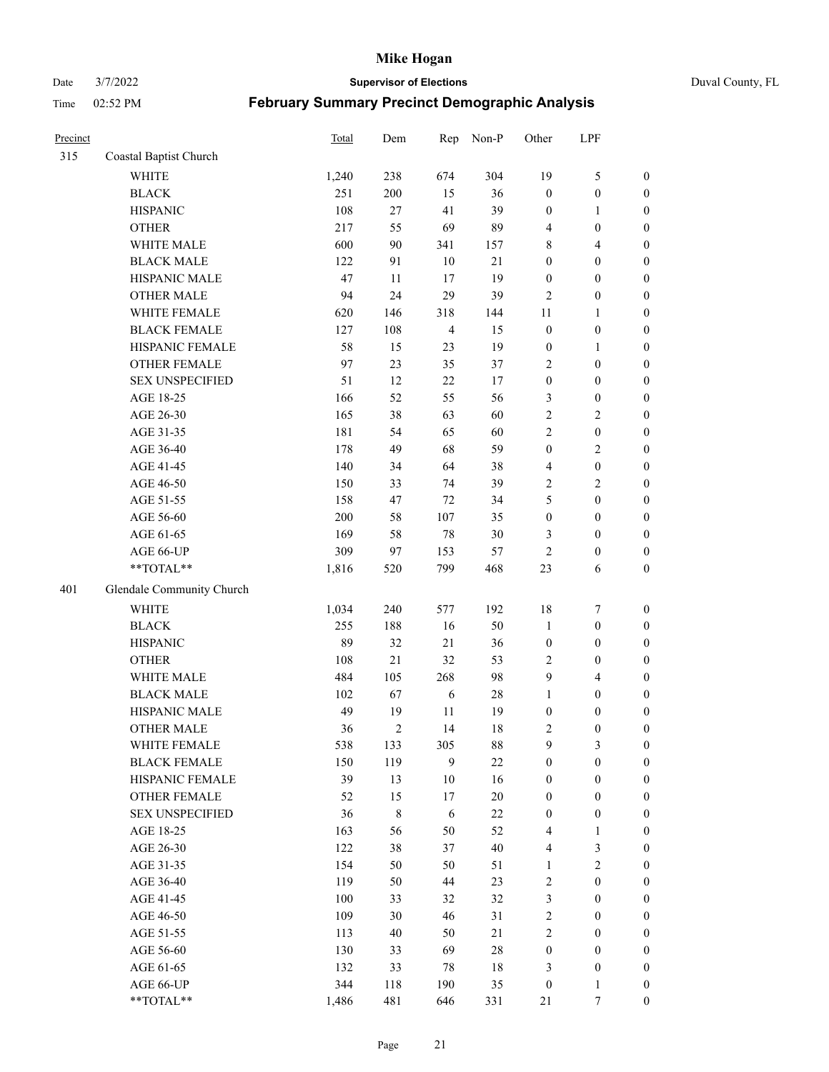# Mike Hogan

Date 3/7/2022 **Supervisor of Elections** Duval County, FL

Time 02:52 PM **February Summary Precinct Demographic Analysis**

| Precinct | | Total | Dem | Rep | Non-P | Other | LPF | |
|---|---|---|---|---|---|---|---|---|
| 315 | Coastal Baptist Church | | | | | | | |
| | WHITE | 1,240 | 238 | 674 | 304 | 19 | 5 | 0 |
| | BLACK | 251 | 200 | 15 | 36 | 0 | 0 | 0 |
| | HISPANIC | 108 | 27 | 41 | 39 | 0 | 1 | 0 |
| | OTHER | 217 | 55 | 69 | 89 | 4 | 0 | 0 |
| | WHITE MALE | 600 | 90 | 341 | 157 | 8 | 4 | 0 |
| | BLACK MALE | 122 | 91 | 10 | 21 | 0 | 0 | 0 |
| | HISPANIC MALE | 47 | 11 | 17 | 19 | 0 | 0 | 0 |
| | OTHER MALE | 94 | 24 | 29 | 39 | 2 | 0 | 0 |
| | WHITE FEMALE | 620 | 146 | 318 | 144 | 11 | 1 | 0 |
| | BLACK FEMALE | 127 | 108 | 4 | 15 | 0 | 0 | 0 |
| | HISPANIC FEMALE | 58 | 15 | 23 | 19 | 0 | 1 | 0 |
| | OTHER FEMALE | 97 | 23 | 35 | 37 | 2 | 0 | 0 |
| | SEX UNSPECIFIED | 51 | 12 | 22 | 17 | 0 | 0 | 0 |
| | AGE 18-25 | 166 | 52 | 55 | 56 | 3 | 0 | 0 |
| | AGE 26-30 | 165 | 38 | 63 | 60 | 2 | 2 | 0 |
| | AGE 31-35 | 181 | 54 | 65 | 60 | 2 | 0 | 0 |
| | AGE 36-40 | 178 | 49 | 68 | 59 | 0 | 2 | 0 |
| | AGE 41-45 | 140 | 34 | 64 | 38 | 4 | 0 | 0 |
| | AGE 46-50 | 150 | 33 | 74 | 39 | 2 | 2 | 0 |
| | AGE 51-55 | 158 | 47 | 72 | 34 | 5 | 0 | 0 |
| | AGE 56-60 | 200 | 58 | 107 | 35 | 0 | 0 | 0 |
| | AGE 61-65 | 169 | 58 | 78 | 30 | 3 | 0 | 0 |
| | AGE 66-UP | 309 | 97 | 153 | 57 | 2 | 0 | 0 |
| | **TOTAL** | 1,816 | 520 | 799 | 468 | 23 | 6 | 0 |
| 401 | Glendale Community Church | | | | | | | |
| | WHITE | 1,034 | 240 | 577 | 192 | 18 | 7 | 0 |
| | BLACK | 255 | 188 | 16 | 50 | 1 | 0 | 0 |
| | HISPANIC | 89 | 32 | 21 | 36 | 0 | 0 | 0 |
| | OTHER | 108 | 21 | 32 | 53 | 2 | 0 | 0 |
| | WHITE MALE | 484 | 105 | 268 | 98 | 9 | 4 | 0 |
| | BLACK MALE | 102 | 67 | 6 | 28 | 1 | 0 | 0 |
| | HISPANIC MALE | 49 | 19 | 11 | 19 | 0 | 0 | 0 |
| | OTHER MALE | 36 | 2 | 14 | 18 | 2 | 0 | 0 |
| | WHITE FEMALE | 538 | 133 | 305 | 88 | 9 | 3 | 0 |
| | BLACK FEMALE | 150 | 119 | 9 | 22 | 0 | 0 | 0 |
| | HISPANIC FEMALE | 39 | 13 | 10 | 16 | 0 | 0 | 0 |
| | OTHER FEMALE | 52 | 15 | 17 | 20 | 0 | 0 | 0 |
| | SEX UNSPECIFIED | 36 | 8 | 6 | 22 | 0 | 0 | 0 |
| | AGE 18-25 | 163 | 56 | 50 | 52 | 4 | 1 | 0 |
| | AGE 26-30 | 122 | 38 | 37 | 40 | 4 | 3 | 0 |
| | AGE 31-35 | 154 | 50 | 50 | 51 | 1 | 2 | 0 |
| | AGE 36-40 | 119 | 50 | 44 | 23 | 2 | 0 | 0 |
| | AGE 41-45 | 100 | 33 | 32 | 32 | 3 | 0 | 0 |
| | AGE 46-50 | 109 | 30 | 46 | 31 | 2 | 0 | 0 |
| | AGE 51-55 | 113 | 40 | 50 | 21 | 2 | 0 | 0 |
| | AGE 56-60 | 130 | 33 | 69 | 28 | 0 | 0 | 0 |
| | AGE 61-65 | 132 | 33 | 78 | 18 | 3 | 0 | 0 |
| | AGE 66-UP | 344 | 118 | 190 | 35 | 0 | 1 | 0 |
| | **TOTAL** | 1,486 | 481 | 646 | 331 | 21 | 7 | 0 |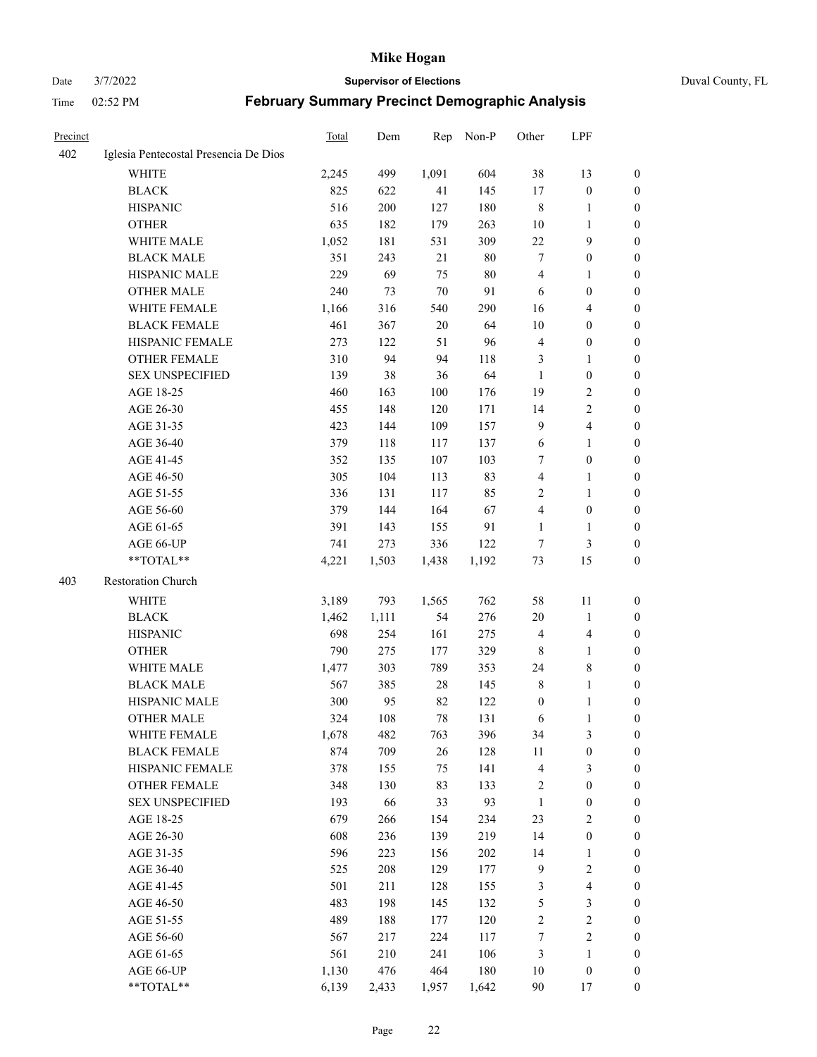# Mike Hogan

Date 3/7/2022 **Supervisor of Elections** Duval County, FL

Time 02:52 PM **February Summary Precinct Demographic Analysis**

| Precinct | | Total | Dem | Rep | Non-P | Other | LPF | |
|---|---|---|---|---|---|---|---|---|
| 402 | Iglesia Pentecostal Presencia De Dios | | | | | | | |
| | WHITE | 2,245 | 499 | 1,091 | 604 | 38 | 13 | 0 |
| | BLACK | 825 | 622 | 41 | 145 | 17 | 0 | 0 |
| | HISPANIC | 516 | 200 | 127 | 180 | 8 | 1 | 0 |
| | OTHER | 635 | 182 | 179 | 263 | 10 | 1 | 0 |
| | WHITE MALE | 1,052 | 181 | 531 | 309 | 22 | 9 | 0 |
| | BLACK MALE | 351 | 243 | 21 | 80 | 7 | 0 | 0 |
| | HISPANIC MALE | 229 | 69 | 75 | 80 | 4 | 1 | 0 |
| | OTHER MALE | 240 | 73 | 70 | 91 | 6 | 0 | 0 |
| | WHITE FEMALE | 1,166 | 316 | 540 | 290 | 16 | 4 | 0 |
| | BLACK FEMALE | 461 | 367 | 20 | 64 | 10 | 0 | 0 |
| | HISPANIC FEMALE | 273 | 122 | 51 | 96 | 4 | 0 | 0 |
| | OTHER FEMALE | 310 | 94 | 94 | 118 | 3 | 1 | 0 |
| | SEX UNSPECIFIED | 139 | 38 | 36 | 64 | 1 | 0 | 0 |
| | AGE 18-25 | 460 | 163 | 100 | 176 | 19 | 2 | 0 |
| | AGE 26-30 | 455 | 148 | 120 | 171 | 14 | 2 | 0 |
| | AGE 31-35 | 423 | 144 | 109 | 157 | 9 | 4 | 0 |
| | AGE 36-40 | 379 | 118 | 117 | 137 | 6 | 1 | 0 |
| | AGE 41-45 | 352 | 135 | 107 | 103 | 7 | 0 | 0 |
| | AGE 46-50 | 305 | 104 | 113 | 83 | 4 | 1 | 0 |
| | AGE 51-55 | 336 | 131 | 117 | 85 | 2 | 1 | 0 |
| | AGE 56-60 | 379 | 144 | 164 | 67 | 4 | 0 | 0 |
| | AGE 61-65 | 391 | 143 | 155 | 91 | 1 | 1 | 0 |
| | AGE 66-UP | 741 | 273 | 336 | 122 | 7 | 3 | 0 |
| | **TOTAL** | 4,221 | 1,503 | 1,438 | 1,192 | 73 | 15 | 0 |
| 403 | Restoration Church | | | | | | | |
| | WHITE | 3,189 | 793 | 1,565 | 762 | 58 | 11 | 0 |
| | BLACK | 1,462 | 1,111 | 54 | 276 | 20 | 1 | 0 |
| | HISPANIC | 698 | 254 | 161 | 275 | 4 | 4 | 0 |
| | OTHER | 790 | 275 | 177 | 329 | 8 | 1 | 0 |
| | WHITE MALE | 1,477 | 303 | 789 | 353 | 24 | 8 | 0 |
| | BLACK MALE | 567 | 385 | 28 | 145 | 8 | 1 | 0 |
| | HISPANIC MALE | 300 | 95 | 82 | 122 | 0 | 1 | 0 |
| | OTHER MALE | 324 | 108 | 78 | 131 | 6 | 1 | 0 |
| | WHITE FEMALE | 1,678 | 482 | 763 | 396 | 34 | 3 | 0 |
| | BLACK FEMALE | 874 | 709 | 26 | 128 | 11 | 0 | 0 |
| | HISPANIC FEMALE | 378 | 155 | 75 | 141 | 4 | 3 | 0 |
| | OTHER FEMALE | 348 | 130 | 83 | 133 | 2 | 0 | 0 |
| | SEX UNSPECIFIED | 193 | 66 | 33 | 93 | 1 | 0 | 0 |
| | AGE 18-25 | 679 | 266 | 154 | 234 | 23 | 2 | 0 |
| | AGE 26-30 | 608 | 236 | 139 | 219 | 14 | 0 | 0 |
| | AGE 31-35 | 596 | 223 | 156 | 202 | 14 | 1 | 0 |
| | AGE 36-40 | 525 | 208 | 129 | 177 | 9 | 2 | 0 |
| | AGE 41-45 | 501 | 211 | 128 | 155 | 3 | 4 | 0 |
| | AGE 46-50 | 483 | 198 | 145 | 132 | 5 | 3 | 0 |
| | AGE 51-55 | 489 | 188 | 177 | 120 | 2 | 2 | 0 |
| | AGE 56-60 | 567 | 217 | 224 | 117 | 7 | 2 | 0 |
| | AGE 61-65 | 561 | 210 | 241 | 106 | 3 | 1 | 0 |
| | AGE 66-UP | 1,130 | 476 | 464 | 180 | 10 | 0 | 0 |
| | **TOTAL** | 6,139 | 2,433 | 1,957 | 1,642 | 90 | 17 | 0 |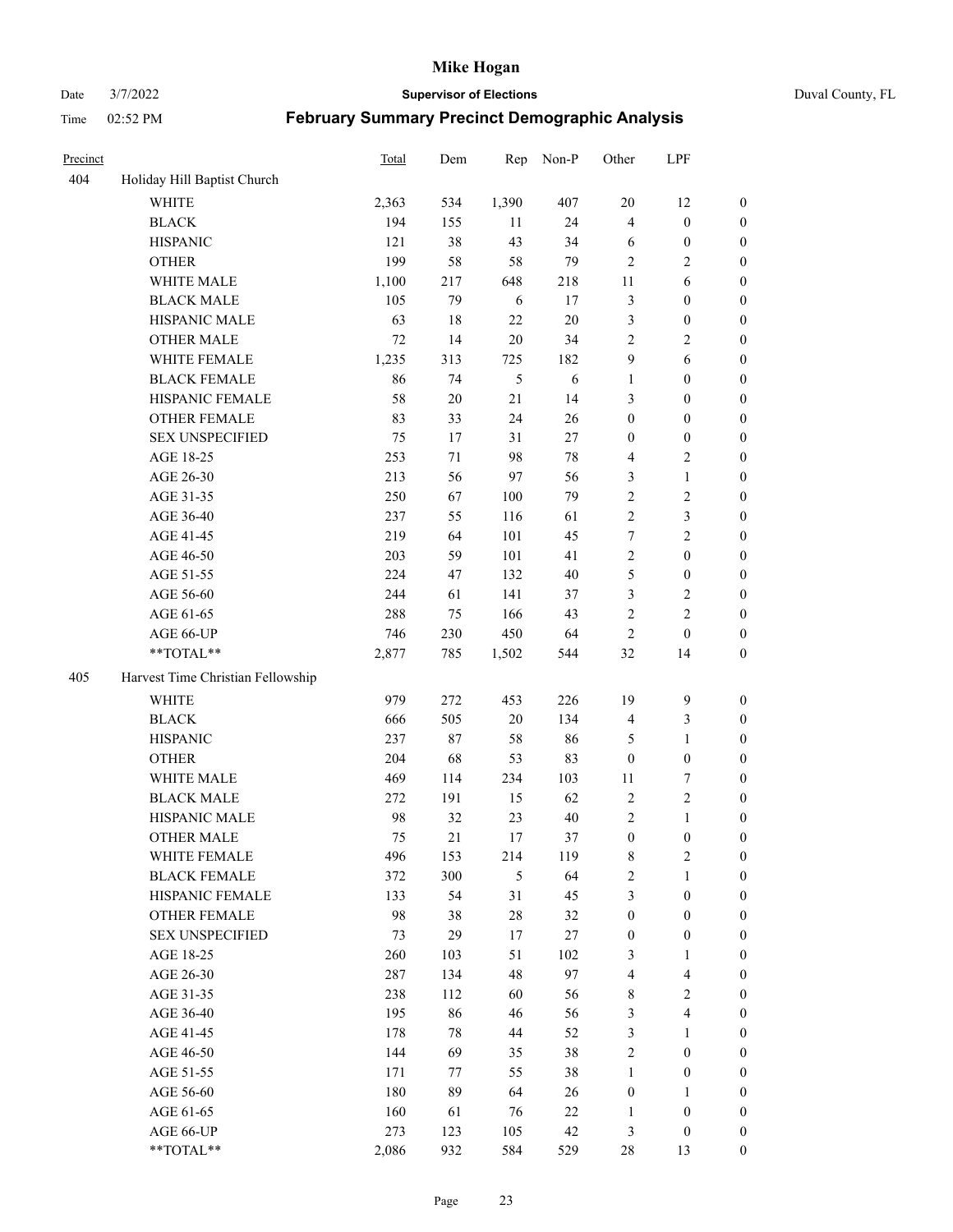# Mike Hogan

Date 3/7/2022 **Supervisor of Elections** Duval County, FL

Time 02:52 PM **February Summary Precinct Demographic Analysis**

| Precinct | | Total | Dem | Rep | Non-P | Other | LPF | |
|---|---|---|---|---|---|---|---|---|
| 404 | Holiday Hill Baptist Church | | | | | | | |
| | WHITE | 2,363 | 534 | 1,390 | 407 | 20 | 12 | 0 |
| | BLACK | 194 | 155 | 11 | 24 | 4 | 0 | 0 |
| | HISPANIC | 121 | 38 | 43 | 34 | 6 | 0 | 0 |
| | OTHER | 199 | 58 | 58 | 79 | 2 | 2 | 0 |
| | WHITE MALE | 1,100 | 217 | 648 | 218 | 11 | 6 | 0 |
| | BLACK MALE | 105 | 79 | 6 | 17 | 3 | 0 | 0 |
| | HISPANIC MALE | 63 | 18 | 22 | 20 | 3 | 0 | 0 |
| | OTHER MALE | 72 | 14 | 20 | 34 | 2 | 2 | 0 |
| | WHITE FEMALE | 1,235 | 313 | 725 | 182 | 9 | 6 | 0 |
| | BLACK FEMALE | 86 | 74 | 5 | 6 | 1 | 0 | 0 |
| | HISPANIC FEMALE | 58 | 20 | 21 | 14 | 3 | 0 | 0 |
| | OTHER FEMALE | 83 | 33 | 24 | 26 | 0 | 0 | 0 |
| | SEX UNSPECIFIED | 75 | 17 | 31 | 27 | 0 | 0 | 0 |
| | AGE 18-25 | 253 | 71 | 98 | 78 | 4 | 2 | 0 |
| | AGE 26-30 | 213 | 56 | 97 | 56 | 3 | 1 | 0 |
| | AGE 31-35 | 250 | 67 | 100 | 79 | 2 | 2 | 0 |
| | AGE 36-40 | 237 | 55 | 116 | 61 | 2 | 3 | 0 |
| | AGE 41-45 | 219 | 64 | 101 | 45 | 7 | 2 | 0 |
| | AGE 46-50 | 203 | 59 | 101 | 41 | 2 | 0 | 0 |
| | AGE 51-55 | 224 | 47 | 132 | 40 | 5 | 0 | 0 |
| | AGE 56-60 | 244 | 61 | 141 | 37 | 3 | 2 | 0 |
| | AGE 61-65 | 288 | 75 | 166 | 43 | 2 | 2 | 0 |
| | AGE 66-UP | 746 | 230 | 450 | 64 | 2 | 0 | 0 |
| | **TOTAL** | 2,877 | 785 | 1,502 | 544 | 32 | 14 | 0 |
| 405 | Harvest Time Christian Fellowship | | | | | | | |
| | WHITE | 979 | 272 | 453 | 226 | 19 | 9 | 0 |
| | BLACK | 666 | 505 | 20 | 134 | 4 | 3 | 0 |
| | HISPANIC | 237 | 87 | 58 | 86 | 5 | 1 | 0 |
| | OTHER | 204 | 68 | 53 | 83 | 0 | 0 | 0 |
| | WHITE MALE | 469 | 114 | 234 | 103 | 11 | 7 | 0 |
| | BLACK MALE | 272 | 191 | 15 | 62 | 2 | 2 | 0 |
| | HISPANIC MALE | 98 | 32 | 23 | 40 | 2 | 1 | 0 |
| | OTHER MALE | 75 | 21 | 17 | 37 | 0 | 0 | 0 |
| | WHITE FEMALE | 496 | 153 | 214 | 119 | 8 | 2 | 0 |
| | BLACK FEMALE | 372 | 300 | 5 | 64 | 2 | 1 | 0 |
| | HISPANIC FEMALE | 133 | 54 | 31 | 45 | 3 | 0 | 0 |
| | OTHER FEMALE | 98 | 38 | 28 | 32 | 0 | 0 | 0 |
| | SEX UNSPECIFIED | 73 | 29 | 17 | 27 | 0 | 0 | 0 |
| | AGE 18-25 | 260 | 103 | 51 | 102 | 3 | 1 | 0 |
| | AGE 26-30 | 287 | 134 | 48 | 97 | 4 | 4 | 0 |
| | AGE 31-35 | 238 | 112 | 60 | 56 | 8 | 2 | 0 |
| | AGE 36-40 | 195 | 86 | 46 | 56 | 3 | 4 | 0 |
| | AGE 41-45 | 178 | 78 | 44 | 52 | 3 | 1 | 0 |
| | AGE 46-50 | 144 | 69 | 35 | 38 | 2 | 0 | 0 |
| | AGE 51-55 | 171 | 77 | 55 | 38 | 1 | 0 | 0 |
| | AGE 56-60 | 180 | 89 | 64 | 26 | 0 | 1 | 0 |
| | AGE 61-65 | 160 | 61 | 76 | 22 | 1 | 0 | 0 |
| | AGE 66-UP | 273 | 123 | 105 | 42 | 3 | 0 | 0 |
| | **TOTAL** | 2,086 | 932 | 584 | 529 | 28 | 13 | 0 |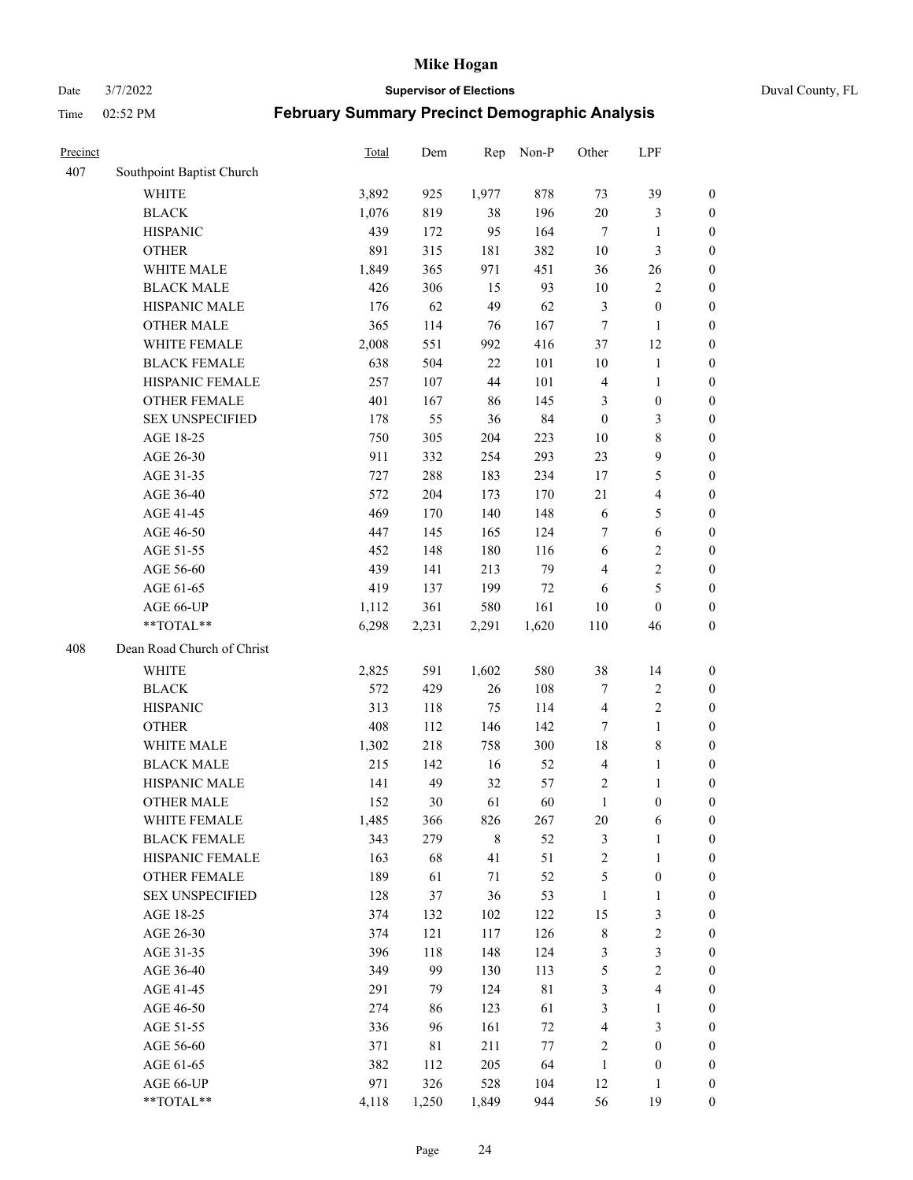# Mike Hogan

Date 3/7/2022 **Supervisor of Elections** Duval County, FL

Time 02:52 PM **February Summary Precinct Demographic Analysis**

| Precinct | | Total | Dem | Rep | Non-P | Other | LPF | |
|---|---|---|---|---|---|---|---|---|
| 407 | Southpoint Baptist Church | | | | | | | |
| | WHITE | 3,892 | 925 | 1,977 | 878 | 73 | 39 | 0 |
| | BLACK | 1,076 | 819 | 38 | 196 | 20 | 3 | 0 |
| | HISPANIC | 439 | 172 | 95 | 164 | 7 | 1 | 0 |
| | OTHER | 891 | 315 | 181 | 382 | 10 | 3 | 0 |
| | WHITE MALE | 1,849 | 365 | 971 | 451 | 36 | 26 | 0 |
| | BLACK MALE | 426 | 306 | 15 | 93 | 10 | 2 | 0 |
| | HISPANIC MALE | 176 | 62 | 49 | 62 | 3 | 0 | 0 |
| | OTHER MALE | 365 | 114 | 76 | 167 | 7 | 1 | 0 |
| | WHITE FEMALE | 2,008 | 551 | 992 | 416 | 37 | 12 | 0 |
| | BLACK FEMALE | 638 | 504 | 22 | 101 | 10 | 1 | 0 |
| | HISPANIC FEMALE | 257 | 107 | 44 | 101 | 4 | 1 | 0 |
| | OTHER FEMALE | 401 | 167 | 86 | 145 | 3 | 0 | 0 |
| | SEX UNSPECIFIED | 178 | 55 | 36 | 84 | 0 | 3 | 0 |
| | AGE 18-25 | 750 | 305 | 204 | 223 | 10 | 8 | 0 |
| | AGE 26-30 | 911 | 332 | 254 | 293 | 23 | 9 | 0 |
| | AGE 31-35 | 727 | 288 | 183 | 234 | 17 | 5 | 0 |
| | AGE 36-40 | 572 | 204 | 173 | 170 | 21 | 4 | 0 |
| | AGE 41-45 | 469 | 170 | 140 | 148 | 6 | 5 | 0 |
| | AGE 46-50 | 447 | 145 | 165 | 124 | 7 | 6 | 0 |
| | AGE 51-55 | 452 | 148 | 180 | 116 | 6 | 2 | 0 |
| | AGE 56-60 | 439 | 141 | 213 | 79 | 4 | 2 | 0 |
| | AGE 61-65 | 419 | 137 | 199 | 72 | 6 | 5 | 0 |
| | AGE 66-UP | 1,112 | 361 | 580 | 161 | 10 | 0 | 0 |
| | **TOTAL** | 6,298 | 2,231 | 2,291 | 1,620 | 110 | 46 | 0 |
| 408 | Dean Road Church of Christ | | | | | | | |
| | WHITE | 2,825 | 591 | 1,602 | 580 | 38 | 14 | 0 |
| | BLACK | 572 | 429 | 26 | 108 | 7 | 2 | 0 |
| | HISPANIC | 313 | 118 | 75 | 114 | 4 | 2 | 0 |
| | OTHER | 408 | 112 | 146 | 142 | 7 | 1 | 0 |
| | WHITE MALE | 1,302 | 218 | 758 | 300 | 18 | 8 | 0 |
| | BLACK MALE | 215 | 142 | 16 | 52 | 4 | 1 | 0 |
| | HISPANIC MALE | 141 | 49 | 32 | 57 | 2 | 1 | 0 |
| | OTHER MALE | 152 | 30 | 61 | 60 | 1 | 0 | 0 |
| | WHITE FEMALE | 1,485 | 366 | 826 | 267 | 20 | 6 | 0 |
| | BLACK FEMALE | 343 | 279 | 8 | 52 | 3 | 1 | 0 |
| | HISPANIC FEMALE | 163 | 68 | 41 | 51 | 2 | 1 | 0 |
| | OTHER FEMALE | 189 | 61 | 71 | 52 | 5 | 0 | 0 |
| | SEX UNSPECIFIED | 128 | 37 | 36 | 53 | 1 | 1 | 0 |
| | AGE 18-25 | 374 | 132 | 102 | 122 | 15 | 3 | 0 |
| | AGE 26-30 | 374 | 121 | 117 | 126 | 8 | 2 | 0 |
| | AGE 31-35 | 396 | 118 | 148 | 124 | 3 | 3 | 0 |
| | AGE 36-40 | 349 | 99 | 130 | 113 | 5 | 2 | 0 |
| | AGE 41-45 | 291 | 79 | 124 | 81 | 3 | 4 | 0 |
| | AGE 46-50 | 274 | 86 | 123 | 61 | 3 | 1 | 0 |
| | AGE 51-55 | 336 | 96 | 161 | 72 | 4 | 3 | 0 |
| | AGE 56-60 | 371 | 81 | 211 | 77 | 2 | 0 | 0 |
| | AGE 61-65 | 382 | 112 | 205 | 64 | 1 | 0 | 0 |
| | AGE 66-UP | 971 | 326 | 528 | 104 | 12 | 1 | 0 |
| | **TOTAL** | 4,118 | 1,250 | 1,849 | 944 | 56 | 19 | 0 |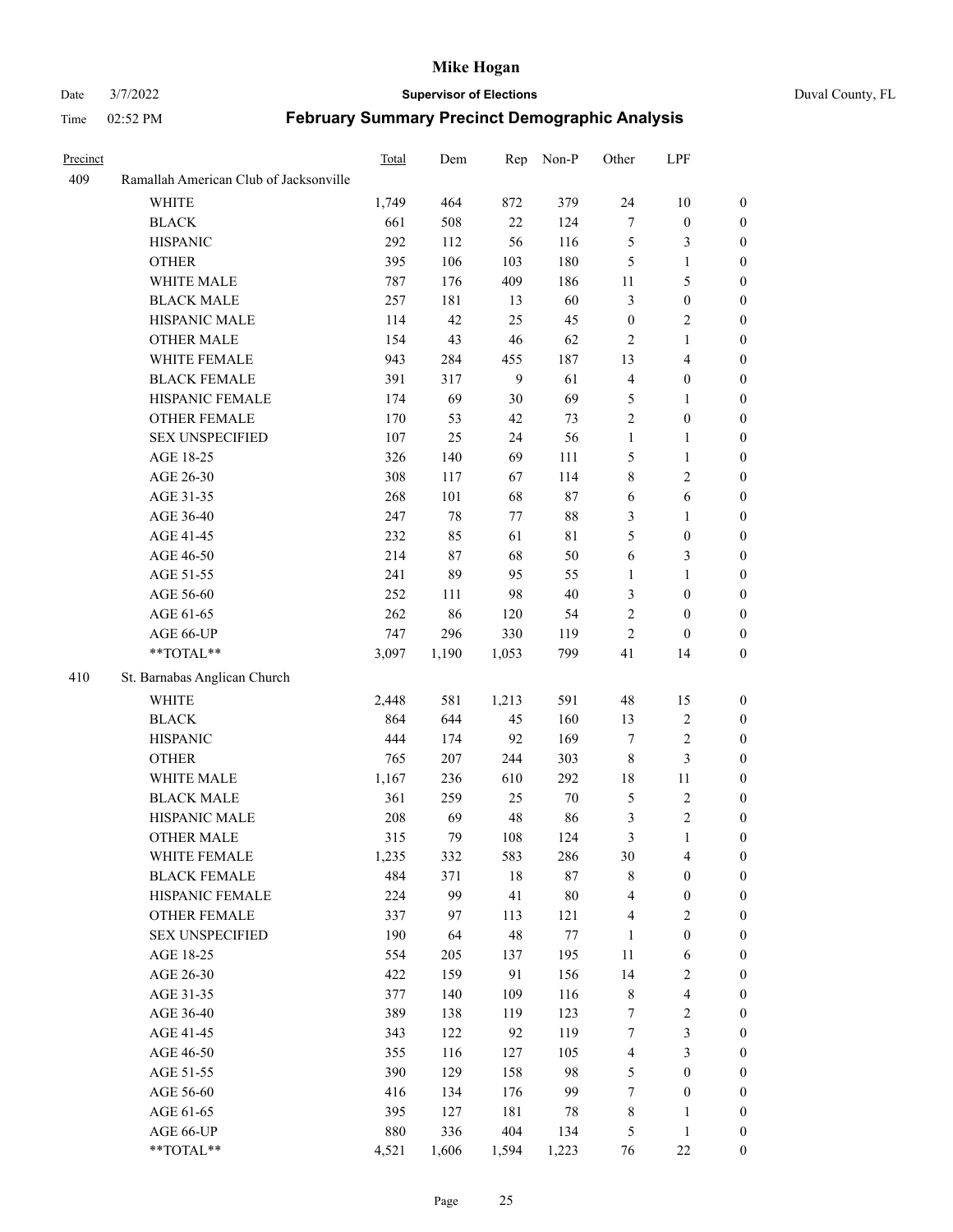# Mike Hogan

Date 3/7/2022 **Supervisor of Elections** Duval County, FL

Time 02:52 PM **February Summary Precinct Demographic Analysis**

| Precinct | | Total | Dem | Rep | Non-P | Other | LPF | |
|---|---|---|---|---|---|---|---|---|
| 409 | Ramallah American Club of Jacksonville | | | | | | | |
| | WHITE | 1,749 | 464 | 872 | 379 | 24 | 10 | 0 |
| | BLACK | 661 | 508 | 22 | 124 | 7 | 0 | 0 |
| | HISPANIC | 292 | 112 | 56 | 116 | 5 | 3 | 0 |
| | OTHER | 395 | 106 | 103 | 180 | 5 | 1 | 0 |
| | WHITE MALE | 787 | 176 | 409 | 186 | 11 | 5 | 0 |
| | BLACK MALE | 257 | 181 | 13 | 60 | 3 | 0 | 0 |
| | HISPANIC MALE | 114 | 42 | 25 | 45 | 0 | 2 | 0 |
| | OTHER MALE | 154 | 43 | 46 | 62 | 2 | 1 | 0 |
| | WHITE FEMALE | 943 | 284 | 455 | 187 | 13 | 4 | 0 |
| | BLACK FEMALE | 391 | 317 | 9 | 61 | 4 | 0 | 0 |
| | HISPANIC FEMALE | 174 | 69 | 30 | 69 | 5 | 1 | 0 |
| | OTHER FEMALE | 170 | 53 | 42 | 73 | 2 | 0 | 0 |
| | SEX UNSPECIFIED | 107 | 25 | 24 | 56 | 1 | 1 | 0 |
| | AGE 18-25 | 326 | 140 | 69 | 111 | 5 | 1 | 0 |
| | AGE 26-30 | 308 | 117 | 67 | 114 | 8 | 2 | 0 |
| | AGE 31-35 | 268 | 101 | 68 | 87 | 6 | 6 | 0 |
| | AGE 36-40 | 247 | 78 | 77 | 88 | 3 | 1 | 0 |
| | AGE 41-45 | 232 | 85 | 61 | 81 | 5 | 0 | 0 |
| | AGE 46-50 | 214 | 87 | 68 | 50 | 6 | 3 | 0 |
| | AGE 51-55 | 241 | 89 | 95 | 55 | 1 | 1 | 0 |
| | AGE 56-60 | 252 | 111 | 98 | 40 | 3 | 0 | 0 |
| | AGE 61-65 | 262 | 86 | 120 | 54 | 2 | 0 | 0 |
| | AGE 66-UP | 747 | 296 | 330 | 119 | 2 | 0 | 0 |
| | **TOTAL** | 3,097 | 1,190 | 1,053 | 799 | 41 | 14 | 0 |
| 410 | St. Barnabas Anglican Church | | | | | | | |
| | WHITE | 2,448 | 581 | 1,213 | 591 | 48 | 15 | 0 |
| | BLACK | 864 | 644 | 45 | 160 | 13 | 2 | 0 |
| | HISPANIC | 444 | 174 | 92 | 169 | 7 | 2 | 0 |
| | OTHER | 765 | 207 | 244 | 303 | 8 | 3 | 0 |
| | WHITE MALE | 1,167 | 236 | 610 | 292 | 18 | 11 | 0 |
| | BLACK MALE | 361 | 259 | 25 | 70 | 5 | 2 | 0 |
| | HISPANIC MALE | 208 | 69 | 48 | 86 | 3 | 2 | 0 |
| | OTHER MALE | 315 | 79 | 108 | 124 | 3 | 1 | 0 |
| | WHITE FEMALE | 1,235 | 332 | 583 | 286 | 30 | 4 | 0 |
| | BLACK FEMALE | 484 | 371 | 18 | 87 | 8 | 0 | 0 |
| | HISPANIC FEMALE | 224 | 99 | 41 | 80 | 4 | 0 | 0 |
| | OTHER FEMALE | 337 | 97 | 113 | 121 | 4 | 2 | 0 |
| | SEX UNSPECIFIED | 190 | 64 | 48 | 77 | 1 | 0 | 0 |
| | AGE 18-25 | 554 | 205 | 137 | 195 | 11 | 6 | 0 |
| | AGE 26-30 | 422 | 159 | 91 | 156 | 14 | 2 | 0 |
| | AGE 31-35 | 377 | 140 | 109 | 116 | 8 | 4 | 0 |
| | AGE 36-40 | 389 | 138 | 119 | 123 | 7 | 2 | 0 |
| | AGE 41-45 | 343 | 122 | 92 | 119 | 7 | 3 | 0 |
| | AGE 46-50 | 355 | 116 | 127 | 105 | 4 | 3 | 0 |
| | AGE 51-55 | 390 | 129 | 158 | 98 | 5 | 0 | 0 |
| | AGE 56-60 | 416 | 134 | 176 | 99 | 7 | 0 | 0 |
| | AGE 61-65 | 395 | 127 | 181 | 78 | 8 | 1 | 0 |
| | AGE 66-UP | 880 | 336 | 404 | 134 | 5 | 1 | 0 |
| | **TOTAL** | 4,521 | 1,606 | 1,594 | 1,223 | 76 | 22 | 0 |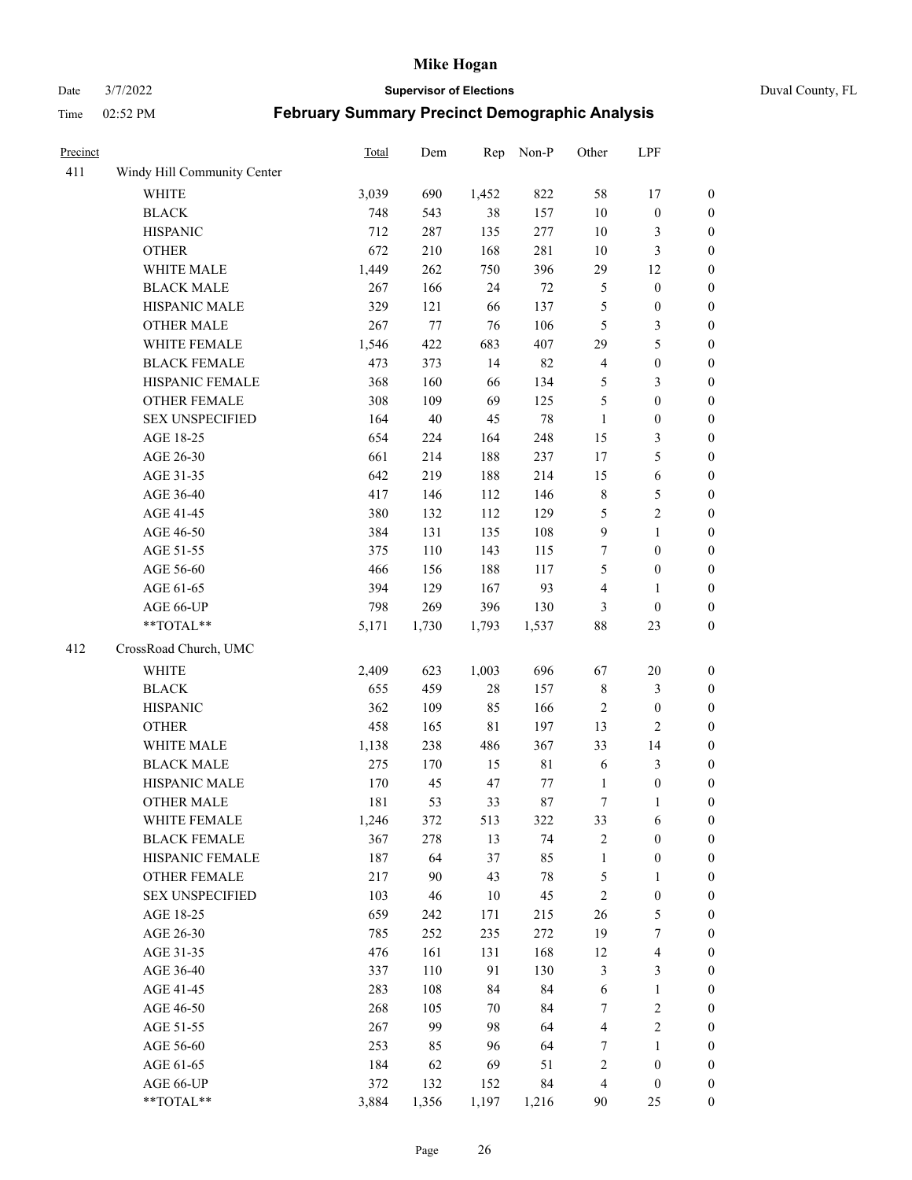# Mike Hogan

Date 3/7/2022 **Supervisor of Elections** Duval County, FL

Time 02:52 PM **February Summary Precinct Demographic Analysis**

| Precinct | | Total | Dem | Rep | Non-P | Other | LPF | |
|---|---|---|---|---|---|---|---|---|
| 411 | Windy Hill Community Center | | | | | | | |
| | WHITE | 3,039 | 690 | 1,452 | 822 | 58 | 17 | 0 |
| | BLACK | 748 | 543 | 38 | 157 | 10 | 0 | 0 |
| | HISPANIC | 712 | 287 | 135 | 277 | 10 | 3 | 0 |
| | OTHER | 672 | 210 | 168 | 281 | 10 | 3 | 0 |
| | WHITE MALE | 1,449 | 262 | 750 | 396 | 29 | 12 | 0 |
| | BLACK MALE | 267 | 166 | 24 | 72 | 5 | 0 | 0 |
| | HISPANIC MALE | 329 | 121 | 66 | 137 | 5 | 0 | 0 |
| | OTHER MALE | 267 | 77 | 76 | 106 | 5 | 3 | 0 |
| | WHITE FEMALE | 1,546 | 422 | 683 | 407 | 29 | 5 | 0 |
| | BLACK FEMALE | 473 | 373 | 14 | 82 | 4 | 0 | 0 |
| | HISPANIC FEMALE | 368 | 160 | 66 | 134 | 5 | 3 | 0 |
| | OTHER FEMALE | 308 | 109 | 69 | 125 | 5 | 0 | 0 |
| | SEX UNSPECIFIED | 164 | 40 | 45 | 78 | 1 | 0 | 0 |
| | AGE 18-25 | 654 | 224 | 164 | 248 | 15 | 3 | 0 |
| | AGE 26-30 | 661 | 214 | 188 | 237 | 17 | 5 | 0 |
| | AGE 31-35 | 642 | 219 | 188 | 214 | 15 | 6 | 0 |
| | AGE 36-40 | 417 | 146 | 112 | 146 | 8 | 5 | 0 |
| | AGE 41-45 | 380 | 132 | 112 | 129 | 5 | 2 | 0 |
| | AGE 46-50 | 384 | 131 | 135 | 108 | 9 | 1 | 0 |
| | AGE 51-55 | 375 | 110 | 143 | 115 | 7 | 0 | 0 |
| | AGE 56-60 | 466 | 156 | 188 | 117 | 5 | 0 | 0 |
| | AGE 61-65 | 394 | 129 | 167 | 93 | 4 | 1 | 0 |
| | AGE 66-UP | 798 | 269 | 396 | 130 | 3 | 0 | 0 |
| | **TOTAL** | 5,171 | 1,730 | 1,793 | 1,537 | 88 | 23 | 0 |
| 412 | CrossRoad Church, UMC | | | | | | | |
| | WHITE | 2,409 | 623 | 1,003 | 696 | 67 | 20 | 0 |
| | BLACK | 655 | 459 | 28 | 157 | 8 | 3 | 0 |
| | HISPANIC | 362 | 109 | 85 | 166 | 2 | 0 | 0 |
| | OTHER | 458 | 165 | 81 | 197 | 13 | 2 | 0 |
| | WHITE MALE | 1,138 | 238 | 486 | 367 | 33 | 14 | 0 |
| | BLACK MALE | 275 | 170 | 15 | 81 | 6 | 3 | 0 |
| | HISPANIC MALE | 170 | 45 | 47 | 77 | 1 | 0 | 0 |
| | OTHER MALE | 181 | 53 | 33 | 87 | 7 | 1 | 0 |
| | WHITE FEMALE | 1,246 | 372 | 513 | 322 | 33 | 6 | 0 |
| | BLACK FEMALE | 367 | 278 | 13 | 74 | 2 | 0 | 0 |
| | HISPANIC FEMALE | 187 | 64 | 37 | 85 | 1 | 0 | 0 |
| | OTHER FEMALE | 217 | 90 | 43 | 78 | 5 | 1 | 0 |
| | SEX UNSPECIFIED | 103 | 46 | 10 | 45 | 2 | 0 | 0 |
| | AGE 18-25 | 659 | 242 | 171 | 215 | 26 | 5 | 0 |
| | AGE 26-30 | 785 | 252 | 235 | 272 | 19 | 7 | 0 |
| | AGE 31-35 | 476 | 161 | 131 | 168 | 12 | 4 | 0 |
| | AGE 36-40 | 337 | 110 | 91 | 130 | 3 | 3 | 0 |
| | AGE 41-45 | 283 | 108 | 84 | 84 | 6 | 1 | 0 |
| | AGE 46-50 | 268 | 105 | 70 | 84 | 7 | 2 | 0 |
| | AGE 51-55 | 267 | 99 | 98 | 64 | 4 | 2 | 0 |
| | AGE 56-60 | 253 | 85 | 96 | 64 | 7 | 1 | 0 |
| | AGE 61-65 | 184 | 62 | 69 | 51 | 2 | 0 | 0 |
| | AGE 66-UP | 372 | 132 | 152 | 84 | 4 | 0 | 0 |
| | **TOTAL** | 3,884 | 1,356 | 1,197 | 1,216 | 90 | 25 | 0 |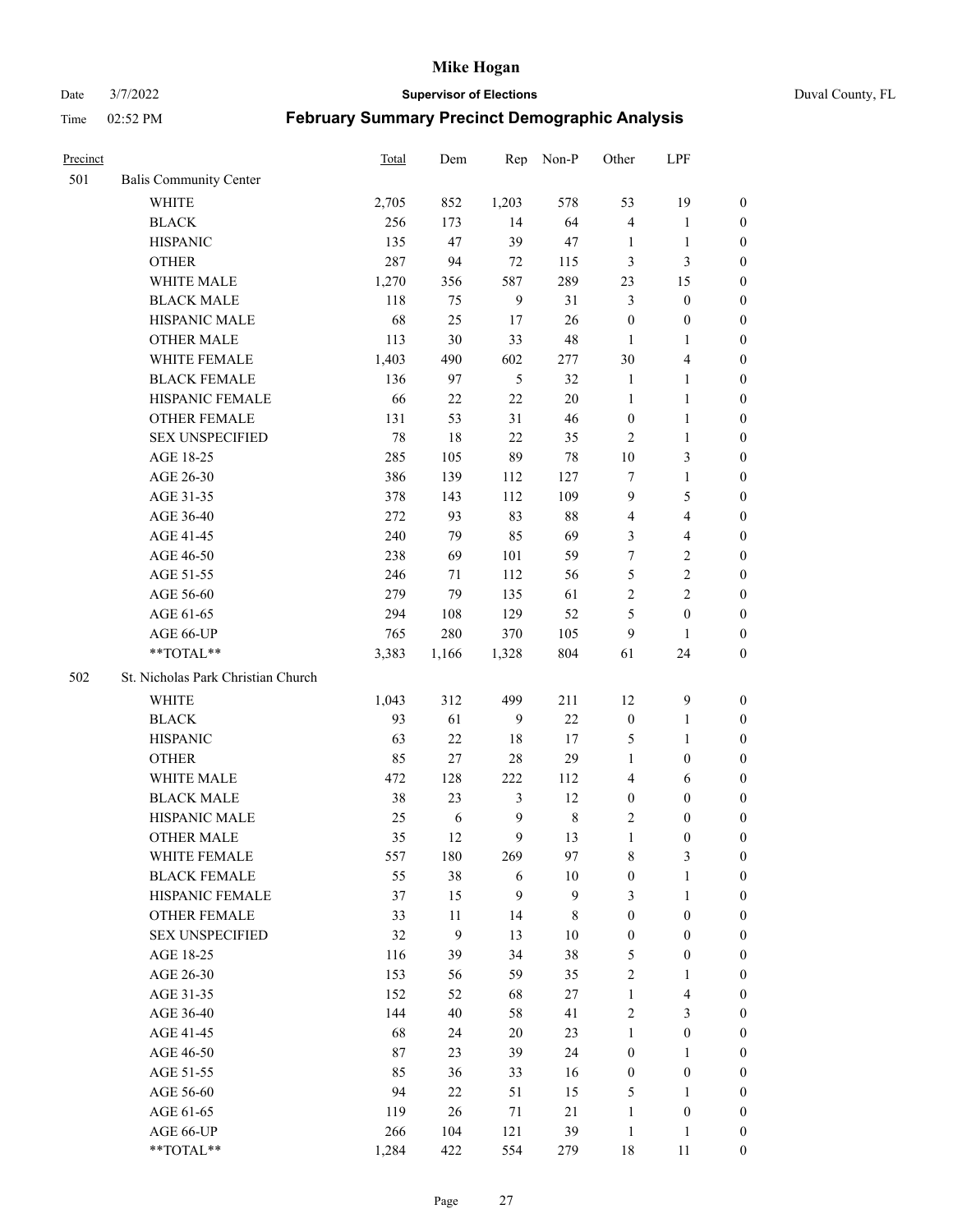# Mike Hogan

Date 3/7/2022 **Supervisor of Elections** Duval County, FL

Time 02:52 PM **February Summary Precinct Demographic Analysis**

| Precinct | | Total | Dem | Rep | Non-P | Other | LPF | |
|---|---|---|---|---|---|---|---|---|
| 501 | Balis Community Center | | | | | | | |
| | WHITE | 2,705 | 852 | 1,203 | 578 | 53 | 19 | 0 |
| | BLACK | 256 | 173 | 14 | 64 | 4 | 1 | 0 |
| | HISPANIC | 135 | 47 | 39 | 47 | 1 | 1 | 0 |
| | OTHER | 287 | 94 | 72 | 115 | 3 | 3 | 0 |
| | WHITE MALE | 1,270 | 356 | 587 | 289 | 23 | 15 | 0 |
| | BLACK MALE | 118 | 75 | 9 | 31 | 3 | 0 | 0 |
| | HISPANIC MALE | 68 | 25 | 17 | 26 | 0 | 0 | 0 |
| | OTHER MALE | 113 | 30 | 33 | 48 | 1 | 1 | 0 |
| | WHITE FEMALE | 1,403 | 490 | 602 | 277 | 30 | 4 | 0 |
| | BLACK FEMALE | 136 | 97 | 5 | 32 | 1 | 1 | 0 |
| | HISPANIC FEMALE | 66 | 22 | 22 | 20 | 1 | 1 | 0 |
| | OTHER FEMALE | 131 | 53 | 31 | 46 | 0 | 1 | 0 |
| | SEX UNSPECIFIED | 78 | 18 | 22 | 35 | 2 | 1 | 0 |
| | AGE 18-25 | 285 | 105 | 89 | 78 | 10 | 3 | 0 |
| | AGE 26-30 | 386 | 139 | 112 | 127 | 7 | 1 | 0 |
| | AGE 31-35 | 378 | 143 | 112 | 109 | 9 | 5 | 0 |
| | AGE 36-40 | 272 | 93 | 83 | 88 | 4 | 4 | 0 |
| | AGE 41-45 | 240 | 79 | 85 | 69 | 3 | 4 | 0 |
| | AGE 46-50 | 238 | 69 | 101 | 59 | 7 | 2 | 0 |
| | AGE 51-55 | 246 | 71 | 112 | 56 | 5 | 2 | 0 |
| | AGE 56-60 | 279 | 79 | 135 | 61 | 2 | 2 | 0 |
| | AGE 61-65 | 294 | 108 | 129 | 52 | 5 | 0 | 0 |
| | AGE 66-UP | 765 | 280 | 370 | 105 | 9 | 1 | 0 |
| | **TOTAL** | 3,383 | 1,166 | 1,328 | 804 | 61 | 24 | 0 |
| 502 | St. Nicholas Park Christian Church | | | | | | | |
| | WHITE | 1,043 | 312 | 499 | 211 | 12 | 9 | 0 |
| | BLACK | 93 | 61 | 9 | 22 | 0 | 1 | 0 |
| | HISPANIC | 63 | 22 | 18 | 17 | 5 | 1 | 0 |
| | OTHER | 85 | 27 | 28 | 29 | 1 | 0 | 0 |
| | WHITE MALE | 472 | 128 | 222 | 112 | 4 | 6 | 0 |
| | BLACK MALE | 38 | 23 | 3 | 12 | 0 | 0 | 0 |
| | HISPANIC MALE | 25 | 6 | 9 | 8 | 2 | 0 | 0 |
| | OTHER MALE | 35 | 12 | 9 | 13 | 1 | 0 | 0 |
| | WHITE FEMALE | 557 | 180 | 269 | 97 | 8 | 3 | 0 |
| | BLACK FEMALE | 55 | 38 | 6 | 10 | 0 | 1 | 0 |
| | HISPANIC FEMALE | 37 | 15 | 9 | 9 | 3 | 1 | 0 |
| | OTHER FEMALE | 33 | 11 | 14 | 8 | 0 | 0 | 0 |
| | SEX UNSPECIFIED | 32 | 9 | 13 | 10 | 0 | 0 | 0 |
| | AGE 18-25 | 116 | 39 | 34 | 38 | 5 | 0 | 0 |
| | AGE 26-30 | 153 | 56 | 59 | 35 | 2 | 1 | 0 |
| | AGE 31-35 | 152 | 52 | 68 | 27 | 1 | 4 | 0 |
| | AGE 36-40 | 144 | 40 | 58 | 41 | 2 | 3 | 0 |
| | AGE 41-45 | 68 | 24 | 20 | 23 | 1 | 0 | 0 |
| | AGE 46-50 | 87 | 23 | 39 | 24 | 0 | 1 | 0 |
| | AGE 51-55 | 85 | 36 | 33 | 16 | 0 | 0 | 0 |
| | AGE 56-60 | 94 | 22 | 51 | 15 | 5 | 1 | 0 |
| | AGE 61-65 | 119 | 26 | 71 | 21 | 1 | 0 | 0 |
| | AGE 66-UP | 266 | 104 | 121 | 39 | 1 | 1 | 0 |
| | **TOTAL** | 1,284 | 422 | 554 | 279 | 18 | 11 | 0 |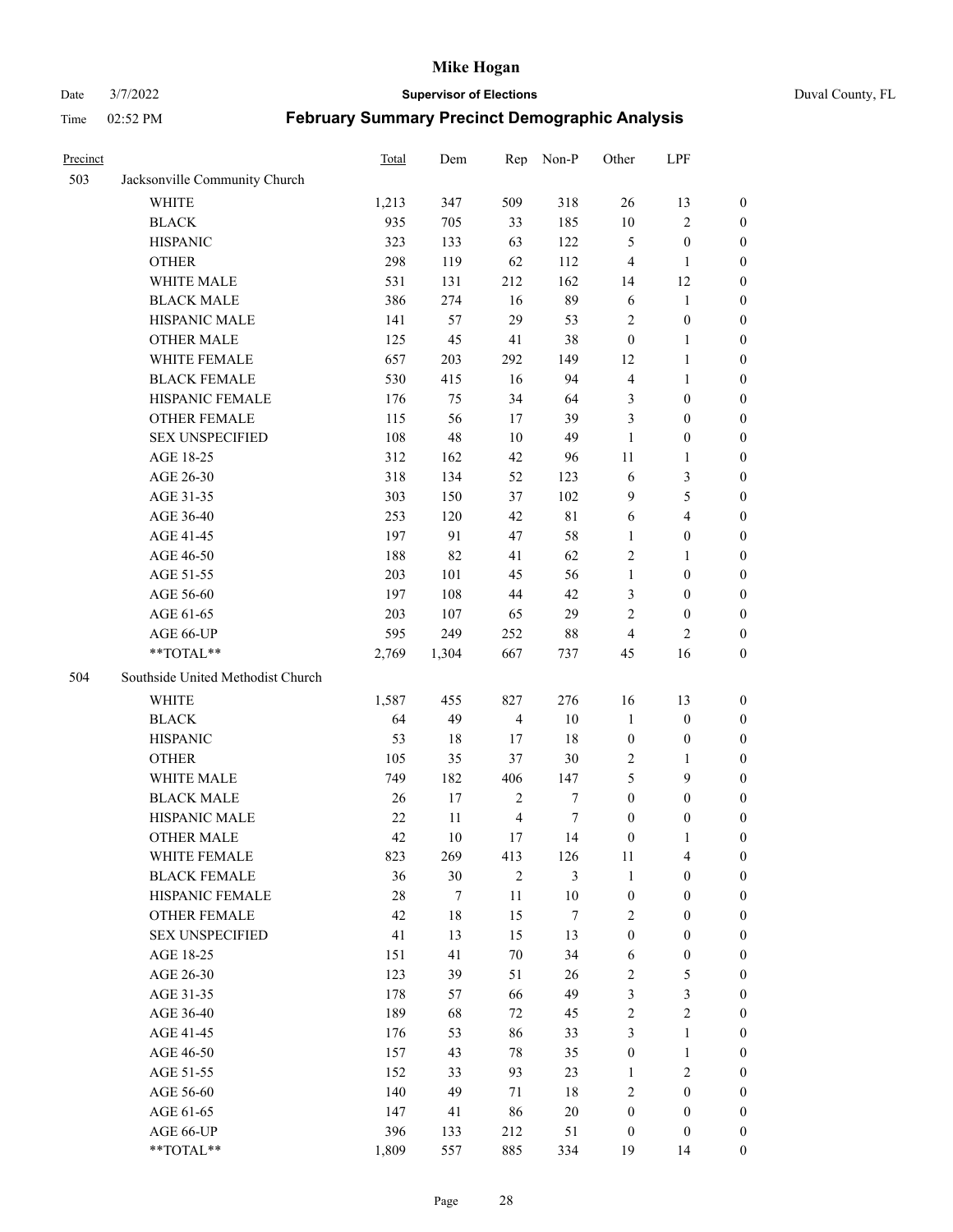| Precinct | | Total | Dem | Rep | Non-P | Other | LPF | |
|---|---|---|---|---|---|---|---|---|
| 503 | Jacksonville Community Church | | | | | | | |
| | WHITE | 1,213 | 347 | 509 | 318 | 26 | 13 | 0 |
| | BLACK | 935 | 705 | 33 | 185 | 10 | 2 | 0 |
| | HISPANIC | 323 | 133 | 63 | 122 | 5 | 0 | 0 |
| | OTHER | 298 | 119 | 62 | 112 | 4 | 1 | 0 |
| | WHITE MALE | 531 | 131 | 212 | 162 | 14 | 12 | 0 |
| | BLACK MALE | 386 | 274 | 16 | 89 | 6 | 1 | 0 |
| | HISPANIC MALE | 141 | 57 | 29 | 53 | 2 | 0 | 0 |
| | OTHER MALE | 125 | 45 | 41 | 38 | 0 | 1 | 0 |
| | WHITE FEMALE | 657 | 203 | 292 | 149 | 12 | 1 | 0 |
| | BLACK FEMALE | 530 | 415 | 16 | 94 | 4 | 1 | 0 |
| | HISPANIC FEMALE | 176 | 75 | 34 | 64 | 3 | 0 | 0 |
| | OTHER FEMALE | 115 | 56 | 17 | 39 | 3 | 0 | 0 |
| | SEX UNSPECIFIED | 108 | 48 | 10 | 49 | 1 | 0 | 0 |
| | AGE 18-25 | 312 | 162 | 42 | 96 | 11 | 1 | 0 |
| | AGE 26-30 | 318 | 134 | 52 | 123 | 6 | 3 | 0 |
| | AGE 31-35 | 303 | 150 | 37 | 102 | 9 | 5 | 0 |
| | AGE 36-40 | 253 | 120 | 42 | 81 | 6 | 4 | 0 |
| | AGE 41-45 | 197 | 91 | 47 | 58 | 1 | 0 | 0 |
| | AGE 46-50 | 188 | 82 | 41 | 62 | 2 | 1 | 0 |
| | AGE 51-55 | 203 | 101 | 45 | 56 | 1 | 0 | 0 |
| | AGE 56-60 | 197 | 108 | 44 | 42 | 3 | 0 | 0 |
| | AGE 61-65 | 203 | 107 | 65 | 29 | 2 | 0 | 0 |
| | AGE 66-UP | 595 | 249 | 252 | 88 | 4 | 2 | 0 |
| | **TOTAL** | 2,769 | 1,304 | 667 | 737 | 45 | 16 | 0 |
| 504 | Southside United Methodist Church | | | | | | | |
| | WHITE | 1,587 | 455 | 827 | 276 | 16 | 13 | 0 |
| | BLACK | 64 | 49 | 4 | 10 | 1 | 0 | 0 |
| | HISPANIC | 53 | 18 | 17 | 18 | 0 | 0 | 0 |
| | OTHER | 105 | 35 | 37 | 30 | 2 | 1 | 0 |
| | WHITE MALE | 749 | 182 | 406 | 147 | 5 | 9 | 0 |
| | BLACK MALE | 26 | 17 | 2 | 7 | 0 | 0 | 0 |
| | HISPANIC MALE | 22 | 11 | 4 | 7 | 0 | 0 | 0 |
| | OTHER MALE | 42 | 10 | 17 | 14 | 0 | 1 | 0 |
| | WHITE FEMALE | 823 | 269 | 413 | 126 | 11 | 4 | 0 |
| | BLACK FEMALE | 36 | 30 | 2 | 3 | 1 | 0 | 0 |
| | HISPANIC FEMALE | 28 | 7 | 11 | 10 | 0 | 0 | 0 |
| | OTHER FEMALE | 42 | 18 | 15 | 7 | 2 | 0 | 0 |
| | SEX UNSPECIFIED | 41 | 13 | 15 | 13 | 0 | 0 | 0 |
| | AGE 18-25 | 151 | 41 | 70 | 34 | 6 | 0 | 0 |
| | AGE 26-30 | 123 | 39 | 51 | 26 | 2 | 5 | 0 |
| | AGE 31-35 | 178 | 57 | 66 | 49 | 3 | 3 | 0 |
| | AGE 36-40 | 189 | 68 | 72 | 45 | 2 | 2 | 0 |
| | AGE 41-45 | 176 | 53 | 86 | 33 | 3 | 1 | 0 |
| | AGE 46-50 | 157 | 43 | 78 | 35 | 0 | 1 | 0 |
| | AGE 51-55 | 152 | 33 | 93 | 23 | 1 | 2 | 0 |
| | AGE 56-60 | 140 | 49 | 71 | 18 | 2 | 0 | 0 |
| | AGE 61-65 | 147 | 41 | 86 | 20 | 0 | 0 | 0 |
| | AGE 66-UP | 396 | 133 | 212 | 51 | 0 | 0 | 0 |
| | **TOTAL** | 1,809 | 557 | 885 | 334 | 19 | 14 | 0 |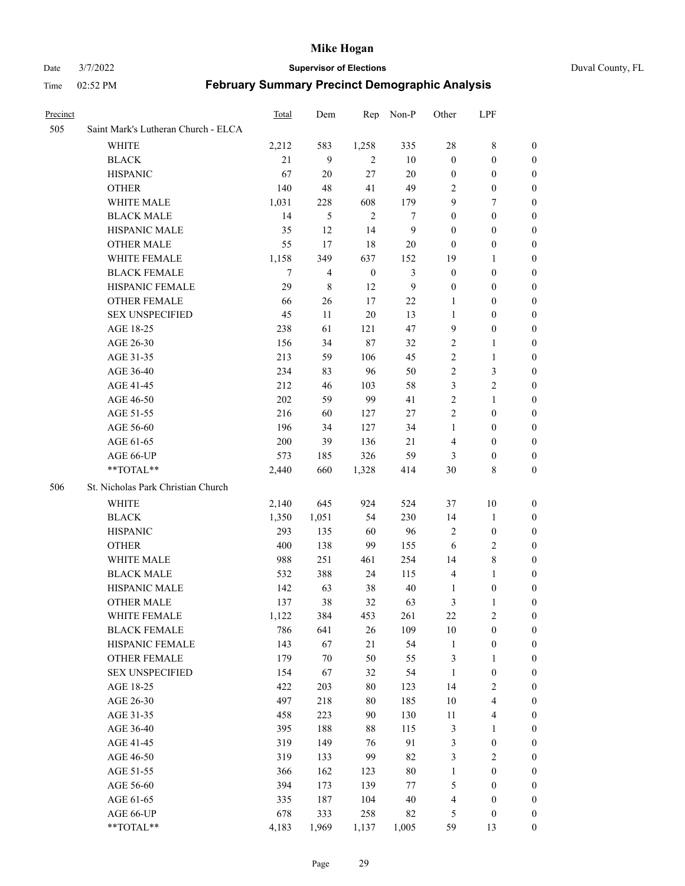# Mike Hogan

Date 3/7/2022 — **Supervisor of Elections** — Duval County, FL

Time 02:52 PM — **February Summary Precinct Demographic Analysis**

| Precinct | | Total | Dem | Rep | Non-P | Other | LPF | |
|---|---|---|---|---|---|---|---|---|
| 505 | Saint Mark's Lutheran Church - ELCA | | | | | | | |
| | WHITE | 2,212 | 583 | 1,258 | 335 | 28 | 8 | 0 |
| | BLACK | 21 | 9 | 2 | 10 | 0 | 0 | 0 |
| | HISPANIC | 67 | 20 | 27 | 20 | 0 | 0 | 0 |
| | OTHER | 140 | 48 | 41 | 49 | 2 | 0 | 0 |
| | WHITE MALE | 1,031 | 228 | 608 | 179 | 9 | 7 | 0 |
| | BLACK MALE | 14 | 5 | 2 | 7 | 0 | 0 | 0 |
| | HISPANIC MALE | 35 | 12 | 14 | 9 | 0 | 0 | 0 |
| | OTHER MALE | 55 | 17 | 18 | 20 | 0 | 0 | 0 |
| | WHITE FEMALE | 1,158 | 349 | 637 | 152 | 19 | 1 | 0 |
| | BLACK FEMALE | 7 | 4 | 0 | 3 | 0 | 0 | 0 |
| | HISPANIC FEMALE | 29 | 8 | 12 | 9 | 0 | 0 | 0 |
| | OTHER FEMALE | 66 | 26 | 17 | 22 | 1 | 0 | 0 |
| | SEX UNSPECIFIED | 45 | 11 | 20 | 13 | 1 | 0 | 0 |
| | AGE 18-25 | 238 | 61 | 121 | 47 | 9 | 0 | 0 |
| | AGE 26-30 | 156 | 34 | 87 | 32 | 2 | 1 | 0 |
| | AGE 31-35 | 213 | 59 | 106 | 45 | 2 | 1 | 0 |
| | AGE 36-40 | 234 | 83 | 96 | 50 | 2 | 3 | 0 |
| | AGE 41-45 | 212 | 46 | 103 | 58 | 3 | 2 | 0 |
| | AGE 46-50 | 202 | 59 | 99 | 41 | 2 | 1 | 0 |
| | AGE 51-55 | 216 | 60 | 127 | 27 | 2 | 0 | 0 |
| | AGE 56-60 | 196 | 34 | 127 | 34 | 1 | 0 | 0 |
| | AGE 61-65 | 200 | 39 | 136 | 21 | 4 | 0 | 0 |
| | AGE 66-UP | 573 | 185 | 326 | 59 | 3 | 0 | 0 |
| | **TOTAL** | 2,440 | 660 | 1,328 | 414 | 30 | 8 | 0 |
| 506 | St. Nicholas Park Christian Church | | | | | | | |
| | WHITE | 2,140 | 645 | 924 | 524 | 37 | 10 | 0 |
| | BLACK | 1,350 | 1,051 | 54 | 230 | 14 | 1 | 0 |
| | HISPANIC | 293 | 135 | 60 | 96 | 2 | 0 | 0 |
| | OTHER | 400 | 138 | 99 | 155 | 6 | 2 | 0 |
| | WHITE MALE | 988 | 251 | 461 | 254 | 14 | 8 | 0 |
| | BLACK MALE | 532 | 388 | 24 | 115 | 4 | 1 | 0 |
| | HISPANIC MALE | 142 | 63 | 38 | 40 | 1 | 0 | 0 |
| | OTHER MALE | 137 | 38 | 32 | 63 | 3 | 1 | 0 |
| | WHITE FEMALE | 1,122 | 384 | 453 | 261 | 22 | 2 | 0 |
| | BLACK FEMALE | 786 | 641 | 26 | 109 | 10 | 0 | 0 |
| | HISPANIC FEMALE | 143 | 67 | 21 | 54 | 1 | 0 | 0 |
| | OTHER FEMALE | 179 | 70 | 50 | 55 | 3 | 1 | 0 |
| | SEX UNSPECIFIED | 154 | 67 | 32 | 54 | 1 | 0 | 0 |
| | AGE 18-25 | 422 | 203 | 80 | 123 | 14 | 2 | 0 |
| | AGE 26-30 | 497 | 218 | 80 | 185 | 10 | 4 | 0 |
| | AGE 31-35 | 458 | 223 | 90 | 130 | 11 | 4 | 0 |
| | AGE 36-40 | 395 | 188 | 88 | 115 | 3 | 1 | 0 |
| | AGE 41-45 | 319 | 149 | 76 | 91 | 3 | 0 | 0 |
| | AGE 46-50 | 319 | 133 | 99 | 82 | 3 | 2 | 0 |
| | AGE 51-55 | 366 | 162 | 123 | 80 | 1 | 0 | 0 |
| | AGE 56-60 | 394 | 173 | 139 | 77 | 5 | 0 | 0 |
| | AGE 61-65 | 335 | 187 | 104 | 40 | 4 | 0 | 0 |
| | AGE 66-UP | 678 | 333 | 258 | 82 | 5 | 0 | 0 |
| | **TOTAL** | 4,183 | 1,969 | 1,137 | 1,005 | 59 | 13 | 0 |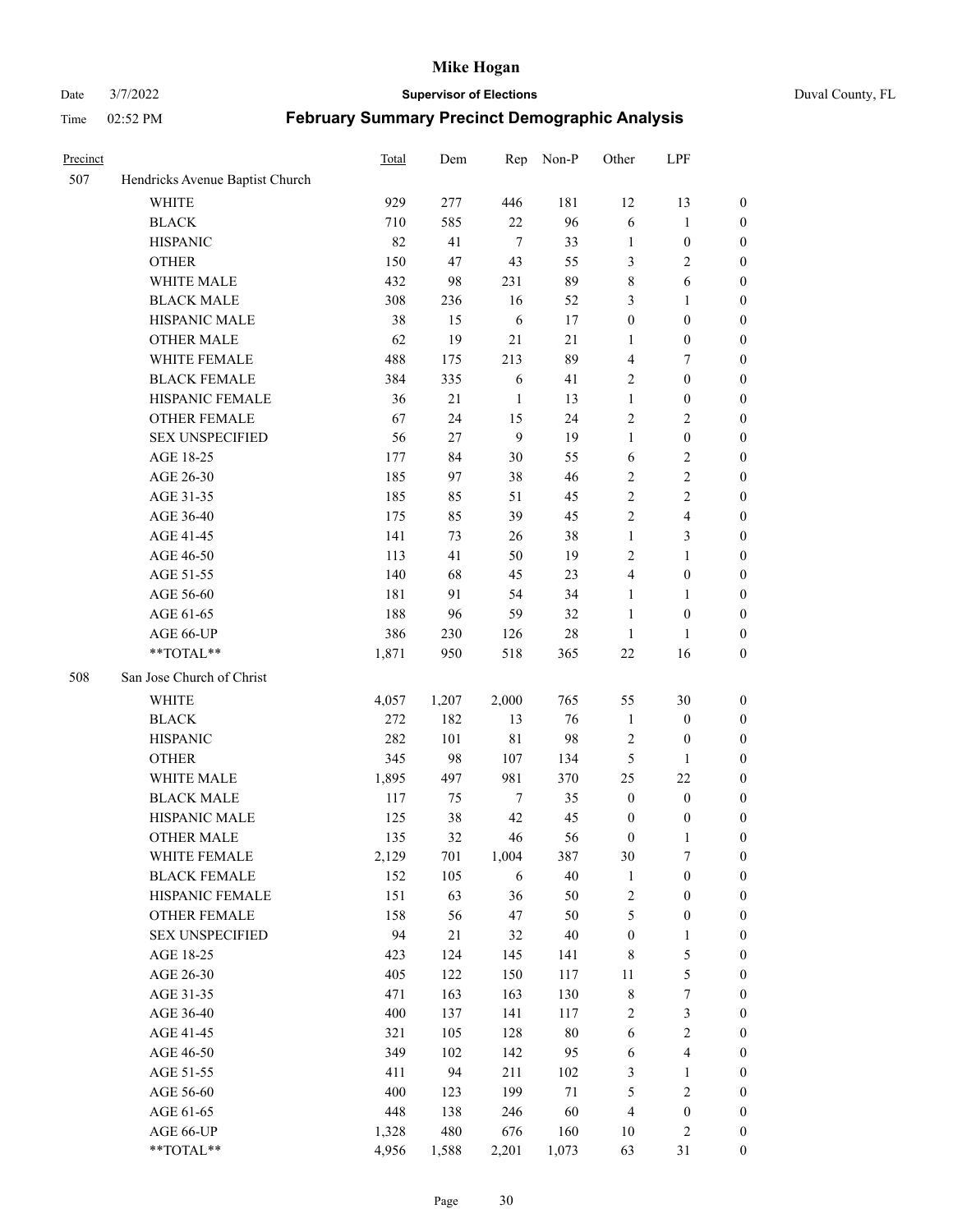| Precinct | | Total | Dem | Rep | Non-P | Other | LPF | |
|---|---|---|---|---|---|---|---|---|
| 507 | Hendricks Avenue Baptist Church | | | | | | | |
| | WHITE | 929 | 277 | 446 | 181 | 12 | 13 | 0 |
| | BLACK | 710 | 585 | 22 | 96 | 6 | 1 | 0 |
| | HISPANIC | 82 | 41 | 7 | 33 | 1 | 0 | 0 |
| | OTHER | 150 | 47 | 43 | 55 | 3 | 2 | 0 |
| | WHITE MALE | 432 | 98 | 231 | 89 | 8 | 6 | 0 |
| | BLACK MALE | 308 | 236 | 16 | 52 | 3 | 1 | 0 |
| | HISPANIC MALE | 38 | 15 | 6 | 17 | 0 | 0 | 0 |
| | OTHER MALE | 62 | 19 | 21 | 21 | 1 | 0 | 0 |
| | WHITE FEMALE | 488 | 175 | 213 | 89 | 4 | 7 | 0 |
| | BLACK FEMALE | 384 | 335 | 6 | 41 | 2 | 0 | 0 |
| | HISPANIC FEMALE | 36 | 21 | 1 | 13 | 1 | 0 | 0 |
| | OTHER FEMALE | 67 | 24 | 15 | 24 | 2 | 2 | 0 |
| | SEX UNSPECIFIED | 56 | 27 | 9 | 19 | 1 | 0 | 0 |
| | AGE 18-25 | 177 | 84 | 30 | 55 | 6 | 2 | 0 |
| | AGE 26-30 | 185 | 97 | 38 | 46 | 2 | 2 | 0 |
| | AGE 31-35 | 185 | 85 | 51 | 45 | 2 | 2 | 0 |
| | AGE 36-40 | 175 | 85 | 39 | 45 | 2 | 4 | 0 |
| | AGE 41-45 | 141 | 73 | 26 | 38 | 1 | 3 | 0 |
| | AGE 46-50 | 113 | 41 | 50 | 19 | 2 | 1 | 0 |
| | AGE 51-55 | 140 | 68 | 45 | 23 | 4 | 0 | 0 |
| | AGE 56-60 | 181 | 91 | 54 | 34 | 1 | 1 | 0 |
| | AGE 61-65 | 188 | 96 | 59 | 32 | 1 | 0 | 0 |
| | AGE 66-UP | 386 | 230 | 126 | 28 | 1 | 1 | 0 |
| | **TOTAL** | 1,871 | 950 | 518 | 365 | 22 | 16 | 0 |
| 508 | San Jose Church of Christ | | | | | | | |
| | WHITE | 4,057 | 1,207 | 2,000 | 765 | 55 | 30 | 0 |
| | BLACK | 272 | 182 | 13 | 76 | 1 | 0 | 0 |
| | HISPANIC | 282 | 101 | 81 | 98 | 2 | 0 | 0 |
| | OTHER | 345 | 98 | 107 | 134 | 5 | 1 | 0 |
| | WHITE MALE | 1,895 | 497 | 981 | 370 | 25 | 22 | 0 |
| | BLACK MALE | 117 | 75 | 7 | 35 | 0 | 0 | 0 |
| | HISPANIC MALE | 125 | 38 | 42 | 45 | 0 | 0 | 0 |
| | OTHER MALE | 135 | 32 | 46 | 56 | 0 | 1 | 0 |
| | WHITE FEMALE | 2,129 | 701 | 1,004 | 387 | 30 | 7 | 0 |
| | BLACK FEMALE | 152 | 105 | 6 | 40 | 1 | 0 | 0 |
| | HISPANIC FEMALE | 151 | 63 | 36 | 50 | 2 | 0 | 0 |
| | OTHER FEMALE | 158 | 56 | 47 | 50 | 5 | 0 | 0 |
| | SEX UNSPECIFIED | 94 | 21 | 32 | 40 | 0 | 1 | 0 |
| | AGE 18-25 | 423 | 124 | 145 | 141 | 8 | 5 | 0 |
| | AGE 26-30 | 405 | 122 | 150 | 117 | 11 | 5 | 0 |
| | AGE 31-35 | 471 | 163 | 163 | 130 | 8 | 7 | 0 |
| | AGE 36-40 | 400 | 137 | 141 | 117 | 2 | 3 | 0 |
| | AGE 41-45 | 321 | 105 | 128 | 80 | 6 | 2 | 0 |
| | AGE 46-50 | 349 | 102 | 142 | 95 | 6 | 4 | 0 |
| | AGE 51-55 | 411 | 94 | 211 | 102 | 3 | 1 | 0 |
| | AGE 56-60 | 400 | 123 | 199 | 71 | 5 | 2 | 0 |
| | AGE 61-65 | 448 | 138 | 246 | 60 | 4 | 0 | 0 |
| | AGE 66-UP | 1,328 | 480 | 676 | 160 | 10 | 2 | 0 |
| | **TOTAL** | 4,956 | 1,588 | 2,201 | 1,073 | 63 | 31 | 0 |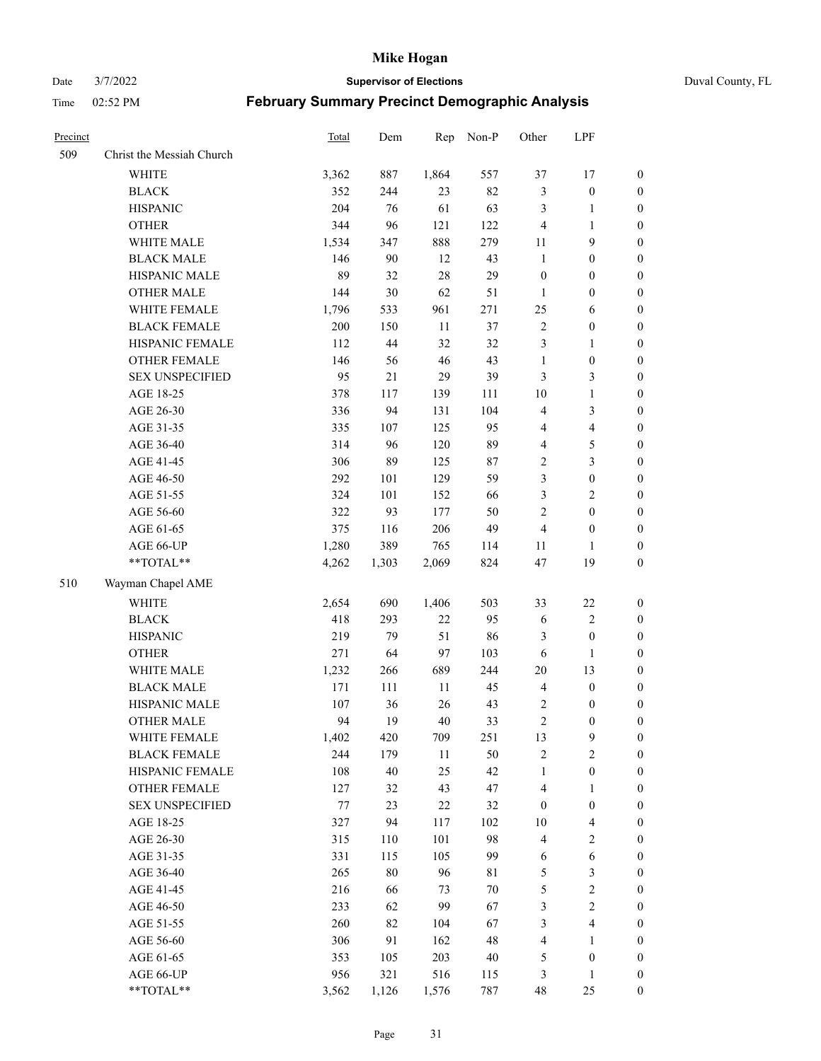# Mike Hogan

Date 3/7/2022 **Supervisor of Elections** Duval County, FL

Time 02:52 PM **February Summary Precinct Demographic Analysis**

| Precinct | | Total | Dem | Rep | Non-P | Other | LPF | |
|---|---|---|---|---|---|---|---|---|
| 509 | Christ the Messiah Church | | | | | | | |
| | WHITE | 3,362 | 887 | 1,864 | 557 | 37 | 17 | 0 |
| | BLACK | 352 | 244 | 23 | 82 | 3 | 0 | 0 |
| | HISPANIC | 204 | 76 | 61 | 63 | 3 | 1 | 0 |
| | OTHER | 344 | 96 | 121 | 122 | 4 | 1 | 0 |
| | WHITE MALE | 1,534 | 347 | 888 | 279 | 11 | 9 | 0 |
| | BLACK MALE | 146 | 90 | 12 | 43 | 1 | 0 | 0 |
| | HISPANIC MALE | 89 | 32 | 28 | 29 | 0 | 0 | 0 |
| | OTHER MALE | 144 | 30 | 62 | 51 | 1 | 0 | 0 |
| | WHITE FEMALE | 1,796 | 533 | 961 | 271 | 25 | 6 | 0 |
| | BLACK FEMALE | 200 | 150 | 11 | 37 | 2 | 0 | 0 |
| | HISPANIC FEMALE | 112 | 44 | 32 | 32 | 3 | 1 | 0 |
| | OTHER FEMALE | 146 | 56 | 46 | 43 | 1 | 0 | 0 |
| | SEX UNSPECIFIED | 95 | 21 | 29 | 39 | 3 | 3 | 0 |
| | AGE 18-25 | 378 | 117 | 139 | 111 | 10 | 1 | 0 |
| | AGE 26-30 | 336 | 94 | 131 | 104 | 4 | 3 | 0 |
| | AGE 31-35 | 335 | 107 | 125 | 95 | 4 | 4 | 0 |
| | AGE 36-40 | 314 | 96 | 120 | 89 | 4 | 5 | 0 |
| | AGE 41-45 | 306 | 89 | 125 | 87 | 2 | 3 | 0 |
| | AGE 46-50 | 292 | 101 | 129 | 59 | 3 | 0 | 0 |
| | AGE 51-55 | 324 | 101 | 152 | 66 | 3 | 2 | 0 |
| | AGE 56-60 | 322 | 93 | 177 | 50 | 2 | 0 | 0 |
| | AGE 61-65 | 375 | 116 | 206 | 49 | 4 | 0 | 0 |
| | AGE 66-UP | 1,280 | 389 | 765 | 114 | 11 | 1 | 0 |
| | **TOTAL** | 4,262 | 1,303 | 2,069 | 824 | 47 | 19 | 0 |
| 510 | Wayman Chapel AME | | | | | | | |
| | WHITE | 2,654 | 690 | 1,406 | 503 | 33 | 22 | 0 |
| | BLACK | 418 | 293 | 22 | 95 | 6 | 2 | 0 |
| | HISPANIC | 219 | 79 | 51 | 86 | 3 | 0 | 0 |
| | OTHER | 271 | 64 | 97 | 103 | 6 | 1 | 0 |
| | WHITE MALE | 1,232 | 266 | 689 | 244 | 20 | 13 | 0 |
| | BLACK MALE | 171 | 111 | 11 | 45 | 4 | 0 | 0 |
| | HISPANIC MALE | 107 | 36 | 26 | 43 | 2 | 0 | 0 |
| | OTHER MALE | 94 | 19 | 40 | 33 | 2 | 0 | 0 |
| | WHITE FEMALE | 1,402 | 420 | 709 | 251 | 13 | 9 | 0 |
| | BLACK FEMALE | 244 | 179 | 11 | 50 | 2 | 2 | 0 |
| | HISPANIC FEMALE | 108 | 40 | 25 | 42 | 1 | 0 | 0 |
| | OTHER FEMALE | 127 | 32 | 43 | 47 | 4 | 1 | 0 |
| | SEX UNSPECIFIED | 77 | 23 | 22 | 32 | 0 | 0 | 0 |
| | AGE 18-25 | 327 | 94 | 117 | 102 | 10 | 4 | 0 |
| | AGE 26-30 | 315 | 110 | 101 | 98 | 4 | 2 | 0 |
| | AGE 31-35 | 331 | 115 | 105 | 99 | 6 | 6 | 0 |
| | AGE 36-40 | 265 | 80 | 96 | 81 | 5 | 3 | 0 |
| | AGE 41-45 | 216 | 66 | 73 | 70 | 5 | 2 | 0 |
| | AGE 46-50 | 233 | 62 | 99 | 67 | 3 | 2 | 0 |
| | AGE 51-55 | 260 | 82 | 104 | 67 | 3 | 4 | 0 |
| | AGE 56-60 | 306 | 91 | 162 | 48 | 4 | 1 | 0 |
| | AGE 61-65 | 353 | 105 | 203 | 40 | 5 | 0 | 0 |
| | AGE 66-UP | 956 | 321 | 516 | 115 | 3 | 1 | 0 |
| | **TOTAL** | 3,562 | 1,126 | 1,576 | 787 | 48 | 25 | 0 |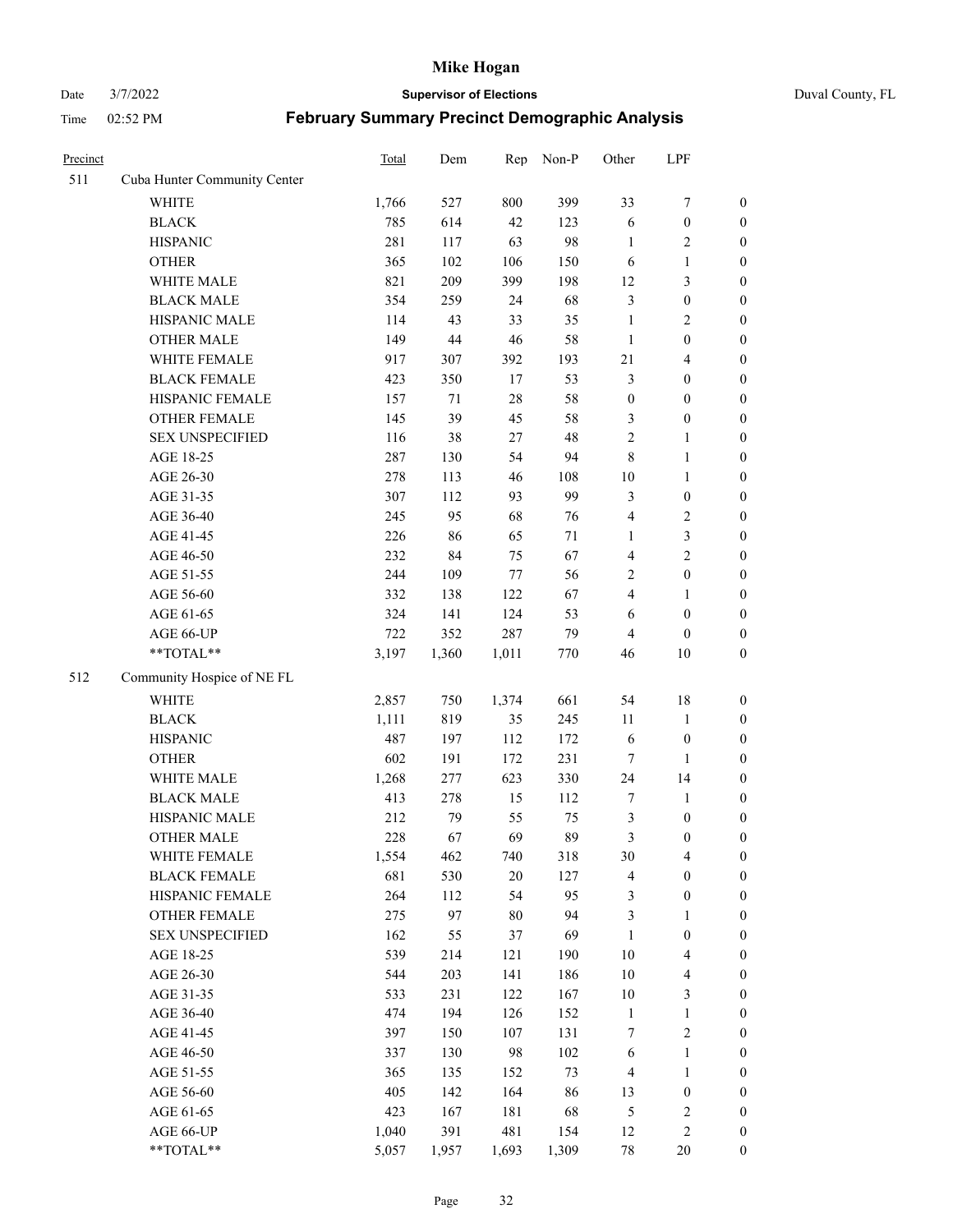# Mike Hogan

Date 3/7/2022 **Supervisor of Elections** Duval County, FL

Time 02:52 PM **February Summary Precinct Demographic Analysis**

| Precinct | | Total | Dem | Rep | Non-P | Other | LPF | |
|---|---|---|---|---|---|---|---|---|
| 511 | Cuba Hunter Community Center | | | | | | | |
| | WHITE | 1,766 | 527 | 800 | 399 | 33 | 7 | 0 |
| | BLACK | 785 | 614 | 42 | 123 | 6 | 0 | 0 |
| | HISPANIC | 281 | 117 | 63 | 98 | 1 | 2 | 0 |
| | OTHER | 365 | 102 | 106 | 150 | 6 | 1 | 0 |
| | WHITE MALE | 821 | 209 | 399 | 198 | 12 | 3 | 0 |
| | BLACK MALE | 354 | 259 | 24 | 68 | 3 | 0 | 0 |
| | HISPANIC MALE | 114 | 43 | 33 | 35 | 1 | 2 | 0 |
| | OTHER MALE | 149 | 44 | 46 | 58 | 1 | 0 | 0 |
| | WHITE FEMALE | 917 | 307 | 392 | 193 | 21 | 4 | 0 |
| | BLACK FEMALE | 423 | 350 | 17 | 53 | 3 | 0 | 0 |
| | HISPANIC FEMALE | 157 | 71 | 28 | 58 | 0 | 0 | 0 |
| | OTHER FEMALE | 145 | 39 | 45 | 58 | 3 | 0 | 0 |
| | SEX UNSPECIFIED | 116 | 38 | 27 | 48 | 2 | 1 | 0 |
| | AGE 18-25 | 287 | 130 | 54 | 94 | 8 | 1 | 0 |
| | AGE 26-30 | 278 | 113 | 46 | 108 | 10 | 1 | 0 |
| | AGE 31-35 | 307 | 112 | 93 | 99 | 3 | 0 | 0 |
| | AGE 36-40 | 245 | 95 | 68 | 76 | 4 | 2 | 0 |
| | AGE 41-45 | 226 | 86 | 65 | 71 | 1 | 3 | 0 |
| | AGE 46-50 | 232 | 84 | 75 | 67 | 4 | 2 | 0 |
| | AGE 51-55 | 244 | 109 | 77 | 56 | 2 | 0 | 0 |
| | AGE 56-60 | 332 | 138 | 122 | 67 | 4 | 1 | 0 |
| | AGE 61-65 | 324 | 141 | 124 | 53 | 6 | 0 | 0 |
| | AGE 66-UP | 722 | 352 | 287 | 79 | 4 | 0 | 0 |
| | **TOTAL** | 3,197 | 1,360 | 1,011 | 770 | 46 | 10 | 0 |
| 512 | Community Hospice of NE FL | | | | | | | |
| | WHITE | 2,857 | 750 | 1,374 | 661 | 54 | 18 | 0 |
| | BLACK | 1,111 | 819 | 35 | 245 | 11 | 1 | 0 |
| | HISPANIC | 487 | 197 | 112 | 172 | 6 | 0 | 0 |
| | OTHER | 602 | 191 | 172 | 231 | 7 | 1 | 0 |
| | WHITE MALE | 1,268 | 277 | 623 | 330 | 24 | 14 | 0 |
| | BLACK MALE | 413 | 278 | 15 | 112 | 7 | 1 | 0 |
| | HISPANIC MALE | 212 | 79 | 55 | 75 | 3 | 0 | 0 |
| | OTHER MALE | 228 | 67 | 69 | 89 | 3 | 0 | 0 |
| | WHITE FEMALE | 1,554 | 462 | 740 | 318 | 30 | 4 | 0 |
| | BLACK FEMALE | 681 | 530 | 20 | 127 | 4 | 0 | 0 |
| | HISPANIC FEMALE | 264 | 112 | 54 | 95 | 3 | 0 | 0 |
| | OTHER FEMALE | 275 | 97 | 80 | 94 | 3 | 1 | 0 |
| | SEX UNSPECIFIED | 162 | 55 | 37 | 69 | 1 | 0 | 0 |
| | AGE 18-25 | 539 | 214 | 121 | 190 | 10 | 4 | 0 |
| | AGE 26-30 | 544 | 203 | 141 | 186 | 10 | 4 | 0 |
| | AGE 31-35 | 533 | 231 | 122 | 167 | 10 | 3 | 0 |
| | AGE 36-40 | 474 | 194 | 126 | 152 | 1 | 1 | 0 |
| | AGE 41-45 | 397 | 150 | 107 | 131 | 7 | 2 | 0 |
| | AGE 46-50 | 337 | 130 | 98 | 102 | 6 | 1 | 0 |
| | AGE 51-55 | 365 | 135 | 152 | 73 | 4 | 1 | 0 |
| | AGE 56-60 | 405 | 142 | 164 | 86 | 13 | 0 | 0 |
| | AGE 61-65 | 423 | 167 | 181 | 68 | 5 | 2 | 0 |
| | AGE 66-UP | 1,040 | 391 | 481 | 154 | 12 | 2 | 0 |
| | **TOTAL** | 5,057 | 1,957 | 1,693 | 1,309 | 78 | 20 | 0 |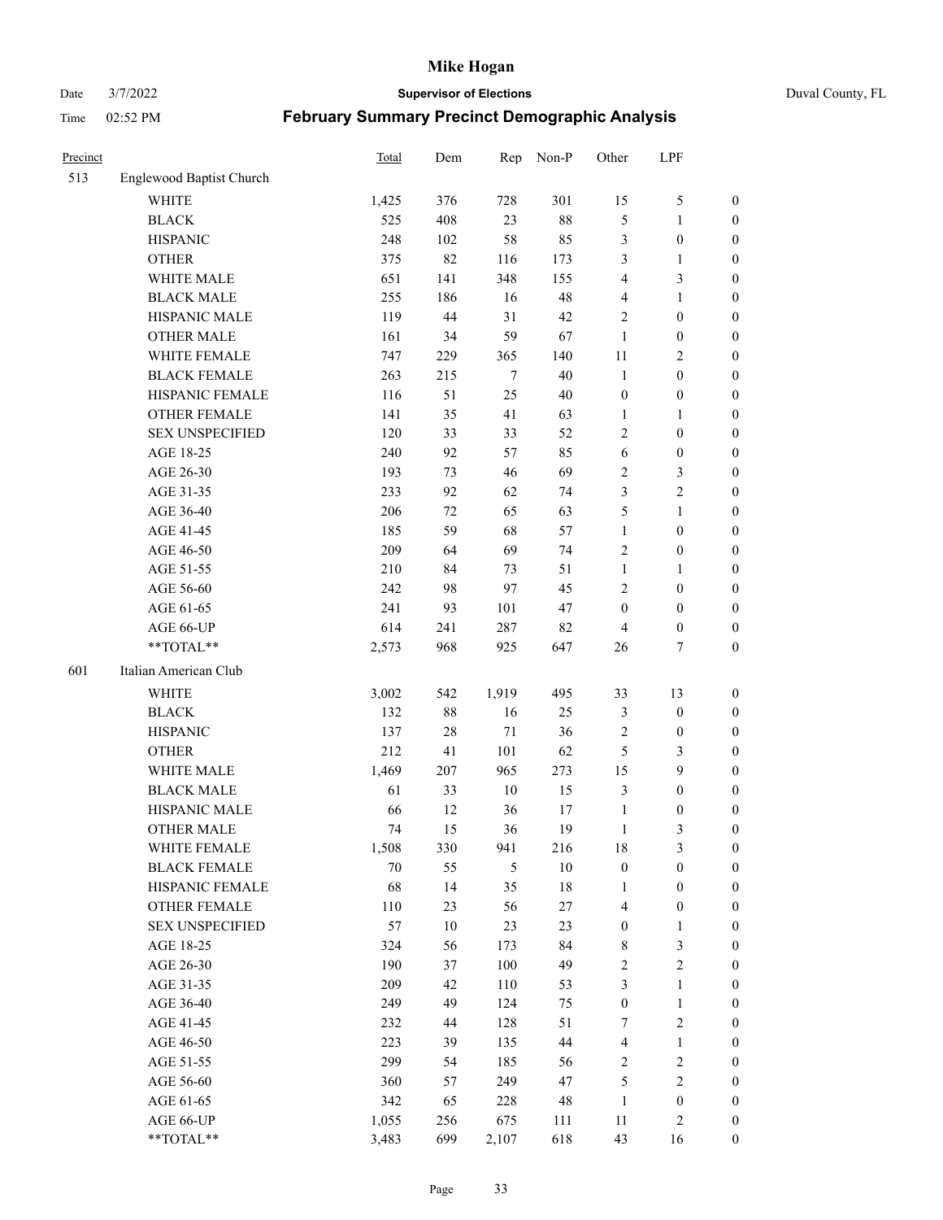# Mike Hogan

Date 3/7/2022 — **Supervisor of Elections** — Duval County, FL

Time 02:52 PM — **February Summary Precinct Demographic Analysis**

| Precinct | | Total | Dem | Rep | Non-P | Other | LPF | |
|---|---|---|---|---|---|---|---|---|
| 513 | Englewood Baptist Church | | | | | | | |
| | WHITE | 1,425 | 376 | 728 | 301 | 15 | 5 | 0 |
| | BLACK | 525 | 408 | 23 | 88 | 5 | 1 | 0 |
| | HISPANIC | 248 | 102 | 58 | 85 | 3 | 0 | 0 |
| | OTHER | 375 | 82 | 116 | 173 | 3 | 1 | 0 |
| | WHITE MALE | 651 | 141 | 348 | 155 | 4 | 3 | 0 |
| | BLACK MALE | 255 | 186 | 16 | 48 | 4 | 1 | 0 |
| | HISPANIC MALE | 119 | 44 | 31 | 42 | 2 | 0 | 0 |
| | OTHER MALE | 161 | 34 | 59 | 67 | 1 | 0 | 0 |
| | WHITE FEMALE | 747 | 229 | 365 | 140 | 11 | 2 | 0 |
| | BLACK FEMALE | 263 | 215 | 7 | 40 | 1 | 0 | 0 |
| | HISPANIC FEMALE | 116 | 51 | 25 | 40 | 0 | 0 | 0 |
| | OTHER FEMALE | 141 | 35 | 41 | 63 | 1 | 1 | 0 |
| | SEX UNSPECIFIED | 120 | 33 | 33 | 52 | 2 | 0 | 0 |
| | AGE 18-25 | 240 | 92 | 57 | 85 | 6 | 0 | 0 |
| | AGE 26-30 | 193 | 73 | 46 | 69 | 2 | 3 | 0 |
| | AGE 31-35 | 233 | 92 | 62 | 74 | 3 | 2 | 0 |
| | AGE 36-40 | 206 | 72 | 65 | 63 | 5 | 1 | 0 |
| | AGE 41-45 | 185 | 59 | 68 | 57 | 1 | 0 | 0 |
| | AGE 46-50 | 209 | 64 | 69 | 74 | 2 | 0 | 0 |
| | AGE 51-55 | 210 | 84 | 73 | 51 | 1 | 1 | 0 |
| | AGE 56-60 | 242 | 98 | 97 | 45 | 2 | 0 | 0 |
| | AGE 61-65 | 241 | 93 | 101 | 47 | 0 | 0 | 0 |
| | AGE 66-UP | 614 | 241 | 287 | 82 | 4 | 0 | 0 |
| | **TOTAL** | 2,573 | 968 | 925 | 647 | 26 | 7 | 0 |
| 601 | Italian American Club | | | | | | | |
| | WHITE | 3,002 | 542 | 1,919 | 495 | 33 | 13 | 0 |
| | BLACK | 132 | 88 | 16 | 25 | 3 | 0 | 0 |
| | HISPANIC | 137 | 28 | 71 | 36 | 2 | 0 | 0 |
| | OTHER | 212 | 41 | 101 | 62 | 5 | 3 | 0 |
| | WHITE MALE | 1,469 | 207 | 965 | 273 | 15 | 9 | 0 |
| | BLACK MALE | 61 | 33 | 10 | 15 | 3 | 0 | 0 |
| | HISPANIC MALE | 66 | 12 | 36 | 17 | 1 | 0 | 0 |
| | OTHER MALE | 74 | 15 | 36 | 19 | 1 | 3 | 0 |
| | WHITE FEMALE | 1,508 | 330 | 941 | 216 | 18 | 3 | 0 |
| | BLACK FEMALE | 70 | 55 | 5 | 10 | 0 | 0 | 0 |
| | HISPANIC FEMALE | 68 | 14 | 35 | 18 | 1 | 0 | 0 |
| | OTHER FEMALE | 110 | 23 | 56 | 27 | 4 | 0 | 0 |
| | SEX UNSPECIFIED | 57 | 10 | 23 | 23 | 0 | 1 | 0 |
| | AGE 18-25 | 324 | 56 | 173 | 84 | 8 | 3 | 0 |
| | AGE 26-30 | 190 | 37 | 100 | 49 | 2 | 2 | 0 |
| | AGE 31-35 | 209 | 42 | 110 | 53 | 3 | 1 | 0 |
| | AGE 36-40 | 249 | 49 | 124 | 75 | 0 | 1 | 0 |
| | AGE 41-45 | 232 | 44 | 128 | 51 | 7 | 2 | 0 |
| | AGE 46-50 | 223 | 39 | 135 | 44 | 4 | 1 | 0 |
| | AGE 51-55 | 299 | 54 | 185 | 56 | 2 | 2 | 0 |
| | AGE 56-60 | 360 | 57 | 249 | 47 | 5 | 2 | 0 |
| | AGE 61-65 | 342 | 65 | 228 | 48 | 1 | 0 | 0 |
| | AGE 66-UP | 1,055 | 256 | 675 | 111 | 11 | 2 | 0 |
| | **TOTAL** | 3,483 | 699 | 2,107 | 618 | 43 | 16 | 0 |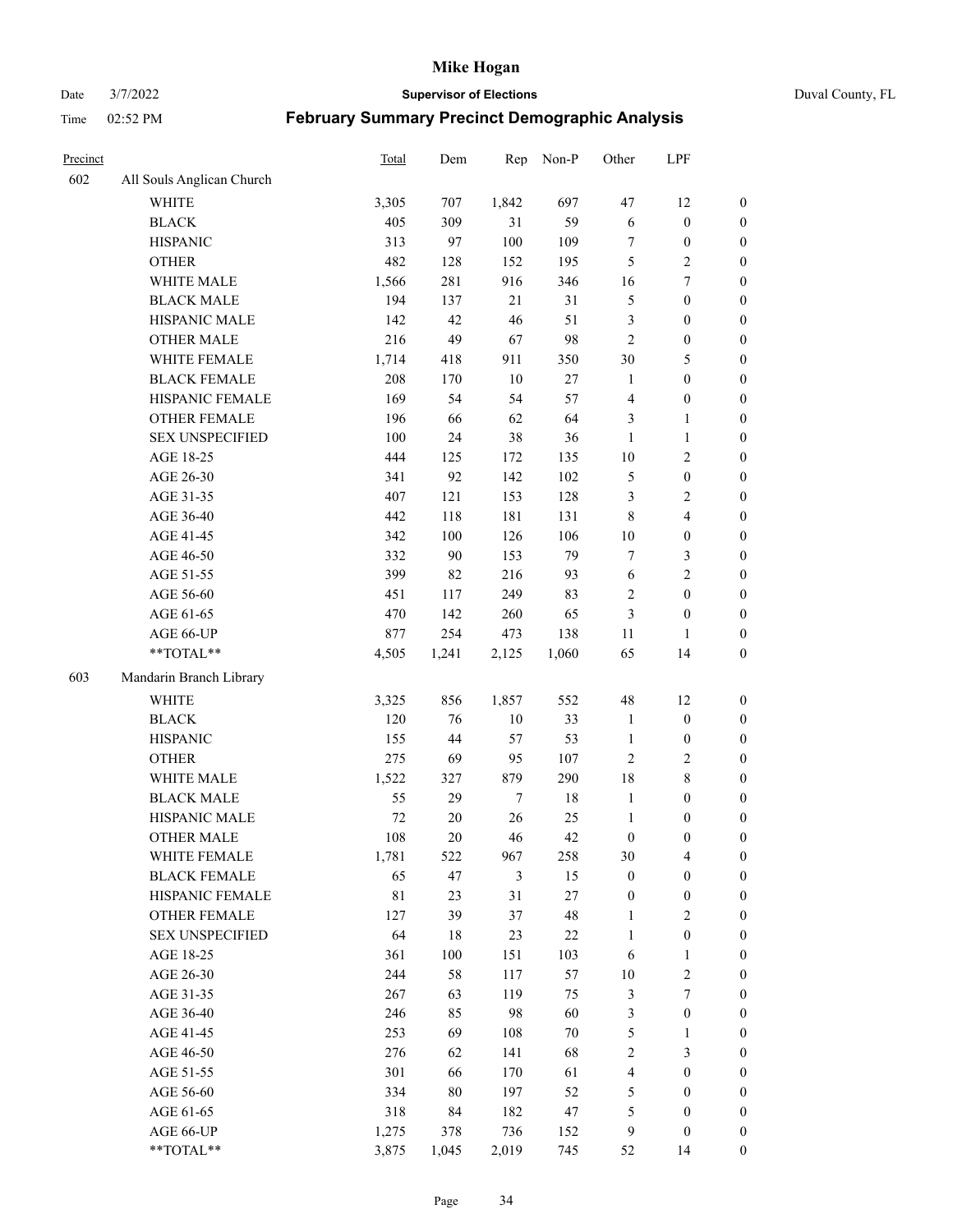# Mike Hogan

Date 3/7/2022 **Supervisor of Elections** Duval County, FL

Time 02:52 PM **February Summary Precinct Demographic Analysis**

| Precinct | | Total | Dem | Rep | Non-P | Other | LPF | |
|---|---|---|---|---|---|---|---|---|
| 602 | All Souls Anglican Church | | | | | | | |
| | WHITE | 3,305 | 707 | 1,842 | 697 | 47 | 12 | 0 |
| | BLACK | 405 | 309 | 31 | 59 | 6 | 0 | 0 |
| | HISPANIC | 313 | 97 | 100 | 109 | 7 | 0 | 0 |
| | OTHER | 482 | 128 | 152 | 195 | 5 | 2 | 0 |
| | WHITE MALE | 1,566 | 281 | 916 | 346 | 16 | 7 | 0 |
| | BLACK MALE | 194 | 137 | 21 | 31 | 5 | 0 | 0 |
| | HISPANIC MALE | 142 | 42 | 46 | 51 | 3 | 0 | 0 |
| | OTHER MALE | 216 | 49 | 67 | 98 | 2 | 0 | 0 |
| | WHITE FEMALE | 1,714 | 418 | 911 | 350 | 30 | 5 | 0 |
| | BLACK FEMALE | 208 | 170 | 10 | 27 | 1 | 0 | 0 |
| | HISPANIC FEMALE | 169 | 54 | 54 | 57 | 4 | 0 | 0 |
| | OTHER FEMALE | 196 | 66 | 62 | 64 | 3 | 1 | 0 |
| | SEX UNSPECIFIED | 100 | 24 | 38 | 36 | 1 | 1 | 0 |
| | AGE 18-25 | 444 | 125 | 172 | 135 | 10 | 2 | 0 |
| | AGE 26-30 | 341 | 92 | 142 | 102 | 5 | 0 | 0 |
| | AGE 31-35 | 407 | 121 | 153 | 128 | 3 | 2 | 0 |
| | AGE 36-40 | 442 | 118 | 181 | 131 | 8 | 4 | 0 |
| | AGE 41-45 | 342 | 100 | 126 | 106 | 10 | 0 | 0 |
| | AGE 46-50 | 332 | 90 | 153 | 79 | 7 | 3 | 0 |
| | AGE 51-55 | 399 | 82 | 216 | 93 | 6 | 2 | 0 |
| | AGE 56-60 | 451 | 117 | 249 | 83 | 2 | 0 | 0 |
| | AGE 61-65 | 470 | 142 | 260 | 65 | 3 | 0 | 0 |
| | AGE 66-UP | 877 | 254 | 473 | 138 | 11 | 1 | 0 |
| | **TOTAL** | 4,505 | 1,241 | 2,125 | 1,060 | 65 | 14 | 0 |
| 603 | Mandarin Branch Library | | | | | | | |
| | WHITE | 3,325 | 856 | 1,857 | 552 | 48 | 12 | 0 |
| | BLACK | 120 | 76 | 10 | 33 | 1 | 0 | 0 |
| | HISPANIC | 155 | 44 | 57 | 53 | 1 | 0 | 0 |
| | OTHER | 275 | 69 | 95 | 107 | 2 | 2 | 0 |
| | WHITE MALE | 1,522 | 327 | 879 | 290 | 18 | 8 | 0 |
| | BLACK MALE | 55 | 29 | 7 | 18 | 1 | 0 | 0 |
| | HISPANIC MALE | 72 | 20 | 26 | 25 | 1 | 0 | 0 |
| | OTHER MALE | 108 | 20 | 46 | 42 | 0 | 0 | 0 |
| | WHITE FEMALE | 1,781 | 522 | 967 | 258 | 30 | 4 | 0 |
| | BLACK FEMALE | 65 | 47 | 3 | 15 | 0 | 0 | 0 |
| | HISPANIC FEMALE | 81 | 23 | 31 | 27 | 0 | 0 | 0 |
| | OTHER FEMALE | 127 | 39 | 37 | 48 | 1 | 2 | 0 |
| | SEX UNSPECIFIED | 64 | 18 | 23 | 22 | 1 | 0 | 0 |
| | AGE 18-25 | 361 | 100 | 151 | 103 | 6 | 1 | 0 |
| | AGE 26-30 | 244 | 58 | 117 | 57 | 10 | 2 | 0 |
| | AGE 31-35 | 267 | 63 | 119 | 75 | 3 | 7 | 0 |
| | AGE 36-40 | 246 | 85 | 98 | 60 | 3 | 0 | 0 |
| | AGE 41-45 | 253 | 69 | 108 | 70 | 5 | 1 | 0 |
| | AGE 46-50 | 276 | 62 | 141 | 68 | 2 | 3 | 0 |
| | AGE 51-55 | 301 | 66 | 170 | 61 | 4 | 0 | 0 |
| | AGE 56-60 | 334 | 80 | 197 | 52 | 5 | 0 | 0 |
| | AGE 61-65 | 318 | 84 | 182 | 47 | 5 | 0 | 0 |
| | AGE 66-UP | 1,275 | 378 | 736 | 152 | 9 | 0 | 0 |
| | **TOTAL** | 3,875 | 1,045 | 2,019 | 745 | 52 | 14 | 0 |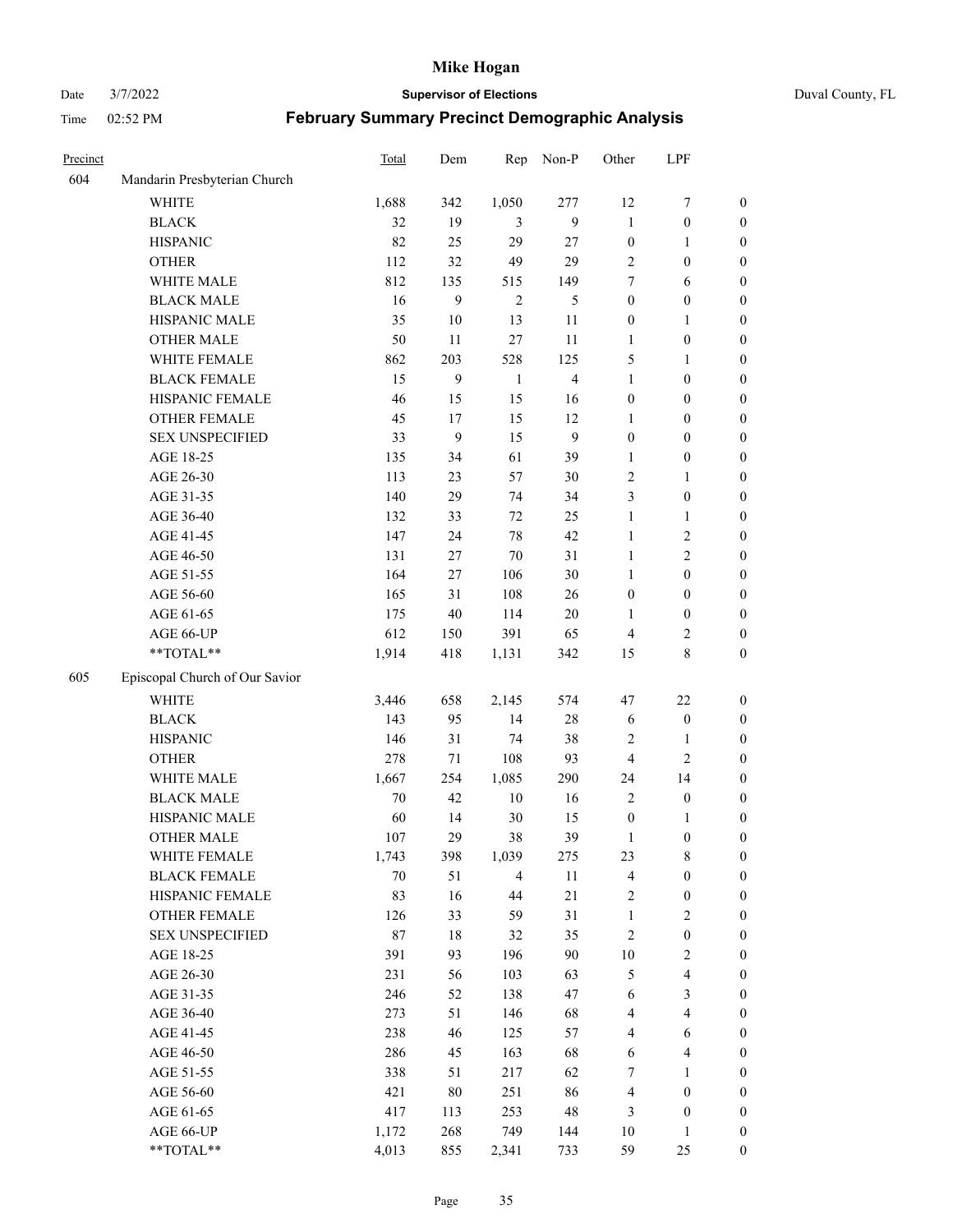| Precinct | | Total | Dem | Rep | Non-P | Other | LPF | |
|---|---|---|---|---|---|---|---|---|
| 604 | Mandarin Presbyterian Church | | | | | | | |
| | WHITE | 1,688 | 342 | 1,050 | 277 | 12 | 7 | 0 |
| | BLACK | 32 | 19 | 3 | 9 | 1 | 0 | 0 |
| | HISPANIC | 82 | 25 | 29 | 27 | 0 | 1 | 0 |
| | OTHER | 112 | 32 | 49 | 29 | 2 | 0 | 0 |
| | WHITE MALE | 812 | 135 | 515 | 149 | 7 | 6 | 0 |
| | BLACK MALE | 16 | 9 | 2 | 5 | 0 | 0 | 0 |
| | HISPANIC MALE | 35 | 10 | 13 | 11 | 0 | 1 | 0 |
| | OTHER MALE | 50 | 11 | 27 | 11 | 1 | 0 | 0 |
| | WHITE FEMALE | 862 | 203 | 528 | 125 | 5 | 1 | 0 |
| | BLACK FEMALE | 15 | 9 | 1 | 4 | 1 | 0 | 0 |
| | HISPANIC FEMALE | 46 | 15 | 15 | 16 | 0 | 0 | 0 |
| | OTHER FEMALE | 45 | 17 | 15 | 12 | 1 | 0 | 0 |
| | SEX UNSPECIFIED | 33 | 9 | 15 | 9 | 0 | 0 | 0 |
| | AGE 18-25 | 135 | 34 | 61 | 39 | 1 | 0 | 0 |
| | AGE 26-30 | 113 | 23 | 57 | 30 | 2 | 1 | 0 |
| | AGE 31-35 | 140 | 29 | 74 | 34 | 3 | 0 | 0 |
| | AGE 36-40 | 132 | 33 | 72 | 25 | 1 | 1 | 0 |
| | AGE 41-45 | 147 | 24 | 78 | 42 | 1 | 2 | 0 |
| | AGE 46-50 | 131 | 27 | 70 | 31 | 1 | 2 | 0 |
| | AGE 51-55 | 164 | 27 | 106 | 30 | 1 | 0 | 0 |
| | AGE 56-60 | 165 | 31 | 108 | 26 | 0 | 0 | 0 |
| | AGE 61-65 | 175 | 40 | 114 | 20 | 1 | 0 | 0 |
| | AGE 66-UP | 612 | 150 | 391 | 65 | 4 | 2 | 0 |
| | **TOTAL** | 1,914 | 418 | 1,131 | 342 | 15 | 8 | 0 |
| 605 | Episcopal Church of Our Savior | | | | | | | |
| | WHITE | 3,446 | 658 | 2,145 | 574 | 47 | 22 | 0 |
| | BLACK | 143 | 95 | 14 | 28 | 6 | 0 | 0 |
| | HISPANIC | 146 | 31 | 74 | 38 | 2 | 1 | 0 |
| | OTHER | 278 | 71 | 108 | 93 | 4 | 2 | 0 |
| | WHITE MALE | 1,667 | 254 | 1,085 | 290 | 24 | 14 | 0 |
| | BLACK MALE | 70 | 42 | 10 | 16 | 2 | 0 | 0 |
| | HISPANIC MALE | 60 | 14 | 30 | 15 | 0 | 1 | 0 |
| | OTHER MALE | 107 | 29 | 38 | 39 | 1 | 0 | 0 |
| | WHITE FEMALE | 1,743 | 398 | 1,039 | 275 | 23 | 8 | 0 |
| | BLACK FEMALE | 70 | 51 | 4 | 11 | 4 | 0 | 0 |
| | HISPANIC FEMALE | 83 | 16 | 44 | 21 | 2 | 0 | 0 |
| | OTHER FEMALE | 126 | 33 | 59 | 31 | 1 | 2 | 0 |
| | SEX UNSPECIFIED | 87 | 18 | 32 | 35 | 2 | 0 | 0 |
| | AGE 18-25 | 391 | 93 | 196 | 90 | 10 | 2 | 0 |
| | AGE 26-30 | 231 | 56 | 103 | 63 | 5 | 4 | 0 |
| | AGE 31-35 | 246 | 52 | 138 | 47 | 6 | 3 | 0 |
| | AGE 36-40 | 273 | 51 | 146 | 68 | 4 | 4 | 0 |
| | AGE 41-45 | 238 | 46 | 125 | 57 | 4 | 6 | 0 |
| | AGE 46-50 | 286 | 45 | 163 | 68 | 6 | 4 | 0 |
| | AGE 51-55 | 338 | 51 | 217 | 62 | 7 | 1 | 0 |
| | AGE 56-60 | 421 | 80 | 251 | 86 | 4 | 0 | 0 |
| | AGE 61-65 | 417 | 113 | 253 | 48 | 3 | 0 | 0 |
| | AGE 66-UP | 1,172 | 268 | 749 | 144 | 10 | 1 | 0 |
| | **TOTAL** | 4,013 | 855 | 2,341 | 733 | 59 | 25 | 0 |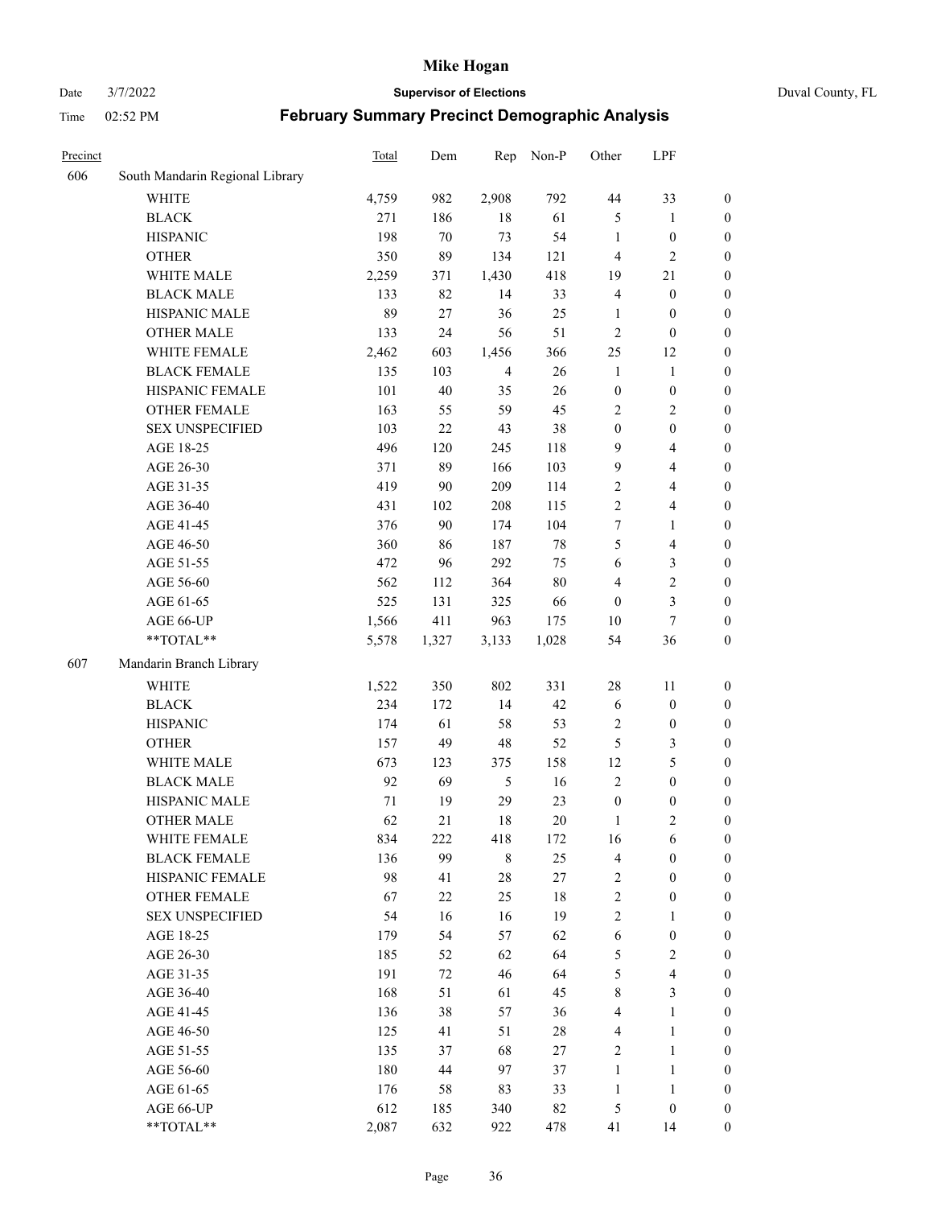# Mike Hogan

Date 3/7/2022 **Supervisor of Elections** Duval County, FL

Time 02:52 PM **February Summary Precinct Demographic Analysis**

| Precinct | | Total | Dem | Rep | Non-P | Other | LPF | |
|---|---|---|---|---|---|---|---|---|
| 606 | South Mandarin Regional Library | | | | | | | |
| | WHITE | 4,759 | 982 | 2,908 | 792 | 44 | 33 | 0 |
| | BLACK | 271 | 186 | 18 | 61 | 5 | 1 | 0 |
| | HISPANIC | 198 | 70 | 73 | 54 | 1 | 0 | 0 |
| | OTHER | 350 | 89 | 134 | 121 | 4 | 2 | 0 |
| | WHITE MALE | 2,259 | 371 | 1,430 | 418 | 19 | 21 | 0 |
| | BLACK MALE | 133 | 82 | 14 | 33 | 4 | 0 | 0 |
| | HISPANIC MALE | 89 | 27 | 36 | 25 | 1 | 0 | 0 |
| | OTHER MALE | 133 | 24 | 56 | 51 | 2 | 0 | 0 |
| | WHITE FEMALE | 2,462 | 603 | 1,456 | 366 | 25 | 12 | 0 |
| | BLACK FEMALE | 135 | 103 | 4 | 26 | 1 | 1 | 0 |
| | HISPANIC FEMALE | 101 | 40 | 35 | 26 | 0 | 0 | 0 |
| | OTHER FEMALE | 163 | 55 | 59 | 45 | 2 | 2 | 0 |
| | SEX UNSPECIFIED | 103 | 22 | 43 | 38 | 0 | 0 | 0 |
| | AGE 18-25 | 496 | 120 | 245 | 118 | 9 | 4 | 0 |
| | AGE 26-30 | 371 | 89 | 166 | 103 | 9 | 4 | 0 |
| | AGE 31-35 | 419 | 90 | 209 | 114 | 2 | 4 | 0 |
| | AGE 36-40 | 431 | 102 | 208 | 115 | 2 | 4 | 0 |
| | AGE 41-45 | 376 | 90 | 174 | 104 | 7 | 1 | 0 |
| | AGE 46-50 | 360 | 86 | 187 | 78 | 5 | 4 | 0 |
| | AGE 51-55 | 472 | 96 | 292 | 75 | 6 | 3 | 0 |
| | AGE 56-60 | 562 | 112 | 364 | 80 | 4 | 2 | 0 |
| | AGE 61-65 | 525 | 131 | 325 | 66 | 0 | 3 | 0 |
| | AGE 66-UP | 1,566 | 411 | 963 | 175 | 10 | 7 | 0 |
| | **TOTAL** | 5,578 | 1,327 | 3,133 | 1,028 | 54 | 36 | 0 |
| 607 | Mandarin Branch Library | | | | | | | |
| | WHITE | 1,522 | 350 | 802 | 331 | 28 | 11 | 0 |
| | BLACK | 234 | 172 | 14 | 42 | 6 | 0 | 0 |
| | HISPANIC | 174 | 61 | 58 | 53 | 2 | 0 | 0 |
| | OTHER | 157 | 49 | 48 | 52 | 5 | 3 | 0 |
| | WHITE MALE | 673 | 123 | 375 | 158 | 12 | 5 | 0 |
| | BLACK MALE | 92 | 69 | 5 | 16 | 2 | 0 | 0 |
| | HISPANIC MALE | 71 | 19 | 29 | 23 | 0 | 0 | 0 |
| | OTHER MALE | 62 | 21 | 18 | 20 | 1 | 2 | 0 |
| | WHITE FEMALE | 834 | 222 | 418 | 172 | 16 | 6 | 0 |
| | BLACK FEMALE | 136 | 99 | 8 | 25 | 4 | 0 | 0 |
| | HISPANIC FEMALE | 98 | 41 | 28 | 27 | 2 | 0 | 0 |
| | OTHER FEMALE | 67 | 22 | 25 | 18 | 2 | 0 | 0 |
| | SEX UNSPECIFIED | 54 | 16 | 16 | 19 | 2 | 1 | 0 |
| | AGE 18-25 | 179 | 54 | 57 | 62 | 6 | 0 | 0 |
| | AGE 26-30 | 185 | 52 | 62 | 64 | 5 | 2 | 0 |
| | AGE 31-35 | 191 | 72 | 46 | 64 | 5 | 4 | 0 |
| | AGE 36-40 | 168 | 51 | 61 | 45 | 8 | 3 | 0 |
| | AGE 41-45 | 136 | 38 | 57 | 36 | 4 | 1 | 0 |
| | AGE 46-50 | 125 | 41 | 51 | 28 | 4 | 1 | 0 |
| | AGE 51-55 | 135 | 37 | 68 | 27 | 2 | 1 | 0 |
| | AGE 56-60 | 180 | 44 | 97 | 37 | 1 | 1 | 0 |
| | AGE 61-65 | 176 | 58 | 83 | 33 | 1 | 1 | 0 |
| | AGE 66-UP | 612 | 185 | 340 | 82 | 5 | 0 | 0 |
| | **TOTAL** | 2,087 | 632 | 922 | 478 | 41 | 14 | 0 |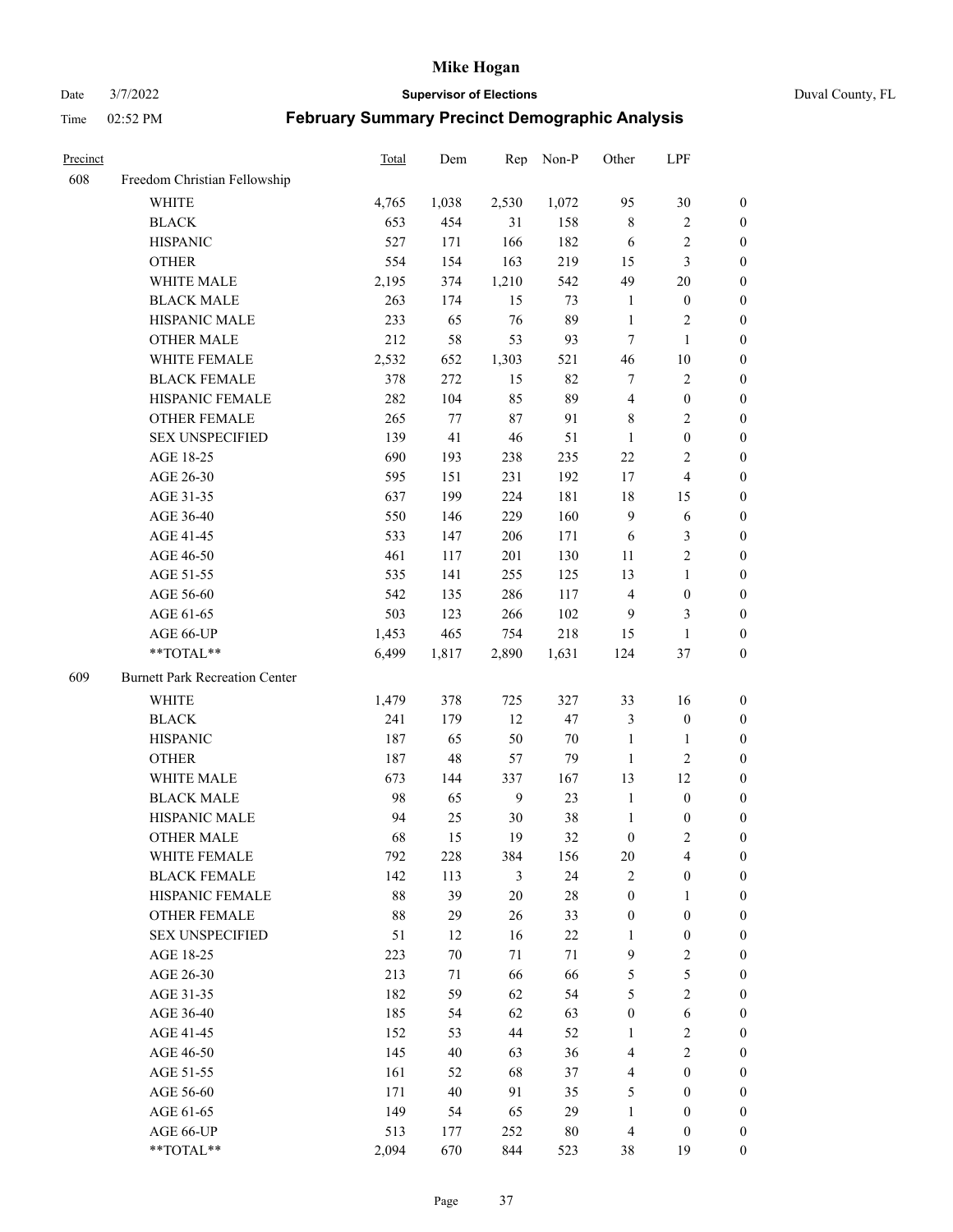# Mike Hogan

Date 3/7/2022 **Supervisor of Elections** Duval County, FL

Time 02:52 PM **February Summary Precinct Demographic Analysis**

| Precinct | | Total | Dem | Rep | Non-P | Other | LPF | |
|---|---|---|---|---|---|---|---|---|
| 608 | Freedom Christian Fellowship | | | | | | | |
| | WHITE | 4,765 | 1,038 | 2,530 | 1,072 | 95 | 30 | 0 |
| | BLACK | 653 | 454 | 31 | 158 | 8 | 2 | 0 |
| | HISPANIC | 527 | 171 | 166 | 182 | 6 | 2 | 0 |
| | OTHER | 554 | 154 | 163 | 219 | 15 | 3 | 0 |
| | WHITE MALE | 2,195 | 374 | 1,210 | 542 | 49 | 20 | 0 |
| | BLACK MALE | 263 | 174 | 15 | 73 | 1 | 0 | 0 |
| | HISPANIC MALE | 233 | 65 | 76 | 89 | 1 | 2 | 0 |
| | OTHER MALE | 212 | 58 | 53 | 93 | 7 | 1 | 0 |
| | WHITE FEMALE | 2,532 | 652 | 1,303 | 521 | 46 | 10 | 0 |
| | BLACK FEMALE | 378 | 272 | 15 | 82 | 7 | 2 | 0 |
| | HISPANIC FEMALE | 282 | 104 | 85 | 89 | 4 | 0 | 0 |
| | OTHER FEMALE | 265 | 77 | 87 | 91 | 8 | 2 | 0 |
| | SEX UNSPECIFIED | 139 | 41 | 46 | 51 | 1 | 0 | 0 |
| | AGE 18-25 | 690 | 193 | 238 | 235 | 22 | 2 | 0 |
| | AGE 26-30 | 595 | 151 | 231 | 192 | 17 | 4 | 0 |
| | AGE 31-35 | 637 | 199 | 224 | 181 | 18 | 15 | 0 |
| | AGE 36-40 | 550 | 146 | 229 | 160 | 9 | 6 | 0 |
| | AGE 41-45 | 533 | 147 | 206 | 171 | 6 | 3 | 0 |
| | AGE 46-50 | 461 | 117 | 201 | 130 | 11 | 2 | 0 |
| | AGE 51-55 | 535 | 141 | 255 | 125 | 13 | 1 | 0 |
| | AGE 56-60 | 542 | 135 | 286 | 117 | 4 | 0 | 0 |
| | AGE 61-65 | 503 | 123 | 266 | 102 | 9 | 3 | 0 |
| | AGE 66-UP | 1,453 | 465 | 754 | 218 | 15 | 1 | 0 |
| | **TOTAL** | 6,499 | 1,817 | 2,890 | 1,631 | 124 | 37 | 0 |
| 609 | Burnett Park Recreation Center | | | | | | | |
| | WHITE | 1,479 | 378 | 725 | 327 | 33 | 16 | 0 |
| | BLACK | 241 | 179 | 12 | 47 | 3 | 0 | 0 |
| | HISPANIC | 187 | 65 | 50 | 70 | 1 | 1 | 0 |
| | OTHER | 187 | 48 | 57 | 79 | 1 | 2 | 0 |
| | WHITE MALE | 673 | 144 | 337 | 167 | 13 | 12 | 0 |
| | BLACK MALE | 98 | 65 | 9 | 23 | 1 | 0 | 0 |
| | HISPANIC MALE | 94 | 25 | 30 | 38 | 1 | 0 | 0 |
| | OTHER MALE | 68 | 15 | 19 | 32 | 0 | 2 | 0 |
| | WHITE FEMALE | 792 | 228 | 384 | 156 | 20 | 4 | 0 |
| | BLACK FEMALE | 142 | 113 | 3 | 24 | 2 | 0 | 0 |
| | HISPANIC FEMALE | 88 | 39 | 20 | 28 | 0 | 1 | 0 |
| | OTHER FEMALE | 88 | 29 | 26 | 33 | 0 | 0 | 0 |
| | SEX UNSPECIFIED | 51 | 12 | 16 | 22 | 1 | 0 | 0 |
| | AGE 18-25 | 223 | 70 | 71 | 71 | 9 | 2 | 0 |
| | AGE 26-30 | 213 | 71 | 66 | 66 | 5 | 5 | 0 |
| | AGE 31-35 | 182 | 59 | 62 | 54 | 5 | 2 | 0 |
| | AGE 36-40 | 185 | 54 | 62 | 63 | 0 | 6 | 0 |
| | AGE 41-45 | 152 | 53 | 44 | 52 | 1 | 2 | 0 |
| | AGE 46-50 | 145 | 40 | 63 | 36 | 4 | 2 | 0 |
| | AGE 51-55 | 161 | 52 | 68 | 37 | 4 | 0 | 0 |
| | AGE 56-60 | 171 | 40 | 91 | 35 | 5 | 0 | 0 |
| | AGE 61-65 | 149 | 54 | 65 | 29 | 1 | 0 | 0 |
| | AGE 66-UP | 513 | 177 | 252 | 80 | 4 | 0 | 0 |
| | **TOTAL** | 2,094 | 670 | 844 | 523 | 38 | 19 | 0 |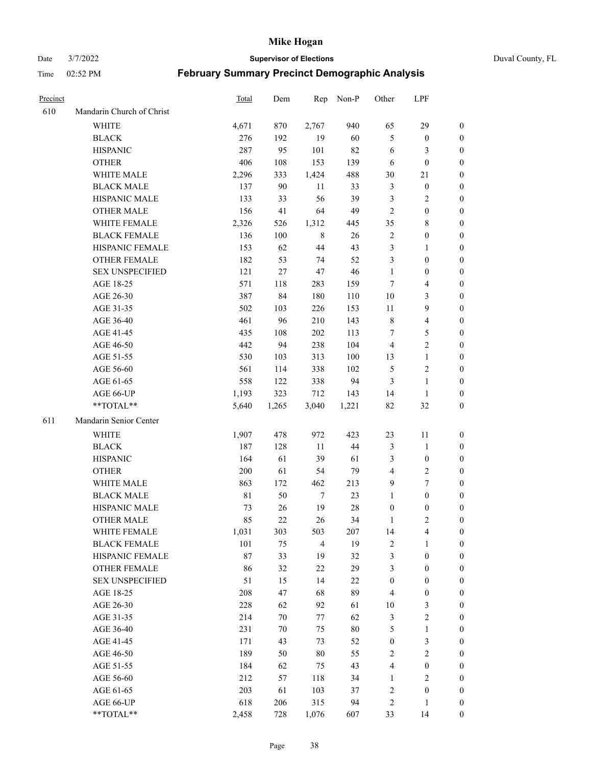# Mike Hogan

Date 3/7/2022 **Supervisor of Elections** Duval County, FL

Time 02:52 PM **February Summary Precinct Demographic Analysis**

| Precinct | | Total | Dem | Rep | Non-P | Other | LPF | |
|---|---|---|---|---|---|---|---|---|
| 610 | Mandarin Church of Christ | | | | | | | |
| | WHITE | 4,671 | 870 | 2,767 | 940 | 65 | 29 | 0 |
| | BLACK | 276 | 192 | 19 | 60 | 5 | 0 | 0 |
| | HISPANIC | 287 | 95 | 101 | 82 | 6 | 3 | 0 |
| | OTHER | 406 | 108 | 153 | 139 | 6 | 0 | 0 |
| | WHITE MALE | 2,296 | 333 | 1,424 | 488 | 30 | 21 | 0 |
| | BLACK MALE | 137 | 90 | 11 | 33 | 3 | 0 | 0 |
| | HISPANIC MALE | 133 | 33 | 56 | 39 | 3 | 2 | 0 |
| | OTHER MALE | 156 | 41 | 64 | 49 | 2 | 0 | 0 |
| | WHITE FEMALE | 2,326 | 526 | 1,312 | 445 | 35 | 8 | 0 |
| | BLACK FEMALE | 136 | 100 | 8 | 26 | 2 | 0 | 0 |
| | HISPANIC FEMALE | 153 | 62 | 44 | 43 | 3 | 1 | 0 |
| | OTHER FEMALE | 182 | 53 | 74 | 52 | 3 | 0 | 0 |
| | SEX UNSPECIFIED | 121 | 27 | 47 | 46 | 1 | 0 | 0 |
| | AGE 18-25 | 571 | 118 | 283 | 159 | 7 | 4 | 0 |
| | AGE 26-30 | 387 | 84 | 180 | 110 | 10 | 3 | 0 |
| | AGE 31-35 | 502 | 103 | 226 | 153 | 11 | 9 | 0 |
| | AGE 36-40 | 461 | 96 | 210 | 143 | 8 | 4 | 0 |
| | AGE 41-45 | 435 | 108 | 202 | 113 | 7 | 5 | 0 |
| | AGE 46-50 | 442 | 94 | 238 | 104 | 4 | 2 | 0 |
| | AGE 51-55 | 530 | 103 | 313 | 100 | 13 | 1 | 0 |
| | AGE 56-60 | 561 | 114 | 338 | 102 | 5 | 2 | 0 |
| | AGE 61-65 | 558 | 122 | 338 | 94 | 3 | 1 | 0 |
| | AGE 66-UP | 1,193 | 323 | 712 | 143 | 14 | 1 | 0 |
| | **TOTAL** | 5,640 | 1,265 | 3,040 | 1,221 | 82 | 32 | 0 |
| 611 | Mandarin Senior Center | | | | | | | |
| | WHITE | 1,907 | 478 | 972 | 423 | 23 | 11 | 0 |
| | BLACK | 187 | 128 | 11 | 44 | 3 | 1 | 0 |
| | HISPANIC | 164 | 61 | 39 | 61 | 3 | 0 | 0 |
| | OTHER | 200 | 61 | 54 | 79 | 4 | 2 | 0 |
| | WHITE MALE | 863 | 172 | 462 | 213 | 9 | 7 | 0 |
| | BLACK MALE | 81 | 50 | 7 | 23 | 1 | 0 | 0 |
| | HISPANIC MALE | 73 | 26 | 19 | 28 | 0 | 0 | 0 |
| | OTHER MALE | 85 | 22 | 26 | 34 | 1 | 2 | 0 |
| | WHITE FEMALE | 1,031 | 303 | 503 | 207 | 14 | 4 | 0 |
| | BLACK FEMALE | 101 | 75 | 4 | 19 | 2 | 1 | 0 |
| | HISPANIC FEMALE | 87 | 33 | 19 | 32 | 3 | 0 | 0 |
| | OTHER FEMALE | 86 | 32 | 22 | 29 | 3 | 0 | 0 |
| | SEX UNSPECIFIED | 51 | 15 | 14 | 22 | 0 | 0 | 0 |
| | AGE 18-25 | 208 | 47 | 68 | 89 | 4 | 0 | 0 |
| | AGE 26-30 | 228 | 62 | 92 | 61 | 10 | 3 | 0 |
| | AGE 31-35 | 214 | 70 | 77 | 62 | 3 | 2 | 0 |
| | AGE 36-40 | 231 | 70 | 75 | 80 | 5 | 1 | 0 |
| | AGE 41-45 | 171 | 43 | 73 | 52 | 0 | 3 | 0 |
| | AGE 46-50 | 189 | 50 | 80 | 55 | 2 | 2 | 0 |
| | AGE 51-55 | 184 | 62 | 75 | 43 | 4 | 0 | 0 |
| | AGE 56-60 | 212 | 57 | 118 | 34 | 1 | 2 | 0 |
| | AGE 61-65 | 203 | 61 | 103 | 37 | 2 | 0 | 0 |
| | AGE 66-UP | 618 | 206 | 315 | 94 | 2 | 1 | 0 |
| | **TOTAL** | 2,458 | 728 | 1,076 | 607 | 33 | 14 | 0 |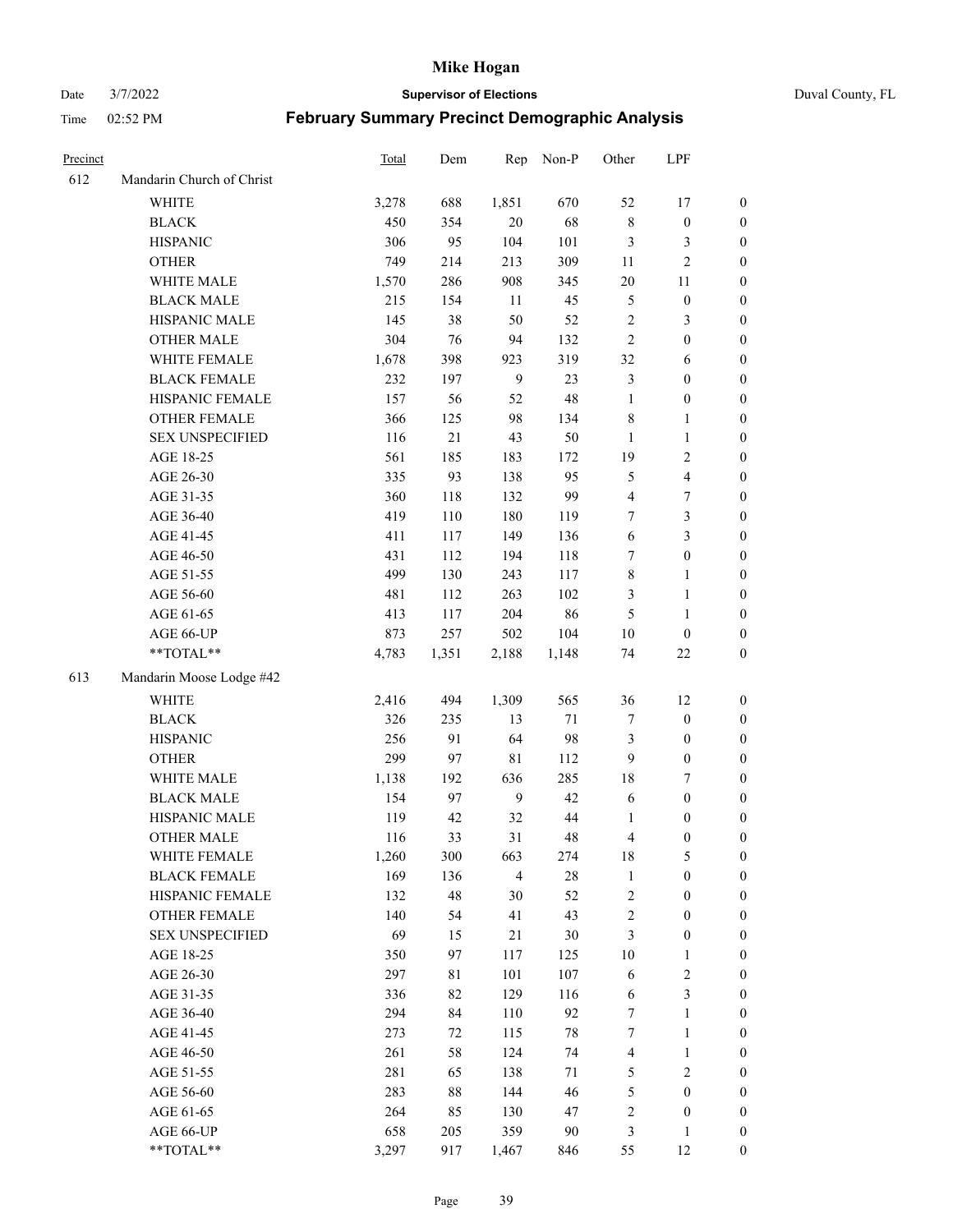# Mike Hogan

Date 3/7/2022 | **Supervisor of Elections** | Duval County, FL

Time 02:52 PM | **February Summary Precinct Demographic Analysis**

| Precinct | | Total | Dem | Rep | Non-P | Other | LPF | |
|---|---|---|---|---|---|---|---|---|
| 612 | Mandarin Church of Christ | | | | | | | |
| | WHITE | 3,278 | 688 | 1,851 | 670 | 52 | 17 | 0 |
| | BLACK | 450 | 354 | 20 | 68 | 8 | 0 | 0 |
| | HISPANIC | 306 | 95 | 104 | 101 | 3 | 3 | 0 |
| | OTHER | 749 | 214 | 213 | 309 | 11 | 2 | 0 |
| | WHITE MALE | 1,570 | 286 | 908 | 345 | 20 | 11 | 0 |
| | BLACK MALE | 215 | 154 | 11 | 45 | 5 | 0 | 0 |
| | HISPANIC MALE | 145 | 38 | 50 | 52 | 2 | 3 | 0 |
| | OTHER MALE | 304 | 76 | 94 | 132 | 2 | 0 | 0 |
| | WHITE FEMALE | 1,678 | 398 | 923 | 319 | 32 | 6 | 0 |
| | BLACK FEMALE | 232 | 197 | 9 | 23 | 3 | 0 | 0 |
| | HISPANIC FEMALE | 157 | 56 | 52 | 48 | 1 | 0 | 0 |
| | OTHER FEMALE | 366 | 125 | 98 | 134 | 8 | 1 | 0 |
| | SEX UNSPECIFIED | 116 | 21 | 43 | 50 | 1 | 1 | 0 |
| | AGE 18-25 | 561 | 185 | 183 | 172 | 19 | 2 | 0 |
| | AGE 26-30 | 335 | 93 | 138 | 95 | 5 | 4 | 0 |
| | AGE 31-35 | 360 | 118 | 132 | 99 | 4 | 7 | 0 |
| | AGE 36-40 | 419 | 110 | 180 | 119 | 7 | 3 | 0 |
| | AGE 41-45 | 411 | 117 | 149 | 136 | 6 | 3 | 0 |
| | AGE 46-50 | 431 | 112 | 194 | 118 | 7 | 0 | 0 |
| | AGE 51-55 | 499 | 130 | 243 | 117 | 8 | 1 | 0 |
| | AGE 56-60 | 481 | 112 | 263 | 102 | 3 | 1 | 0 |
| | AGE 61-65 | 413 | 117 | 204 | 86 | 5 | 1 | 0 |
| | AGE 66-UP | 873 | 257 | 502 | 104 | 10 | 0 | 0 |
| | **TOTAL** | 4,783 | 1,351 | 2,188 | 1,148 | 74 | 22 | 0 |
| 613 | Mandarin Moose Lodge #42 | | | | | | | |
| | WHITE | 2,416 | 494 | 1,309 | 565 | 36 | 12 | 0 |
| | BLACK | 326 | 235 | 13 | 71 | 7 | 0 | 0 |
| | HISPANIC | 256 | 91 | 64 | 98 | 3 | 0 | 0 |
| | OTHER | 299 | 97 | 81 | 112 | 9 | 0 | 0 |
| | WHITE MALE | 1,138 | 192 | 636 | 285 | 18 | 7 | 0 |
| | BLACK MALE | 154 | 97 | 9 | 42 | 6 | 0 | 0 |
| | HISPANIC MALE | 119 | 42 | 32 | 44 | 1 | 0 | 0 |
| | OTHER MALE | 116 | 33 | 31 | 48 | 4 | 0 | 0 |
| | WHITE FEMALE | 1,260 | 300 | 663 | 274 | 18 | 5 | 0 |
| | BLACK FEMALE | 169 | 136 | 4 | 28 | 1 | 0 | 0 |
| | HISPANIC FEMALE | 132 | 48 | 30 | 52 | 2 | 0 | 0 |
| | OTHER FEMALE | 140 | 54 | 41 | 43 | 2 | 0 | 0 |
| | SEX UNSPECIFIED | 69 | 15 | 21 | 30 | 3 | 0 | 0 |
| | AGE 18-25 | 350 | 97 | 117 | 125 | 10 | 1 | 0 |
| | AGE 26-30 | 297 | 81 | 101 | 107 | 6 | 2 | 0 |
| | AGE 31-35 | 336 | 82 | 129 | 116 | 6 | 3 | 0 |
| | AGE 36-40 | 294 | 84 | 110 | 92 | 7 | 1 | 0 |
| | AGE 41-45 | 273 | 72 | 115 | 78 | 7 | 1 | 0 |
| | AGE 46-50 | 261 | 58 | 124 | 74 | 4 | 1 | 0 |
| | AGE 51-55 | 281 | 65 | 138 | 71 | 5 | 2 | 0 |
| | AGE 56-60 | 283 | 88 | 144 | 46 | 5 | 0 | 0 |
| | AGE 61-65 | 264 | 85 | 130 | 47 | 2 | 0 | 0 |
| | AGE 66-UP | 658 | 205 | 359 | 90 | 3 | 1 | 0 |
| | **TOTAL** | 3,297 | 917 | 1,467 | 846 | 55 | 12 | 0 |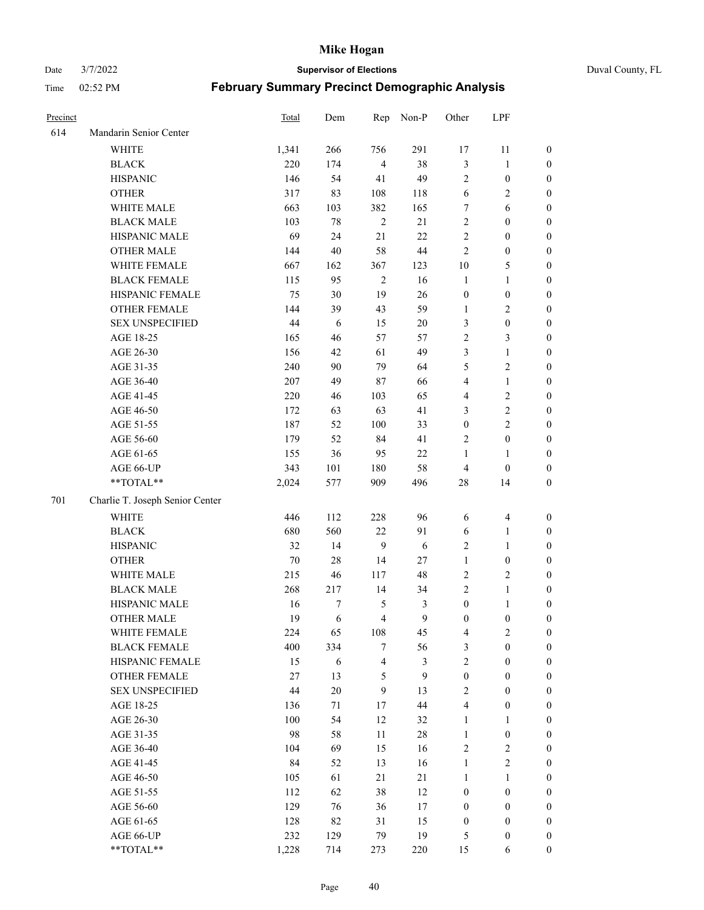# Mike Hogan

Date 3/7/2022 **Supervisor of Elections** Duval County, FL

Time 02:52 PM **February Summary Precinct Demographic Analysis**

| Precinct | | Total | Dem | Rep | Non-P | Other | LPF | |
|---|---|---|---|---|---|---|---|---|
| 614 | Mandarin Senior Center | | | | | | | |
| | WHITE | 1,341 | 266 | 756 | 291 | 17 | 11 | 0 |
| | BLACK | 220 | 174 | 4 | 38 | 3 | 1 | 0 |
| | HISPANIC | 146 | 54 | 41 | 49 | 2 | 0 | 0 |
| | OTHER | 317 | 83 | 108 | 118 | 6 | 2 | 0 |
| | WHITE MALE | 663 | 103 | 382 | 165 | 7 | 6 | 0 |
| | BLACK MALE | 103 | 78 | 2 | 21 | 2 | 0 | 0 |
| | HISPANIC MALE | 69 | 24 | 21 | 22 | 2 | 0 | 0 |
| | OTHER MALE | 144 | 40 | 58 | 44 | 2 | 0 | 0 |
| | WHITE FEMALE | 667 | 162 | 367 | 123 | 10 | 5 | 0 |
| | BLACK FEMALE | 115 | 95 | 2 | 16 | 1 | 1 | 0 |
| | HISPANIC FEMALE | 75 | 30 | 19 | 26 | 0 | 0 | 0 |
| | OTHER FEMALE | 144 | 39 | 43 | 59 | 1 | 2 | 0 |
| | SEX UNSPECIFIED | 44 | 6 | 15 | 20 | 3 | 0 | 0 |
| | AGE 18-25 | 165 | 46 | 57 | 57 | 2 | 3 | 0 |
| | AGE 26-30 | 156 | 42 | 61 | 49 | 3 | 1 | 0 |
| | AGE 31-35 | 240 | 90 | 79 | 64 | 5 | 2 | 0 |
| | AGE 36-40 | 207 | 49 | 87 | 66 | 4 | 1 | 0 |
| | AGE 41-45 | 220 | 46 | 103 | 65 | 4 | 2 | 0 |
| | AGE 46-50 | 172 | 63 | 63 | 41 | 3 | 2 | 0 |
| | AGE 51-55 | 187 | 52 | 100 | 33 | 0 | 2 | 0 |
| | AGE 56-60 | 179 | 52 | 84 | 41 | 2 | 0 | 0 |
| | AGE 61-65 | 155 | 36 | 95 | 22 | 1 | 1 | 0 |
| | AGE 66-UP | 343 | 101 | 180 | 58 | 4 | 0 | 0 |
| | **TOTAL** | 2,024 | 577 | 909 | 496 | 28 | 14 | 0 |
| 701 | Charlie T. Joseph Senior Center | | | | | | | |
| | WHITE | 446 | 112 | 228 | 96 | 6 | 4 | 0 |
| | BLACK | 680 | 560 | 22 | 91 | 6 | 1 | 0 |
| | HISPANIC | 32 | 14 | 9 | 6 | 2 | 1 | 0 |
| | OTHER | 70 | 28 | 14 | 27 | 1 | 0 | 0 |
| | WHITE MALE | 215 | 46 | 117 | 48 | 2 | 2 | 0 |
| | BLACK MALE | 268 | 217 | 14 | 34 | 2 | 1 | 0 |
| | HISPANIC MALE | 16 | 7 | 5 | 3 | 0 | 1 | 0 |
| | OTHER MALE | 19 | 6 | 4 | 9 | 0 | 0 | 0 |
| | WHITE FEMALE | 224 | 65 | 108 | 45 | 4 | 2 | 0 |
| | BLACK FEMALE | 400 | 334 | 7 | 56 | 3 | 0 | 0 |
| | HISPANIC FEMALE | 15 | 6 | 4 | 3 | 2 | 0 | 0 |
| | OTHER FEMALE | 27 | 13 | 5 | 9 | 0 | 0 | 0 |
| | SEX UNSPECIFIED | 44 | 20 | 9 | 13 | 2 | 0 | 0 |
| | AGE 18-25 | 136 | 71 | 17 | 44 | 4 | 0 | 0 |
| | AGE 26-30 | 100 | 54 | 12 | 32 | 1 | 1 | 0 |
| | AGE 31-35 | 98 | 58 | 11 | 28 | 1 | 0 | 0 |
| | AGE 36-40 | 104 | 69 | 15 | 16 | 2 | 2 | 0 |
| | AGE 41-45 | 84 | 52 | 13 | 16 | 1 | 2 | 0 |
| | AGE 46-50 | 105 | 61 | 21 | 21 | 1 | 1 | 0 |
| | AGE 51-55 | 112 | 62 | 38 | 12 | 0 | 0 | 0 |
| | AGE 56-60 | 129 | 76 | 36 | 17 | 0 | 0 | 0 |
| | AGE 61-65 | 128 | 82 | 31 | 15 | 0 | 0 | 0 |
| | AGE 66-UP | 232 | 129 | 79 | 19 | 5 | 0 | 0 |
| | **TOTAL** | 1,228 | 714 | 273 | 220 | 15 | 6 | 0 |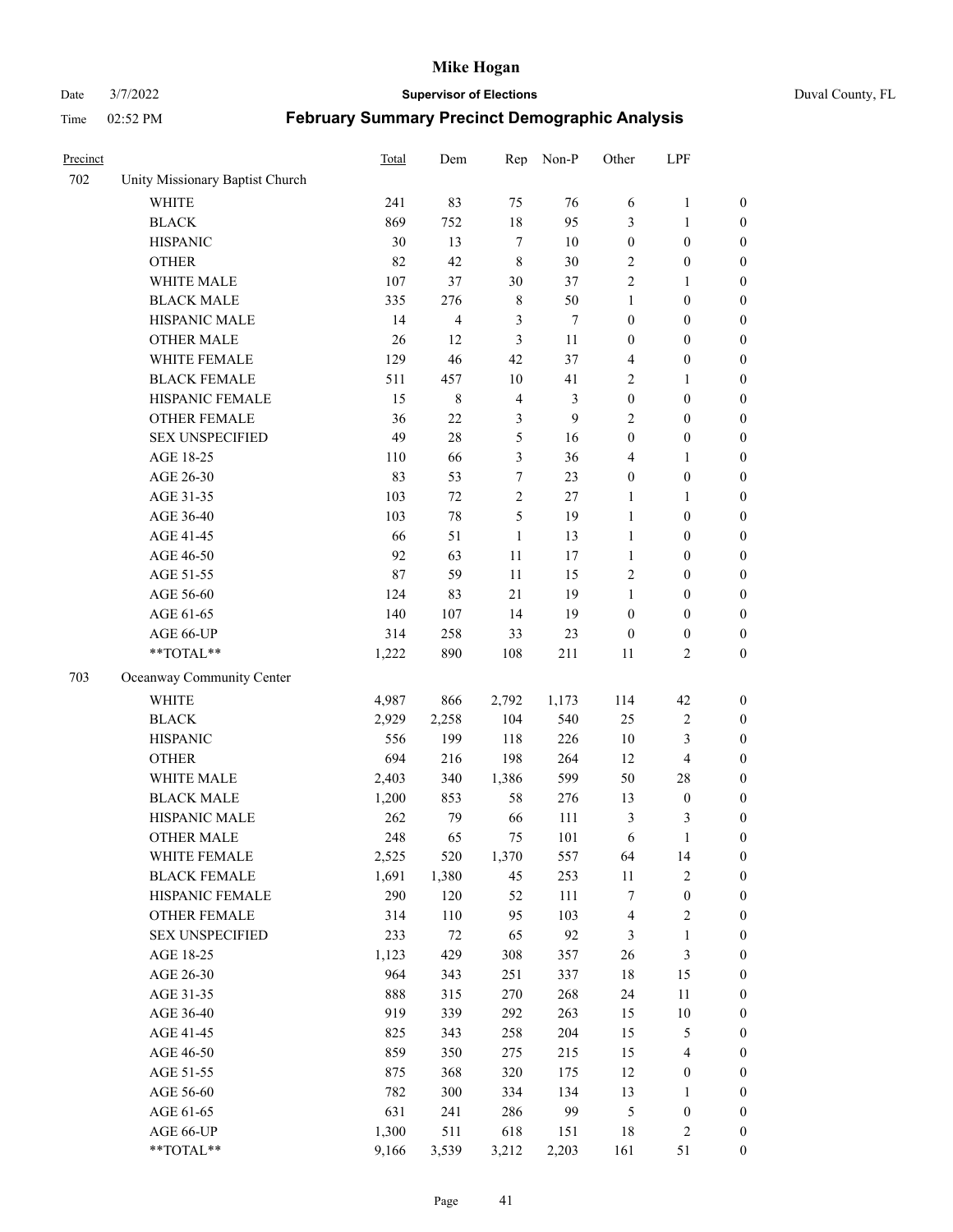# Mike Hogan

Date 3/7/2022 **Supervisor of Elections** Duval County, FL

Time 02:52 PM **February Summary Precinct Demographic Analysis**

| Precinct | | Total | Dem | Rep | Non-P | Other | LPF | |
|---|---|---|---|---|---|---|---|---|
| 702 | Unity Missionary Baptist Church | | | | | | | |
| | WHITE | 241 | 83 | 75 | 76 | 6 | 1 | 0 |
| | BLACK | 869 | 752 | 18 | 95 | 3 | 1 | 0 |
| | HISPANIC | 30 | 13 | 7 | 10 | 0 | 0 | 0 |
| | OTHER | 82 | 42 | 8 | 30 | 2 | 0 | 0 |
| | WHITE MALE | 107 | 37 | 30 | 37 | 2 | 1 | 0 |
| | BLACK MALE | 335 | 276 | 8 | 50 | 1 | 0 | 0 |
| | HISPANIC MALE | 14 | 4 | 3 | 7 | 0 | 0 | 0 |
| | OTHER MALE | 26 | 12 | 3 | 11 | 0 | 0 | 0 |
| | WHITE FEMALE | 129 | 46 | 42 | 37 | 4 | 0 | 0 |
| | BLACK FEMALE | 511 | 457 | 10 | 41 | 2 | 1 | 0 |
| | HISPANIC FEMALE | 15 | 8 | 4 | 3 | 0 | 0 | 0 |
| | OTHER FEMALE | 36 | 22 | 3 | 9 | 2 | 0 | 0 |
| | SEX UNSPECIFIED | 49 | 28 | 5 | 16 | 0 | 0 | 0 |
| | AGE 18-25 | 110 | 66 | 3 | 36 | 4 | 1 | 0 |
| | AGE 26-30 | 83 | 53 | 7 | 23 | 0 | 0 | 0 |
| | AGE 31-35 | 103 | 72 | 2 | 27 | 1 | 1 | 0 |
| | AGE 36-40 | 103 | 78 | 5 | 19 | 1 | 0 | 0 |
| | AGE 41-45 | 66 | 51 | 1 | 13 | 1 | 0 | 0 |
| | AGE 46-50 | 92 | 63 | 11 | 17 | 1 | 0 | 0 |
| | AGE 51-55 | 87 | 59 | 11 | 15 | 2 | 0 | 0 |
| | AGE 56-60 | 124 | 83 | 21 | 19 | 1 | 0 | 0 |
| | AGE 61-65 | 140 | 107 | 14 | 19 | 0 | 0 | 0 |
| | AGE 66-UP | 314 | 258 | 33 | 23 | 0 | 0 | 0 |
| | **TOTAL** | 1,222 | 890 | 108 | 211 | 11 | 2 | 0 |
| 703 | Oceanway Community Center | | | | | | | |
| | WHITE | 4,987 | 866 | 2,792 | 1,173 | 114 | 42 | 0 |
| | BLACK | 2,929 | 2,258 | 104 | 540 | 25 | 2 | 0 |
| | HISPANIC | 556 | 199 | 118 | 226 | 10 | 3 | 0 |
| | OTHER | 694 | 216 | 198 | 264 | 12 | 4 | 0 |
| | WHITE MALE | 2,403 | 340 | 1,386 | 599 | 50 | 28 | 0 |
| | BLACK MALE | 1,200 | 853 | 58 | 276 | 13 | 0 | 0 |
| | HISPANIC MALE | 262 | 79 | 66 | 111 | 3 | 3 | 0 |
| | OTHER MALE | 248 | 65 | 75 | 101 | 6 | 1 | 0 |
| | WHITE FEMALE | 2,525 | 520 | 1,370 | 557 | 64 | 14 | 0 |
| | BLACK FEMALE | 1,691 | 1,380 | 45 | 253 | 11 | 2 | 0 |
| | HISPANIC FEMALE | 290 | 120 | 52 | 111 | 7 | 0 | 0 |
| | OTHER FEMALE | 314 | 110 | 95 | 103 | 4 | 2 | 0 |
| | SEX UNSPECIFIED | 233 | 72 | 65 | 92 | 3 | 1 | 0 |
| | AGE 18-25 | 1,123 | 429 | 308 | 357 | 26 | 3 | 0 |
| | AGE 26-30 | 964 | 343 | 251 | 337 | 18 | 15 | 0 |
| | AGE 31-35 | 888 | 315 | 270 | 268 | 24 | 11 | 0 |
| | AGE 36-40 | 919 | 339 | 292 | 263 | 15 | 10 | 0 |
| | AGE 41-45 | 825 | 343 | 258 | 204 | 15 | 5 | 0 |
| | AGE 46-50 | 859 | 350 | 275 | 215 | 15 | 4 | 0 |
| | AGE 51-55 | 875 | 368 | 320 | 175 | 12 | 0 | 0 |
| | AGE 56-60 | 782 | 300 | 334 | 134 | 13 | 1 | 0 |
| | AGE 61-65 | 631 | 241 | 286 | 99 | 5 | 0 | 0 |
| | AGE 66-UP | 1,300 | 511 | 618 | 151 | 18 | 2 | 0 |
| | **TOTAL** | 9,166 | 3,539 | 3,212 | 2,203 | 161 | 51 | 0 |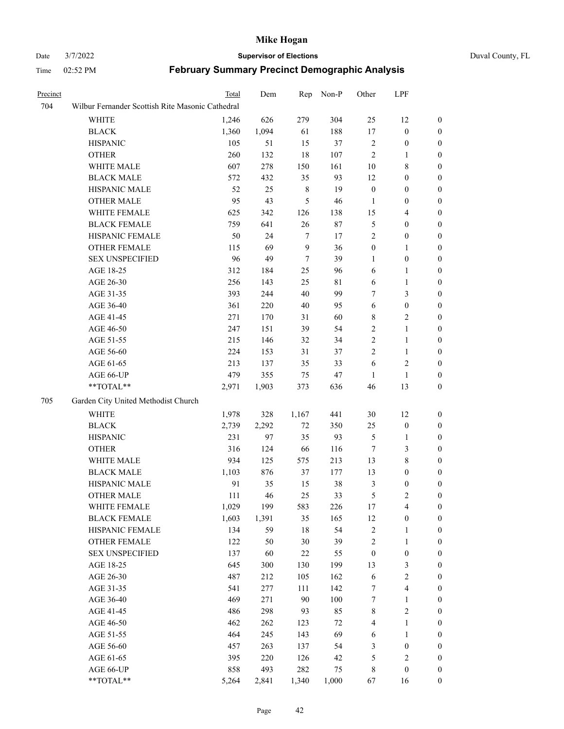| Precinct | | Total | Dem | Rep | Non-P | Other | LPF | |
|---|---|---|---|---|---|---|---|---|
| 704 | Wilbur Fernander Scottish Rite Masonic Cathedral | | | | | | | |
| | WHITE | 1,246 | 626 | 279 | 304 | 25 | 12 | 0 |
| | BLACK | 1,360 | 1,094 | 61 | 188 | 17 | 0 | 0 |
| | HISPANIC | 105 | 51 | 15 | 37 | 2 | 0 | 0 |
| | OTHER | 260 | 132 | 18 | 107 | 2 | 1 | 0 |
| | WHITE MALE | 607 | 278 | 150 | 161 | 10 | 8 | 0 |
| | BLACK MALE | 572 | 432 | 35 | 93 | 12 | 0 | 0 |
| | HISPANIC MALE | 52 | 25 | 8 | 19 | 0 | 0 | 0 |
| | OTHER MALE | 95 | 43 | 5 | 46 | 1 | 0 | 0 |
| | WHITE FEMALE | 625 | 342 | 126 | 138 | 15 | 4 | 0 |
| | BLACK FEMALE | 759 | 641 | 26 | 87 | 5 | 0 | 0 |
| | HISPANIC FEMALE | 50 | 24 | 7 | 17 | 2 | 0 | 0 |
| | OTHER FEMALE | 115 | 69 | 9 | 36 | 0 | 1 | 0 |
| | SEX UNSPECIFIED | 96 | 49 | 7 | 39 | 1 | 0 | 0 |
| | AGE 18-25 | 312 | 184 | 25 | 96 | 6 | 1 | 0 |
| | AGE 26-30 | 256 | 143 | 25 | 81 | 6 | 1 | 0 |
| | AGE 31-35 | 393 | 244 | 40 | 99 | 7 | 3 | 0 |
| | AGE 36-40 | 361 | 220 | 40 | 95 | 6 | 0 | 0 |
| | AGE 41-45 | 271 | 170 | 31 | 60 | 8 | 2 | 0 |
| | AGE 46-50 | 247 | 151 | 39 | 54 | 2 | 1 | 0 |
| | AGE 51-55 | 215 | 146 | 32 | 34 | 2 | 1 | 0 |
| | AGE 56-60 | 224 | 153 | 31 | 37 | 2 | 1 | 0 |
| | AGE 61-65 | 213 | 137 | 35 | 33 | 6 | 2 | 0 |
| | AGE 66-UP | 479 | 355 | 75 | 47 | 1 | 1 | 0 |
| | **TOTAL** | 2,971 | 1,903 | 373 | 636 | 46 | 13 | 0 |
| 705 | Garden City United Methodist Church | | | | | | | |
| | WHITE | 1,978 | 328 | 1,167 | 441 | 30 | 12 | 0 |
| | BLACK | 2,739 | 2,292 | 72 | 350 | 25 | 0 | 0 |
| | HISPANIC | 231 | 97 | 35 | 93 | 5 | 1 | 0 |
| | OTHER | 316 | 124 | 66 | 116 | 7 | 3 | 0 |
| | WHITE MALE | 934 | 125 | 575 | 213 | 13 | 8 | 0 |
| | BLACK MALE | 1,103 | 876 | 37 | 177 | 13 | 0 | 0 |
| | HISPANIC MALE | 91 | 35 | 15 | 38 | 3 | 0 | 0 |
| | OTHER MALE | 111 | 46 | 25 | 33 | 5 | 2 | 0 |
| | WHITE FEMALE | 1,029 | 199 | 583 | 226 | 17 | 4 | 0 |
| | BLACK FEMALE | 1,603 | 1,391 | 35 | 165 | 12 | 0 | 0 |
| | HISPANIC FEMALE | 134 | 59 | 18 | 54 | 2 | 1 | 0 |
| | OTHER FEMALE | 122 | 50 | 30 | 39 | 2 | 1 | 0 |
| | SEX UNSPECIFIED | 137 | 60 | 22 | 55 | 0 | 0 | 0 |
| | AGE 18-25 | 645 | 300 | 130 | 199 | 13 | 3 | 0 |
| | AGE 26-30 | 487 | 212 | 105 | 162 | 6 | 2 | 0 |
| | AGE 31-35 | 541 | 277 | 111 | 142 | 7 | 4 | 0 |
| | AGE 36-40 | 469 | 271 | 90 | 100 | 7 | 1 | 0 |
| | AGE 41-45 | 486 | 298 | 93 | 85 | 8 | 2 | 0 |
| | AGE 46-50 | 462 | 262 | 123 | 72 | 4 | 1 | 0 |
| | AGE 51-55 | 464 | 245 | 143 | 69 | 6 | 1 | 0 |
| | AGE 56-60 | 457 | 263 | 137 | 54 | 3 | 0 | 0 |
| | AGE 61-65 | 395 | 220 | 126 | 42 | 5 | 2 | 0 |
| | AGE 66-UP | 858 | 493 | 282 | 75 | 8 | 0 | 0 |
| | **TOTAL** | 5,264 | 2,841 | 1,340 | 1,000 | 67 | 16 | 0 |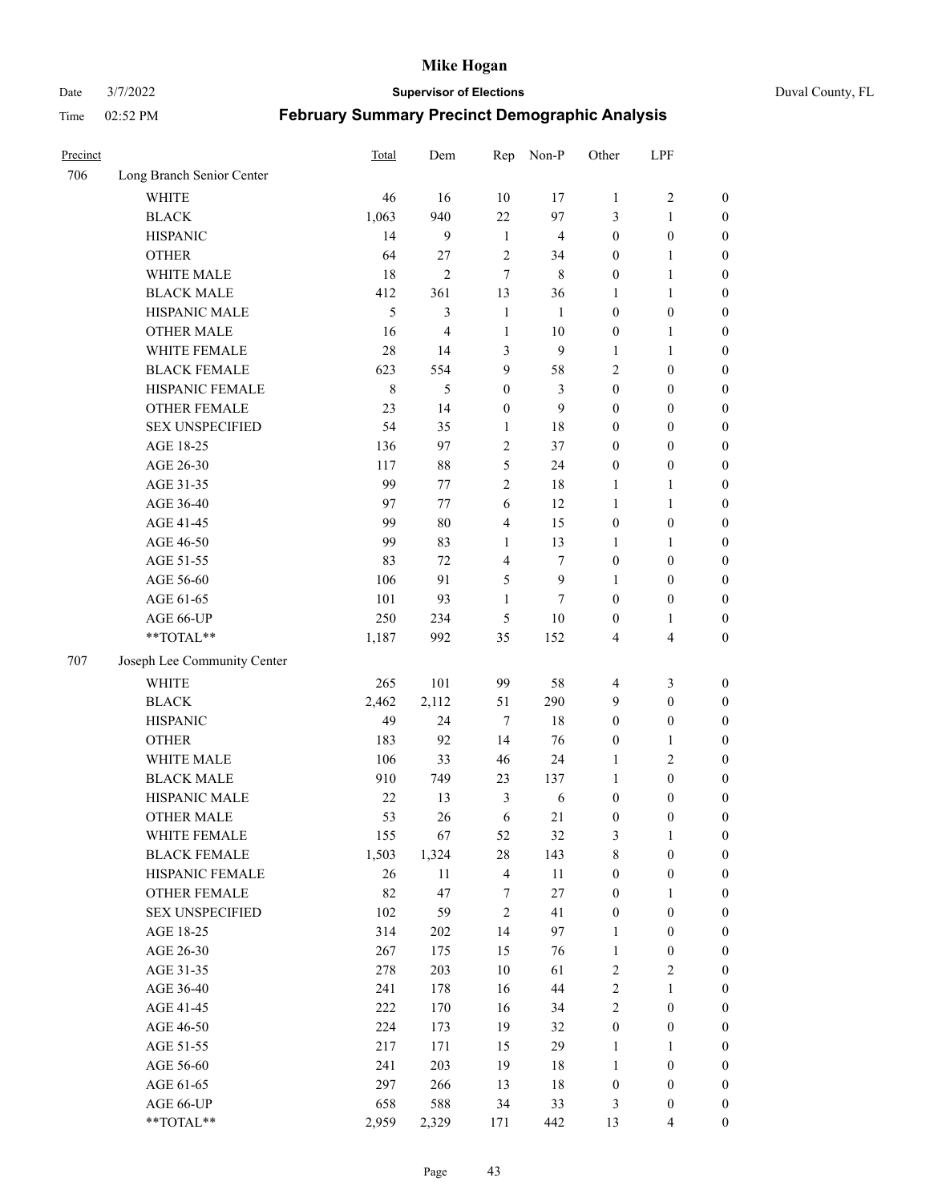# Mike Hogan

Date 3/7/2022 **Supervisor of Elections** Duval County, FL

Time 02:52 PM **February Summary Precinct Demographic Analysis**

| Precinct | | Total | Dem | Rep | Non-P | Other | LPF | |
|---|---|---|---|---|---|---|---|---|
| 706 | Long Branch Senior Center | | | | | | | |
| | WHITE | 46 | 16 | 10 | 17 | 1 | 2 | 0 |
| | BLACK | 1,063 | 940 | 22 | 97 | 3 | 1 | 0 |
| | HISPANIC | 14 | 9 | 1 | 4 | 0 | 0 | 0 |
| | OTHER | 64 | 27 | 2 | 34 | 0 | 1 | 0 |
| | WHITE MALE | 18 | 2 | 7 | 8 | 0 | 1 | 0 |
| | BLACK MALE | 412 | 361 | 13 | 36 | 1 | 1 | 0 |
| | HISPANIC MALE | 5 | 3 | 1 | 1 | 0 | 0 | 0 |
| | OTHER MALE | 16 | 4 | 1 | 10 | 0 | 1 | 0 |
| | WHITE FEMALE | 28 | 14 | 3 | 9 | 1 | 1 | 0 |
| | BLACK FEMALE | 623 | 554 | 9 | 58 | 2 | 0 | 0 |
| | HISPANIC FEMALE | 8 | 5 | 0 | 3 | 0 | 0 | 0 |
| | OTHER FEMALE | 23 | 14 | 0 | 9 | 0 | 0 | 0 |
| | SEX UNSPECIFIED | 54 | 35 | 1 | 18 | 0 | 0 | 0 |
| | AGE 18-25 | 136 | 97 | 2 | 37 | 0 | 0 | 0 |
| | AGE 26-30 | 117 | 88 | 5 | 24 | 0 | 0 | 0 |
| | AGE 31-35 | 99 | 77 | 2 | 18 | 1 | 1 | 0 |
| | AGE 36-40 | 97 | 77 | 6 | 12 | 1 | 1 | 0 |
| | AGE 41-45 | 99 | 80 | 4 | 15 | 0 | 0 | 0 |
| | AGE 46-50 | 99 | 83 | 1 | 13 | 1 | 1 | 0 |
| | AGE 51-55 | 83 | 72 | 4 | 7 | 0 | 0 | 0 |
| | AGE 56-60 | 106 | 91 | 5 | 9 | 1 | 0 | 0 |
| | AGE 61-65 | 101 | 93 | 1 | 7 | 0 | 0 | 0 |
| | AGE 66-UP | 250 | 234 | 5 | 10 | 0 | 1 | 0 |
| | **TOTAL** | 1,187 | 992 | 35 | 152 | 4 | 4 | 0 |
| 707 | Joseph Lee Community Center | | | | | | | |
| | WHITE | 265 | 101 | 99 | 58 | 4 | 3 | 0 |
| | BLACK | 2,462 | 2,112 | 51 | 290 | 9 | 0 | 0 |
| | HISPANIC | 49 | 24 | 7 | 18 | 0 | 0 | 0 |
| | OTHER | 183 | 92 | 14 | 76 | 0 | 1 | 0 |
| | WHITE MALE | 106 | 33 | 46 | 24 | 1 | 2 | 0 |
| | BLACK MALE | 910 | 749 | 23 | 137 | 1 | 0 | 0 |
| | HISPANIC MALE | 22 | 13 | 3 | 6 | 0 | 0 | 0 |
| | OTHER MALE | 53 | 26 | 6 | 21 | 0 | 0 | 0 |
| | WHITE FEMALE | 155 | 67 | 52 | 32 | 3 | 1 | 0 |
| | BLACK FEMALE | 1,503 | 1,324 | 28 | 143 | 8 | 0 | 0 |
| | HISPANIC FEMALE | 26 | 11 | 4 | 11 | 0 | 0 | 0 |
| | OTHER FEMALE | 82 | 47 | 7 | 27 | 0 | 1 | 0 |
| | SEX UNSPECIFIED | 102 | 59 | 2 | 41 | 0 | 0 | 0 |
| | AGE 18-25 | 314 | 202 | 14 | 97 | 1 | 0 | 0 |
| | AGE 26-30 | 267 | 175 | 15 | 76 | 1 | 0 | 0 |
| | AGE 31-35 | 278 | 203 | 10 | 61 | 2 | 2 | 0 |
| | AGE 36-40 | 241 | 178 | 16 | 44 | 2 | 1 | 0 |
| | AGE 41-45 | 222 | 170 | 16 | 34 | 2 | 0 | 0 |
| | AGE 46-50 | 224 | 173 | 19 | 32 | 0 | 0 | 0 |
| | AGE 51-55 | 217 | 171 | 15 | 29 | 1 | 1 | 0 |
| | AGE 56-60 | 241 | 203 | 19 | 18 | 1 | 0 | 0 |
| | AGE 61-65 | 297 | 266 | 13 | 18 | 0 | 0 | 0 |
| | AGE 66-UP | 658 | 588 | 34 | 33 | 3 | 0 | 0 |
| | **TOTAL** | 2,959 | 2,329 | 171 | 442 | 13 | 4 | 0 |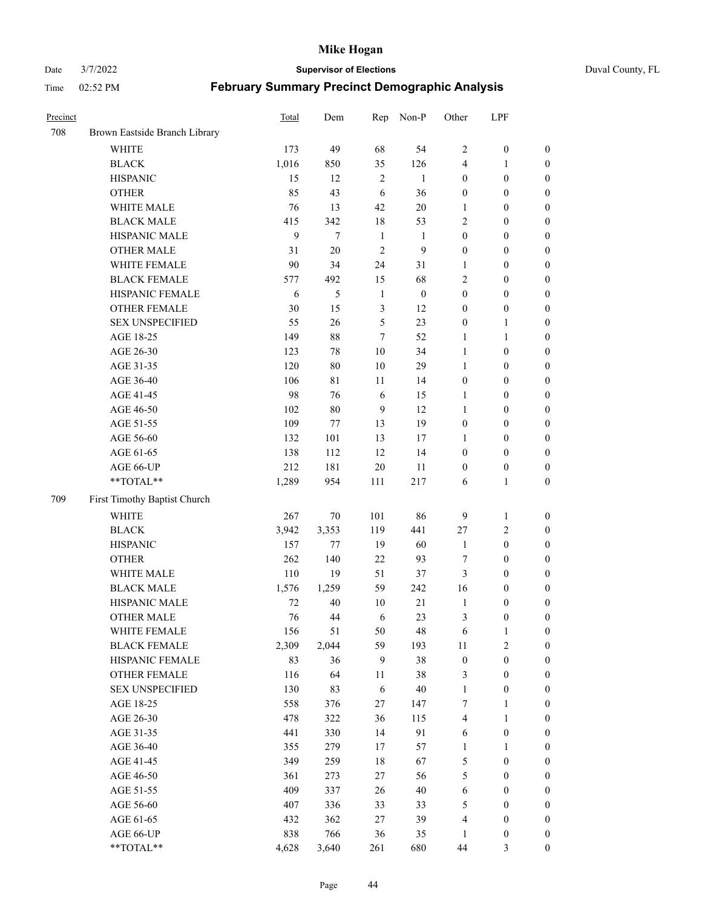# Mike Hogan

Date 3/7/2022 **Supervisor of Elections** Duval County, FL

Time 02:52 PM **February Summary Precinct Demographic Analysis**

| Precinct | | Total | Dem | Rep | Non-P | Other | LPF | |
|---|---|---|---|---|---|---|---|---|
| 708 | Brown Eastside Branch Library | | | | | | | |
| | WHITE | 173 | 49 | 68 | 54 | 2 | 0 | 0 |
| | BLACK | 1,016 | 850 | 35 | 126 | 4 | 1 | 0 |
| | HISPANIC | 15 | 12 | 2 | 1 | 0 | 0 | 0 |
| | OTHER | 85 | 43 | 6 | 36 | 0 | 0 | 0 |
| | WHITE MALE | 76 | 13 | 42 | 20 | 1 | 0 | 0 |
| | BLACK MALE | 415 | 342 | 18 | 53 | 2 | 0 | 0 |
| | HISPANIC MALE | 9 | 7 | 1 | 1 | 0 | 0 | 0 |
| | OTHER MALE | 31 | 20 | 2 | 9 | 0 | 0 | 0 |
| | WHITE FEMALE | 90 | 34 | 24 | 31 | 1 | 0 | 0 |
| | BLACK FEMALE | 577 | 492 | 15 | 68 | 2 | 0 | 0 |
| | HISPANIC FEMALE | 6 | 5 | 1 | 0 | 0 | 0 | 0 |
| | OTHER FEMALE | 30 | 15 | 3 | 12 | 0 | 0 | 0 |
| | SEX UNSPECIFIED | 55 | 26 | 5 | 23 | 0 | 1 | 0 |
| | AGE 18-25 | 149 | 88 | 7 | 52 | 1 | 1 | 0 |
| | AGE 26-30 | 123 | 78 | 10 | 34 | 1 | 0 | 0 |
| | AGE 31-35 | 120 | 80 | 10 | 29 | 1 | 0 | 0 |
| | AGE 36-40 | 106 | 81 | 11 | 14 | 0 | 0 | 0 |
| | AGE 41-45 | 98 | 76 | 6 | 15 | 1 | 0 | 0 |
| | AGE 46-50 | 102 | 80 | 9 | 12 | 1 | 0 | 0 |
| | AGE 51-55 | 109 | 77 | 13 | 19 | 0 | 0 | 0 |
| | AGE 56-60 | 132 | 101 | 13 | 17 | 1 | 0 | 0 |
| | AGE 61-65 | 138 | 112 | 12 | 14 | 0 | 0 | 0 |
| | AGE 66-UP | 212 | 181 | 20 | 11 | 0 | 0 | 0 |
| | **TOTAL** | 1,289 | 954 | 111 | 217 | 6 | 1 | 0 |
| 709 | First Timothy Baptist Church | | | | | | | |
| | WHITE | 267 | 70 | 101 | 86 | 9 | 1 | 0 |
| | BLACK | 3,942 | 3,353 | 119 | 441 | 27 | 2 | 0 |
| | HISPANIC | 157 | 77 | 19 | 60 | 1 | 0 | 0 |
| | OTHER | 262 | 140 | 22 | 93 | 7 | 0 | 0 |
| | WHITE MALE | 110 | 19 | 51 | 37 | 3 | 0 | 0 |
| | BLACK MALE | 1,576 | 1,259 | 59 | 242 | 16 | 0 | 0 |
| | HISPANIC MALE | 72 | 40 | 10 | 21 | 1 | 0 | 0 |
| | OTHER MALE | 76 | 44 | 6 | 23 | 3 | 0 | 0 |
| | WHITE FEMALE | 156 | 51 | 50 | 48 | 6 | 1 | 0 |
| | BLACK FEMALE | 2,309 | 2,044 | 59 | 193 | 11 | 2 | 0 |
| | HISPANIC FEMALE | 83 | 36 | 9 | 38 | 0 | 0 | 0 |
| | OTHER FEMALE | 116 | 64 | 11 | 38 | 3 | 0 | 0 |
| | SEX UNSPECIFIED | 130 | 83 | 6 | 40 | 1 | 0 | 0 |
| | AGE 18-25 | 558 | 376 | 27 | 147 | 7 | 1 | 0 |
| | AGE 26-30 | 478 | 322 | 36 | 115 | 4 | 1 | 0 |
| | AGE 31-35 | 441 | 330 | 14 | 91 | 6 | 0 | 0 |
| | AGE 36-40 | 355 | 279 | 17 | 57 | 1 | 1 | 0 |
| | AGE 41-45 | 349 | 259 | 18 | 67 | 5 | 0 | 0 |
| | AGE 46-50 | 361 | 273 | 27 | 56 | 5 | 0 | 0 |
| | AGE 51-55 | 409 | 337 | 26 | 40 | 6 | 0 | 0 |
| | AGE 56-60 | 407 | 336 | 33 | 33 | 5 | 0 | 0 |
| | AGE 61-65 | 432 | 362 | 27 | 39 | 4 | 0 | 0 |
| | AGE 66-UP | 838 | 766 | 36 | 35 | 1 | 0 | 0 |
| | **TOTAL** | 4,628 | 3,640 | 261 | 680 | 44 | 3 | 0 |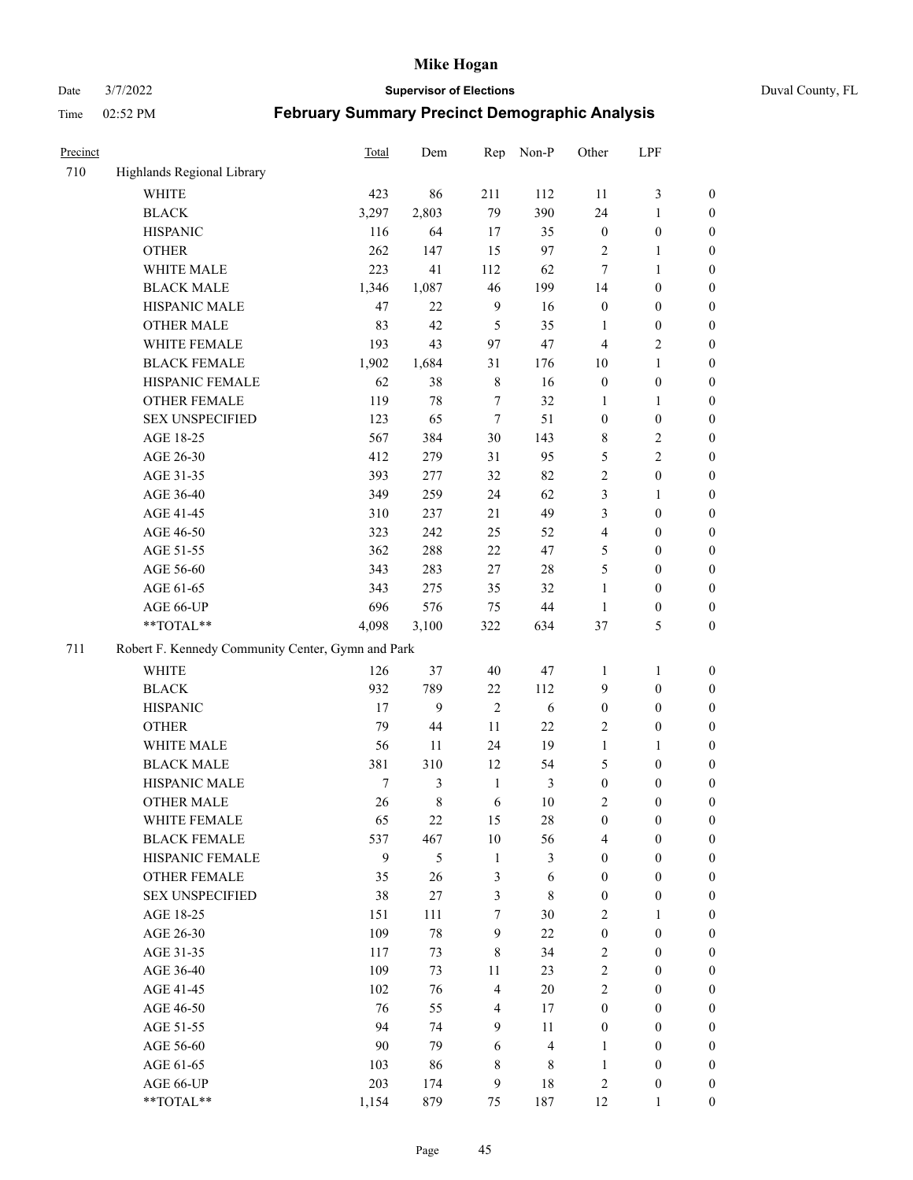# Mike Hogan

Date 3/7/2022 **Supervisor of Elections** Duval County, FL

Time 02:52 PM **February Summary Precinct Demographic Analysis**

| Precinct | | Total | Dem | Rep | Non-P | Other | LPF | |
|---|---|---|---|---|---|---|---|---|
| 710 | Highlands Regional Library | | | | | | | |
| | WHITE | 423 | 86 | 211 | 112 | 11 | 3 | 0 |
| | BLACK | 3,297 | 2,803 | 79 | 390 | 24 | 1 | 0 |
| | HISPANIC | 116 | 64 | 17 | 35 | 0 | 0 | 0 |
| | OTHER | 262 | 147 | 15 | 97 | 2 | 1 | 0 |
| | WHITE MALE | 223 | 41 | 112 | 62 | 7 | 1 | 0 |
| | BLACK MALE | 1,346 | 1,087 | 46 | 199 | 14 | 0 | 0 |
| | HISPANIC MALE | 47 | 22 | 9 | 16 | 0 | 0 | 0 |
| | OTHER MALE | 83 | 42 | 5 | 35 | 1 | 0 | 0 |
| | WHITE FEMALE | 193 | 43 | 97 | 47 | 4 | 2 | 0 |
| | BLACK FEMALE | 1,902 | 1,684 | 31 | 176 | 10 | 1 | 0 |
| | HISPANIC FEMALE | 62 | 38 | 8 | 16 | 0 | 0 | 0 |
| | OTHER FEMALE | 119 | 78 | 7 | 32 | 1 | 1 | 0 |
| | SEX UNSPECIFIED | 123 | 65 | 7 | 51 | 0 | 0 | 0 |
| | AGE 18-25 | 567 | 384 | 30 | 143 | 8 | 2 | 0 |
| | AGE 26-30 | 412 | 279 | 31 | 95 | 5 | 2 | 0 |
| | AGE 31-35 | 393 | 277 | 32 | 82 | 2 | 0 | 0 |
| | AGE 36-40 | 349 | 259 | 24 | 62 | 3 | 1 | 0 |
| | AGE 41-45 | 310 | 237 | 21 | 49 | 3 | 0 | 0 |
| | AGE 46-50 | 323 | 242 | 25 | 52 | 4 | 0 | 0 |
| | AGE 51-55 | 362 | 288 | 22 | 47 | 5 | 0 | 0 |
| | AGE 56-60 | 343 | 283 | 27 | 28 | 5 | 0 | 0 |
| | AGE 61-65 | 343 | 275 | 35 | 32 | 1 | 0 | 0 |
| | AGE 66-UP | 696 | 576 | 75 | 44 | 1 | 0 | 0 |
| | **TOTAL** | 4,098 | 3,100 | 322 | 634 | 37 | 5 | 0 |
| 711 | Robert F. Kennedy Community Center, Gymn and Park | | | | | | | |
| | WHITE | 126 | 37 | 40 | 47 | 1 | 1 | 0 |
| | BLACK | 932 | 789 | 22 | 112 | 9 | 0 | 0 |
| | HISPANIC | 17 | 9 | 2 | 6 | 0 | 0 | 0 |
| | OTHER | 79 | 44 | 11 | 22 | 2 | 0 | 0 |
| | WHITE MALE | 56 | 11 | 24 | 19 | 1 | 1 | 0 |
| | BLACK MALE | 381 | 310 | 12 | 54 | 5 | 0 | 0 |
| | HISPANIC MALE | 7 | 3 | 1 | 3 | 0 | 0 | 0 |
| | OTHER MALE | 26 | 8 | 6 | 10 | 2 | 0 | 0 |
| | WHITE FEMALE | 65 | 22 | 15 | 28 | 0 | 0 | 0 |
| | BLACK FEMALE | 537 | 467 | 10 | 56 | 4 | 0 | 0 |
| | HISPANIC FEMALE | 9 | 5 | 1 | 3 | 0 | 0 | 0 |
| | OTHER FEMALE | 35 | 26 | 3 | 6 | 0 | 0 | 0 |
| | SEX UNSPECIFIED | 38 | 27 | 3 | 8 | 0 | 0 | 0 |
| | AGE 18-25 | 151 | 111 | 7 | 30 | 2 | 1 | 0 |
| | AGE 26-30 | 109 | 78 | 9 | 22 | 0 | 0 | 0 |
| | AGE 31-35 | 117 | 73 | 8 | 34 | 2 | 0 | 0 |
| | AGE 36-40 | 109 | 73 | 11 | 23 | 2 | 0 | 0 |
| | AGE 41-45 | 102 | 76 | 4 | 20 | 2 | 0 | 0 |
| | AGE 46-50 | 76 | 55 | 4 | 17 | 0 | 0 | 0 |
| | AGE 51-55 | 94 | 74 | 9 | 11 | 0 | 0 | 0 |
| | AGE 56-60 | 90 | 79 | 6 | 4 | 1 | 0 | 0 |
| | AGE 61-65 | 103 | 86 | 8 | 8 | 1 | 0 | 0 |
| | AGE 66-UP | 203 | 174 | 9 | 18 | 2 | 0 | 0 |
| | **TOTAL** | 1,154 | 879 | 75 | 187 | 12 | 1 | 0 |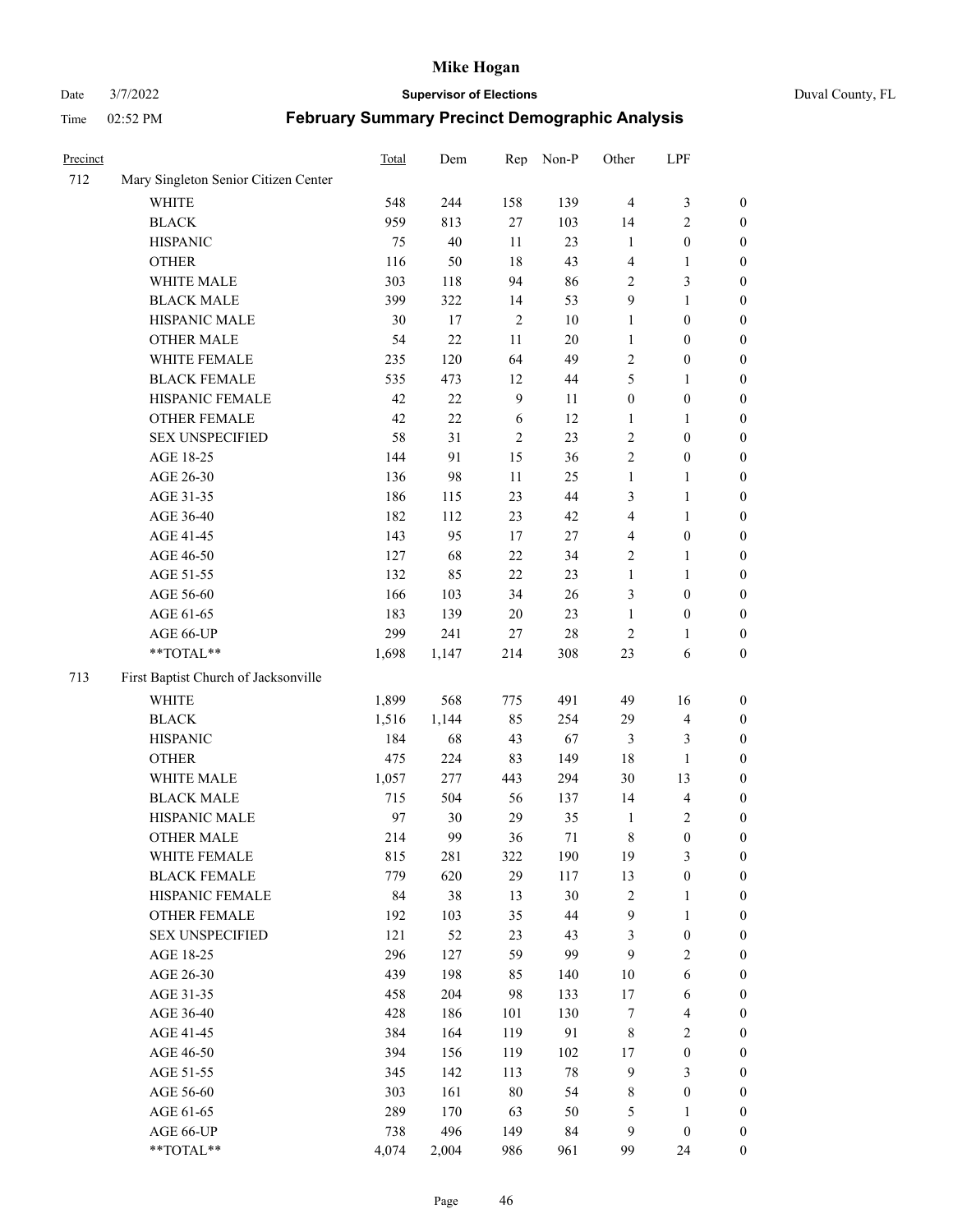# Mike Hogan

Date 3/7/2022 **Supervisor of Elections** Duval County, FL

Time 02:52 PM **February Summary Precinct Demographic Analysis**

| Precinct | | Total | Dem | Rep | Non-P | Other | LPF | |
|---|---|---|---|---|---|---|---|---|
| 712 | Mary Singleton Senior Citizen Center | | | | | | | |
| | WHITE | 548 | 244 | 158 | 139 | 4 | 3 | 0 |
| | BLACK | 959 | 813 | 27 | 103 | 14 | 2 | 0 |
| | HISPANIC | 75 | 40 | 11 | 23 | 1 | 0 | 0 |
| | OTHER | 116 | 50 | 18 | 43 | 4 | 1 | 0 |
| | WHITE MALE | 303 | 118 | 94 | 86 | 2 | 3 | 0 |
| | BLACK MALE | 399 | 322 | 14 | 53 | 9 | 1 | 0 |
| | HISPANIC MALE | 30 | 17 | 2 | 10 | 1 | 0 | 0 |
| | OTHER MALE | 54 | 22 | 11 | 20 | 1 | 0 | 0 |
| | WHITE FEMALE | 235 | 120 | 64 | 49 | 2 | 0 | 0 |
| | BLACK FEMALE | 535 | 473 | 12 | 44 | 5 | 1 | 0 |
| | HISPANIC FEMALE | 42 | 22 | 9 | 11 | 0 | 0 | 0 |
| | OTHER FEMALE | 42 | 22 | 6 | 12 | 1 | 1 | 0 |
| | SEX UNSPECIFIED | 58 | 31 | 2 | 23 | 2 | 0 | 0 |
| | AGE 18-25 | 144 | 91 | 15 | 36 | 2 | 0 | 0 |
| | AGE 26-30 | 136 | 98 | 11 | 25 | 1 | 1 | 0 |
| | AGE 31-35 | 186 | 115 | 23 | 44 | 3 | 1 | 0 |
| | AGE 36-40 | 182 | 112 | 23 | 42 | 4 | 1 | 0 |
| | AGE 41-45 | 143 | 95 | 17 | 27 | 4 | 0 | 0 |
| | AGE 46-50 | 127 | 68 | 22 | 34 | 2 | 1 | 0 |
| | AGE 51-55 | 132 | 85 | 22 | 23 | 1 | 1 | 0 |
| | AGE 56-60 | 166 | 103 | 34 | 26 | 3 | 0 | 0 |
| | AGE 61-65 | 183 | 139 | 20 | 23 | 1 | 0 | 0 |
| | AGE 66-UP | 299 | 241 | 27 | 28 | 2 | 1 | 0 |
| | **TOTAL** | 1,698 | 1,147 | 214 | 308 | 23 | 6 | 0 |
| 713 | First Baptist Church of Jacksonville | | | | | | | |
| | WHITE | 1,899 | 568 | 775 | 491 | 49 | 16 | 0 |
| | BLACK | 1,516 | 1,144 | 85 | 254 | 29 | 4 | 0 |
| | HISPANIC | 184 | 68 | 43 | 67 | 3 | 3 | 0 |
| | OTHER | 475 | 224 | 83 | 149 | 18 | 1 | 0 |
| | WHITE MALE | 1,057 | 277 | 443 | 294 | 30 | 13 | 0 |
| | BLACK MALE | 715 | 504 | 56 | 137 | 14 | 4 | 0 |
| | HISPANIC MALE | 97 | 30 | 29 | 35 | 1 | 2 | 0 |
| | OTHER MALE | 214 | 99 | 36 | 71 | 8 | 0 | 0 |
| | WHITE FEMALE | 815 | 281 | 322 | 190 | 19 | 3 | 0 |
| | BLACK FEMALE | 779 | 620 | 29 | 117 | 13 | 0 | 0 |
| | HISPANIC FEMALE | 84 | 38 | 13 | 30 | 2 | 1 | 0 |
| | OTHER FEMALE | 192 | 103 | 35 | 44 | 9 | 1 | 0 |
| | SEX UNSPECIFIED | 121 | 52 | 23 | 43 | 3 | 0 | 0 |
| | AGE 18-25 | 296 | 127 | 59 | 99 | 9 | 2 | 0 |
| | AGE 26-30 | 439 | 198 | 85 | 140 | 10 | 6 | 0 |
| | AGE 31-35 | 458 | 204 | 98 | 133 | 17 | 6 | 0 |
| | AGE 36-40 | 428 | 186 | 101 | 130 | 7 | 4 | 0 |
| | AGE 41-45 | 384 | 164 | 119 | 91 | 8 | 2 | 0 |
| | AGE 46-50 | 394 | 156 | 119 | 102 | 17 | 0 | 0 |
| | AGE 51-55 | 345 | 142 | 113 | 78 | 9 | 3 | 0 |
| | AGE 56-60 | 303 | 161 | 80 | 54 | 8 | 0 | 0 |
| | AGE 61-65 | 289 | 170 | 63 | 50 | 5 | 1 | 0 |
| | AGE 66-UP | 738 | 496 | 149 | 84 | 9 | 0 | 0 |
| | **TOTAL** | 4,074 | 2,004 | 986 | 961 | 99 | 24 | 0 |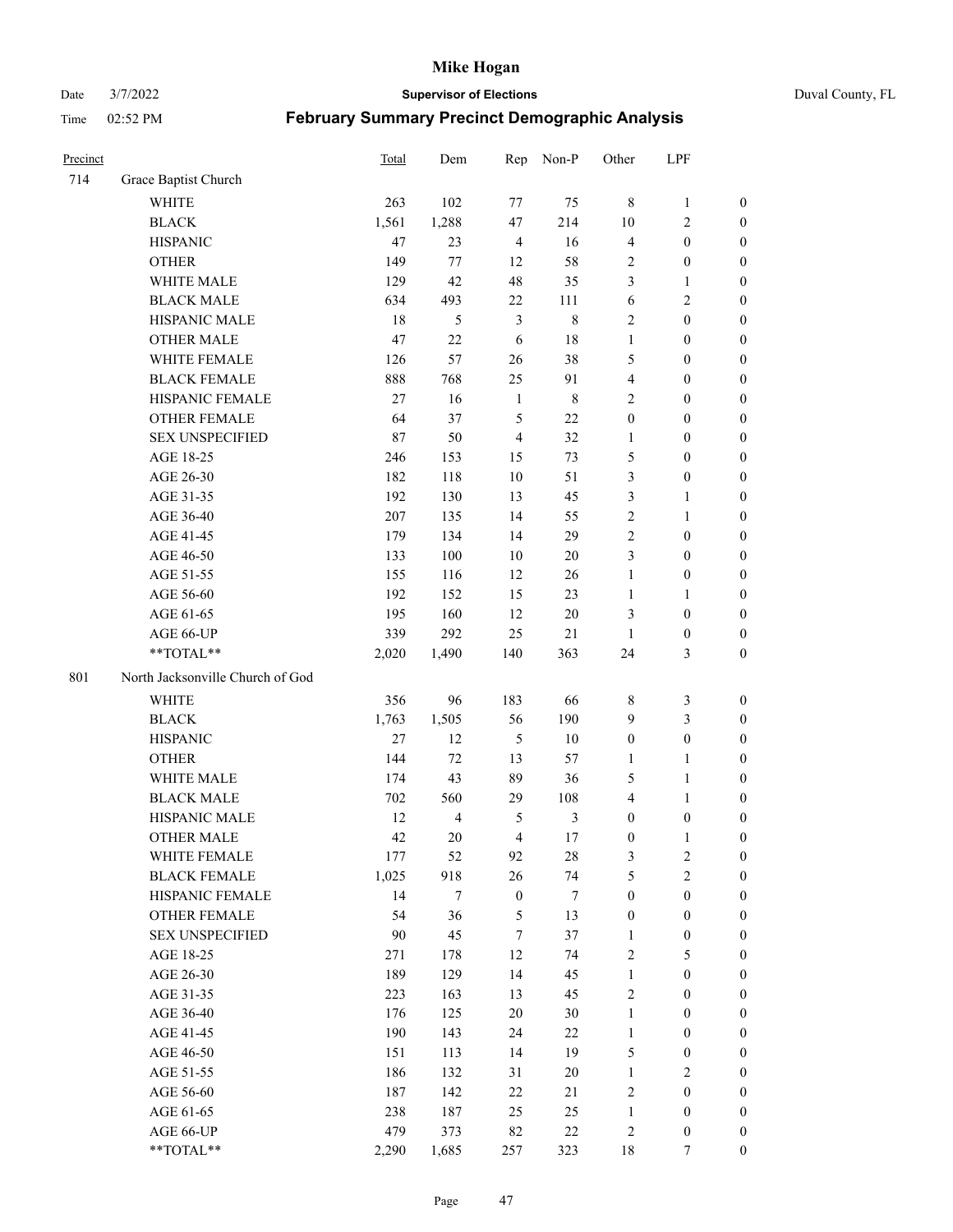# Mike Hogan

Date 3/7/2022 **Supervisor of Elections** Duval County, FL

Time 02:52 PM **February Summary Precinct Demographic Analysis**

| Precinct | | Total | Dem | Rep | Non-P | Other | LPF | |
|---|---|---|---|---|---|---|---|---|
| 714 | Grace Baptist Church | | | | | | | |
| | WHITE | 263 | 102 | 77 | 75 | 8 | 1 | 0 |
| | BLACK | 1,561 | 1,288 | 47 | 214 | 10 | 2 | 0 |
| | HISPANIC | 47 | 23 | 4 | 16 | 4 | 0 | 0 |
| | OTHER | 149 | 77 | 12 | 58 | 2 | 0 | 0 |
| | WHITE MALE | 129 | 42 | 48 | 35 | 3 | 1 | 0 |
| | BLACK MALE | 634 | 493 | 22 | 111 | 6 | 2 | 0 |
| | HISPANIC MALE | 18 | 5 | 3 | 8 | 2 | 0 | 0 |
| | OTHER MALE | 47 | 22 | 6 | 18 | 1 | 0 | 0 |
| | WHITE FEMALE | 126 | 57 | 26 | 38 | 5 | 0 | 0 |
| | BLACK FEMALE | 888 | 768 | 25 | 91 | 4 | 0 | 0 |
| | HISPANIC FEMALE | 27 | 16 | 1 | 8 | 2 | 0 | 0 |
| | OTHER FEMALE | 64 | 37 | 5 | 22 | 0 | 0 | 0 |
| | SEX UNSPECIFIED | 87 | 50 | 4 | 32 | 1 | 0 | 0 |
| | AGE 18-25 | 246 | 153 | 15 | 73 | 5 | 0 | 0 |
| | AGE 26-30 | 182 | 118 | 10 | 51 | 3 | 0 | 0 |
| | AGE 31-35 | 192 | 130 | 13 | 45 | 3 | 1 | 0 |
| | AGE 36-40 | 207 | 135 | 14 | 55 | 2 | 1 | 0 |
| | AGE 41-45 | 179 | 134 | 14 | 29 | 2 | 0 | 0 |
| | AGE 46-50 | 133 | 100 | 10 | 20 | 3 | 0 | 0 |
| | AGE 51-55 | 155 | 116 | 12 | 26 | 1 | 0 | 0 |
| | AGE 56-60 | 192 | 152 | 15 | 23 | 1 | 1 | 0 |
| | AGE 61-65 | 195 | 160 | 12 | 20 | 3 | 0 | 0 |
| | AGE 66-UP | 339 | 292 | 25 | 21 | 1 | 0 | 0 |
| | **TOTAL** | 2,020 | 1,490 | 140 | 363 | 24 | 3 | 0 |
| 801 | North Jacksonville Church of God | | | | | | | |
| | WHITE | 356 | 96 | 183 | 66 | 8 | 3 | 0 |
| | BLACK | 1,763 | 1,505 | 56 | 190 | 9 | 3 | 0 |
| | HISPANIC | 27 | 12 | 5 | 10 | 0 | 0 | 0 |
| | OTHER | 144 | 72 | 13 | 57 | 1 | 1 | 0 |
| | WHITE MALE | 174 | 43 | 89 | 36 | 5 | 1 | 0 |
| | BLACK MALE | 702 | 560 | 29 | 108 | 4 | 1 | 0 |
| | HISPANIC MALE | 12 | 4 | 5 | 3 | 0 | 0 | 0 |
| | OTHER MALE | 42 | 20 | 4 | 17 | 0 | 1 | 0 |
| | WHITE FEMALE | 177 | 52 | 92 | 28 | 3 | 2 | 0 |
| | BLACK FEMALE | 1,025 | 918 | 26 | 74 | 5 | 2 | 0 |
| | HISPANIC FEMALE | 14 | 7 | 0 | 7 | 0 | 0 | 0 |
| | OTHER FEMALE | 54 | 36 | 5 | 13 | 0 | 0 | 0 |
| | SEX UNSPECIFIED | 90 | 45 | 7 | 37 | 1 | 0 | 0 |
| | AGE 18-25 | 271 | 178 | 12 | 74 | 2 | 5 | 0 |
| | AGE 26-30 | 189 | 129 | 14 | 45 | 1 | 0 | 0 |
| | AGE 31-35 | 223 | 163 | 13 | 45 | 2 | 0 | 0 |
| | AGE 36-40 | 176 | 125 | 20 | 30 | 1 | 0 | 0 |
| | AGE 41-45 | 190 | 143 | 24 | 22 | 1 | 0 | 0 |
| | AGE 46-50 | 151 | 113 | 14 | 19 | 5 | 0 | 0 |
| | AGE 51-55 | 186 | 132 | 31 | 20 | 1 | 2 | 0 |
| | AGE 56-60 | 187 | 142 | 22 | 21 | 2 | 0 | 0 |
| | AGE 61-65 | 238 | 187 | 25 | 25 | 1 | 0 | 0 |
| | AGE 66-UP | 479 | 373 | 82 | 22 | 2 | 0 | 0 |
| | **TOTAL** | 2,290 | 1,685 | 257 | 323 | 18 | 7 | 0 |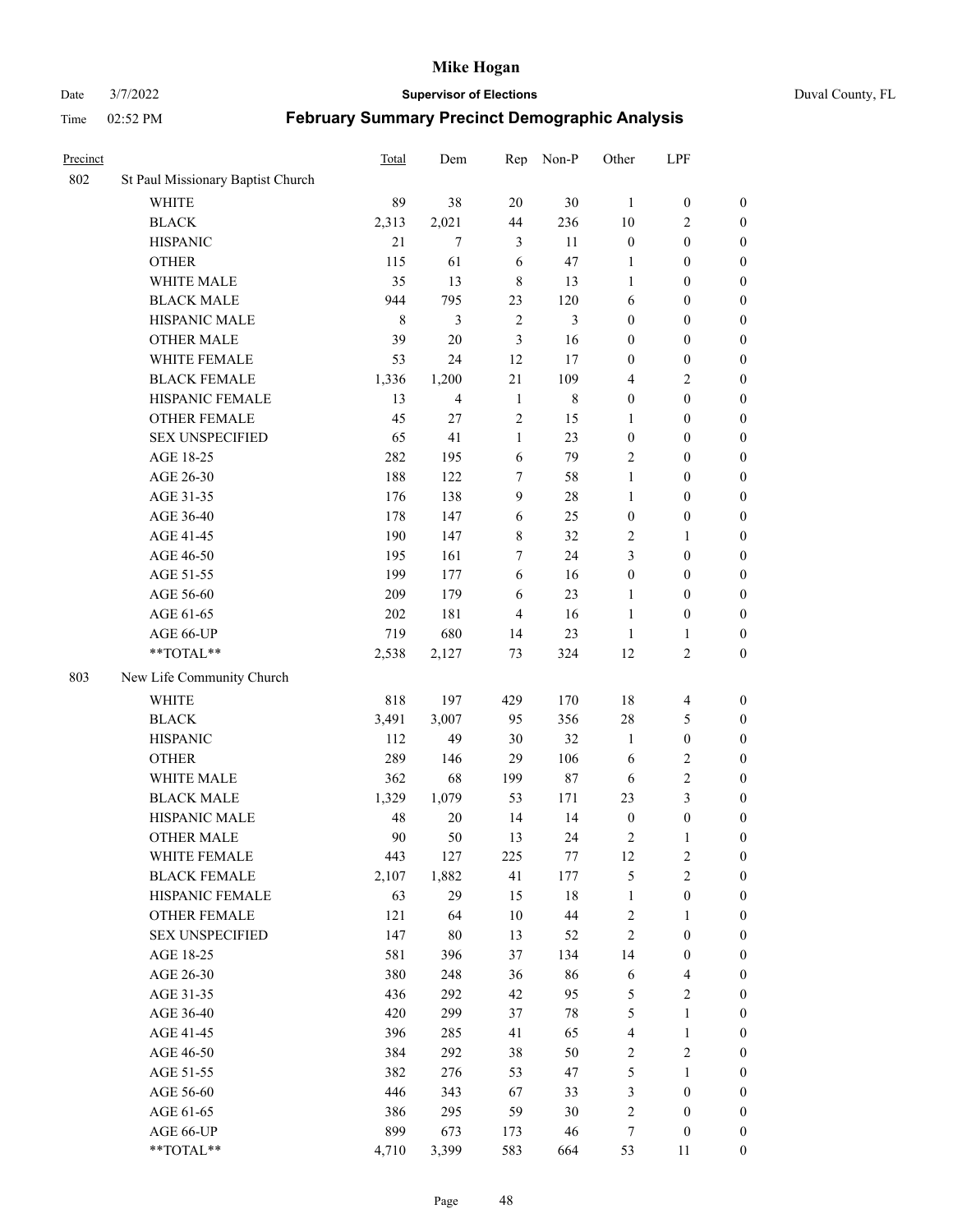| Precinct | | Total | Dem | Rep | Non-P | Other | LPF | |
|---|---|---|---|---|---|---|---|---|
| 802 | St Paul Missionary Baptist Church | | | | | | | |
| | WHITE | 89 | 38 | 20 | 30 | 1 | 0 | 0 |
| | BLACK | 2,313 | 2,021 | 44 | 236 | 10 | 2 | 0 |
| | HISPANIC | 21 | 7 | 3 | 11 | 0 | 0 | 0 |
| | OTHER | 115 | 61 | 6 | 47 | 1 | 0 | 0 |
| | WHITE MALE | 35 | 13 | 8 | 13 | 1 | 0 | 0 |
| | BLACK MALE | 944 | 795 | 23 | 120 | 6 | 0 | 0 |
| | HISPANIC MALE | 8 | 3 | 2 | 3 | 0 | 0 | 0 |
| | OTHER MALE | 39 | 20 | 3 | 16 | 0 | 0 | 0 |
| | WHITE FEMALE | 53 | 24 | 12 | 17 | 0 | 0 | 0 |
| | BLACK FEMALE | 1,336 | 1,200 | 21 | 109 | 4 | 2 | 0 |
| | HISPANIC FEMALE | 13 | 4 | 1 | 8 | 0 | 0 | 0 |
| | OTHER FEMALE | 45 | 27 | 2 | 15 | 1 | 0 | 0 |
| | SEX UNSPECIFIED | 65 | 41 | 1 | 23 | 0 | 0 | 0 |
| | AGE 18-25 | 282 | 195 | 6 | 79 | 2 | 0 | 0 |
| | AGE 26-30 | 188 | 122 | 7 | 58 | 1 | 0 | 0 |
| | AGE 31-35 | 176 | 138 | 9 | 28 | 1 | 0 | 0 |
| | AGE 36-40 | 178 | 147 | 6 | 25 | 0 | 0 | 0 |
| | AGE 41-45 | 190 | 147 | 8 | 32 | 2 | 1 | 0 |
| | AGE 46-50 | 195 | 161 | 7 | 24 | 3 | 0 | 0 |
| | AGE 51-55 | 199 | 177 | 6 | 16 | 0 | 0 | 0 |
| | AGE 56-60 | 209 | 179 | 6 | 23 | 1 | 0 | 0 |
| | AGE 61-65 | 202 | 181 | 4 | 16 | 1 | 0 | 0 |
| | AGE 66-UP | 719 | 680 | 14 | 23 | 1 | 1 | 0 |
| | **TOTAL** | 2,538 | 2,127 | 73 | 324 | 12 | 2 | 0 |
| 803 | New Life Community Church | | | | | | | |
| | WHITE | 818 | 197 | 429 | 170 | 18 | 4 | 0 |
| | BLACK | 3,491 | 3,007 | 95 | 356 | 28 | 5 | 0 |
| | HISPANIC | 112 | 49 | 30 | 32 | 1 | 0 | 0 |
| | OTHER | 289 | 146 | 29 | 106 | 6 | 2 | 0 |
| | WHITE MALE | 362 | 68 | 199 | 87 | 6 | 2 | 0 |
| | BLACK MALE | 1,329 | 1,079 | 53 | 171 | 23 | 3 | 0 |
| | HISPANIC MALE | 48 | 20 | 14 | 14 | 0 | 0 | 0 |
| | OTHER MALE | 90 | 50 | 13 | 24 | 2 | 1 | 0 |
| | WHITE FEMALE | 443 | 127 | 225 | 77 | 12 | 2 | 0 |
| | BLACK FEMALE | 2,107 | 1,882 | 41 | 177 | 5 | 2 | 0 |
| | HISPANIC FEMALE | 63 | 29 | 15 | 18 | 1 | 0 | 0 |
| | OTHER FEMALE | 121 | 64 | 10 | 44 | 2 | 1 | 0 |
| | SEX UNSPECIFIED | 147 | 80 | 13 | 52 | 2 | 0 | 0 |
| | AGE 18-25 | 581 | 396 | 37 | 134 | 14 | 0 | 0 |
| | AGE 26-30 | 380 | 248 | 36 | 86 | 6 | 4 | 0 |
| | AGE 31-35 | 436 | 292 | 42 | 95 | 5 | 2 | 0 |
| | AGE 36-40 | 420 | 299 | 37 | 78 | 5 | 1 | 0 |
| | AGE 41-45 | 396 | 285 | 41 | 65 | 4 | 1 | 0 |
| | AGE 46-50 | 384 | 292 | 38 | 50 | 2 | 2 | 0 |
| | AGE 51-55 | 382 | 276 | 53 | 47 | 5 | 1 | 0 |
| | AGE 56-60 | 446 | 343 | 67 | 33 | 3 | 0 | 0 |
| | AGE 61-65 | 386 | 295 | 59 | 30 | 2 | 0 | 0 |
| | AGE 66-UP | 899 | 673 | 173 | 46 | 7 | 0 | 0 |
| | **TOTAL** | 4,710 | 3,399 | 583 | 664 | 53 | 11 | 0 |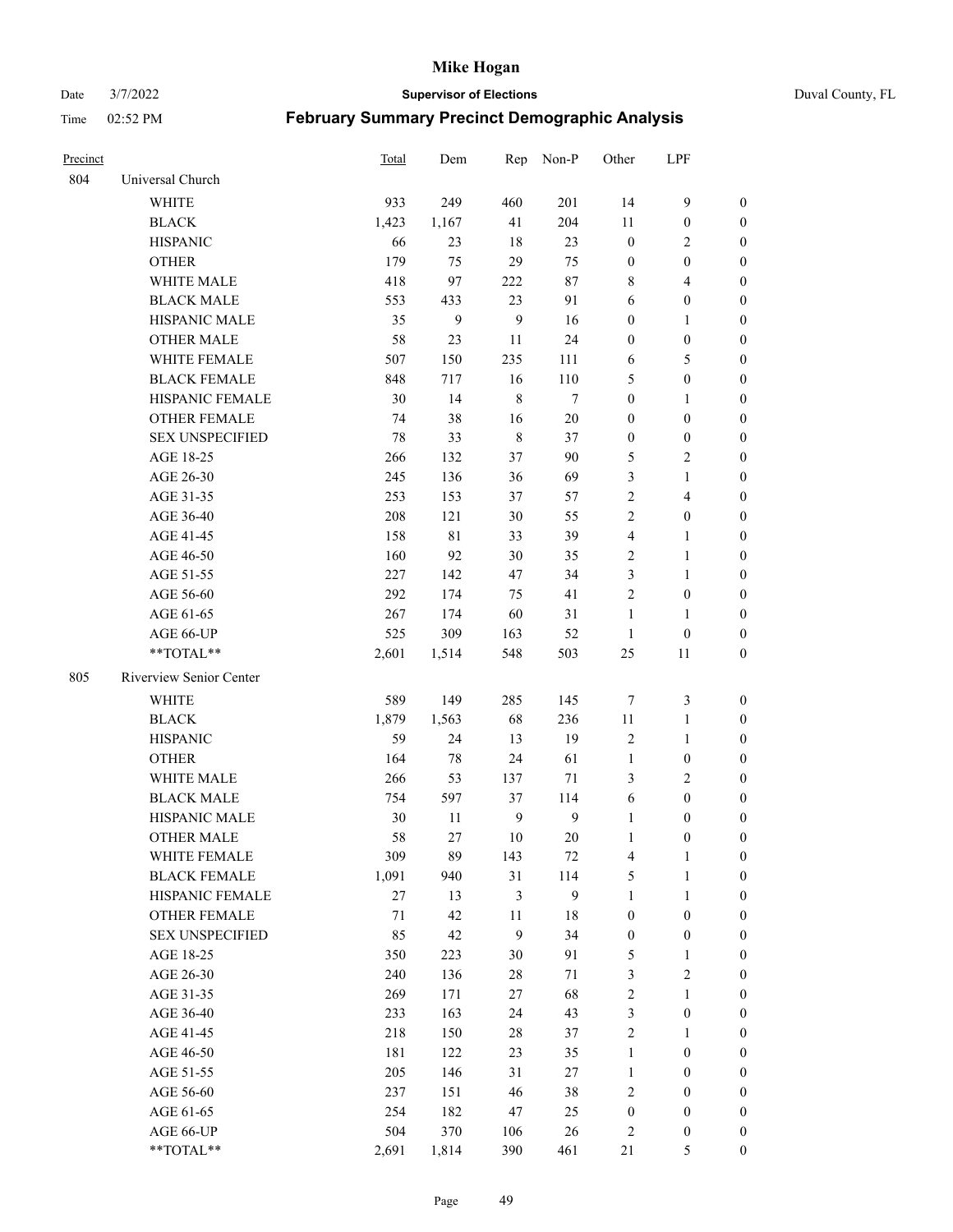# Mike Hogan

Date 3/7/2022 **Supervisor of Elections** Duval County, FL

Time 02:52 PM **February Summary Precinct Demographic Analysis**

| Precinct | | Total | Dem | Rep | Non-P | Other | LPF | |
|---|---|---|---|---|---|---|---|---|
| 804 | Universal Church | | | | | | | |
| | WHITE | 933 | 249 | 460 | 201 | 14 | 9 | 0 |
| | BLACK | 1,423 | 1,167 | 41 | 204 | 11 | 0 | 0 |
| | HISPANIC | 66 | 23 | 18 | 23 | 0 | 2 | 0 |
| | OTHER | 179 | 75 | 29 | 75 | 0 | 0 | 0 |
| | WHITE MALE | 418 | 97 | 222 | 87 | 8 | 4 | 0 |
| | BLACK MALE | 553 | 433 | 23 | 91 | 6 | 0 | 0 |
| | HISPANIC MALE | 35 | 9 | 9 | 16 | 0 | 1 | 0 |
| | OTHER MALE | 58 | 23 | 11 | 24 | 0 | 0 | 0 |
| | WHITE FEMALE | 507 | 150 | 235 | 111 | 6 | 5 | 0 |
| | BLACK FEMALE | 848 | 717 | 16 | 110 | 5 | 0 | 0 |
| | HISPANIC FEMALE | 30 | 14 | 8 | 7 | 0 | 1 | 0 |
| | OTHER FEMALE | 74 | 38 | 16 | 20 | 0 | 0 | 0 |
| | SEX UNSPECIFIED | 78 | 33 | 8 | 37 | 0 | 0 | 0 |
| | AGE 18-25 | 266 | 132 | 37 | 90 | 5 | 2 | 0 |
| | AGE 26-30 | 245 | 136 | 36 | 69 | 3 | 1 | 0 |
| | AGE 31-35 | 253 | 153 | 37 | 57 | 2 | 4 | 0 |
| | AGE 36-40 | 208 | 121 | 30 | 55 | 2 | 0 | 0 |
| | AGE 41-45 | 158 | 81 | 33 | 39 | 4 | 1 | 0 |
| | AGE 46-50 | 160 | 92 | 30 | 35 | 2 | 1 | 0 |
| | AGE 51-55 | 227 | 142 | 47 | 34 | 3 | 1 | 0 |
| | AGE 56-60 | 292 | 174 | 75 | 41 | 2 | 0 | 0 |
| | AGE 61-65 | 267 | 174 | 60 | 31 | 1 | 1 | 0 |
| | AGE 66-UP | 525 | 309 | 163 | 52 | 1 | 0 | 0 |
| | **TOTAL** | 2,601 | 1,514 | 548 | 503 | 25 | 11 | 0 |
| 805 | Riverview Senior Center | | | | | | | |
| | WHITE | 589 | 149 | 285 | 145 | 7 | 3 | 0 |
| | BLACK | 1,879 | 1,563 | 68 | 236 | 11 | 1 | 0 |
| | HISPANIC | 59 | 24 | 13 | 19 | 2 | 1 | 0 |
| | OTHER | 164 | 78 | 24 | 61 | 1 | 0 | 0 |
| | WHITE MALE | 266 | 53 | 137 | 71 | 3 | 2 | 0 |
| | BLACK MALE | 754 | 597 | 37 | 114 | 6 | 0 | 0 |
| | HISPANIC MALE | 30 | 11 | 9 | 9 | 1 | 0 | 0 |
| | OTHER MALE | 58 | 27 | 10 | 20 | 1 | 0 | 0 |
| | WHITE FEMALE | 309 | 89 | 143 | 72 | 4 | 1 | 0 |
| | BLACK FEMALE | 1,091 | 940 | 31 | 114 | 5 | 1 | 0 |
| | HISPANIC FEMALE | 27 | 13 | 3 | 9 | 1 | 1 | 0 |
| | OTHER FEMALE | 71 | 42 | 11 | 18 | 0 | 0 | 0 |
| | SEX UNSPECIFIED | 85 | 42 | 9 | 34 | 0 | 0 | 0 |
| | AGE 18-25 | 350 | 223 | 30 | 91 | 5 | 1 | 0 |
| | AGE 26-30 | 240 | 136 | 28 | 71 | 3 | 2 | 0 |
| | AGE 31-35 | 269 | 171 | 27 | 68 | 2 | 1 | 0 |
| | AGE 36-40 | 233 | 163 | 24 | 43 | 3 | 0 | 0 |
| | AGE 41-45 | 218 | 150 | 28 | 37 | 2 | 1 | 0 |
| | AGE 46-50 | 181 | 122 | 23 | 35 | 1 | 0 | 0 |
| | AGE 51-55 | 205 | 146 | 31 | 27 | 1 | 0 | 0 |
| | AGE 56-60 | 237 | 151 | 46 | 38 | 2 | 0 | 0 |
| | AGE 61-65 | 254 | 182 | 47 | 25 | 0 | 0 | 0 |
| | AGE 66-UP | 504 | 370 | 106 | 26 | 2 | 0 | 0 |
| | **TOTAL** | 2,691 | 1,814 | 390 | 461 | 21 | 5 | 0 |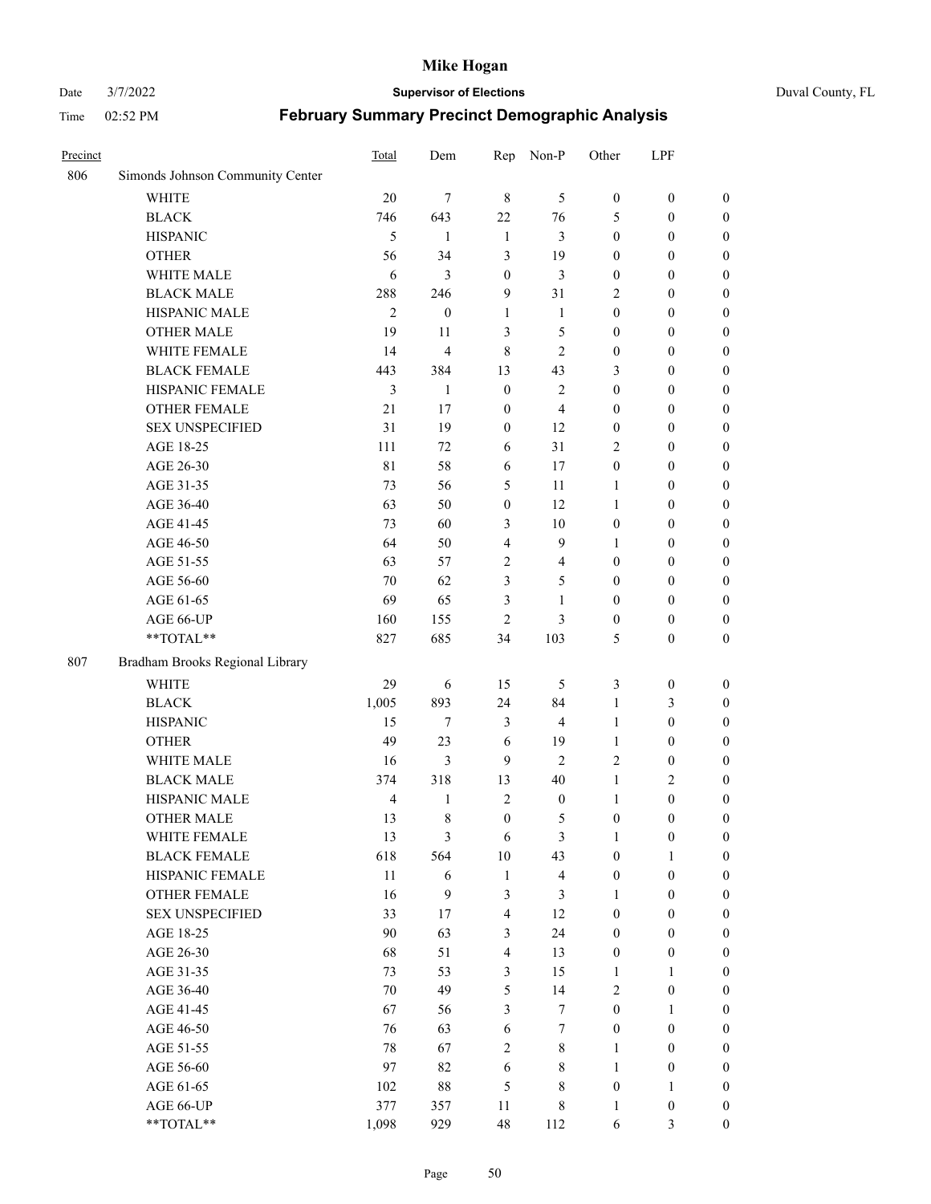| Precinct | | Total | Dem | Rep | Non-P | Other | LPF | |
|---|---|---|---|---|---|---|---|---|
| 806 | Simonds Johnson Community Center | | | | | | | |
| | WHITE | 20 | 7 | 8 | 5 | 0 | 0 | 0 |
| | BLACK | 746 | 643 | 22 | 76 | 5 | 0 | 0 |
| | HISPANIC | 5 | 1 | 1 | 3 | 0 | 0 | 0 |
| | OTHER | 56 | 34 | 3 | 19 | 0 | 0 | 0 |
| | WHITE MALE | 6 | 3 | 0 | 3 | 0 | 0 | 0 |
| | BLACK MALE | 288 | 246 | 9 | 31 | 2 | 0 | 0 |
| | HISPANIC MALE | 2 | 0 | 1 | 1 | 0 | 0 | 0 |
| | OTHER MALE | 19 | 11 | 3 | 5 | 0 | 0 | 0 |
| | WHITE FEMALE | 14 | 4 | 8 | 2 | 0 | 0 | 0 |
| | BLACK FEMALE | 443 | 384 | 13 | 43 | 3 | 0 | 0 |
| | HISPANIC FEMALE | 3 | 1 | 0 | 2 | 0 | 0 | 0 |
| | OTHER FEMALE | 21 | 17 | 0 | 4 | 0 | 0 | 0 |
| | SEX UNSPECIFIED | 31 | 19 | 0 | 12 | 0 | 0 | 0 |
| | AGE 18-25 | 111 | 72 | 6 | 31 | 2 | 0 | 0 |
| | AGE 26-30 | 81 | 58 | 6 | 17 | 0 | 0 | 0 |
| | AGE 31-35 | 73 | 56 | 5 | 11 | 1 | 0 | 0 |
| | AGE 36-40 | 63 | 50 | 0 | 12 | 1 | 0 | 0 |
| | AGE 41-45 | 73 | 60 | 3 | 10 | 0 | 0 | 0 |
| | AGE 46-50 | 64 | 50 | 4 | 9 | 1 | 0 | 0 |
| | AGE 51-55 | 63 | 57 | 2 | 4 | 0 | 0 | 0 |
| | AGE 56-60 | 70 | 62 | 3 | 5 | 0 | 0 | 0 |
| | AGE 61-65 | 69 | 65 | 3 | 1 | 0 | 0 | 0 |
| | AGE 66-UP | 160 | 155 | 2 | 3 | 0 | 0 | 0 |
| | **TOTAL** | 827 | 685 | 34 | 103 | 5 | 0 | 0 |
| 807 | Bradham Brooks Regional Library | | | | | | | |
| | WHITE | 29 | 6 | 15 | 5 | 3 | 0 | 0 |
| | BLACK | 1,005 | 893 | 24 | 84 | 1 | 3 | 0 |
| | HISPANIC | 15 | 7 | 3 | 4 | 1 | 0 | 0 |
| | OTHER | 49 | 23 | 6 | 19 | 1 | 0 | 0 |
| | WHITE MALE | 16 | 3 | 9 | 2 | 2 | 0 | 0 |
| | BLACK MALE | 374 | 318 | 13 | 40 | 1 | 2 | 0 |
| | HISPANIC MALE | 4 | 1 | 2 | 0 | 1 | 0 | 0 |
| | OTHER MALE | 13 | 8 | 0 | 5 | 0 | 0 | 0 |
| | WHITE FEMALE | 13 | 3 | 6 | 3 | 1 | 0 | 0 |
| | BLACK FEMALE | 618 | 564 | 10 | 43 | 0 | 1 | 0 |
| | HISPANIC FEMALE | 11 | 6 | 1 | 4 | 0 | 0 | 0 |
| | OTHER FEMALE | 16 | 9 | 3 | 3 | 1 | 0 | 0 |
| | SEX UNSPECIFIED | 33 | 17 | 4 | 12 | 0 | 0 | 0 |
| | AGE 18-25 | 90 | 63 | 3 | 24 | 0 | 0 | 0 |
| | AGE 26-30 | 68 | 51 | 4 | 13 | 0 | 0 | 0 |
| | AGE 31-35 | 73 | 53 | 3 | 15 | 1 | 1 | 0 |
| | AGE 36-40 | 70 | 49 | 5 | 14 | 2 | 0 | 0 |
| | AGE 41-45 | 67 | 56 | 3 | 7 | 0 | 1 | 0 |
| | AGE 46-50 | 76 | 63 | 6 | 7 | 0 | 0 | 0 |
| | AGE 51-55 | 78 | 67 | 2 | 8 | 1 | 0 | 0 |
| | AGE 56-60 | 97 | 82 | 6 | 8 | 1 | 0 | 0 |
| | AGE 61-65 | 102 | 88 | 5 | 8 | 0 | 1 | 0 |
| | AGE 66-UP | 377 | 357 | 11 | 8 | 1 | 0 | 0 |
| | **TOTAL** | 1,098 | 929 | 48 | 112 | 6 | 3 | 0 |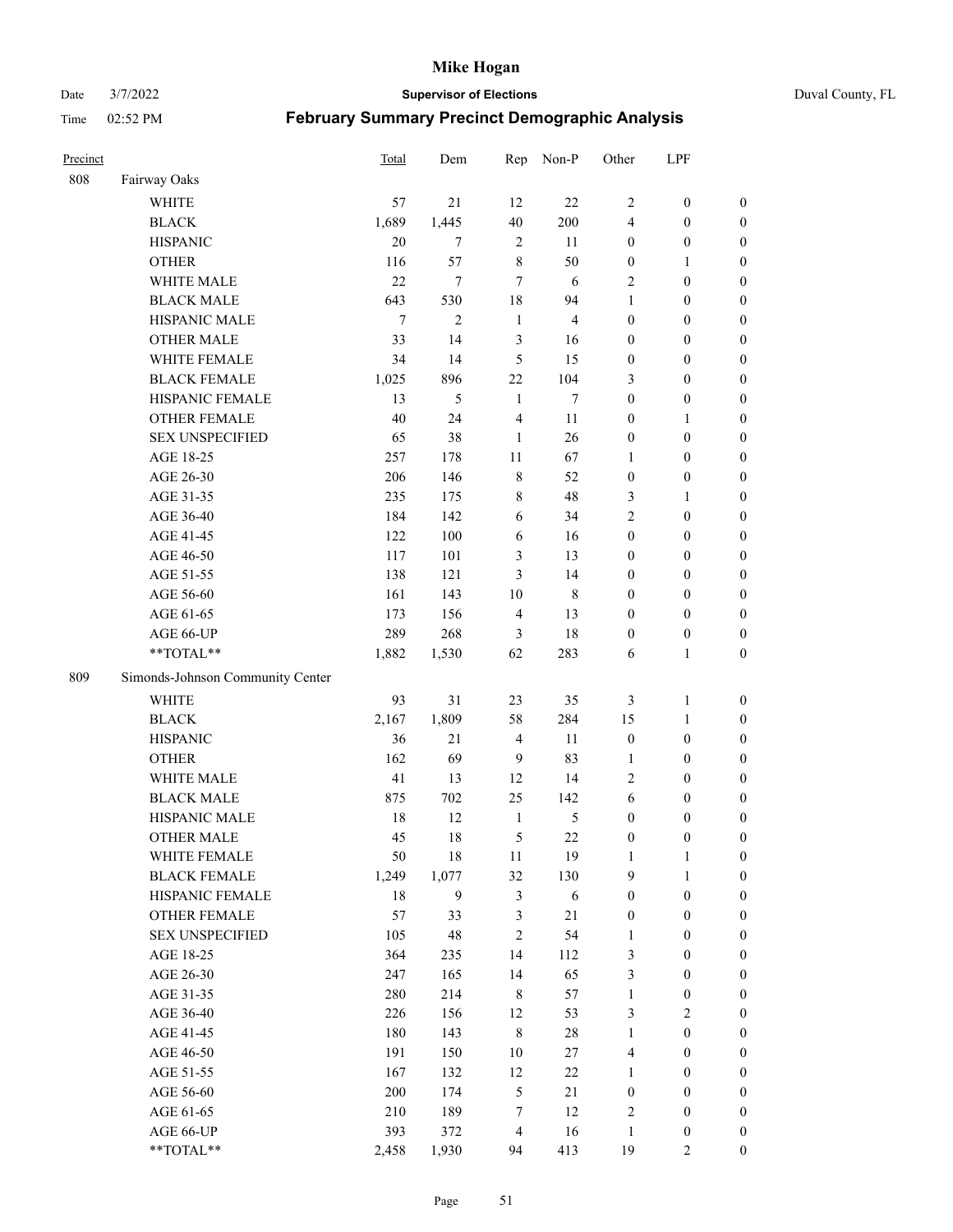# Mike Hogan

Date 3/7/2022 **Supervisor of Elections** Duval County, FL

Time 02:52 PM **February Summary Precinct Demographic Analysis**

| Precinct | | Total | Dem | Rep | Non-P | Other | LPF | |
|---|---|---|---|---|---|---|---|---|
| 808 | Fairway Oaks | | | | | | | |
| | WHITE | 57 | 21 | 12 | 22 | 2 | 0 | 0 |
| | BLACK | 1,689 | 1,445 | 40 | 200 | 4 | 0 | 0 |
| | HISPANIC | 20 | 7 | 2 | 11 | 0 | 0 | 0 |
| | OTHER | 116 | 57 | 8 | 50 | 0 | 1 | 0 |
| | WHITE MALE | 22 | 7 | 7 | 6 | 2 | 0 | 0 |
| | BLACK MALE | 643 | 530 | 18 | 94 | 1 | 0 | 0 |
| | HISPANIC MALE | 7 | 2 | 1 | 4 | 0 | 0 | 0 |
| | OTHER MALE | 33 | 14 | 3 | 16 | 0 | 0 | 0 |
| | WHITE FEMALE | 34 | 14 | 5 | 15 | 0 | 0 | 0 |
| | BLACK FEMALE | 1,025 | 896 | 22 | 104 | 3 | 0 | 0 |
| | HISPANIC FEMALE | 13 | 5 | 1 | 7 | 0 | 0 | 0 |
| | OTHER FEMALE | 40 | 24 | 4 | 11 | 0 | 1 | 0 |
| | SEX UNSPECIFIED | 65 | 38 | 1 | 26 | 0 | 0 | 0 |
| | AGE 18-25 | 257 | 178 | 11 | 67 | 1 | 0 | 0 |
| | AGE 26-30 | 206 | 146 | 8 | 52 | 0 | 0 | 0 |
| | AGE 31-35 | 235 | 175 | 8 | 48 | 3 | 1 | 0 |
| | AGE 36-40 | 184 | 142 | 6 | 34 | 2 | 0 | 0 |
| | AGE 41-45 | 122 | 100 | 6 | 16 | 0 | 0 | 0 |
| | AGE 46-50 | 117 | 101 | 3 | 13 | 0 | 0 | 0 |
| | AGE 51-55 | 138 | 121 | 3 | 14 | 0 | 0 | 0 |
| | AGE 56-60 | 161 | 143 | 10 | 8 | 0 | 0 | 0 |
| | AGE 61-65 | 173 | 156 | 4 | 13 | 0 | 0 | 0 |
| | AGE 66-UP | 289 | 268 | 3 | 18 | 0 | 0 | 0 |
| | **TOTAL** | 1,882 | 1,530 | 62 | 283 | 6 | 1 | 0 |
| 809 | Simonds-Johnson Community Center | | | | | | | |
| | WHITE | 93 | 31 | 23 | 35 | 3 | 1 | 0 |
| | BLACK | 2,167 | 1,809 | 58 | 284 | 15 | 1 | 0 |
| | HISPANIC | 36 | 21 | 4 | 11 | 0 | 0 | 0 |
| | OTHER | 162 | 69 | 9 | 83 | 1 | 0 | 0 |
| | WHITE MALE | 41 | 13 | 12 | 14 | 2 | 0 | 0 |
| | BLACK MALE | 875 | 702 | 25 | 142 | 6 | 0 | 0 |
| | HISPANIC MALE | 18 | 12 | 1 | 5 | 0 | 0 | 0 |
| | OTHER MALE | 45 | 18 | 5 | 22 | 0 | 0 | 0 |
| | WHITE FEMALE | 50 | 18 | 11 | 19 | 1 | 1 | 0 |
| | BLACK FEMALE | 1,249 | 1,077 | 32 | 130 | 9 | 1 | 0 |
| | HISPANIC FEMALE | 18 | 9 | 3 | 6 | 0 | 0 | 0 |
| | OTHER FEMALE | 57 | 33 | 3 | 21 | 0 | 0 | 0 |
| | SEX UNSPECIFIED | 105 | 48 | 2 | 54 | 1 | 0 | 0 |
| | AGE 18-25 | 364 | 235 | 14 | 112 | 3 | 0 | 0 |
| | AGE 26-30 | 247 | 165 | 14 | 65 | 3 | 0 | 0 |
| | AGE 31-35 | 280 | 214 | 8 | 57 | 1 | 0 | 0 |
| | AGE 36-40 | 226 | 156 | 12 | 53 | 3 | 2 | 0 |
| | AGE 41-45 | 180 | 143 | 8 | 28 | 1 | 0 | 0 |
| | AGE 46-50 | 191 | 150 | 10 | 27 | 4 | 0 | 0 |
| | AGE 51-55 | 167 | 132 | 12 | 22 | 1 | 0 | 0 |
| | AGE 56-60 | 200 | 174 | 5 | 21 | 0 | 0 | 0 |
| | AGE 61-65 | 210 | 189 | 7 | 12 | 2 | 0 | 0 |
| | AGE 66-UP | 393 | 372 | 4 | 16 | 1 | 0 | 0 |
| | **TOTAL** | 2,458 | 1,930 | 94 | 413 | 19 | 2 | 0 |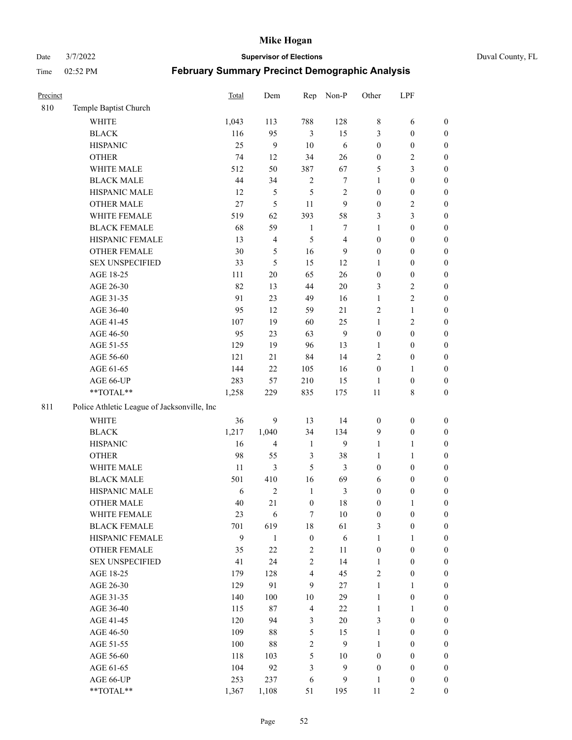# Mike Hogan

Date 3/7/2022 **Supervisor of Elections** Duval County, FL

Time 02:52 PM **February Summary Precinct Demographic Analysis**

| Precinct | | Total | Dem | Rep | Non-P | Other | LPF | |
|---|---|---|---|---|---|---|---|---|
| 810 | Temple Baptist Church | | | | | | | |
| | WHITE | 1,043 | 113 | 788 | 128 | 8 | 6 | 0 |
| | BLACK | 116 | 95 | 3 | 15 | 3 | 0 | 0 |
| | HISPANIC | 25 | 9 | 10 | 6 | 0 | 0 | 0 |
| | OTHER | 74 | 12 | 34 | 26 | 0 | 2 | 0 |
| | WHITE MALE | 512 | 50 | 387 | 67 | 5 | 3 | 0 |
| | BLACK MALE | 44 | 34 | 2 | 7 | 1 | 0 | 0 |
| | HISPANIC MALE | 12 | 5 | 5 | 2 | 0 | 0 | 0 |
| | OTHER MALE | 27 | 5 | 11 | 9 | 0 | 2 | 0 |
| | WHITE FEMALE | 519 | 62 | 393 | 58 | 3 | 3 | 0 |
| | BLACK FEMALE | 68 | 59 | 1 | 7 | 1 | 0 | 0 |
| | HISPANIC FEMALE | 13 | 4 | 5 | 4 | 0 | 0 | 0 |
| | OTHER FEMALE | 30 | 5 | 16 | 9 | 0 | 0 | 0 |
| | SEX UNSPECIFIED | 33 | 5 | 15 | 12 | 1 | 0 | 0 |
| | AGE 18-25 | 111 | 20 | 65 | 26 | 0 | 0 | 0 |
| | AGE 26-30 | 82 | 13 | 44 | 20 | 3 | 2 | 0 |
| | AGE 31-35 | 91 | 23 | 49 | 16 | 1 | 2 | 0 |
| | AGE 36-40 | 95 | 12 | 59 | 21 | 2 | 1 | 0 |
| | AGE 41-45 | 107 | 19 | 60 | 25 | 1 | 2 | 0 |
| | AGE 46-50 | 95 | 23 | 63 | 9 | 0 | 0 | 0 |
| | AGE 51-55 | 129 | 19 | 96 | 13 | 1 | 0 | 0 |
| | AGE 56-60 | 121 | 21 | 84 | 14 | 2 | 0 | 0 |
| | AGE 61-65 | 144 | 22 | 105 | 16 | 0 | 1 | 0 |
| | AGE 66-UP | 283 | 57 | 210 | 15 | 1 | 0 | 0 |
| | **TOTAL** | 1,258 | 229 | 835 | 175 | 11 | 8 | 0 |
| 811 | Police Athletic League of Jacksonville, Inc | | | | | | | |
| | WHITE | 36 | 9 | 13 | 14 | 0 | 0 | 0 |
| | BLACK | 1,217 | 1,040 | 34 | 134 | 9 | 0 | 0 |
| | HISPANIC | 16 | 4 | 1 | 9 | 1 | 1 | 0 |
| | OTHER | 98 | 55 | 3 | 38 | 1 | 1 | 0 |
| | WHITE MALE | 11 | 3 | 5 | 3 | 0 | 0 | 0 |
| | BLACK MALE | 501 | 410 | 16 | 69 | 6 | 0 | 0 |
| | HISPANIC MALE | 6 | 2 | 1 | 3 | 0 | 0 | 0 |
| | OTHER MALE | 40 | 21 | 0 | 18 | 0 | 1 | 0 |
| | WHITE FEMALE | 23 | 6 | 7 | 10 | 0 | 0 | 0 |
| | BLACK FEMALE | 701 | 619 | 18 | 61 | 3 | 0 | 0 |
| | HISPANIC FEMALE | 9 | 1 | 0 | 6 | 1 | 1 | 0 |
| | OTHER FEMALE | 35 | 22 | 2 | 11 | 0 | 0 | 0 |
| | SEX UNSPECIFIED | 41 | 24 | 2 | 14 | 1 | 0 | 0 |
| | AGE 18-25 | 179 | 128 | 4 | 45 | 2 | 0 | 0 |
| | AGE 26-30 | 129 | 91 | 9 | 27 | 1 | 1 | 0 |
| | AGE 31-35 | 140 | 100 | 10 | 29 | 1 | 0 | 0 |
| | AGE 36-40 | 115 | 87 | 4 | 22 | 1 | 1 | 0 |
| | AGE 41-45 | 120 | 94 | 3 | 20 | 3 | 0 | 0 |
| | AGE 46-50 | 109 | 88 | 5 | 15 | 1 | 0 | 0 |
| | AGE 51-55 | 100 | 88 | 2 | 9 | 1 | 0 | 0 |
| | AGE 56-60 | 118 | 103 | 5 | 10 | 0 | 0 | 0 |
| | AGE 61-65 | 104 | 92 | 3 | 9 | 0 | 0 | 0 |
| | AGE 66-UP | 253 | 237 | 6 | 9 | 1 | 0 | 0 |
| | **TOTAL** | 1,367 | 1,108 | 51 | 195 | 11 | 2 | 0 |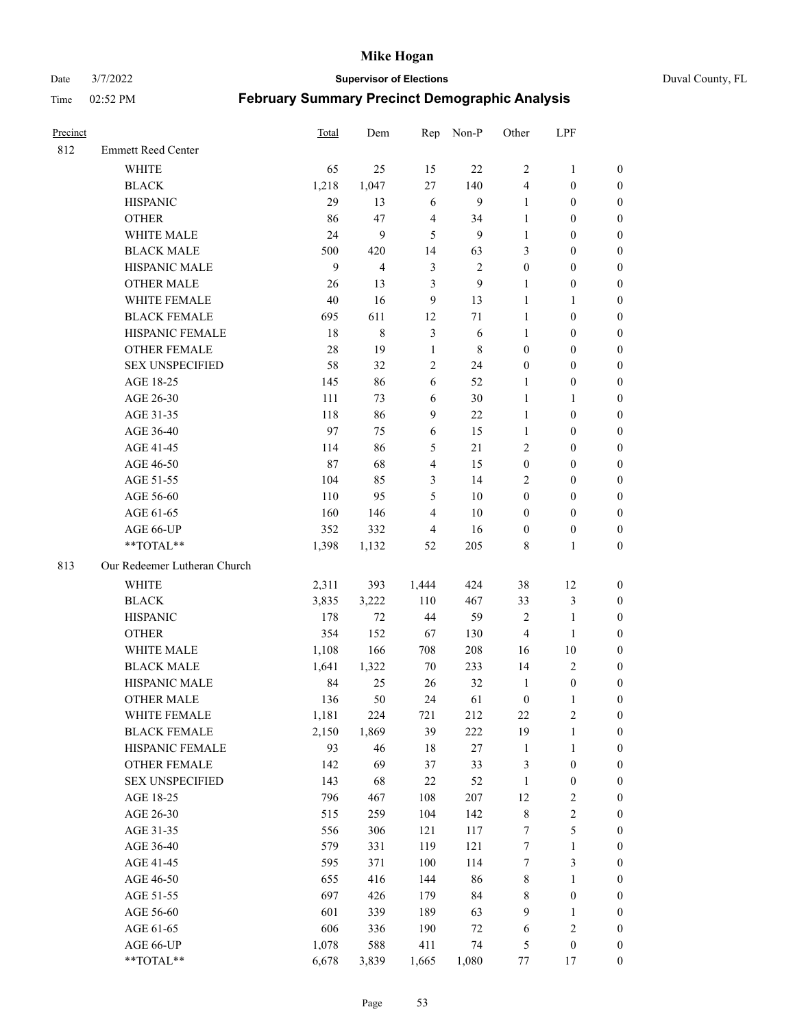# Mike Hogan

Date 3/7/2022 **Supervisor of Elections** Duval County, FL

Time 02:52 PM **February Summary Precinct Demographic Analysis**

| Precinct | | Total | Dem | Rep | Non-P | Other | LPF | |
|---|---|---|---|---|---|---|---|---|
| 812 | Emmett Reed Center | | | | | | | |
| | WHITE | 65 | 25 | 15 | 22 | 2 | 1 | 0 |
| | BLACK | 1,218 | 1,047 | 27 | 140 | 4 | 0 | 0 |
| | HISPANIC | 29 | 13 | 6 | 9 | 1 | 0 | 0 |
| | OTHER | 86 | 47 | 4 | 34 | 1 | 0 | 0 |
| | WHITE MALE | 24 | 9 | 5 | 9 | 1 | 0 | 0 |
| | BLACK MALE | 500 | 420 | 14 | 63 | 3 | 0 | 0 |
| | HISPANIC MALE | 9 | 4 | 3 | 2 | 0 | 0 | 0 |
| | OTHER MALE | 26 | 13 | 3 | 9 | 1 | 0 | 0 |
| | WHITE FEMALE | 40 | 16 | 9 | 13 | 1 | 1 | 0 |
| | BLACK FEMALE | 695 | 611 | 12 | 71 | 1 | 0 | 0 |
| | HISPANIC FEMALE | 18 | 8 | 3 | 6 | 1 | 0 | 0 |
| | OTHER FEMALE | 28 | 19 | 1 | 8 | 0 | 0 | 0 |
| | SEX UNSPECIFIED | 58 | 32 | 2 | 24 | 0 | 0 | 0 |
| | AGE 18-25 | 145 | 86 | 6 | 52 | 1 | 0 | 0 |
| | AGE 26-30 | 111 | 73 | 6 | 30 | 1 | 1 | 0 |
| | AGE 31-35 | 118 | 86 | 9 | 22 | 1 | 0 | 0 |
| | AGE 36-40 | 97 | 75 | 6 | 15 | 1 | 0 | 0 |
| | AGE 41-45 | 114 | 86 | 5 | 21 | 2 | 0 | 0 |
| | AGE 46-50 | 87 | 68 | 4 | 15 | 0 | 0 | 0 |
| | AGE 51-55 | 104 | 85 | 3 | 14 | 2 | 0 | 0 |
| | AGE 56-60 | 110 | 95 | 5 | 10 | 0 | 0 | 0 |
| | AGE 61-65 | 160 | 146 | 4 | 10 | 0 | 0 | 0 |
| | AGE 66-UP | 352 | 332 | 4 | 16 | 0 | 0 | 0 |
| | **TOTAL** | 1,398 | 1,132 | 52 | 205 | 8 | 1 | 0 |
| 813 | Our Redeemer Lutheran Church | | | | | | | |
| | WHITE | 2,311 | 393 | 1,444 | 424 | 38 | 12 | 0 |
| | BLACK | 3,835 | 3,222 | 110 | 467 | 33 | 3 | 0 |
| | HISPANIC | 178 | 72 | 44 | 59 | 2 | 1 | 0 |
| | OTHER | 354 | 152 | 67 | 130 | 4 | 1 | 0 |
| | WHITE MALE | 1,108 | 166 | 708 | 208 | 16 | 10 | 0 |
| | BLACK MALE | 1,641 | 1,322 | 70 | 233 | 14 | 2 | 0 |
| | HISPANIC MALE | 84 | 25 | 26 | 32 | 1 | 0 | 0 |
| | OTHER MALE | 136 | 50 | 24 | 61 | 0 | 1 | 0 |
| | WHITE FEMALE | 1,181 | 224 | 721 | 212 | 22 | 2 | 0 |
| | BLACK FEMALE | 2,150 | 1,869 | 39 | 222 | 19 | 1 | 0 |
| | HISPANIC FEMALE | 93 | 46 | 18 | 27 | 1 | 1 | 0 |
| | OTHER FEMALE | 142 | 69 | 37 | 33 | 3 | 0 | 0 |
| | SEX UNSPECIFIED | 143 | 68 | 22 | 52 | 1 | 0 | 0 |
| | AGE 18-25 | 796 | 467 | 108 | 207 | 12 | 2 | 0 |
| | AGE 26-30 | 515 | 259 | 104 | 142 | 8 | 2 | 0 |
| | AGE 31-35 | 556 | 306 | 121 | 117 | 7 | 5 | 0 |
| | AGE 36-40 | 579 | 331 | 119 | 121 | 7 | 1 | 0 |
| | AGE 41-45 | 595 | 371 | 100 | 114 | 7 | 3 | 0 |
| | AGE 46-50 | 655 | 416 | 144 | 86 | 8 | 1 | 0 |
| | AGE 51-55 | 697 | 426 | 179 | 84 | 8 | 0 | 0 |
| | AGE 56-60 | 601 | 339 | 189 | 63 | 9 | 1 | 0 |
| | AGE 61-65 | 606 | 336 | 190 | 72 | 6 | 2 | 0 |
| | AGE 66-UP | 1,078 | 588 | 411 | 74 | 5 | 0 | 0 |
| | **TOTAL** | 6,678 | 3,839 | 1,665 | 1,080 | 77 | 17 | 0 |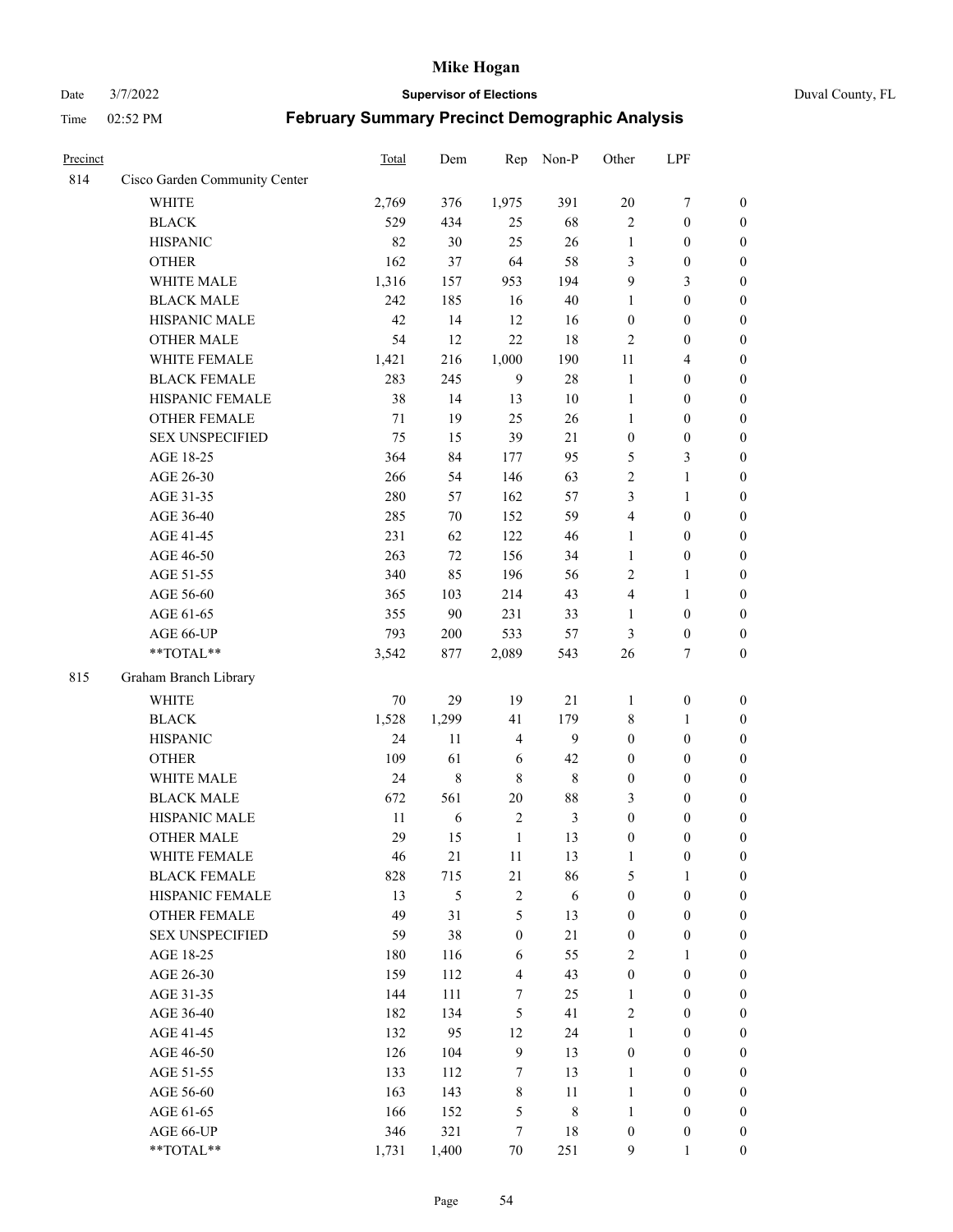# Mike Hogan

Date 3/7/2022 **Supervisor of Elections** Duval County, FL

Time 02:52 PM **February Summary Precinct Demographic Analysis**

| Precinct | | Total | Dem | Rep | Non-P | Other | LPF | |
|---|---|---|---|---|---|---|---|---|
| 814 | Cisco Garden Community Center | | | | | | | |
| | WHITE | 2,769 | 376 | 1,975 | 391 | 20 | 7 | 0 |
| | BLACK | 529 | 434 | 25 | 68 | 2 | 0 | 0 |
| | HISPANIC | 82 | 30 | 25 | 26 | 1 | 0 | 0 |
| | OTHER | 162 | 37 | 64 | 58 | 3 | 0 | 0 |
| | WHITE MALE | 1,316 | 157 | 953 | 194 | 9 | 3 | 0 |
| | BLACK MALE | 242 | 185 | 16 | 40 | 1 | 0 | 0 |
| | HISPANIC MALE | 42 | 14 | 12 | 16 | 0 | 0 | 0 |
| | OTHER MALE | 54 | 12 | 22 | 18 | 2 | 0 | 0 |
| | WHITE FEMALE | 1,421 | 216 | 1,000 | 190 | 11 | 4 | 0 |
| | BLACK FEMALE | 283 | 245 | 9 | 28 | 1 | 0 | 0 |
| | HISPANIC FEMALE | 38 | 14 | 13 | 10 | 1 | 0 | 0 |
| | OTHER FEMALE | 71 | 19 | 25 | 26 | 1 | 0 | 0 |
| | SEX UNSPECIFIED | 75 | 15 | 39 | 21 | 0 | 0 | 0 |
| | AGE 18-25 | 364 | 84 | 177 | 95 | 5 | 3 | 0 |
| | AGE 26-30 | 266 | 54 | 146 | 63 | 2 | 1 | 0 |
| | AGE 31-35 | 280 | 57 | 162 | 57 | 3 | 1 | 0 |
| | AGE 36-40 | 285 | 70 | 152 | 59 | 4 | 0 | 0 |
| | AGE 41-45 | 231 | 62 | 122 | 46 | 1 | 0 | 0 |
| | AGE 46-50 | 263 | 72 | 156 | 34 | 1 | 0 | 0 |
| | AGE 51-55 | 340 | 85 | 196 | 56 | 2 | 1 | 0 |
| | AGE 56-60 | 365 | 103 | 214 | 43 | 4 | 1 | 0 |
| | AGE 61-65 | 355 | 90 | 231 | 33 | 1 | 0 | 0 |
| | AGE 66-UP | 793 | 200 | 533 | 57 | 3 | 0 | 0 |
| | **TOTAL** | 3,542 | 877 | 2,089 | 543 | 26 | 7 | 0 |
| 815 | Graham Branch Library | | | | | | | |
| | WHITE | 70 | 29 | 19 | 21 | 1 | 0 | 0 |
| | BLACK | 1,528 | 1,299 | 41 | 179 | 8 | 1 | 0 |
| | HISPANIC | 24 | 11 | 4 | 9 | 0 | 0 | 0 |
| | OTHER | 109 | 61 | 6 | 42 | 0 | 0 | 0 |
| | WHITE MALE | 24 | 8 | 8 | 8 | 0 | 0 | 0 |
| | BLACK MALE | 672 | 561 | 20 | 88 | 3 | 0 | 0 |
| | HISPANIC MALE | 11 | 6 | 2 | 3 | 0 | 0 | 0 |
| | OTHER MALE | 29 | 15 | 1 | 13 | 0 | 0 | 0 |
| | WHITE FEMALE | 46 | 21 | 11 | 13 | 1 | 0 | 0 |
| | BLACK FEMALE | 828 | 715 | 21 | 86 | 5 | 1 | 0 |
| | HISPANIC FEMALE | 13 | 5 | 2 | 6 | 0 | 0 | 0 |
| | OTHER FEMALE | 49 | 31 | 5 | 13 | 0 | 0 | 0 |
| | SEX UNSPECIFIED | 59 | 38 | 0 | 21 | 0 | 0 | 0 |
| | AGE 18-25 | 180 | 116 | 6 | 55 | 2 | 1 | 0 |
| | AGE 26-30 | 159 | 112 | 4 | 43 | 0 | 0 | 0 |
| | AGE 31-35 | 144 | 111 | 7 | 25 | 1 | 0 | 0 |
| | AGE 36-40 | 182 | 134 | 5 | 41 | 2 | 0 | 0 |
| | AGE 41-45 | 132 | 95 | 12 | 24 | 1 | 0 | 0 |
| | AGE 46-50 | 126 | 104 | 9 | 13 | 0 | 0 | 0 |
| | AGE 51-55 | 133 | 112 | 7 | 13 | 1 | 0 | 0 |
| | AGE 56-60 | 163 | 143 | 8 | 11 | 1 | 0 | 0 |
| | AGE 61-65 | 166 | 152 | 5 | 8 | 1 | 0 | 0 |
| | AGE 66-UP | 346 | 321 | 7 | 18 | 0 | 0 | 0 |
| | **TOTAL** | 1,731 | 1,400 | 70 | 251 | 9 | 1 | 0 |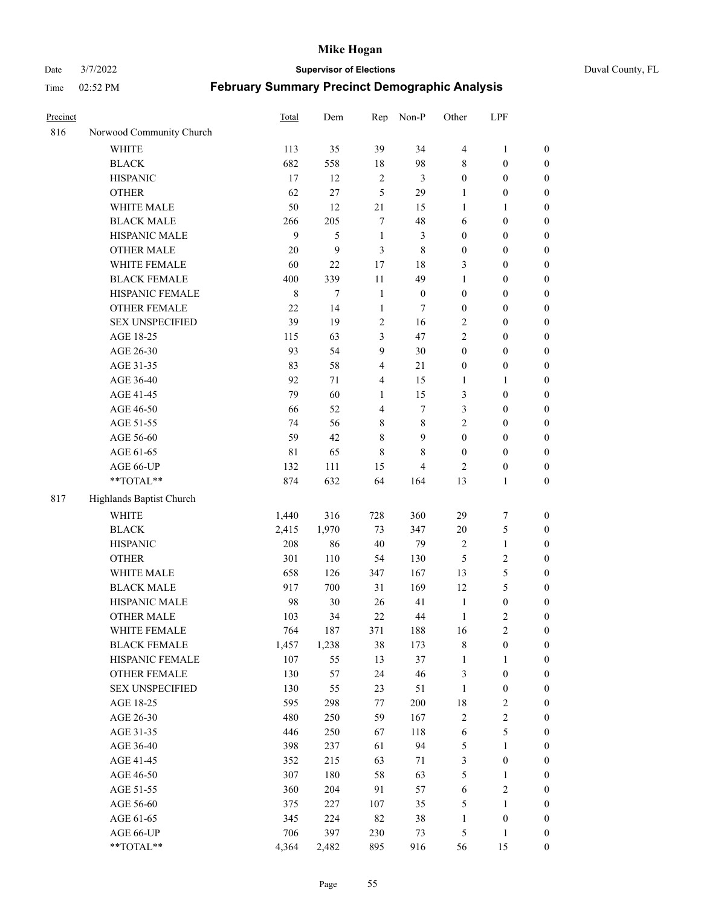# Mike Hogan

Date 3/7/2022 **Supervisor of Elections** Duval County, FL

Time 02:52 PM **February Summary Precinct Demographic Analysis**

| Precinct | | Total | Dem | Rep | Non-P | Other | LPF | |
|---|---|---|---|---|---|---|---|---|
| 816 | Norwood Community Church | | | | | | | |
| | WHITE | 113 | 35 | 39 | 34 | 4 | 1 | 0 |
| | BLACK | 682 | 558 | 18 | 98 | 8 | 0 | 0 |
| | HISPANIC | 17 | 12 | 2 | 3 | 0 | 0 | 0 |
| | OTHER | 62 | 27 | 5 | 29 | 1 | 0 | 0 |
| | WHITE MALE | 50 | 12 | 21 | 15 | 1 | 1 | 0 |
| | BLACK MALE | 266 | 205 | 7 | 48 | 6 | 0 | 0 |
| | HISPANIC MALE | 9 | 5 | 1 | 3 | 0 | 0 | 0 |
| | OTHER MALE | 20 | 9 | 3 | 8 | 0 | 0 | 0 |
| | WHITE FEMALE | 60 | 22 | 17 | 18 | 3 | 0 | 0 |
| | BLACK FEMALE | 400 | 339 | 11 | 49 | 1 | 0 | 0 |
| | HISPANIC FEMALE | 8 | 7 | 1 | 0 | 0 | 0 | 0 |
| | OTHER FEMALE | 22 | 14 | 1 | 7 | 0 | 0 | 0 |
| | SEX UNSPECIFIED | 39 | 19 | 2 | 16 | 2 | 0 | 0 |
| | AGE 18-25 | 115 | 63 | 3 | 47 | 2 | 0 | 0 |
| | AGE 26-30 | 93 | 54 | 9 | 30 | 0 | 0 | 0 |
| | AGE 31-35 | 83 | 58 | 4 | 21 | 0 | 0 | 0 |
| | AGE 36-40 | 92 | 71 | 4 | 15 | 1 | 1 | 0 |
| | AGE 41-45 | 79 | 60 | 1 | 15 | 3 | 0 | 0 |
| | AGE 46-50 | 66 | 52 | 4 | 7 | 3 | 0 | 0 |
| | AGE 51-55 | 74 | 56 | 8 | 8 | 2 | 0 | 0 |
| | AGE 56-60 | 59 | 42 | 8 | 9 | 0 | 0 | 0 |
| | AGE 61-65 | 81 | 65 | 8 | 8 | 0 | 0 | 0 |
| | AGE 66-UP | 132 | 111 | 15 | 4 | 2 | 0 | 0 |
| | **TOTAL** | 874 | 632 | 64 | 164 | 13 | 1 | 0 |
| 817 | Highlands Baptist Church | | | | | | | |
| | WHITE | 1,440 | 316 | 728 | 360 | 29 | 7 | 0 |
| | BLACK | 2,415 | 1,970 | 73 | 347 | 20 | 5 | 0 |
| | HISPANIC | 208 | 86 | 40 | 79 | 2 | 1 | 0 |
| | OTHER | 301 | 110 | 54 | 130 | 5 | 2 | 0 |
| | WHITE MALE | 658 | 126 | 347 | 167 | 13 | 5 | 0 |
| | BLACK MALE | 917 | 700 | 31 | 169 | 12 | 5 | 0 |
| | HISPANIC MALE | 98 | 30 | 26 | 41 | 1 | 0 | 0 |
| | OTHER MALE | 103 | 34 | 22 | 44 | 1 | 2 | 0 |
| | WHITE FEMALE | 764 | 187 | 371 | 188 | 16 | 2 | 0 |
| | BLACK FEMALE | 1,457 | 1,238 | 38 | 173 | 8 | 0 | 0 |
| | HISPANIC FEMALE | 107 | 55 | 13 | 37 | 1 | 1 | 0 |
| | OTHER FEMALE | 130 | 57 | 24 | 46 | 3 | 0 | 0 |
| | SEX UNSPECIFIED | 130 | 55 | 23 | 51 | 1 | 0 | 0 |
| | AGE 18-25 | 595 | 298 | 77 | 200 | 18 | 2 | 0 |
| | AGE 26-30 | 480 | 250 | 59 | 167 | 2 | 2 | 0 |
| | AGE 31-35 | 446 | 250 | 67 | 118 | 6 | 5 | 0 |
| | AGE 36-40 | 398 | 237 | 61 | 94 | 5 | 1 | 0 |
| | AGE 41-45 | 352 | 215 | 63 | 71 | 3 | 0 | 0 |
| | AGE 46-50 | 307 | 180 | 58 | 63 | 5 | 1 | 0 |
| | AGE 51-55 | 360 | 204 | 91 | 57 | 6 | 2 | 0 |
| | AGE 56-60 | 375 | 227 | 107 | 35 | 5 | 1 | 0 |
| | AGE 61-65 | 345 | 224 | 82 | 38 | 1 | 0 | 0 |
| | AGE 66-UP | 706 | 397 | 230 | 73 | 5 | 1 | 0 |
| | **TOTAL** | 4,364 | 2,482 | 895 | 916 | 56 | 15 | 0 |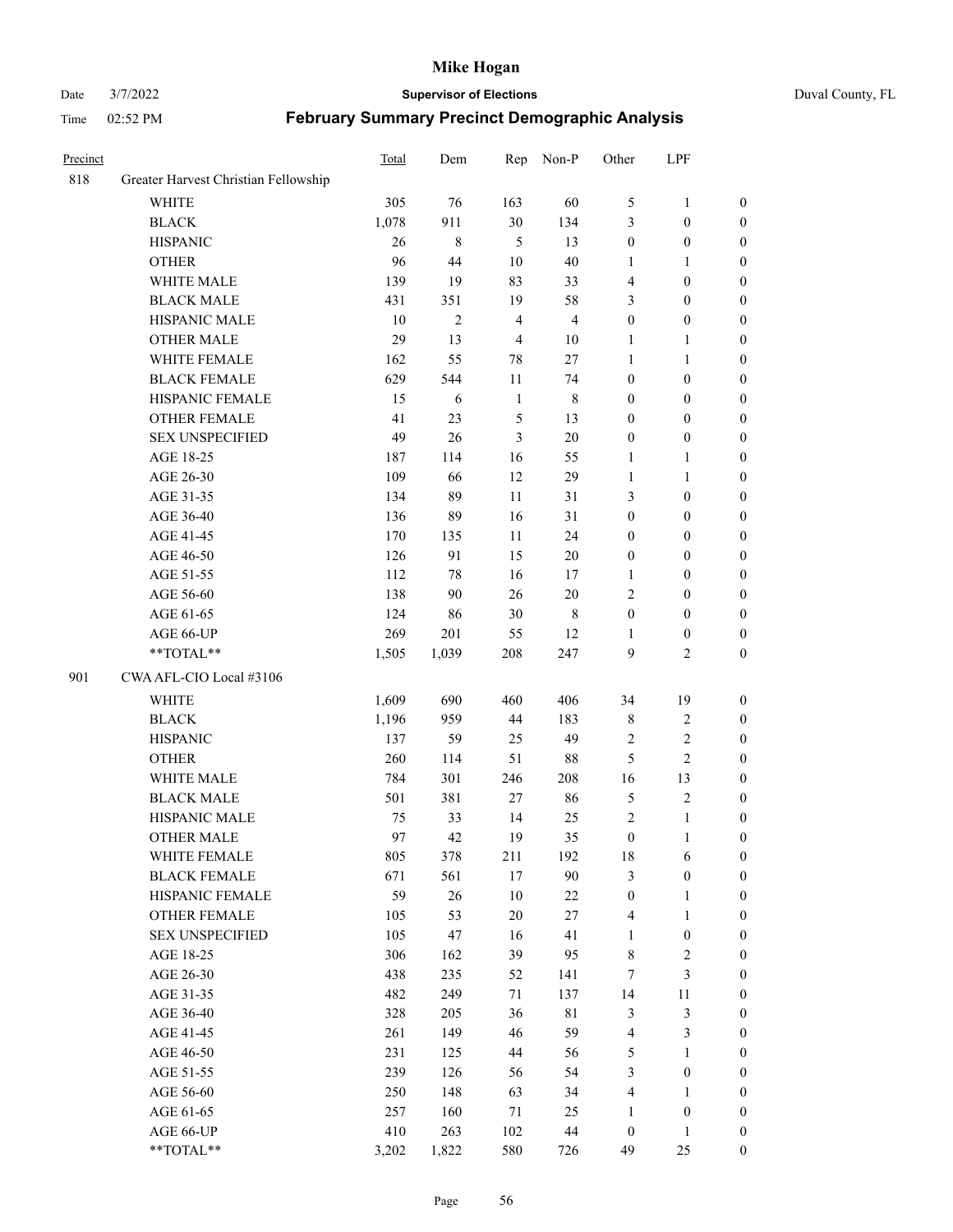| Precinct | | Total | Dem | Rep | Non-P | Other | LPF | |
|---|---|---|---|---|---|---|---|---|
| 818 | Greater Harvest Christian Fellowship | | | | | | | |
| | WHITE | 305 | 76 | 163 | 60 | 5 | 1 | 0 |
| | BLACK | 1,078 | 911 | 30 | 134 | 3 | 0 | 0 |
| | HISPANIC | 26 | 8 | 5 | 13 | 0 | 0 | 0 |
| | OTHER | 96 | 44 | 10 | 40 | 1 | 1 | 0 |
| | WHITE MALE | 139 | 19 | 83 | 33 | 4 | 0 | 0 |
| | BLACK MALE | 431 | 351 | 19 | 58 | 3 | 0 | 0 |
| | HISPANIC MALE | 10 | 2 | 4 | 4 | 0 | 0 | 0 |
| | OTHER MALE | 29 | 13 | 4 | 10 | 1 | 1 | 0 |
| | WHITE FEMALE | 162 | 55 | 78 | 27 | 1 | 1 | 0 |
| | BLACK FEMALE | 629 | 544 | 11 | 74 | 0 | 0 | 0 |
| | HISPANIC FEMALE | 15 | 6 | 1 | 8 | 0 | 0 | 0 |
| | OTHER FEMALE | 41 | 23 | 5 | 13 | 0 | 0 | 0 |
| | SEX UNSPECIFIED | 49 | 26 | 3 | 20 | 0 | 0 | 0 |
| | AGE 18-25 | 187 | 114 | 16 | 55 | 1 | 1 | 0 |
| | AGE 26-30 | 109 | 66 | 12 | 29 | 1 | 1 | 0 |
| | AGE 31-35 | 134 | 89 | 11 | 31 | 3 | 0 | 0 |
| | AGE 36-40 | 136 | 89 | 16 | 31 | 0 | 0 | 0 |
| | AGE 41-45 | 170 | 135 | 11 | 24 | 0 | 0 | 0 |
| | AGE 46-50 | 126 | 91 | 15 | 20 | 0 | 0 | 0 |
| | AGE 51-55 | 112 | 78 | 16 | 17 | 1 | 0 | 0 |
| | AGE 56-60 | 138 | 90 | 26 | 20 | 2 | 0 | 0 |
| | AGE 61-65 | 124 | 86 | 30 | 8 | 0 | 0 | 0 |
| | AGE 66-UP | 269 | 201 | 55 | 12 | 1 | 0 | 0 |
| | **TOTAL** | 1,505 | 1,039 | 208 | 247 | 9 | 2 | 0 |
| 901 | CWA AFL-CIO Local #3106 | | | | | | | |
| | WHITE | 1,609 | 690 | 460 | 406 | 34 | 19 | 0 |
| | BLACK | 1,196 | 959 | 44 | 183 | 8 | 2 | 0 |
| | HISPANIC | 137 | 59 | 25 | 49 | 2 | 2 | 0 |
| | OTHER | 260 | 114 | 51 | 88 | 5 | 2 | 0 |
| | WHITE MALE | 784 | 301 | 246 | 208 | 16 | 13 | 0 |
| | BLACK MALE | 501 | 381 | 27 | 86 | 5 | 2 | 0 |
| | HISPANIC MALE | 75 | 33 | 14 | 25 | 2 | 1 | 0 |
| | OTHER MALE | 97 | 42 | 19 | 35 | 0 | 1 | 0 |
| | WHITE FEMALE | 805 | 378 | 211 | 192 | 18 | 6 | 0 |
| | BLACK FEMALE | 671 | 561 | 17 | 90 | 3 | 0 | 0 |
| | HISPANIC FEMALE | 59 | 26 | 10 | 22 | 0 | 1 | 0 |
| | OTHER FEMALE | 105 | 53 | 20 | 27 | 4 | 1 | 0 |
| | SEX UNSPECIFIED | 105 | 47 | 16 | 41 | 1 | 0 | 0 |
| | AGE 18-25 | 306 | 162 | 39 | 95 | 8 | 2 | 0 |
| | AGE 26-30 | 438 | 235 | 52 | 141 | 7 | 3 | 0 |
| | AGE 31-35 | 482 | 249 | 71 | 137 | 14 | 11 | 0 |
| | AGE 36-40 | 328 | 205 | 36 | 81 | 3 | 3 | 0 |
| | AGE 41-45 | 261 | 149 | 46 | 59 | 4 | 3 | 0 |
| | AGE 46-50 | 231 | 125 | 44 | 56 | 5 | 1 | 0 |
| | AGE 51-55 | 239 | 126 | 56 | 54 | 3 | 0 | 0 |
| | AGE 56-60 | 250 | 148 | 63 | 34 | 4 | 1 | 0 |
| | AGE 61-65 | 257 | 160 | 71 | 25 | 1 | 0 | 0 |
| | AGE 66-UP | 410 | 263 | 102 | 44 | 0 | 1 | 0 |
| | **TOTAL** | 3,202 | 1,822 | 580 | 726 | 49 | 25 | 0 |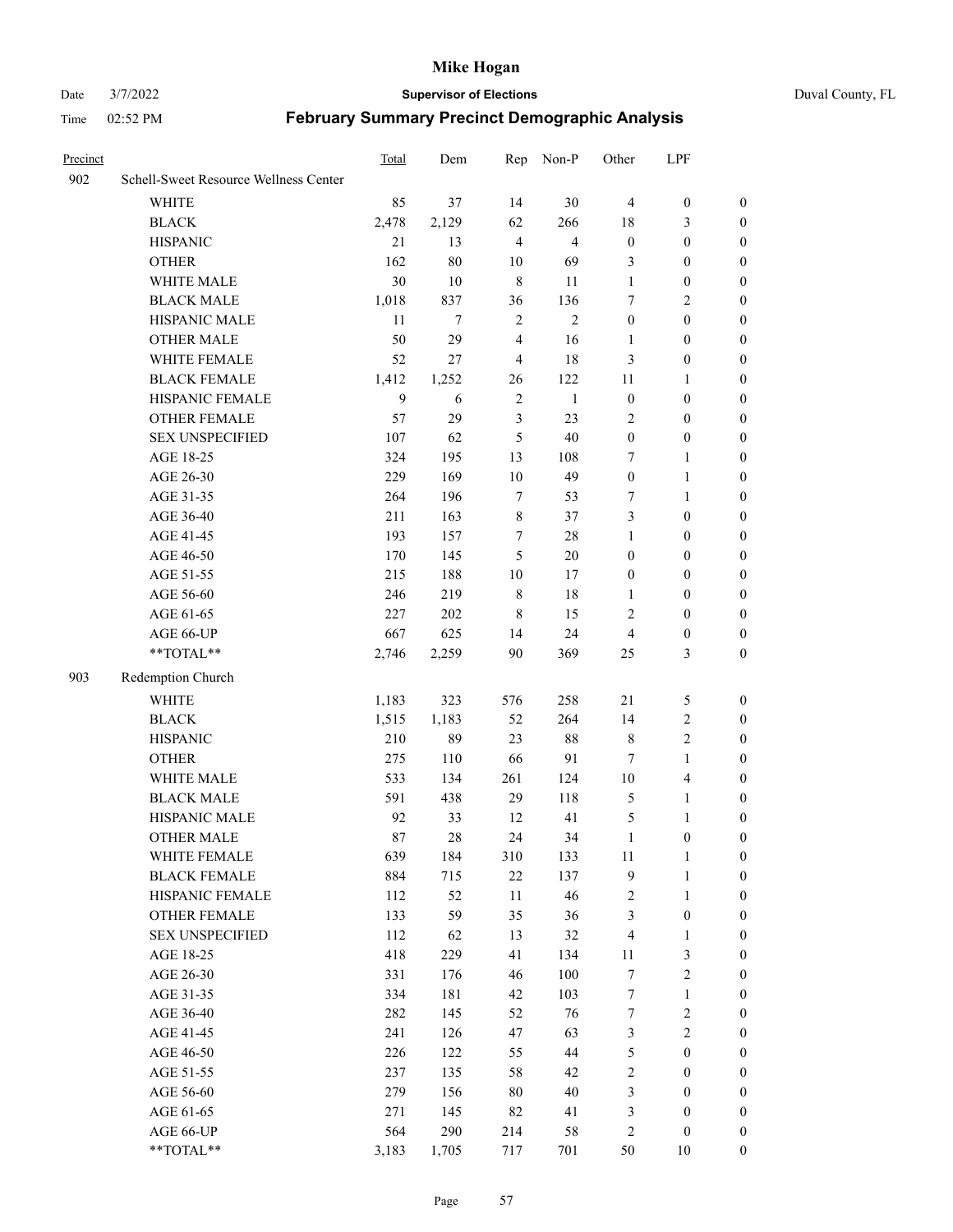# Mike Hogan

Date 3/7/2022 **Supervisor of Elections** Duval County, FL

Time 02:52 PM **February Summary Precinct Demographic Analysis**

| Precinct | | Total | Dem | Rep | Non-P | Other | LPF | |
|---|---|---|---|---|---|---|---|---|
| 902 | Schell-Sweet Resource Wellness Center | | | | | | | |
| | WHITE | 85 | 37 | 14 | 30 | 4 | 0 | 0 |
| | BLACK | 2,478 | 2,129 | 62 | 266 | 18 | 3 | 0 |
| | HISPANIC | 21 | 13 | 4 | 4 | 0 | 0 | 0 |
| | OTHER | 162 | 80 | 10 | 69 | 3 | 0 | 0 |
| | WHITE MALE | 30 | 10 | 8 | 11 | 1 | 0 | 0 |
| | BLACK MALE | 1,018 | 837 | 36 | 136 | 7 | 2 | 0 |
| | HISPANIC MALE | 11 | 7 | 2 | 2 | 0 | 0 | 0 |
| | OTHER MALE | 50 | 29 | 4 | 16 | 1 | 0 | 0 |
| | WHITE FEMALE | 52 | 27 | 4 | 18 | 3 | 0 | 0 |
| | BLACK FEMALE | 1,412 | 1,252 | 26 | 122 | 11 | 1 | 0 |
| | HISPANIC FEMALE | 9 | 6 | 2 | 1 | 0 | 0 | 0 |
| | OTHER FEMALE | 57 | 29 | 3 | 23 | 2 | 0 | 0 |
| | SEX UNSPECIFIED | 107 | 62 | 5 | 40 | 0 | 0 | 0 |
| | AGE 18-25 | 324 | 195 | 13 | 108 | 7 | 1 | 0 |
| | AGE 26-30 | 229 | 169 | 10 | 49 | 0 | 1 | 0 |
| | AGE 31-35 | 264 | 196 | 7 | 53 | 7 | 1 | 0 |
| | AGE 36-40 | 211 | 163 | 8 | 37 | 3 | 0 | 0 |
| | AGE 41-45 | 193 | 157 | 7 | 28 | 1 | 0 | 0 |
| | AGE 46-50 | 170 | 145 | 5 | 20 | 0 | 0 | 0 |
| | AGE 51-55 | 215 | 188 | 10 | 17 | 0 | 0 | 0 |
| | AGE 56-60 | 246 | 219 | 8 | 18 | 1 | 0 | 0 |
| | AGE 61-65 | 227 | 202 | 8 | 15 | 2 | 0 | 0 |
| | AGE 66-UP | 667 | 625 | 14 | 24 | 4 | 0 | 0 |
| | **TOTAL** | 2,746 | 2,259 | 90 | 369 | 25 | 3 | 0 |
| 903 | Redemption Church | | | | | | | |
| | WHITE | 1,183 | 323 | 576 | 258 | 21 | 5 | 0 |
| | BLACK | 1,515 | 1,183 | 52 | 264 | 14 | 2 | 0 |
| | HISPANIC | 210 | 89 | 23 | 88 | 8 | 2 | 0 |
| | OTHER | 275 | 110 | 66 | 91 | 7 | 1 | 0 |
| | WHITE MALE | 533 | 134 | 261 | 124 | 10 | 4 | 0 |
| | BLACK MALE | 591 | 438 | 29 | 118 | 5 | 1 | 0 |
| | HISPANIC MALE | 92 | 33 | 12 | 41 | 5 | 1 | 0 |
| | OTHER MALE | 87 | 28 | 24 | 34 | 1 | 0 | 0 |
| | WHITE FEMALE | 639 | 184 | 310 | 133 | 11 | 1 | 0 |
| | BLACK FEMALE | 884 | 715 | 22 | 137 | 9 | 1 | 0 |
| | HISPANIC FEMALE | 112 | 52 | 11 | 46 | 2 | 1 | 0 |
| | OTHER FEMALE | 133 | 59 | 35 | 36 | 3 | 0 | 0 |
| | SEX UNSPECIFIED | 112 | 62 | 13 | 32 | 4 | 1 | 0 |
| | AGE 18-25 | 418 | 229 | 41 | 134 | 11 | 3 | 0 |
| | AGE 26-30 | 331 | 176 | 46 | 100 | 7 | 2 | 0 |
| | AGE 31-35 | 334 | 181 | 42 | 103 | 7 | 1 | 0 |
| | AGE 36-40 | 282 | 145 | 52 | 76 | 7 | 2 | 0 |
| | AGE 41-45 | 241 | 126 | 47 | 63 | 3 | 2 | 0 |
| | AGE 46-50 | 226 | 122 | 55 | 44 | 5 | 0 | 0 |
| | AGE 51-55 | 237 | 135 | 58 | 42 | 2 | 0 | 0 |
| | AGE 56-60 | 279 | 156 | 80 | 40 | 3 | 0 | 0 |
| | AGE 61-65 | 271 | 145 | 82 | 41 | 3 | 0 | 0 |
| | AGE 66-UP | 564 | 290 | 214 | 58 | 2 | 0 | 0 |
| | **TOTAL** | 3,183 | 1,705 | 717 | 701 | 50 | 10 | 0 |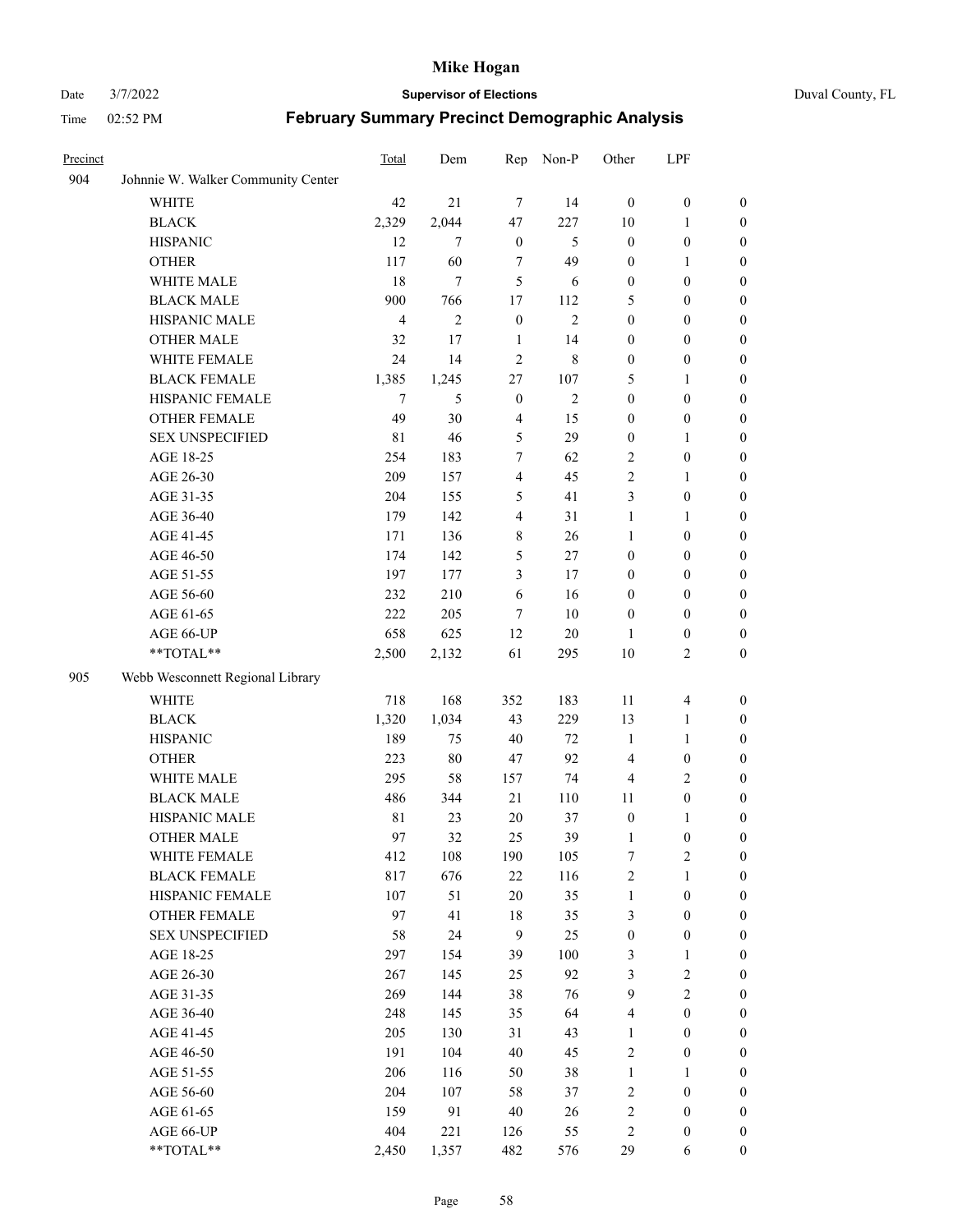# Mike Hogan

Date 3/7/2022 **Supervisor of Elections** Duval County, FL

Time 02:52 PM **February Summary Precinct Demographic Analysis**

| Precinct | | Total | Dem | Rep | Non-P | Other | LPF | |
|---|---|---|---|---|---|---|---|---|
| 904 | Johnnie W. Walker Community Center | | | | | | | |
| | WHITE | 42 | 21 | 7 | 14 | 0 | 0 | 0 |
| | BLACK | 2,329 | 2,044 | 47 | 227 | 10 | 1 | 0 |
| | HISPANIC | 12 | 7 | 0 | 5 | 0 | 0 | 0 |
| | OTHER | 117 | 60 | 7 | 49 | 0 | 1 | 0 |
| | WHITE MALE | 18 | 7 | 5 | 6 | 0 | 0 | 0 |
| | BLACK MALE | 900 | 766 | 17 | 112 | 5 | 0 | 0 |
| | HISPANIC MALE | 4 | 2 | 0 | 2 | 0 | 0 | 0 |
| | OTHER MALE | 32 | 17 | 1 | 14 | 0 | 0 | 0 |
| | WHITE FEMALE | 24 | 14 | 2 | 8 | 0 | 0 | 0 |
| | BLACK FEMALE | 1,385 | 1,245 | 27 | 107 | 5 | 1 | 0 |
| | HISPANIC FEMALE | 7 | 5 | 0 | 2 | 0 | 0 | 0 |
| | OTHER FEMALE | 49 | 30 | 4 | 15 | 0 | 0 | 0 |
| | SEX UNSPECIFIED | 81 | 46 | 5 | 29 | 0 | 1 | 0 |
| | AGE 18-25 | 254 | 183 | 7 | 62 | 2 | 0 | 0 |
| | AGE 26-30 | 209 | 157 | 4 | 45 | 2 | 1 | 0 |
| | AGE 31-35 | 204 | 155 | 5 | 41 | 3 | 0 | 0 |
| | AGE 36-40 | 179 | 142 | 4 | 31 | 1 | 1 | 0 |
| | AGE 41-45 | 171 | 136 | 8 | 26 | 1 | 0 | 0 |
| | AGE 46-50 | 174 | 142 | 5 | 27 | 0 | 0 | 0 |
| | AGE 51-55 | 197 | 177 | 3 | 17 | 0 | 0 | 0 |
| | AGE 56-60 | 232 | 210 | 6 | 16 | 0 | 0 | 0 |
| | AGE 61-65 | 222 | 205 | 7 | 10 | 0 | 0 | 0 |
| | AGE 66-UP | 658 | 625 | 12 | 20 | 1 | 0 | 0 |
| | **TOTAL** | 2,500 | 2,132 | 61 | 295 | 10 | 2 | 0 |
| 905 | Webb Wesconnett Regional Library | | | | | | | |
| | WHITE | 718 | 168 | 352 | 183 | 11 | 4 | 0 |
| | BLACK | 1,320 | 1,034 | 43 | 229 | 13 | 1 | 0 |
| | HISPANIC | 189 | 75 | 40 | 72 | 1 | 1 | 0 |
| | OTHER | 223 | 80 | 47 | 92 | 4 | 0 | 0 |
| | WHITE MALE | 295 | 58 | 157 | 74 | 4 | 2 | 0 |
| | BLACK MALE | 486 | 344 | 21 | 110 | 11 | 0 | 0 |
| | HISPANIC MALE | 81 | 23 | 20 | 37 | 0 | 1 | 0 |
| | OTHER MALE | 97 | 32 | 25 | 39 | 1 | 0 | 0 |
| | WHITE FEMALE | 412 | 108 | 190 | 105 | 7 | 2 | 0 |
| | BLACK FEMALE | 817 | 676 | 22 | 116 | 2 | 1 | 0 |
| | HISPANIC FEMALE | 107 | 51 | 20 | 35 | 1 | 0 | 0 |
| | OTHER FEMALE | 97 | 41 | 18 | 35 | 3 | 0 | 0 |
| | SEX UNSPECIFIED | 58 | 24 | 9 | 25 | 0 | 0 | 0 |
| | AGE 18-25 | 297 | 154 | 39 | 100 | 3 | 1 | 0 |
| | AGE 26-30 | 267 | 145 | 25 | 92 | 3 | 2 | 0 |
| | AGE 31-35 | 269 | 144 | 38 | 76 | 9 | 2 | 0 |
| | AGE 36-40 | 248 | 145 | 35 | 64 | 4 | 0 | 0 |
| | AGE 41-45 | 205 | 130 | 31 | 43 | 1 | 0 | 0 |
| | AGE 46-50 | 191 | 104 | 40 | 45 | 2 | 0 | 0 |
| | AGE 51-55 | 206 | 116 | 50 | 38 | 1 | 1 | 0 |
| | AGE 56-60 | 204 | 107 | 58 | 37 | 2 | 0 | 0 |
| | AGE 61-65 | 159 | 91 | 40 | 26 | 2 | 0 | 0 |
| | AGE 66-UP | 404 | 221 | 126 | 55 | 2 | 0 | 0 |
| | **TOTAL** | 2,450 | 1,357 | 482 | 576 | 29 | 6 | 0 |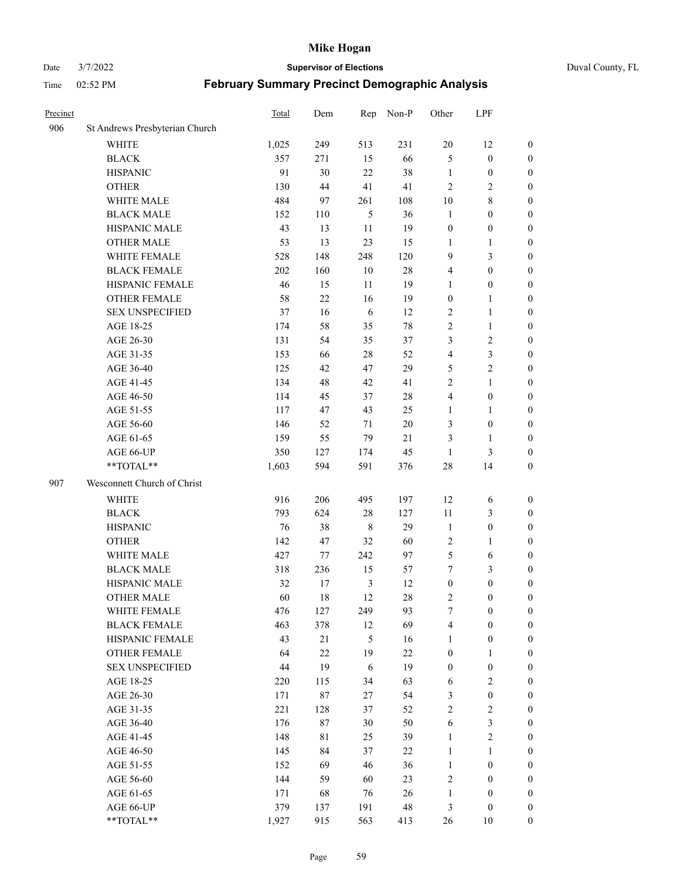# Mike Hogan

Date 3/7/2022 **Supervisor of Elections** Duval County, FL

Time 02:52 PM **February Summary Precinct Demographic Analysis**

| Precinct | | Total | Dem | Rep | Non-P | Other | LPF | |
|---|---|---|---|---|---|---|---|---|
| 906 | St Andrews Presbyterian Church | | | | | | | |
| | WHITE | 1,025 | 249 | 513 | 231 | 20 | 12 | 0 |
| | BLACK | 357 | 271 | 15 | 66 | 5 | 0 | 0 |
| | HISPANIC | 91 | 30 | 22 | 38 | 1 | 0 | 0 |
| | OTHER | 130 | 44 | 41 | 41 | 2 | 2 | 0 |
| | WHITE MALE | 484 | 97 | 261 | 108 | 10 | 8 | 0 |
| | BLACK MALE | 152 | 110 | 5 | 36 | 1 | 0 | 0 |
| | HISPANIC MALE | 43 | 13 | 11 | 19 | 0 | 0 | 0 |
| | OTHER MALE | 53 | 13 | 23 | 15 | 1 | 1 | 0 |
| | WHITE FEMALE | 528 | 148 | 248 | 120 | 9 | 3 | 0 |
| | BLACK FEMALE | 202 | 160 | 10 | 28 | 4 | 0 | 0 |
| | HISPANIC FEMALE | 46 | 15 | 11 | 19 | 1 | 0 | 0 |
| | OTHER FEMALE | 58 | 22 | 16 | 19 | 0 | 1 | 0 |
| | SEX UNSPECIFIED | 37 | 16 | 6 | 12 | 2 | 1 | 0 |
| | AGE 18-25 | 174 | 58 | 35 | 78 | 2 | 1 | 0 |
| | AGE 26-30 | 131 | 54 | 35 | 37 | 3 | 2 | 0 |
| | AGE 31-35 | 153 | 66 | 28 | 52 | 4 | 3 | 0 |
| | AGE 36-40 | 125 | 42 | 47 | 29 | 5 | 2 | 0 |
| | AGE 41-45 | 134 | 48 | 42 | 41 | 2 | 1 | 0 |
| | AGE 46-50 | 114 | 45 | 37 | 28 | 4 | 0 | 0 |
| | AGE 51-55 | 117 | 47 | 43 | 25 | 1 | 1 | 0 |
| | AGE 56-60 | 146 | 52 | 71 | 20 | 3 | 0 | 0 |
| | AGE 61-65 | 159 | 55 | 79 | 21 | 3 | 1 | 0 |
| | AGE 66-UP | 350 | 127 | 174 | 45 | 1 | 3 | 0 |
| | **TOTAL** | 1,603 | 594 | 591 | 376 | 28 | 14 | 0 |
| 907 | Wesconnett Church of Christ | | | | | | | |
| | WHITE | 916 | 206 | 495 | 197 | 12 | 6 | 0 |
| | BLACK | 793 | 624 | 28 | 127 | 11 | 3 | 0 |
| | HISPANIC | 76 | 38 | 8 | 29 | 1 | 0 | 0 |
| | OTHER | 142 | 47 | 32 | 60 | 2 | 1 | 0 |
| | WHITE MALE | 427 | 77 | 242 | 97 | 5 | 6 | 0 |
| | BLACK MALE | 318 | 236 | 15 | 57 | 7 | 3 | 0 |
| | HISPANIC MALE | 32 | 17 | 3 | 12 | 0 | 0 | 0 |
| | OTHER MALE | 60 | 18 | 12 | 28 | 2 | 0 | 0 |
| | WHITE FEMALE | 476 | 127 | 249 | 93 | 7 | 0 | 0 |
| | BLACK FEMALE | 463 | 378 | 12 | 69 | 4 | 0 | 0 |
| | HISPANIC FEMALE | 43 | 21 | 5 | 16 | 1 | 0 | 0 |
| | OTHER FEMALE | 64 | 22 | 19 | 22 | 0 | 1 | 0 |
| | SEX UNSPECIFIED | 44 | 19 | 6 | 19 | 0 | 0 | 0 |
| | AGE 18-25 | 220 | 115 | 34 | 63 | 6 | 2 | 0 |
| | AGE 26-30 | 171 | 87 | 27 | 54 | 3 | 0 | 0 |
| | AGE 31-35 | 221 | 128 | 37 | 52 | 2 | 2 | 0 |
| | AGE 36-40 | 176 | 87 | 30 | 50 | 6 | 3 | 0 |
| | AGE 41-45 | 148 | 81 | 25 | 39 | 1 | 2 | 0 |
| | AGE 46-50 | 145 | 84 | 37 | 22 | 1 | 1 | 0 |
| | AGE 51-55 | 152 | 69 | 46 | 36 | 1 | 0 | 0 |
| | AGE 56-60 | 144 | 59 | 60 | 23 | 2 | 0 | 0 |
| | AGE 61-65 | 171 | 68 | 76 | 26 | 1 | 0 | 0 |
| | AGE 66-UP | 379 | 137 | 191 | 48 | 3 | 0 | 0 |
| | **TOTAL** | 1,927 | 915 | 563 | 413 | 26 | 10 | 0 |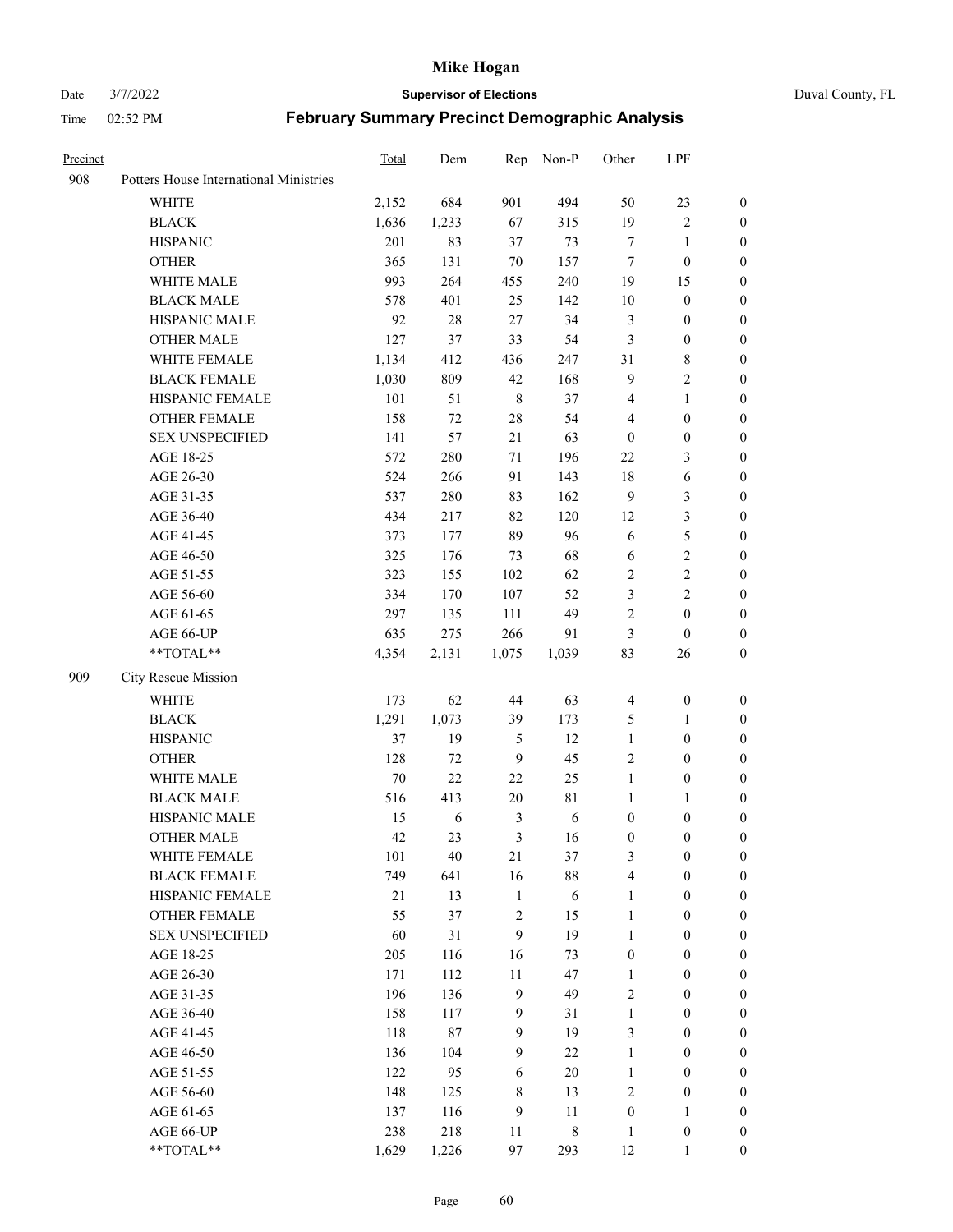# Mike Hogan

Date 3/7/2022 **Supervisor of Elections** Duval County, FL

Time 02:52 PM **February Summary Precinct Demographic Analysis**

| Precinct | | Total | Dem | Rep | Non-P | Other | LPF | |
|---|---|---|---|---|---|---|---|---|
| 908 | Potters House International Ministries | | | | | | | |
| | WHITE | 2,152 | 684 | 901 | 494 | 50 | 23 | 0 |
| | BLACK | 1,636 | 1,233 | 67 | 315 | 19 | 2 | 0 |
| | HISPANIC | 201 | 83 | 37 | 73 | 7 | 1 | 0 |
| | OTHER | 365 | 131 | 70 | 157 | 7 | 0 | 0 |
| | WHITE MALE | 993 | 264 | 455 | 240 | 19 | 15 | 0 |
| | BLACK MALE | 578 | 401 | 25 | 142 | 10 | 0 | 0 |
| | HISPANIC MALE | 92 | 28 | 27 | 34 | 3 | 0 | 0 |
| | OTHER MALE | 127 | 37 | 33 | 54 | 3 | 0 | 0 |
| | WHITE FEMALE | 1,134 | 412 | 436 | 247 | 31 | 8 | 0 |
| | BLACK FEMALE | 1,030 | 809 | 42 | 168 | 9 | 2 | 0 |
| | HISPANIC FEMALE | 101 | 51 | 8 | 37 | 4 | 1 | 0 |
| | OTHER FEMALE | 158 | 72 | 28 | 54 | 4 | 0 | 0 |
| | SEX UNSPECIFIED | 141 | 57 | 21 | 63 | 0 | 0 | 0 |
| | AGE 18-25 | 572 | 280 | 71 | 196 | 22 | 3 | 0 |
| | AGE 26-30 | 524 | 266 | 91 | 143 | 18 | 6 | 0 |
| | AGE 31-35 | 537 | 280 | 83 | 162 | 9 | 3 | 0 |
| | AGE 36-40 | 434 | 217 | 82 | 120 | 12 | 3 | 0 |
| | AGE 41-45 | 373 | 177 | 89 | 96 | 6 | 5 | 0 |
| | AGE 46-50 | 325 | 176 | 73 | 68 | 6 | 2 | 0 |
| | AGE 51-55 | 323 | 155 | 102 | 62 | 2 | 2 | 0 |
| | AGE 56-60 | 334 | 170 | 107 | 52 | 3 | 2 | 0 |
| | AGE 61-65 | 297 | 135 | 111 | 49 | 2 | 0 | 0 |
| | AGE 66-UP | 635 | 275 | 266 | 91 | 3 | 0 | 0 |
| | **TOTAL** | 4,354 | 2,131 | 1,075 | 1,039 | 83 | 26 | 0 |
| 909 | City Rescue Mission | | | | | | | |
| | WHITE | 173 | 62 | 44 | 63 | 4 | 0 | 0 |
| | BLACK | 1,291 | 1,073 | 39 | 173 | 5 | 1 | 0 |
| | HISPANIC | 37 | 19 | 5 | 12 | 1 | 0 | 0 |
| | OTHER | 128 | 72 | 9 | 45 | 2 | 0 | 0 |
| | WHITE MALE | 70 | 22 | 22 | 25 | 1 | 0 | 0 |
| | BLACK MALE | 516 | 413 | 20 | 81 | 1 | 1 | 0 |
| | HISPANIC MALE | 15 | 6 | 3 | 6 | 0 | 0 | 0 |
| | OTHER MALE | 42 | 23 | 3 | 16 | 0 | 0 | 0 |
| | WHITE FEMALE | 101 | 40 | 21 | 37 | 3 | 0 | 0 |
| | BLACK FEMALE | 749 | 641 | 16 | 88 | 4 | 0 | 0 |
| | HISPANIC FEMALE | 21 | 13 | 1 | 6 | 1 | 0 | 0 |
| | OTHER FEMALE | 55 | 37 | 2 | 15 | 1 | 0 | 0 |
| | SEX UNSPECIFIED | 60 | 31 | 9 | 19 | 1 | 0 | 0 |
| | AGE 18-25 | 205 | 116 | 16 | 73 | 0 | 0 | 0 |
| | AGE 26-30 | 171 | 112 | 11 | 47 | 1 | 0 | 0 |
| | AGE 31-35 | 196 | 136 | 9 | 49 | 2 | 0 | 0 |
| | AGE 36-40 | 158 | 117 | 9 | 31 | 1 | 0 | 0 |
| | AGE 41-45 | 118 | 87 | 9 | 19 | 3 | 0 | 0 |
| | AGE 46-50 | 136 | 104 | 9 | 22 | 1 | 0 | 0 |
| | AGE 51-55 | 122 | 95 | 6 | 20 | 1 | 0 | 0 |
| | AGE 56-60 | 148 | 125 | 8 | 13 | 2 | 0 | 0 |
| | AGE 61-65 | 137 | 116 | 9 | 11 | 0 | 1 | 0 |
| | AGE 66-UP | 238 | 218 | 11 | 8 | 1 | 0 | 0 |
| | **TOTAL** | 1,629 | 1,226 | 97 | 293 | 12 | 1 | 0 |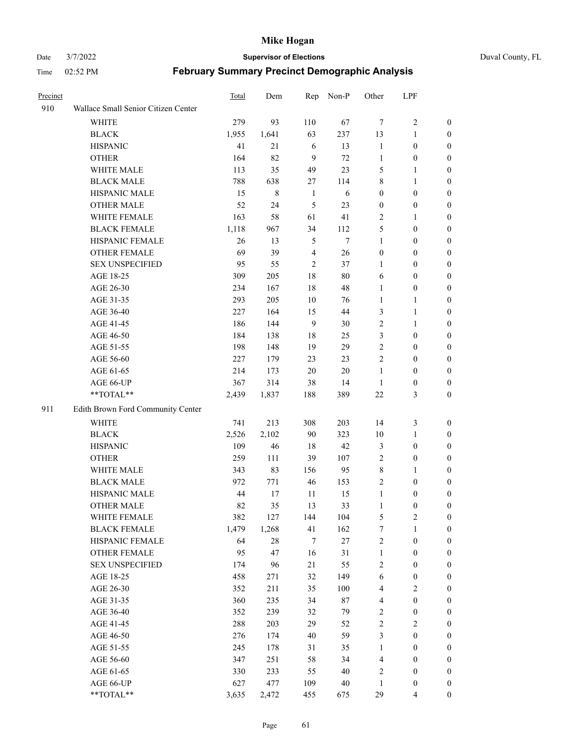# Mike Hogan

Date 3/7/2022 **Supervisor of Elections** Duval County, FL

Time 02:52 PM **February Summary Precinct Demographic Analysis**

| Precinct | | Total | Dem | Rep | Non-P | Other | LPF | |
|---|---|---|---|---|---|---|---|---|
| 910 | Wallace Small Senior Citizen Center | | | | | | | |
| | WHITE | 279 | 93 | 110 | 67 | 7 | 2 | 0 |
| | BLACK | 1,955 | 1,641 | 63 | 237 | 13 | 1 | 0 |
| | HISPANIC | 41 | 21 | 6 | 13 | 1 | 0 | 0 |
| | OTHER | 164 | 82 | 9 | 72 | 1 | 0 | 0 |
| | WHITE MALE | 113 | 35 | 49 | 23 | 5 | 1 | 0 |
| | BLACK MALE | 788 | 638 | 27 | 114 | 8 | 1 | 0 |
| | HISPANIC MALE | 15 | 8 | 1 | 6 | 0 | 0 | 0 |
| | OTHER MALE | 52 | 24 | 5 | 23 | 0 | 0 | 0 |
| | WHITE FEMALE | 163 | 58 | 61 | 41 | 2 | 1 | 0 |
| | BLACK FEMALE | 1,118 | 967 | 34 | 112 | 5 | 0 | 0 |
| | HISPANIC FEMALE | 26 | 13 | 5 | 7 | 1 | 0 | 0 |
| | OTHER FEMALE | 69 | 39 | 4 | 26 | 0 | 0 | 0 |
| | SEX UNSPECIFIED | 95 | 55 | 2 | 37 | 1 | 0 | 0 |
| | AGE 18-25 | 309 | 205 | 18 | 80 | 6 | 0 | 0 |
| | AGE 26-30 | 234 | 167 | 18 | 48 | 1 | 0 | 0 |
| | AGE 31-35 | 293 | 205 | 10 | 76 | 1 | 1 | 0 |
| | AGE 36-40 | 227 | 164 | 15 | 44 | 3 | 1 | 0 |
| | AGE 41-45 | 186 | 144 | 9 | 30 | 2 | 1 | 0 |
| | AGE 46-50 | 184 | 138 | 18 | 25 | 3 | 0 | 0 |
| | AGE 51-55 | 198 | 148 | 19 | 29 | 2 | 0 | 0 |
| | AGE 56-60 | 227 | 179 | 23 | 23 | 2 | 0 | 0 |
| | AGE 61-65 | 214 | 173 | 20 | 20 | 1 | 0 | 0 |
| | AGE 66-UP | 367 | 314 | 38 | 14 | 1 | 0 | 0 |
| | **TOTAL** | 2,439 | 1,837 | 188 | 389 | 22 | 3 | 0 |
| 911 | Edith Brown Ford Community Center | | | | | | | |
| | WHITE | 741 | 213 | 308 | 203 | 14 | 3 | 0 |
| | BLACK | 2,526 | 2,102 | 90 | 323 | 10 | 1 | 0 |
| | HISPANIC | 109 | 46 | 18 | 42 | 3 | 0 | 0 |
| | OTHER | 259 | 111 | 39 | 107 | 2 | 0 | 0 |
| | WHITE MALE | 343 | 83 | 156 | 95 | 8 | 1 | 0 |
| | BLACK MALE | 972 | 771 | 46 | 153 | 2 | 0 | 0 |
| | HISPANIC MALE | 44 | 17 | 11 | 15 | 1 | 0 | 0 |
| | OTHER MALE | 82 | 35 | 13 | 33 | 1 | 0 | 0 |
| | WHITE FEMALE | 382 | 127 | 144 | 104 | 5 | 2 | 0 |
| | BLACK FEMALE | 1,479 | 1,268 | 41 | 162 | 7 | 1 | 0 |
| | HISPANIC FEMALE | 64 | 28 | 7 | 27 | 2 | 0 | 0 |
| | OTHER FEMALE | 95 | 47 | 16 | 31 | 1 | 0 | 0 |
| | SEX UNSPECIFIED | 174 | 96 | 21 | 55 | 2 | 0 | 0 |
| | AGE 18-25 | 458 | 271 | 32 | 149 | 6 | 0 | 0 |
| | AGE 26-30 | 352 | 211 | 35 | 100 | 4 | 2 | 0 |
| | AGE 31-35 | 360 | 235 | 34 | 87 | 4 | 0 | 0 |
| | AGE 36-40 | 352 | 239 | 32 | 79 | 2 | 0 | 0 |
| | AGE 41-45 | 288 | 203 | 29 | 52 | 2 | 2 | 0 |
| | AGE 46-50 | 276 | 174 | 40 | 59 | 3 | 0 | 0 |
| | AGE 51-55 | 245 | 178 | 31 | 35 | 1 | 0 | 0 |
| | AGE 56-60 | 347 | 251 | 58 | 34 | 4 | 0 | 0 |
| | AGE 61-65 | 330 | 233 | 55 | 40 | 2 | 0 | 0 |
| | AGE 66-UP | 627 | 477 | 109 | 40 | 1 | 0 | 0 |
| | **TOTAL** | 3,635 | 2,472 | 455 | 675 | 29 | 4 | 0 |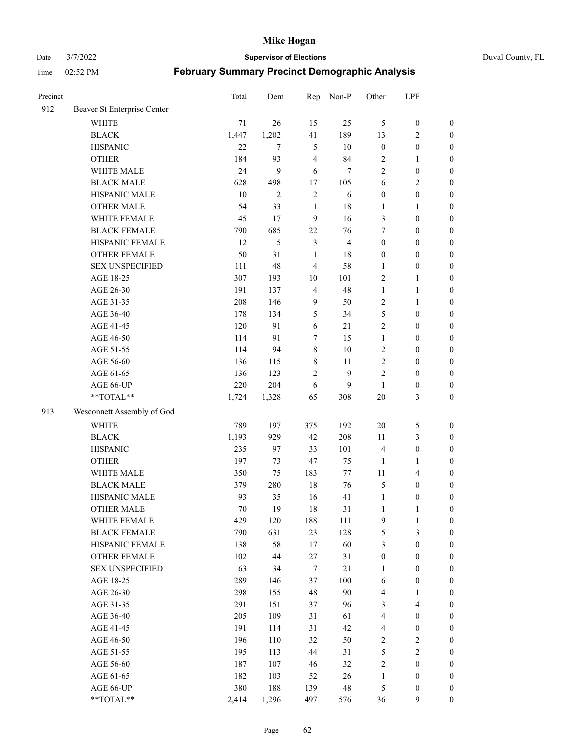| Precinct | | Total | Dem | Rep | Non-P | Other | LPF | |
|---|---|---|---|---|---|---|---|---|
| 912 | Beaver St Enterprise Center | | | | | | | |
| | WHITE | 71 | 26 | 15 | 25 | 5 | 0 | 0 |
| | BLACK | 1,447 | 1,202 | 41 | 189 | 13 | 2 | 0 |
| | HISPANIC | 22 | 7 | 5 | 10 | 0 | 0 | 0 |
| | OTHER | 184 | 93 | 4 | 84 | 2 | 1 | 0 |
| | WHITE MALE | 24 | 9 | 6 | 7 | 2 | 0 | 0 |
| | BLACK MALE | 628 | 498 | 17 | 105 | 6 | 2 | 0 |
| | HISPANIC MALE | 10 | 2 | 2 | 6 | 0 | 0 | 0 |
| | OTHER MALE | 54 | 33 | 1 | 18 | 1 | 1 | 0 |
| | WHITE FEMALE | 45 | 17 | 9 | 16 | 3 | 0 | 0 |
| | BLACK FEMALE | 790 | 685 | 22 | 76 | 7 | 0 | 0 |
| | HISPANIC FEMALE | 12 | 5 | 3 | 4 | 0 | 0 | 0 |
| | OTHER FEMALE | 50 | 31 | 1 | 18 | 0 | 0 | 0 |
| | SEX UNSPECIFIED | 111 | 48 | 4 | 58 | 1 | 0 | 0 |
| | AGE 18-25 | 307 | 193 | 10 | 101 | 2 | 1 | 0 |
| | AGE 26-30 | 191 | 137 | 4 | 48 | 1 | 1 | 0 |
| | AGE 31-35 | 208 | 146 | 9 | 50 | 2 | 1 | 0 |
| | AGE 36-40 | 178 | 134 | 5 | 34 | 5 | 0 | 0 |
| | AGE 41-45 | 120 | 91 | 6 | 21 | 2 | 0 | 0 |
| | AGE 46-50 | 114 | 91 | 7 | 15 | 1 | 0 | 0 |
| | AGE 51-55 | 114 | 94 | 8 | 10 | 2 | 0 | 0 |
| | AGE 56-60 | 136 | 115 | 8 | 11 | 2 | 0 | 0 |
| | AGE 61-65 | 136 | 123 | 2 | 9 | 2 | 0 | 0 |
| | AGE 66-UP | 220 | 204 | 6 | 9 | 1 | 0 | 0 |
| | **TOTAL** | 1,724 | 1,328 | 65 | 308 | 20 | 3 | 0 |
| 913 | Wesconnett Assembly of God | | | | | | | |
| | WHITE | 789 | 197 | 375 | 192 | 20 | 5 | 0 |
| | BLACK | 1,193 | 929 | 42 | 208 | 11 | 3 | 0 |
| | HISPANIC | 235 | 97 | 33 | 101 | 4 | 0 | 0 |
| | OTHER | 197 | 73 | 47 | 75 | 1 | 1 | 0 |
| | WHITE MALE | 350 | 75 | 183 | 77 | 11 | 4 | 0 |
| | BLACK MALE | 379 | 280 | 18 | 76 | 5 | 0 | 0 |
| | HISPANIC MALE | 93 | 35 | 16 | 41 | 1 | 0 | 0 |
| | OTHER MALE | 70 | 19 | 18 | 31 | 1 | 1 | 0 |
| | WHITE FEMALE | 429 | 120 | 188 | 111 | 9 | 1 | 0 |
| | BLACK FEMALE | 790 | 631 | 23 | 128 | 5 | 3 | 0 |
| | HISPANIC FEMALE | 138 | 58 | 17 | 60 | 3 | 0 | 0 |
| | OTHER FEMALE | 102 | 44 | 27 | 31 | 0 | 0 | 0 |
| | SEX UNSPECIFIED | 63 | 34 | 7 | 21 | 1 | 0 | 0 |
| | AGE 18-25 | 289 | 146 | 37 | 100 | 6 | 0 | 0 |
| | AGE 26-30 | 298 | 155 | 48 | 90 | 4 | 1 | 0 |
| | AGE 31-35 | 291 | 151 | 37 | 96 | 3 | 4 | 0 |
| | AGE 36-40 | 205 | 109 | 31 | 61 | 4 | 0 | 0 |
| | AGE 41-45 | 191 | 114 | 31 | 42 | 4 | 0 | 0 |
| | AGE 46-50 | 196 | 110 | 32 | 50 | 2 | 2 | 0 |
| | AGE 51-55 | 195 | 113 | 44 | 31 | 5 | 2 | 0 |
| | AGE 56-60 | 187 | 107 | 46 | 32 | 2 | 0 | 0 |
| | AGE 61-65 | 182 | 103 | 52 | 26 | 1 | 0 | 0 |
| | AGE 66-UP | 380 | 188 | 139 | 48 | 5 | 0 | 0 |
| | **TOTAL** | 2,414 | 1,296 | 497 | 576 | 36 | 9 | 0 |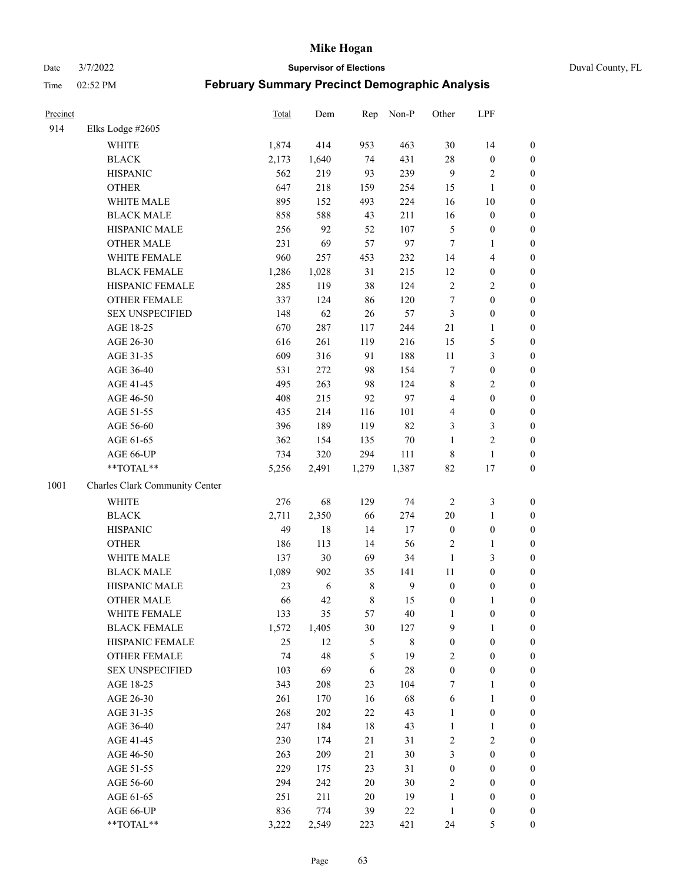# Mike Hogan

Date 3/7/2022 **Supervisor of Elections** Duval County, FL

Time 02:52 PM **February Summary Precinct Demographic Analysis**

| Precinct | | Total | Dem | Rep | Non-P | Other | LPF | |
|---|---|---|---|---|---|---|---|---|
| 914 | Elks Lodge #2605 | | | | | | | |
| | WHITE | 1,874 | 414 | 953 | 463 | 30 | 14 | 0 |
| | BLACK | 2,173 | 1,640 | 74 | 431 | 28 | 0 | 0 |
| | HISPANIC | 562 | 219 | 93 | 239 | 9 | 2 | 0 |
| | OTHER | 647 | 218 | 159 | 254 | 15 | 1 | 0 |
| | WHITE MALE | 895 | 152 | 493 | 224 | 16 | 10 | 0 |
| | BLACK MALE | 858 | 588 | 43 | 211 | 16 | 0 | 0 |
| | HISPANIC MALE | 256 | 92 | 52 | 107 | 5 | 0 | 0 |
| | OTHER MALE | 231 | 69 | 57 | 97 | 7 | 1 | 0 |
| | WHITE FEMALE | 960 | 257 | 453 | 232 | 14 | 4 | 0 |
| | BLACK FEMALE | 1,286 | 1,028 | 31 | 215 | 12 | 0 | 0 |
| | HISPANIC FEMALE | 285 | 119 | 38 | 124 | 2 | 2 | 0 |
| | OTHER FEMALE | 337 | 124 | 86 | 120 | 7 | 0 | 0 |
| | SEX UNSPECIFIED | 148 | 62 | 26 | 57 | 3 | 0 | 0 |
| | AGE 18-25 | 670 | 287 | 117 | 244 | 21 | 1 | 0 |
| | AGE 26-30 | 616 | 261 | 119 | 216 | 15 | 5 | 0 |
| | AGE 31-35 | 609 | 316 | 91 | 188 | 11 | 3 | 0 |
| | AGE 36-40 | 531 | 272 | 98 | 154 | 7 | 0 | 0 |
| | AGE 41-45 | 495 | 263 | 98 | 124 | 8 | 2 | 0 |
| | AGE 46-50 | 408 | 215 | 92 | 97 | 4 | 0 | 0 |
| | AGE 51-55 | 435 | 214 | 116 | 101 | 4 | 0 | 0 |
| | AGE 56-60 | 396 | 189 | 119 | 82 | 3 | 3 | 0 |
| | AGE 61-65 | 362 | 154 | 135 | 70 | 1 | 2 | 0 |
| | AGE 66-UP | 734 | 320 | 294 | 111 | 8 | 1 | 0 |
| | **TOTAL** | 5,256 | 2,491 | 1,279 | 1,387 | 82 | 17 | 0 |
| 1001 | Charles Clark Community Center | | | | | | | |
| | WHITE | 276 | 68 | 129 | 74 | 2 | 3 | 0 |
| | BLACK | 2,711 | 2,350 | 66 | 274 | 20 | 1 | 0 |
| | HISPANIC | 49 | 18 | 14 | 17 | 0 | 0 | 0 |
| | OTHER | 186 | 113 | 14 | 56 | 2 | 1 | 0 |
| | WHITE MALE | 137 | 30 | 69 | 34 | 1 | 3 | 0 |
| | BLACK MALE | 1,089 | 902 | 35 | 141 | 11 | 0 | 0 |
| | HISPANIC MALE | 23 | 6 | 8 | 9 | 0 | 0 | 0 |
| | OTHER MALE | 66 | 42 | 8 | 15 | 0 | 1 | 0 |
| | WHITE FEMALE | 133 | 35 | 57 | 40 | 1 | 0 | 0 |
| | BLACK FEMALE | 1,572 | 1,405 | 30 | 127 | 9 | 1 | 0 |
| | HISPANIC FEMALE | 25 | 12 | 5 | 8 | 0 | 0 | 0 |
| | OTHER FEMALE | 74 | 48 | 5 | 19 | 2 | 0 | 0 |
| | SEX UNSPECIFIED | 103 | 69 | 6 | 28 | 0 | 0 | 0 |
| | AGE 18-25 | 343 | 208 | 23 | 104 | 7 | 1 | 0 |
| | AGE 26-30 | 261 | 170 | 16 | 68 | 6 | 1 | 0 |
| | AGE 31-35 | 268 | 202 | 22 | 43 | 1 | 0 | 0 |
| | AGE 36-40 | 247 | 184 | 18 | 43 | 1 | 1 | 0 |
| | AGE 41-45 | 230 | 174 | 21 | 31 | 2 | 2 | 0 |
| | AGE 46-50 | 263 | 209 | 21 | 30 | 3 | 0 | 0 |
| | AGE 51-55 | 229 | 175 | 23 | 31 | 0 | 0 | 0 |
| | AGE 56-60 | 294 | 242 | 20 | 30 | 2 | 0 | 0 |
| | AGE 61-65 | 251 | 211 | 20 | 19 | 1 | 0 | 0 |
| | AGE 66-UP | 836 | 774 | 39 | 22 | 1 | 0 | 0 |
| | **TOTAL** | 3,222 | 2,549 | 223 | 421 | 24 | 5 | 0 |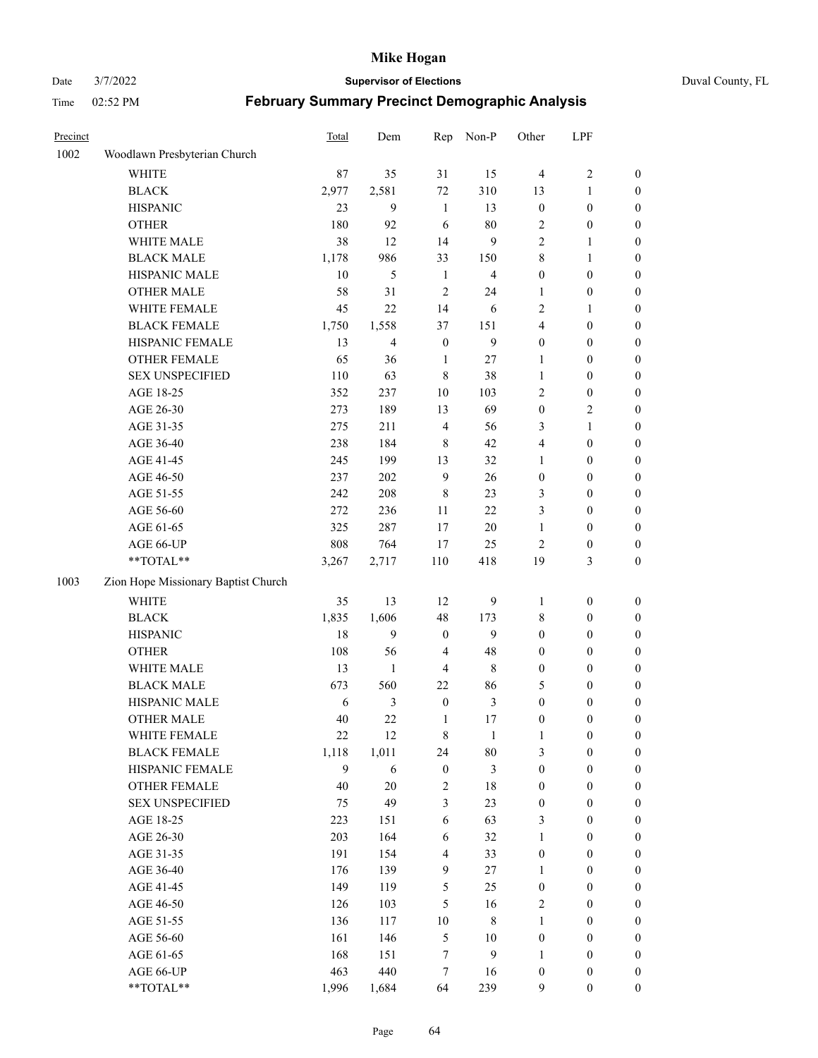# Mike Hogan

Date 3/7/2022 **Supervisor of Elections** Duval County, FL

Time 02:52 PM **February Summary Precinct Demographic Analysis**

| Precinct | | Total | Dem | Rep | Non-P | Other | LPF | |
|---|---|---|---|---|---|---|---|---|
| 1002 | Woodlawn Presbyterian Church | | | | | | | |
| | WHITE | 87 | 35 | 31 | 15 | 4 | 2 | 0 |
| | BLACK | 2,977 | 2,581 | 72 | 310 | 13 | 1 | 0 |
| | HISPANIC | 23 | 9 | 1 | 13 | 0 | 0 | 0 |
| | OTHER | 180 | 92 | 6 | 80 | 2 | 0 | 0 |
| | WHITE MALE | 38 | 12 | 14 | 9 | 2 | 1 | 0 |
| | BLACK MALE | 1,178 | 986 | 33 | 150 | 8 | 1 | 0 |
| | HISPANIC MALE | 10 | 5 | 1 | 4 | 0 | 0 | 0 |
| | OTHER MALE | 58 | 31 | 2 | 24 | 1 | 0 | 0 |
| | WHITE FEMALE | 45 | 22 | 14 | 6 | 2 | 1 | 0 |
| | BLACK FEMALE | 1,750 | 1,558 | 37 | 151 | 4 | 0 | 0 |
| | HISPANIC FEMALE | 13 | 4 | 0 | 9 | 0 | 0 | 0 |
| | OTHER FEMALE | 65 | 36 | 1 | 27 | 1 | 0 | 0 |
| | SEX UNSPECIFIED | 110 | 63 | 8 | 38 | 1 | 0 | 0 |
| | AGE 18-25 | 352 | 237 | 10 | 103 | 2 | 0 | 0 |
| | AGE 26-30 | 273 | 189 | 13 | 69 | 0 | 2 | 0 |
| | AGE 31-35 | 275 | 211 | 4 | 56 | 3 | 1 | 0 |
| | AGE 36-40 | 238 | 184 | 8 | 42 | 4 | 0 | 0 |
| | AGE 41-45 | 245 | 199 | 13 | 32 | 1 | 0 | 0 |
| | AGE 46-50 | 237 | 202 | 9 | 26 | 0 | 0 | 0 |
| | AGE 51-55 | 242 | 208 | 8 | 23 | 3 | 0 | 0 |
| | AGE 56-60 | 272 | 236 | 11 | 22 | 3 | 0 | 0 |
| | AGE 61-65 | 325 | 287 | 17 | 20 | 1 | 0 | 0 |
| | AGE 66-UP | 808 | 764 | 17 | 25 | 2 | 0 | 0 |
| | **TOTAL** | 3,267 | 2,717 | 110 | 418 | 19 | 3 | 0 |
| 1003 | Zion Hope Missionary Baptist Church | | | | | | | |
| | WHITE | 35 | 13 | 12 | 9 | 1 | 0 | 0 |
| | BLACK | 1,835 | 1,606 | 48 | 173 | 8 | 0 | 0 |
| | HISPANIC | 18 | 9 | 0 | 9 | 0 | 0 | 0 |
| | OTHER | 108 | 56 | 4 | 48 | 0 | 0 | 0 |
| | WHITE MALE | 13 | 1 | 4 | 8 | 0 | 0 | 0 |
| | BLACK MALE | 673 | 560 | 22 | 86 | 5 | 0 | 0 |
| | HISPANIC MALE | 6 | 3 | 0 | 3 | 0 | 0 | 0 |
| | OTHER MALE | 40 | 22 | 1 | 17 | 0 | 0 | 0 |
| | WHITE FEMALE | 22 | 12 | 8 | 1 | 1 | 0 | 0 |
| | BLACK FEMALE | 1,118 | 1,011 | 24 | 80 | 3 | 0 | 0 |
| | HISPANIC FEMALE | 9 | 6 | 0 | 3 | 0 | 0 | 0 |
| | OTHER FEMALE | 40 | 20 | 2 | 18 | 0 | 0 | 0 |
| | SEX UNSPECIFIED | 75 | 49 | 3 | 23 | 0 | 0 | 0 |
| | AGE 18-25 | 223 | 151 | 6 | 63 | 3 | 0 | 0 |
| | AGE 26-30 | 203 | 164 | 6 | 32 | 1 | 0 | 0 |
| | AGE 31-35 | 191 | 154 | 4 | 33 | 0 | 0 | 0 |
| | AGE 36-40 | 176 | 139 | 9 | 27 | 1 | 0 | 0 |
| | AGE 41-45 | 149 | 119 | 5 | 25 | 0 | 0 | 0 |
| | AGE 46-50 | 126 | 103 | 5 | 16 | 2 | 0 | 0 |
| | AGE 51-55 | 136 | 117 | 10 | 8 | 1 | 0 | 0 |
| | AGE 56-60 | 161 | 146 | 5 | 10 | 0 | 0 | 0 |
| | AGE 61-65 | 168 | 151 | 7 | 9 | 1 | 0 | 0 |
| | AGE 66-UP | 463 | 440 | 7 | 16 | 0 | 0 | 0 |
| | **TOTAL** | 1,996 | 1,684 | 64 | 239 | 9 | 0 | 0 |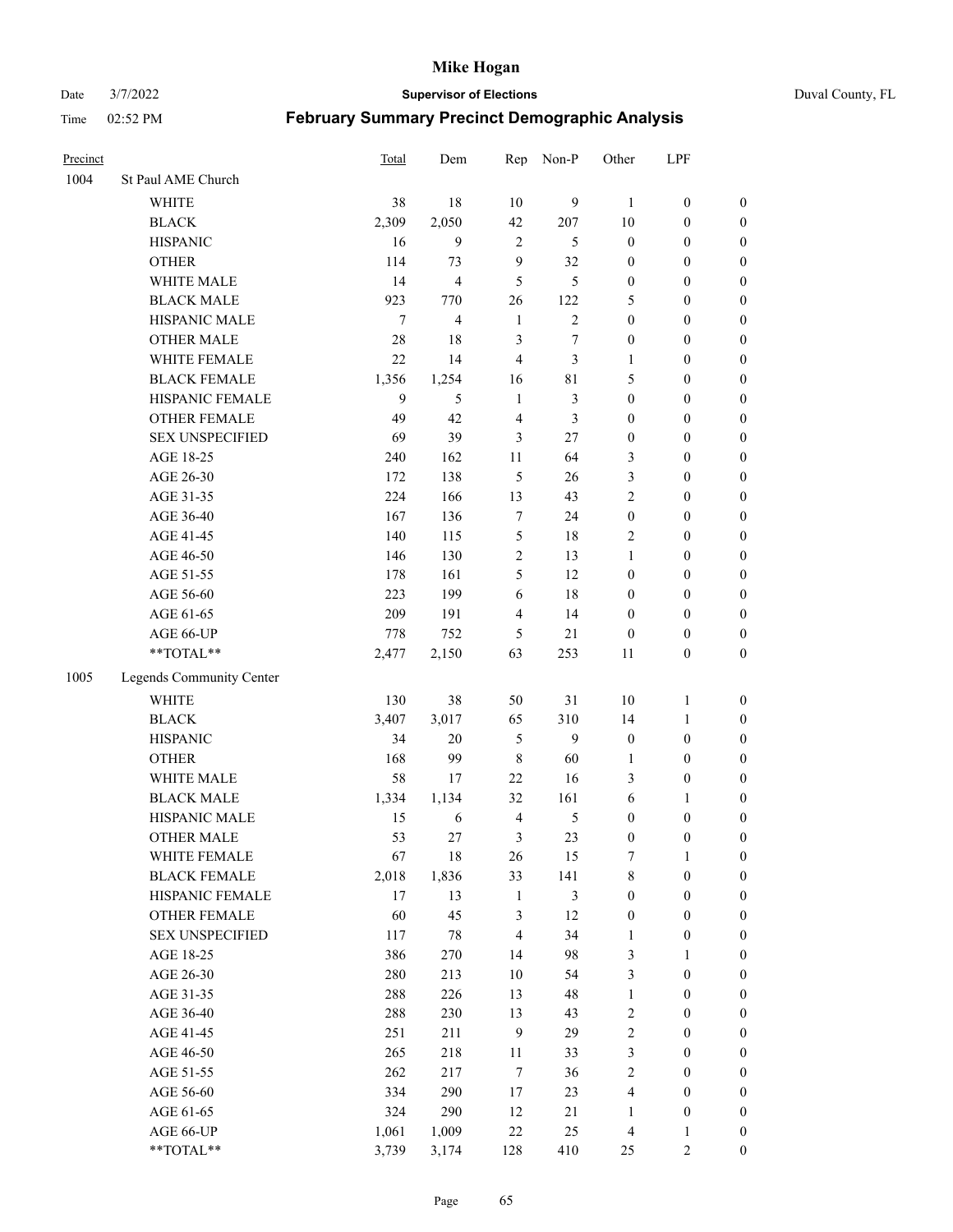# Mike Hogan

Date 3/7/2022 — **Supervisor of Elections** — Duval County, FL

Time 02:52 PM — **February Summary Precinct Demographic Analysis**

| Precinct | | Total | Dem | Rep | Non-P | Other | LPF | |
|---|---|---|---|---|---|---|---|---|
| 1004 | St Paul AME Church | | | | | | | |
| | WHITE | 38 | 18 | 10 | 9 | 1 | 0 | 0 |
| | BLACK | 2,309 | 2,050 | 42 | 207 | 10 | 0 | 0 |
| | HISPANIC | 16 | 9 | 2 | 5 | 0 | 0 | 0 |
| | OTHER | 114 | 73 | 9 | 32 | 0 | 0 | 0 |
| | WHITE MALE | 14 | 4 | 5 | 5 | 0 | 0 | 0 |
| | BLACK MALE | 923 | 770 | 26 | 122 | 5 | 0 | 0 |
| | HISPANIC MALE | 7 | 4 | 1 | 2 | 0 | 0 | 0 |
| | OTHER MALE | 28 | 18 | 3 | 7 | 0 | 0 | 0 |
| | WHITE FEMALE | 22 | 14 | 4 | 3 | 1 | 0 | 0 |
| | BLACK FEMALE | 1,356 | 1,254 | 16 | 81 | 5 | 0 | 0 |
| | HISPANIC FEMALE | 9 | 5 | 1 | 3 | 0 | 0 | 0 |
| | OTHER FEMALE | 49 | 42 | 4 | 3 | 0 | 0 | 0 |
| | SEX UNSPECIFIED | 69 | 39 | 3 | 27 | 0 | 0 | 0 |
| | AGE 18-25 | 240 | 162 | 11 | 64 | 3 | 0 | 0 |
| | AGE 26-30 | 172 | 138 | 5 | 26 | 3 | 0 | 0 |
| | AGE 31-35 | 224 | 166 | 13 | 43 | 2 | 0 | 0 |
| | AGE 36-40 | 167 | 136 | 7 | 24 | 0 | 0 | 0 |
| | AGE 41-45 | 140 | 115 | 5 | 18 | 2 | 0 | 0 |
| | AGE 46-50 | 146 | 130 | 2 | 13 | 1 | 0 | 0 |
| | AGE 51-55 | 178 | 161 | 5 | 12 | 0 | 0 | 0 |
| | AGE 56-60 | 223 | 199 | 6 | 18 | 0 | 0 | 0 |
| | AGE 61-65 | 209 | 191 | 4 | 14 | 0 | 0 | 0 |
| | AGE 66-UP | 778 | 752 | 5 | 21 | 0 | 0 | 0 |
| | **TOTAL** | 2,477 | 2,150 | 63 | 253 | 11 | 0 | 0 |
| 1005 | Legends Community Center | | | | | | | |
| | WHITE | 130 | 38 | 50 | 31 | 10 | 1 | 0 |
| | BLACK | 3,407 | 3,017 | 65 | 310 | 14 | 1 | 0 |
| | HISPANIC | 34 | 20 | 5 | 9 | 0 | 0 | 0 |
| | OTHER | 168 | 99 | 8 | 60 | 1 | 0 | 0 |
| | WHITE MALE | 58 | 17 | 22 | 16 | 3 | 0 | 0 |
| | BLACK MALE | 1,334 | 1,134 | 32 | 161 | 6 | 1 | 0 |
| | HISPANIC MALE | 15 | 6 | 4 | 5 | 0 | 0 | 0 |
| | OTHER MALE | 53 | 27 | 3 | 23 | 0 | 0 | 0 |
| | WHITE FEMALE | 67 | 18 | 26 | 15 | 7 | 1 | 0 |
| | BLACK FEMALE | 2,018 | 1,836 | 33 | 141 | 8 | 0 | 0 |
| | HISPANIC FEMALE | 17 | 13 | 1 | 3 | 0 | 0 | 0 |
| | OTHER FEMALE | 60 | 45 | 3 | 12 | 0 | 0 | 0 |
| | SEX UNSPECIFIED | 117 | 78 | 4 | 34 | 1 | 0 | 0 |
| | AGE 18-25 | 386 | 270 | 14 | 98 | 3 | 1 | 0 |
| | AGE 26-30 | 280 | 213 | 10 | 54 | 3 | 0 | 0 |
| | AGE 31-35 | 288 | 226 | 13 | 48 | 1 | 0 | 0 |
| | AGE 36-40 | 288 | 230 | 13 | 43 | 2 | 0 | 0 |
| | AGE 41-45 | 251 | 211 | 9 | 29 | 2 | 0 | 0 |
| | AGE 46-50 | 265 | 218 | 11 | 33 | 3 | 0 | 0 |
| | AGE 51-55 | 262 | 217 | 7 | 36 | 2 | 0 | 0 |
| | AGE 56-60 | 334 | 290 | 17 | 23 | 4 | 0 | 0 |
| | AGE 61-65 | 324 | 290 | 12 | 21 | 1 | 0 | 0 |
| | AGE 66-UP | 1,061 | 1,009 | 22 | 25 | 4 | 1 | 0 |
| | **TOTAL** | 3,739 | 3,174 | 128 | 410 | 25 | 2 | 0 |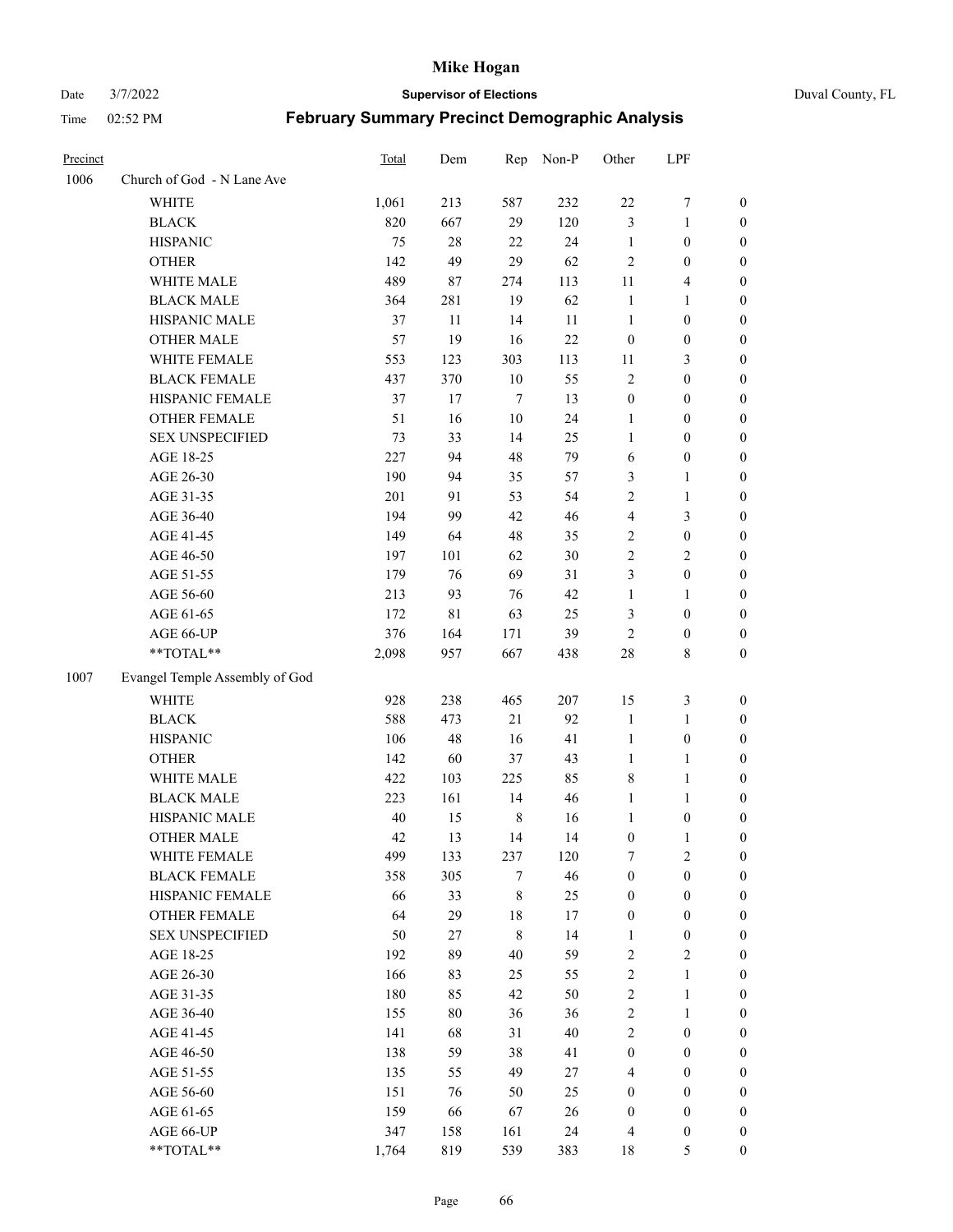# Mike Hogan

Date 3/7/2022 **Supervisor of Elections** Duval County, FL

Time 02:52 PM **February Summary Precinct Demographic Analysis**

| Precinct | | Total | Dem | Rep | Non-P | Other | LPF | |
|---|---|---|---|---|---|---|---|---|
| 1006 | Church of God - N Lane Ave | | | | | | | |
| | WHITE | 1,061 | 213 | 587 | 232 | 22 | 7 | 0 |
| | BLACK | 820 | 667 | 29 | 120 | 3 | 1 | 0 |
| | HISPANIC | 75 | 28 | 22 | 24 | 1 | 0 | 0 |
| | OTHER | 142 | 49 | 29 | 62 | 2 | 0 | 0 |
| | WHITE MALE | 489 | 87 | 274 | 113 | 11 | 4 | 0 |
| | BLACK MALE | 364 | 281 | 19 | 62 | 1 | 1 | 0 |
| | HISPANIC MALE | 37 | 11 | 14 | 11 | 1 | 0 | 0 |
| | OTHER MALE | 57 | 19 | 16 | 22 | 0 | 0 | 0 |
| | WHITE FEMALE | 553 | 123 | 303 | 113 | 11 | 3 | 0 |
| | BLACK FEMALE | 437 | 370 | 10 | 55 | 2 | 0 | 0 |
| | HISPANIC FEMALE | 37 | 17 | 7 | 13 | 0 | 0 | 0 |
| | OTHER FEMALE | 51 | 16 | 10 | 24 | 1 | 0 | 0 |
| | SEX UNSPECIFIED | 73 | 33 | 14 | 25 | 1 | 0 | 0 |
| | AGE 18-25 | 227 | 94 | 48 | 79 | 6 | 0 | 0 |
| | AGE 26-30 | 190 | 94 | 35 | 57 | 3 | 1 | 0 |
| | AGE 31-35 | 201 | 91 | 53 | 54 | 2 | 1 | 0 |
| | AGE 36-40 | 194 | 99 | 42 | 46 | 4 | 3 | 0 |
| | AGE 41-45 | 149 | 64 | 48 | 35 | 2 | 0 | 0 |
| | AGE 46-50 | 197 | 101 | 62 | 30 | 2 | 2 | 0 |
| | AGE 51-55 | 179 | 76 | 69 | 31 | 3 | 0 | 0 |
| | AGE 56-60 | 213 | 93 | 76 | 42 | 1 | 1 | 0 |
| | AGE 61-65 | 172 | 81 | 63 | 25 | 3 | 0 | 0 |
| | AGE 66-UP | 376 | 164 | 171 | 39 | 2 | 0 | 0 |
| | **TOTAL** | 2,098 | 957 | 667 | 438 | 28 | 8 | 0 |
| 1007 | Evangel Temple Assembly of God | | | | | | | |
| | WHITE | 928 | 238 | 465 | 207 | 15 | 3 | 0 |
| | BLACK | 588 | 473 | 21 | 92 | 1 | 1 | 0 |
| | HISPANIC | 106 | 48 | 16 | 41 | 1 | 0 | 0 |
| | OTHER | 142 | 60 | 37 | 43 | 1 | 1 | 0 |
| | WHITE MALE | 422 | 103 | 225 | 85 | 8 | 1 | 0 |
| | BLACK MALE | 223 | 161 | 14 | 46 | 1 | 1 | 0 |
| | HISPANIC MALE | 40 | 15 | 8 | 16 | 1 | 0 | 0 |
| | OTHER MALE | 42 | 13 | 14 | 14 | 0 | 1 | 0 |
| | WHITE FEMALE | 499 | 133 | 237 | 120 | 7 | 2 | 0 |
| | BLACK FEMALE | 358 | 305 | 7 | 46 | 0 | 0 | 0 |
| | HISPANIC FEMALE | 66 | 33 | 8 | 25 | 0 | 0 | 0 |
| | OTHER FEMALE | 64 | 29 | 18 | 17 | 0 | 0 | 0 |
| | SEX UNSPECIFIED | 50 | 27 | 8 | 14 | 1 | 0 | 0 |
| | AGE 18-25 | 192 | 89 | 40 | 59 | 2 | 2 | 0 |
| | AGE 26-30 | 166 | 83 | 25 | 55 | 2 | 1 | 0 |
| | AGE 31-35 | 180 | 85 | 42 | 50 | 2 | 1 | 0 |
| | AGE 36-40 | 155 | 80 | 36 | 36 | 2 | 1 | 0 |
| | AGE 41-45 | 141 | 68 | 31 | 40 | 2 | 0 | 0 |
| | AGE 46-50 | 138 | 59 | 38 | 41 | 0 | 0 | 0 |
| | AGE 51-55 | 135 | 55 | 49 | 27 | 4 | 0 | 0 |
| | AGE 56-60 | 151 | 76 | 50 | 25 | 0 | 0 | 0 |
| | AGE 61-65 | 159 | 66 | 67 | 26 | 0 | 0 | 0 |
| | AGE 66-UP | 347 | 158 | 161 | 24 | 4 | 0 | 0 |
| | **TOTAL** | 1,764 | 819 | 539 | 383 | 18 | 5 | 0 |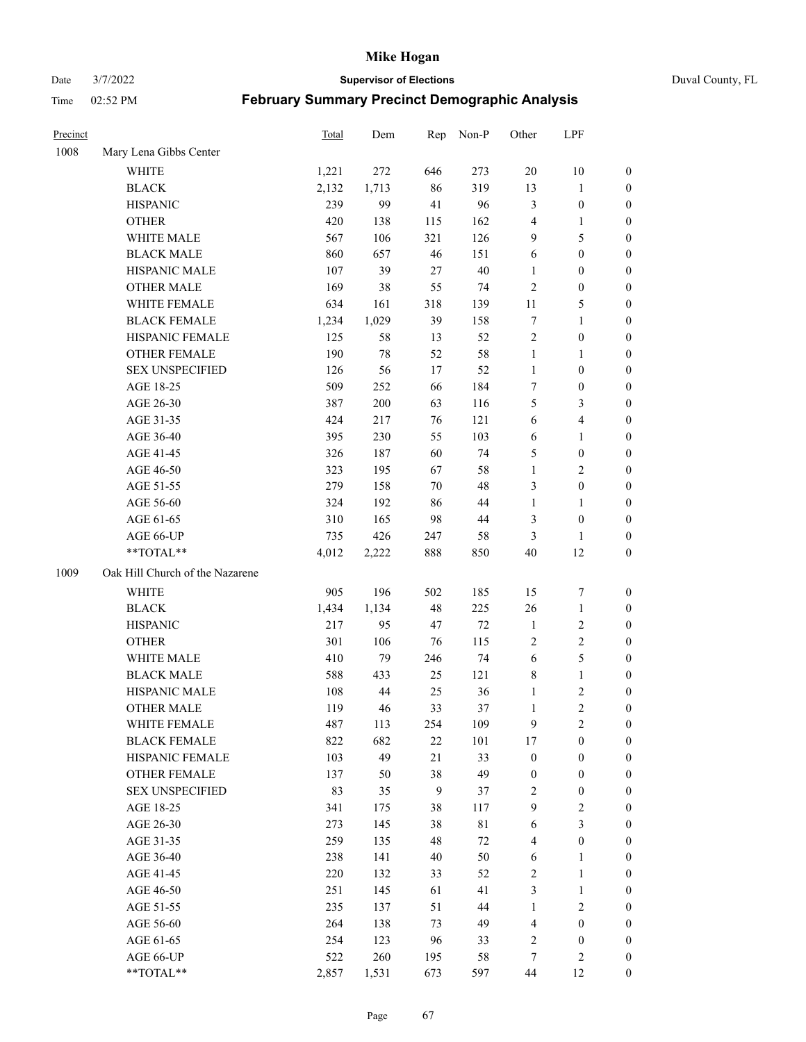# Mike Hogan

Date 3/7/2022 **Supervisor of Elections** Duval County, FL

Time 02:52 PM **February Summary Precinct Demographic Analysis**

| Precinct | | Total | Dem | Rep | Non-P | Other | LPF | |
|---|---|---|---|---|---|---|---|---|
| 1008 | Mary Lena Gibbs Center | | | | | | | |
| | WHITE | 1,221 | 272 | 646 | 273 | 20 | 10 | 0 |
| | BLACK | 2,132 | 1,713 | 86 | 319 | 13 | 1 | 0 |
| | HISPANIC | 239 | 99 | 41 | 96 | 3 | 0 | 0 |
| | OTHER | 420 | 138 | 115 | 162 | 4 | 1 | 0 |
| | WHITE MALE | 567 | 106 | 321 | 126 | 9 | 5 | 0 |
| | BLACK MALE | 860 | 657 | 46 | 151 | 6 | 0 | 0 |
| | HISPANIC MALE | 107 | 39 | 27 | 40 | 1 | 0 | 0 |
| | OTHER MALE | 169 | 38 | 55 | 74 | 2 | 0 | 0 |
| | WHITE FEMALE | 634 | 161 | 318 | 139 | 11 | 5 | 0 |
| | BLACK FEMALE | 1,234 | 1,029 | 39 | 158 | 7 | 1 | 0 |
| | HISPANIC FEMALE | 125 | 58 | 13 | 52 | 2 | 0 | 0 |
| | OTHER FEMALE | 190 | 78 | 52 | 58 | 1 | 1 | 0 |
| | SEX UNSPECIFIED | 126 | 56 | 17 | 52 | 1 | 0 | 0 |
| | AGE 18-25 | 509 | 252 | 66 | 184 | 7 | 0 | 0 |
| | AGE 26-30 | 387 | 200 | 63 | 116 | 5 | 3 | 0 |
| | AGE 31-35 | 424 | 217 | 76 | 121 | 6 | 4 | 0 |
| | AGE 36-40 | 395 | 230 | 55 | 103 | 6 | 1 | 0 |
| | AGE 41-45 | 326 | 187 | 60 | 74 | 5 | 0 | 0 |
| | AGE 46-50 | 323 | 195 | 67 | 58 | 1 | 2 | 0 |
| | AGE 51-55 | 279 | 158 | 70 | 48 | 3 | 0 | 0 |
| | AGE 56-60 | 324 | 192 | 86 | 44 | 1 | 1 | 0 |
| | AGE 61-65 | 310 | 165 | 98 | 44 | 3 | 0 | 0 |
| | AGE 66-UP | 735 | 426 | 247 | 58 | 3 | 1 | 0 |
| | **TOTAL** | 4,012 | 2,222 | 888 | 850 | 40 | 12 | 0 |
| 1009 | Oak Hill Church of the Nazarene | | | | | | | |
| | WHITE | 905 | 196 | 502 | 185 | 15 | 7 | 0 |
| | BLACK | 1,434 | 1,134 | 48 | 225 | 26 | 1 | 0 |
| | HISPANIC | 217 | 95 | 47 | 72 | 1 | 2 | 0 |
| | OTHER | 301 | 106 | 76 | 115 | 2 | 2 | 0 |
| | WHITE MALE | 410 | 79 | 246 | 74 | 6 | 5 | 0 |
| | BLACK MALE | 588 | 433 | 25 | 121 | 8 | 1 | 0 |
| | HISPANIC MALE | 108 | 44 | 25 | 36 | 1 | 2 | 0 |
| | OTHER MALE | 119 | 46 | 33 | 37 | 1 | 2 | 0 |
| | WHITE FEMALE | 487 | 113 | 254 | 109 | 9 | 2 | 0 |
| | BLACK FEMALE | 822 | 682 | 22 | 101 | 17 | 0 | 0 |
| | HISPANIC FEMALE | 103 | 49 | 21 | 33 | 0 | 0 | 0 |
| | OTHER FEMALE | 137 | 50 | 38 | 49 | 0 | 0 | 0 |
| | SEX UNSPECIFIED | 83 | 35 | 9 | 37 | 2 | 0 | 0 |
| | AGE 18-25 | 341 | 175 | 38 | 117 | 9 | 2 | 0 |
| | AGE 26-30 | 273 | 145 | 38 | 81 | 6 | 3 | 0 |
| | AGE 31-35 | 259 | 135 | 48 | 72 | 4 | 0 | 0 |
| | AGE 36-40 | 238 | 141 | 40 | 50 | 6 | 1 | 0 |
| | AGE 41-45 | 220 | 132 | 33 | 52 | 2 | 1 | 0 |
| | AGE 46-50 | 251 | 145 | 61 | 41 | 3 | 1 | 0 |
| | AGE 51-55 | 235 | 137 | 51 | 44 | 1 | 2 | 0 |
| | AGE 56-60 | 264 | 138 | 73 | 49 | 4 | 0 | 0 |
| | AGE 61-65 | 254 | 123 | 96 | 33 | 2 | 0 | 0 |
| | AGE 66-UP | 522 | 260 | 195 | 58 | 7 | 2 | 0 |
| | **TOTAL** | 2,857 | 1,531 | 673 | 597 | 44 | 12 | 0 |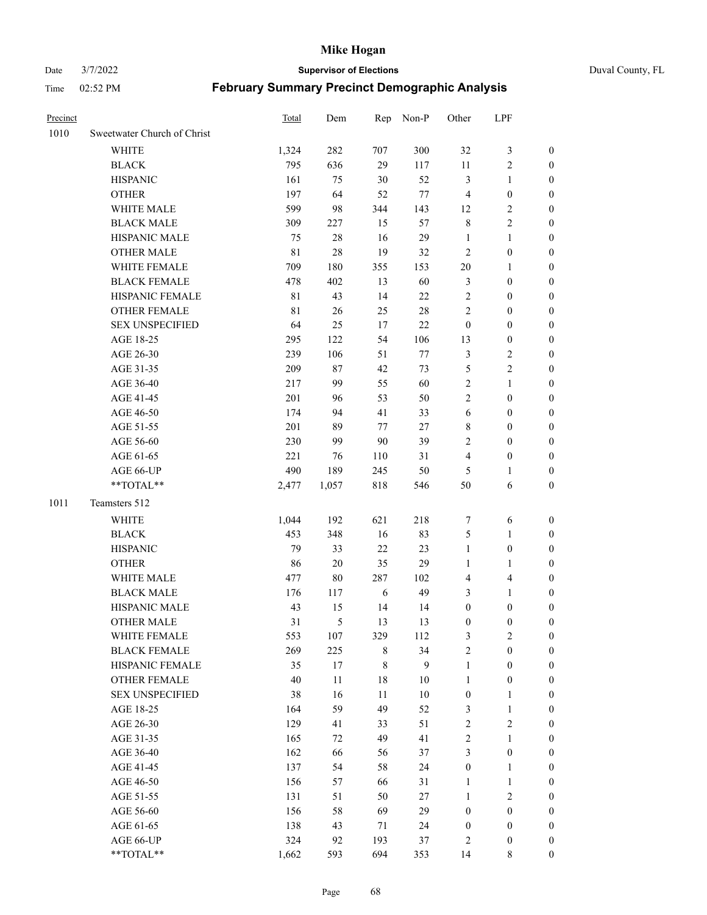| Precinct | | Total | Dem | Rep | Non-P | Other | LPF | |
|---|---|---|---|---|---|---|---|---|
| 1010 | Sweetwater Church of Christ | | | | | | | |
| | WHITE | 1,324 | 282 | 707 | 300 | 32 | 3 | 0 |
| | BLACK | 795 | 636 | 29 | 117 | 11 | 2 | 0 |
| | HISPANIC | 161 | 75 | 30 | 52 | 3 | 1 | 0 |
| | OTHER | 197 | 64 | 52 | 77 | 4 | 0 | 0 |
| | WHITE MALE | 599 | 98 | 344 | 143 | 12 | 2 | 0 |
| | BLACK MALE | 309 | 227 | 15 | 57 | 8 | 2 | 0 |
| | HISPANIC MALE | 75 | 28 | 16 | 29 | 1 | 1 | 0 |
| | OTHER MALE | 81 | 28 | 19 | 32 | 2 | 0 | 0 |
| | WHITE FEMALE | 709 | 180 | 355 | 153 | 20 | 1 | 0 |
| | BLACK FEMALE | 478 | 402 | 13 | 60 | 3 | 0 | 0 |
| | HISPANIC FEMALE | 81 | 43 | 14 | 22 | 2 | 0 | 0 |
| | OTHER FEMALE | 81 | 26 | 25 | 28 | 2 | 0 | 0 |
| | SEX UNSPECIFIED | 64 | 25 | 17 | 22 | 0 | 0 | 0 |
| | AGE 18-25 | 295 | 122 | 54 | 106 | 13 | 0 | 0 |
| | AGE 26-30 | 239 | 106 | 51 | 77 | 3 | 2 | 0 |
| | AGE 31-35 | 209 | 87 | 42 | 73 | 5 | 2 | 0 |
| | AGE 36-40 | 217 | 99 | 55 | 60 | 2 | 1 | 0 |
| | AGE 41-45 | 201 | 96 | 53 | 50 | 2 | 0 | 0 |
| | AGE 46-50 | 174 | 94 | 41 | 33 | 6 | 0 | 0 |
| | AGE 51-55 | 201 | 89 | 77 | 27 | 8 | 0 | 0 |
| | AGE 56-60 | 230 | 99 | 90 | 39 | 2 | 0 | 0 |
| | AGE 61-65 | 221 | 76 | 110 | 31 | 4 | 0 | 0 |
| | AGE 66-UP | 490 | 189 | 245 | 50 | 5 | 1 | 0 |
| | **TOTAL** | 2,477 | 1,057 | 818 | 546 | 50 | 6 | 0 |
| 1011 | Teamsters 512 | | | | | | | |
| | WHITE | 1,044 | 192 | 621 | 218 | 7 | 6 | 0 |
| | BLACK | 453 | 348 | 16 | 83 | 5 | 1 | 0 |
| | HISPANIC | 79 | 33 | 22 | 23 | 1 | 0 | 0 |
| | OTHER | 86 | 20 | 35 | 29 | 1 | 1 | 0 |
| | WHITE MALE | 477 | 80 | 287 | 102 | 4 | 4 | 0 |
| | BLACK MALE | 176 | 117 | 6 | 49 | 3 | 1 | 0 |
| | HISPANIC MALE | 43 | 15 | 14 | 14 | 0 | 0 | 0 |
| | OTHER MALE | 31 | 5 | 13 | 13 | 0 | 0 | 0 |
| | WHITE FEMALE | 553 | 107 | 329 | 112 | 3 | 2 | 0 |
| | BLACK FEMALE | 269 | 225 | 8 | 34 | 2 | 0 | 0 |
| | HISPANIC FEMALE | 35 | 17 | 8 | 9 | 1 | 0 | 0 |
| | OTHER FEMALE | 40 | 11 | 18 | 10 | 1 | 0 | 0 |
| | SEX UNSPECIFIED | 38 | 16 | 11 | 10 | 0 | 1 | 0 |
| | AGE 18-25 | 164 | 59 | 49 | 52 | 3 | 1 | 0 |
| | AGE 26-30 | 129 | 41 | 33 | 51 | 2 | 2 | 0 |
| | AGE 31-35 | 165 | 72 | 49 | 41 | 2 | 1 | 0 |
| | AGE 36-40 | 162 | 66 | 56 | 37 | 3 | 0 | 0 |
| | AGE 41-45 | 137 | 54 | 58 | 24 | 0 | 1 | 0 |
| | AGE 46-50 | 156 | 57 | 66 | 31 | 1 | 1 | 0 |
| | AGE 51-55 | 131 | 51 | 50 | 27 | 1 | 2 | 0 |
| | AGE 56-60 | 156 | 58 | 69 | 29 | 0 | 0 | 0 |
| | AGE 61-65 | 138 | 43 | 71 | 24 | 0 | 0 | 0 |
| | AGE 66-UP | 324 | 92 | 193 | 37 | 2 | 0 | 0 |
| | **TOTAL** | 1,662 | 593 | 694 | 353 | 14 | 8 | 0 |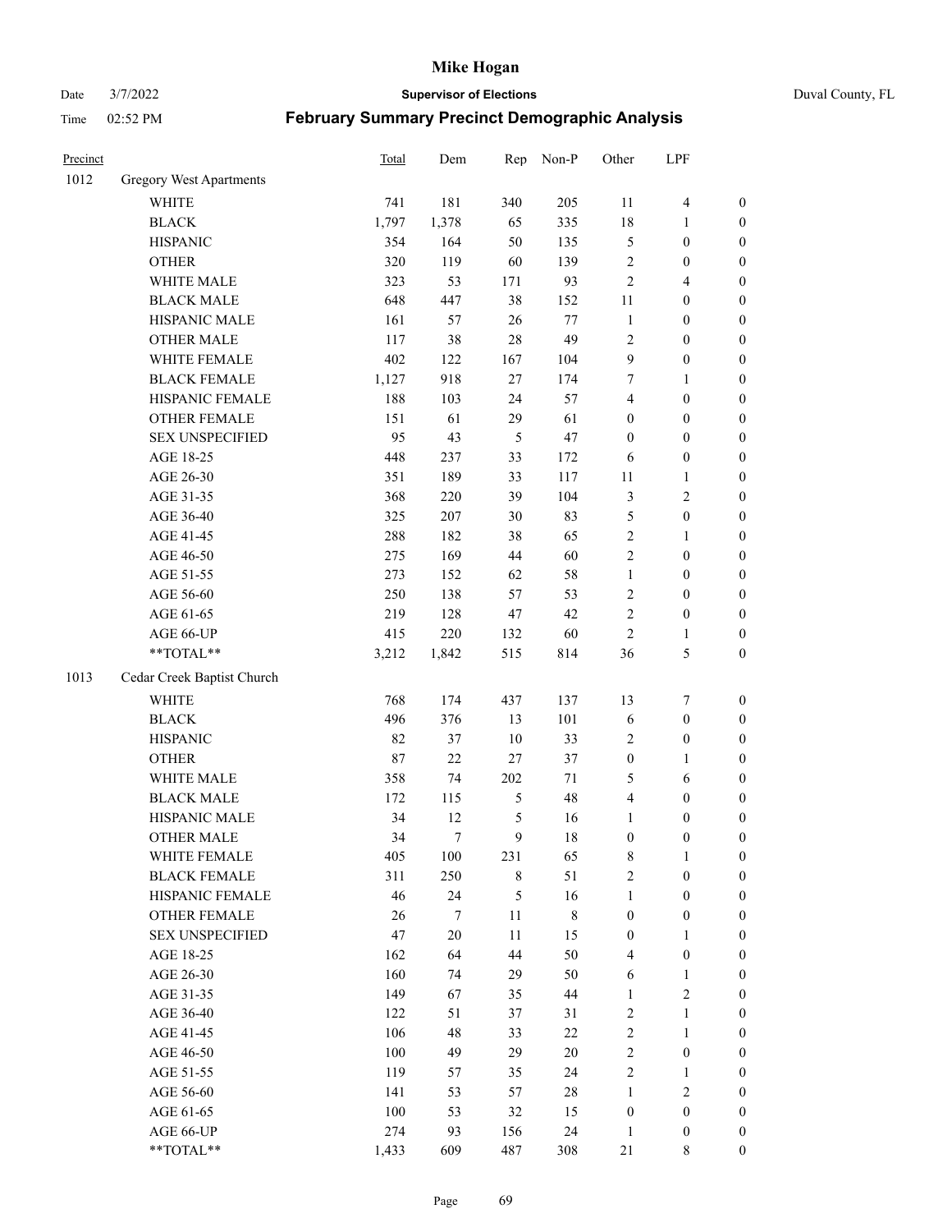# Mike Hogan

Date 3/7/2022 **Supervisor of Elections** Duval County, FL

Time 02:52 PM **February Summary Precinct Demographic Analysis**

| Precinct | | Total | Dem | Rep | Non-P | Other | LPF | |
|---|---|---|---|---|---|---|---|---|
| 1012 | Gregory West Apartments | | | | | | | |
| | WHITE | 741 | 181 | 340 | 205 | 11 | 4 | 0 |
| | BLACK | 1,797 | 1,378 | 65 | 335 | 18 | 1 | 0 |
| | HISPANIC | 354 | 164 | 50 | 135 | 5 | 0 | 0 |
| | OTHER | 320 | 119 | 60 | 139 | 2 | 0 | 0 |
| | WHITE MALE | 323 | 53 | 171 | 93 | 2 | 4 | 0 |
| | BLACK MALE | 648 | 447 | 38 | 152 | 11 | 0 | 0 |
| | HISPANIC MALE | 161 | 57 | 26 | 77 | 1 | 0 | 0 |
| | OTHER MALE | 117 | 38 | 28 | 49 | 2 | 0 | 0 |
| | WHITE FEMALE | 402 | 122 | 167 | 104 | 9 | 0 | 0 |
| | BLACK FEMALE | 1,127 | 918 | 27 | 174 | 7 | 1 | 0 |
| | HISPANIC FEMALE | 188 | 103 | 24 | 57 | 4 | 0 | 0 |
| | OTHER FEMALE | 151 | 61 | 29 | 61 | 0 | 0 | 0 |
| | SEX UNSPECIFIED | 95 | 43 | 5 | 47 | 0 | 0 | 0 |
| | AGE 18-25 | 448 | 237 | 33 | 172 | 6 | 0 | 0 |
| | AGE 26-30 | 351 | 189 | 33 | 117 | 11 | 1 | 0 |
| | AGE 31-35 | 368 | 220 | 39 | 104 | 3 | 2 | 0 |
| | AGE 36-40 | 325 | 207 | 30 | 83 | 5 | 0 | 0 |
| | AGE 41-45 | 288 | 182 | 38 | 65 | 2 | 1 | 0 |
| | AGE 46-50 | 275 | 169 | 44 | 60 | 2 | 0 | 0 |
| | AGE 51-55 | 273 | 152 | 62 | 58 | 1 | 0 | 0 |
| | AGE 56-60 | 250 | 138 | 57 | 53 | 2 | 0 | 0 |
| | AGE 61-65 | 219 | 128 | 47 | 42 | 2 | 0 | 0 |
| | AGE 66-UP | 415 | 220 | 132 | 60 | 2 | 1 | 0 |
| | **TOTAL** | 3,212 | 1,842 | 515 | 814 | 36 | 5 | 0 |
| 1013 | Cedar Creek Baptist Church | | | | | | | |
| | WHITE | 768 | 174 | 437 | 137 | 13 | 7 | 0 |
| | BLACK | 496 | 376 | 13 | 101 | 6 | 0 | 0 |
| | HISPANIC | 82 | 37 | 10 | 33 | 2 | 0 | 0 |
| | OTHER | 87 | 22 | 27 | 37 | 0 | 1 | 0 |
| | WHITE MALE | 358 | 74 | 202 | 71 | 5 | 6 | 0 |
| | BLACK MALE | 172 | 115 | 5 | 48 | 4 | 0 | 0 |
| | HISPANIC MALE | 34 | 12 | 5 | 16 | 1 | 0 | 0 |
| | OTHER MALE | 34 | 7 | 9 | 18 | 0 | 0 | 0 |
| | WHITE FEMALE | 405 | 100 | 231 | 65 | 8 | 1 | 0 |
| | BLACK FEMALE | 311 | 250 | 8 | 51 | 2 | 0 | 0 |
| | HISPANIC FEMALE | 46 | 24 | 5 | 16 | 1 | 0 | 0 |
| | OTHER FEMALE | 26 | 7 | 11 | 8 | 0 | 0 | 0 |
| | SEX UNSPECIFIED | 47 | 20 | 11 | 15 | 0 | 1 | 0 |
| | AGE 18-25 | 162 | 64 | 44 | 50 | 4 | 0 | 0 |
| | AGE 26-30 | 160 | 74 | 29 | 50 | 6 | 1 | 0 |
| | AGE 31-35 | 149 | 67 | 35 | 44 | 1 | 2 | 0 |
| | AGE 36-40 | 122 | 51 | 37 | 31 | 2 | 1 | 0 |
| | AGE 41-45 | 106 | 48 | 33 | 22 | 2 | 1 | 0 |
| | AGE 46-50 | 100 | 49 | 29 | 20 | 2 | 0 | 0 |
| | AGE 51-55 | 119 | 57 | 35 | 24 | 2 | 1 | 0 |
| | AGE 56-60 | 141 | 53 | 57 | 28 | 1 | 2 | 0 |
| | AGE 61-65 | 100 | 53 | 32 | 15 | 0 | 0 | 0 |
| | AGE 66-UP | 274 | 93 | 156 | 24 | 1 | 0 | 0 |
| | **TOTAL** | 1,433 | 609 | 487 | 308 | 21 | 8 | 0 |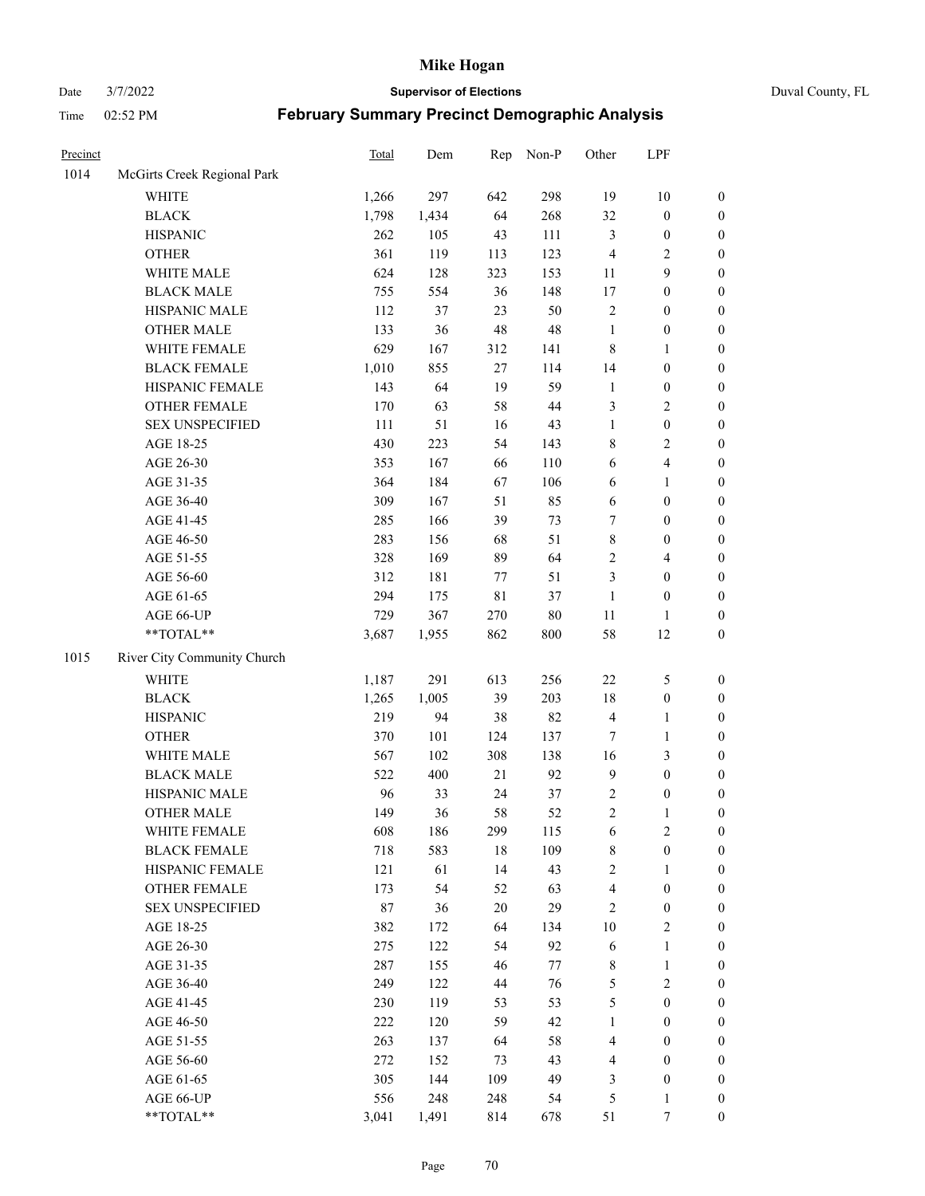# Mike Hogan

Date 3/7/2022 **Supervisor of Elections** Duval County, FL

Time 02:52 PM **February Summary Precinct Demographic Analysis**

| Precinct | | Total | Dem | Rep | Non-P | Other | LPF | |
|---|---|---|---|---|---|---|---|---|
| 1014 | McGirts Creek Regional Park | | | | | | | |
| | WHITE | 1,266 | 297 | 642 | 298 | 19 | 10 | 0 |
| | BLACK | 1,798 | 1,434 | 64 | 268 | 32 | 0 | 0 |
| | HISPANIC | 262 | 105 | 43 | 111 | 3 | 0 | 0 |
| | OTHER | 361 | 119 | 113 | 123 | 4 | 2 | 0 |
| | WHITE MALE | 624 | 128 | 323 | 153 | 11 | 9 | 0 |
| | BLACK MALE | 755 | 554 | 36 | 148 | 17 | 0 | 0 |
| | HISPANIC MALE | 112 | 37 | 23 | 50 | 2 | 0 | 0 |
| | OTHER MALE | 133 | 36 | 48 | 48 | 1 | 0 | 0 |
| | WHITE FEMALE | 629 | 167 | 312 | 141 | 8 | 1 | 0 |
| | BLACK FEMALE | 1,010 | 855 | 27 | 114 | 14 | 0 | 0 |
| | HISPANIC FEMALE | 143 | 64 | 19 | 59 | 1 | 0 | 0 |
| | OTHER FEMALE | 170 | 63 | 58 | 44 | 3 | 2 | 0 |
| | SEX UNSPECIFIED | 111 | 51 | 16 | 43 | 1 | 0 | 0 |
| | AGE 18-25 | 430 | 223 | 54 | 143 | 8 | 2 | 0 |
| | AGE 26-30 | 353 | 167 | 66 | 110 | 6 | 4 | 0 |
| | AGE 31-35 | 364 | 184 | 67 | 106 | 6 | 1 | 0 |
| | AGE 36-40 | 309 | 167 | 51 | 85 | 6 | 0 | 0 |
| | AGE 41-45 | 285 | 166 | 39 | 73 | 7 | 0 | 0 |
| | AGE 46-50 | 283 | 156 | 68 | 51 | 8 | 0 | 0 |
| | AGE 51-55 | 328 | 169 | 89 | 64 | 2 | 4 | 0 |
| | AGE 56-60 | 312 | 181 | 77 | 51 | 3 | 0 | 0 |
| | AGE 61-65 | 294 | 175 | 81 | 37 | 1 | 0 | 0 |
| | AGE 66-UP | 729 | 367 | 270 | 80 | 11 | 1 | 0 |
| | **TOTAL** | 3,687 | 1,955 | 862 | 800 | 58 | 12 | 0 |
| 1015 | River City Community Church | | | | | | | |
| | WHITE | 1,187 | 291 | 613 | 256 | 22 | 5 | 0 |
| | BLACK | 1,265 | 1,005 | 39 | 203 | 18 | 0 | 0 |
| | HISPANIC | 219 | 94 | 38 | 82 | 4 | 1 | 0 |
| | OTHER | 370 | 101 | 124 | 137 | 7 | 1 | 0 |
| | WHITE MALE | 567 | 102 | 308 | 138 | 16 | 3 | 0 |
| | BLACK MALE | 522 | 400 | 21 | 92 | 9 | 0 | 0 |
| | HISPANIC MALE | 96 | 33 | 24 | 37 | 2 | 0 | 0 |
| | OTHER MALE | 149 | 36 | 58 | 52 | 2 | 1 | 0 |
| | WHITE FEMALE | 608 | 186 | 299 | 115 | 6 | 2 | 0 |
| | BLACK FEMALE | 718 | 583 | 18 | 109 | 8 | 0 | 0 |
| | HISPANIC FEMALE | 121 | 61 | 14 | 43 | 2 | 1 | 0 |
| | OTHER FEMALE | 173 | 54 | 52 | 63 | 4 | 0 | 0 |
| | SEX UNSPECIFIED | 87 | 36 | 20 | 29 | 2 | 0 | 0 |
| | AGE 18-25 | 382 | 172 | 64 | 134 | 10 | 2 | 0 |
| | AGE 26-30 | 275 | 122 | 54 | 92 | 6 | 1 | 0 |
| | AGE 31-35 | 287 | 155 | 46 | 77 | 8 | 1 | 0 |
| | AGE 36-40 | 249 | 122 | 44 | 76 | 5 | 2 | 0 |
| | AGE 41-45 | 230 | 119 | 53 | 53 | 5 | 0 | 0 |
| | AGE 46-50 | 222 | 120 | 59 | 42 | 1 | 0 | 0 |
| | AGE 51-55 | 263 | 137 | 64 | 58 | 4 | 0 | 0 |
| | AGE 56-60 | 272 | 152 | 73 | 43 | 4 | 0 | 0 |
| | AGE 61-65 | 305 | 144 | 109 | 49 | 3 | 0 | 0 |
| | AGE 66-UP | 556 | 248 | 248 | 54 | 5 | 1 | 0 |
| | **TOTAL** | 3,041 | 1,491 | 814 | 678 | 51 | 7 | 0 |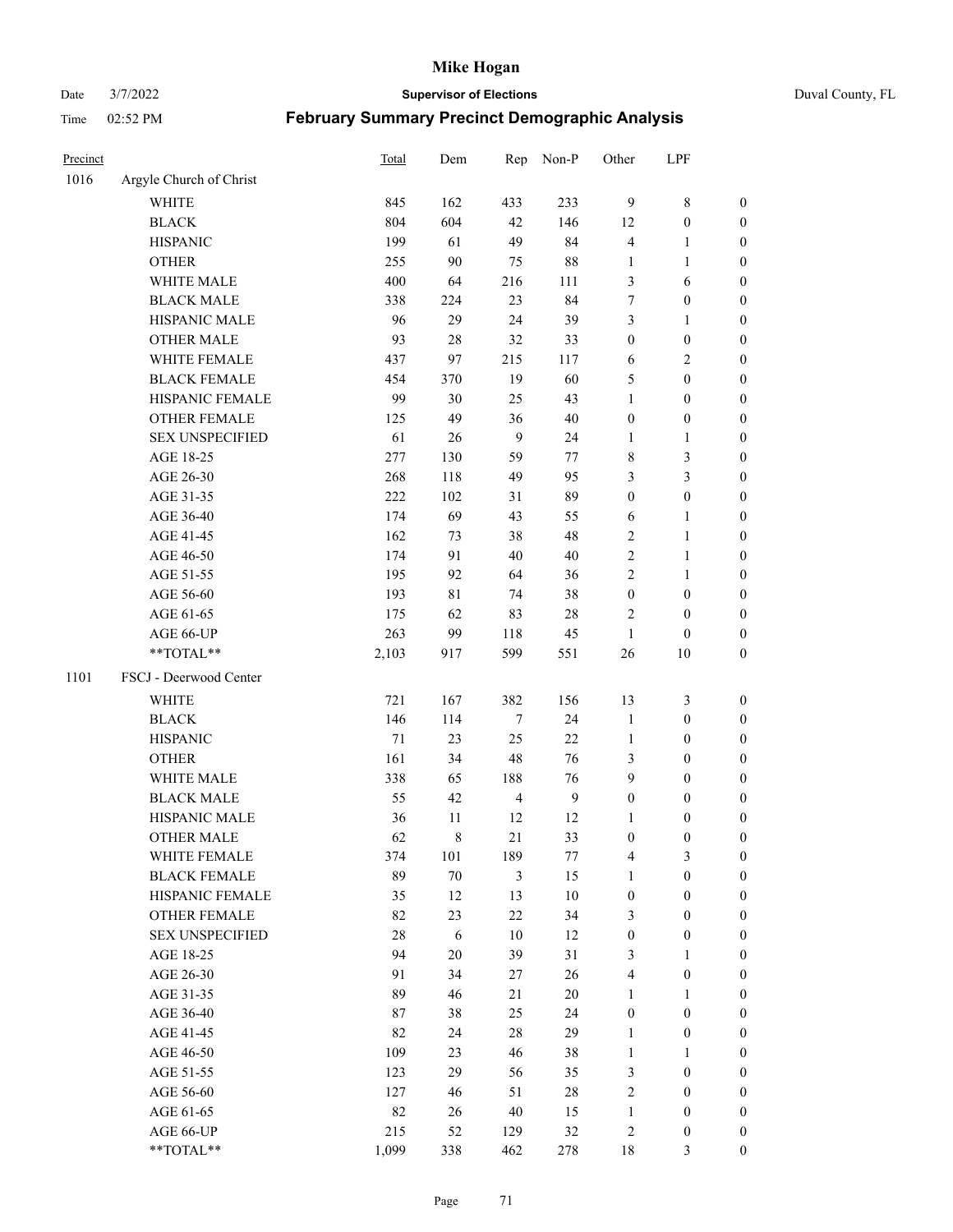# Mike Hogan

Date 3/7/2022 **Supervisor of Elections** Duval County, FL

Time 02:52 PM **February Summary Precinct Demographic Analysis**

| Precinct | | Total | Dem | Rep | Non-P | Other | LPF | |
|---|---|---|---|---|---|---|---|---|
| 1016 | Argyle Church of Christ | | | | | | | |
| | WHITE | 845 | 162 | 433 | 233 | 9 | 8 | 0 |
| | BLACK | 804 | 604 | 42 | 146 | 12 | 0 | 0 |
| | HISPANIC | 199 | 61 | 49 | 84 | 4 | 1 | 0 |
| | OTHER | 255 | 90 | 75 | 88 | 1 | 1 | 0 |
| | WHITE MALE | 400 | 64 | 216 | 111 | 3 | 6 | 0 |
| | BLACK MALE | 338 | 224 | 23 | 84 | 7 | 0 | 0 |
| | HISPANIC MALE | 96 | 29 | 24 | 39 | 3 | 1 | 0 |
| | OTHER MALE | 93 | 28 | 32 | 33 | 0 | 0 | 0 |
| | WHITE FEMALE | 437 | 97 | 215 | 117 | 6 | 2 | 0 |
| | BLACK FEMALE | 454 | 370 | 19 | 60 | 5 | 0 | 0 |
| | HISPANIC FEMALE | 99 | 30 | 25 | 43 | 1 | 0 | 0 |
| | OTHER FEMALE | 125 | 49 | 36 | 40 | 0 | 0 | 0 |
| | SEX UNSPECIFIED | 61 | 26 | 9 | 24 | 1 | 1 | 0 |
| | AGE 18-25 | 277 | 130 | 59 | 77 | 8 | 3 | 0 |
| | AGE 26-30 | 268 | 118 | 49 | 95 | 3 | 3 | 0 |
| | AGE 31-35 | 222 | 102 | 31 | 89 | 0 | 0 | 0 |
| | AGE 36-40 | 174 | 69 | 43 | 55 | 6 | 1 | 0 |
| | AGE 41-45 | 162 | 73 | 38 | 48 | 2 | 1 | 0 |
| | AGE 46-50 | 174 | 91 | 40 | 40 | 2 | 1 | 0 |
| | AGE 51-55 | 195 | 92 | 64 | 36 | 2 | 1 | 0 |
| | AGE 56-60 | 193 | 81 | 74 | 38 | 0 | 0 | 0 |
| | AGE 61-65 | 175 | 62 | 83 | 28 | 2 | 0 | 0 |
| | AGE 66-UP | 263 | 99 | 118 | 45 | 1 | 0 | 0 |
| | **TOTAL** | 2,103 | 917 | 599 | 551 | 26 | 10 | 0 |
| 1101 | FSCJ - Deerwood Center | | | | | | | |
| | WHITE | 721 | 167 | 382 | 156 | 13 | 3 | 0 |
| | BLACK | 146 | 114 | 7 | 24 | 1 | 0 | 0 |
| | HISPANIC | 71 | 23 | 25 | 22 | 1 | 0 | 0 |
| | OTHER | 161 | 34 | 48 | 76 | 3 | 0 | 0 |
| | WHITE MALE | 338 | 65 | 188 | 76 | 9 | 0 | 0 |
| | BLACK MALE | 55 | 42 | 4 | 9 | 0 | 0 | 0 |
| | HISPANIC MALE | 36 | 11 | 12 | 12 | 1 | 0 | 0 |
| | OTHER MALE | 62 | 8 | 21 | 33 | 0 | 0 | 0 |
| | WHITE FEMALE | 374 | 101 | 189 | 77 | 4 | 3 | 0 |
| | BLACK FEMALE | 89 | 70 | 3 | 15 | 1 | 0 | 0 |
| | HISPANIC FEMALE | 35 | 12 | 13 | 10 | 0 | 0 | 0 |
| | OTHER FEMALE | 82 | 23 | 22 | 34 | 3 | 0 | 0 |
| | SEX UNSPECIFIED | 28 | 6 | 10 | 12 | 0 | 0 | 0 |
| | AGE 18-25 | 94 | 20 | 39 | 31 | 3 | 1 | 0 |
| | AGE 26-30 | 91 | 34 | 27 | 26 | 4 | 0 | 0 |
| | AGE 31-35 | 89 | 46 | 21 | 20 | 1 | 1 | 0 |
| | AGE 36-40 | 87 | 38 | 25 | 24 | 0 | 0 | 0 |
| | AGE 41-45 | 82 | 24 | 28 | 29 | 1 | 0 | 0 |
| | AGE 46-50 | 109 | 23 | 46 | 38 | 1 | 1 | 0 |
| | AGE 51-55 | 123 | 29 | 56 | 35 | 3 | 0 | 0 |
| | AGE 56-60 | 127 | 46 | 51 | 28 | 2 | 0 | 0 |
| | AGE 61-65 | 82 | 26 | 40 | 15 | 1 | 0 | 0 |
| | AGE 66-UP | 215 | 52 | 129 | 32 | 2 | 0 | 0 |
| | **TOTAL** | 1,099 | 338 | 462 | 278 | 18 | 3 | 0 |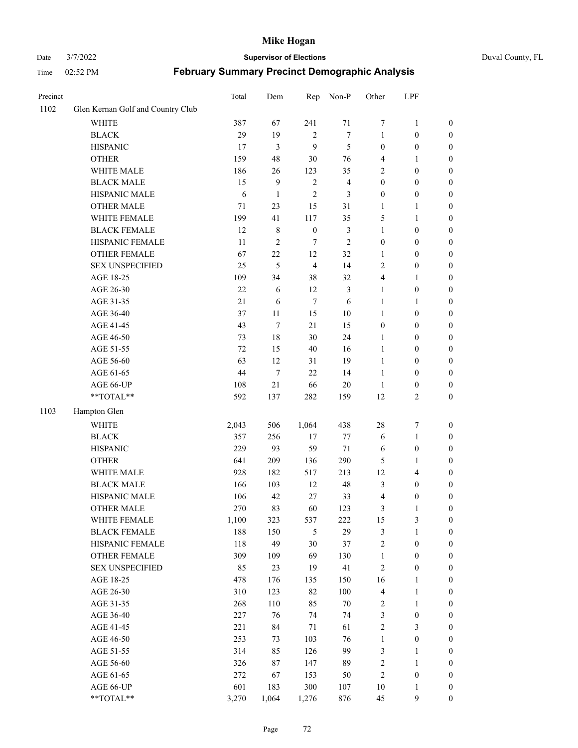| Precinct | | Total | Dem | Rep | Non-P | Other | LPF | |
|---|---|---|---|---|---|---|---|---|
| 1102 | Glen Kernan Golf and Country Club | | | | | | | |
| | WHITE | 387 | 67 | 241 | 71 | 7 | 1 | 0 |
| | BLACK | 29 | 19 | 2 | 7 | 1 | 0 | 0 |
| | HISPANIC | 17 | 3 | 9 | 5 | 0 | 0 | 0 |
| | OTHER | 159 | 48 | 30 | 76 | 4 | 1 | 0 |
| | WHITE MALE | 186 | 26 | 123 | 35 | 2 | 0 | 0 |
| | BLACK MALE | 15 | 9 | 2 | 4 | 0 | 0 | 0 |
| | HISPANIC MALE | 6 | 1 | 2 | 3 | 0 | 0 | 0 |
| | OTHER MALE | 71 | 23 | 15 | 31 | 1 | 1 | 0 |
| | WHITE FEMALE | 199 | 41 | 117 | 35 | 5 | 1 | 0 |
| | BLACK FEMALE | 12 | 8 | 0 | 3 | 1 | 0 | 0 |
| | HISPANIC FEMALE | 11 | 2 | 7 | 2 | 0 | 0 | 0 |
| | OTHER FEMALE | 67 | 22 | 12 | 32 | 1 | 0 | 0 |
| | SEX UNSPECIFIED | 25 | 5 | 4 | 14 | 2 | 0 | 0 |
| | AGE 18-25 | 109 | 34 | 38 | 32 | 4 | 1 | 0 |
| | AGE 26-30 | 22 | 6 | 12 | 3 | 1 | 0 | 0 |
| | AGE 31-35 | 21 | 6 | 7 | 6 | 1 | 1 | 0 |
| | AGE 36-40 | 37 | 11 | 15 | 10 | 1 | 0 | 0 |
| | AGE 41-45 | 43 | 7 | 21 | 15 | 0 | 0 | 0 |
| | AGE 46-50 | 73 | 18 | 30 | 24 | 1 | 0 | 0 |
| | AGE 51-55 | 72 | 15 | 40 | 16 | 1 | 0 | 0 |
| | AGE 56-60 | 63 | 12 | 31 | 19 | 1 | 0 | 0 |
| | AGE 61-65 | 44 | 7 | 22 | 14 | 1 | 0 | 0 |
| | AGE 66-UP | 108 | 21 | 66 | 20 | 1 | 0 | 0 |
| | **TOTAL** | 592 | 137 | 282 | 159 | 12 | 2 | 0 |
| 1103 | Hampton Glen | | | | | | | |
| | WHITE | 2,043 | 506 | 1,064 | 438 | 28 | 7 | 0 |
| | BLACK | 357 | 256 | 17 | 77 | 6 | 1 | 0 |
| | HISPANIC | 229 | 93 | 59 | 71 | 6 | 0 | 0 |
| | OTHER | 641 | 209 | 136 | 290 | 5 | 1 | 0 |
| | WHITE MALE | 928 | 182 | 517 | 213 | 12 | 4 | 0 |
| | BLACK MALE | 166 | 103 | 12 | 48 | 3 | 0 | 0 |
| | HISPANIC MALE | 106 | 42 | 27 | 33 | 4 | 0 | 0 |
| | OTHER MALE | 270 | 83 | 60 | 123 | 3 | 1 | 0 |
| | WHITE FEMALE | 1,100 | 323 | 537 | 222 | 15 | 3 | 0 |
| | BLACK FEMALE | 188 | 150 | 5 | 29 | 3 | 1 | 0 |
| | HISPANIC FEMALE | 118 | 49 | 30 | 37 | 2 | 0 | 0 |
| | OTHER FEMALE | 309 | 109 | 69 | 130 | 1 | 0 | 0 |
| | SEX UNSPECIFIED | 85 | 23 | 19 | 41 | 2 | 0 | 0 |
| | AGE 18-25 | 478 | 176 | 135 | 150 | 16 | 1 | 0 |
| | AGE 26-30 | 310 | 123 | 82 | 100 | 4 | 1 | 0 |
| | AGE 31-35 | 268 | 110 | 85 | 70 | 2 | 1 | 0 |
| | AGE 36-40 | 227 | 76 | 74 | 74 | 3 | 0 | 0 |
| | AGE 41-45 | 221 | 84 | 71 | 61 | 2 | 3 | 0 |
| | AGE 46-50 | 253 | 73 | 103 | 76 | 1 | 0 | 0 |
| | AGE 51-55 | 314 | 85 | 126 | 99 | 3 | 1 | 0 |
| | AGE 56-60 | 326 | 87 | 147 | 89 | 2 | 1 | 0 |
| | AGE 61-65 | 272 | 67 | 153 | 50 | 2 | 0 | 0 |
| | AGE 66-UP | 601 | 183 | 300 | 107 | 10 | 1 | 0 |
| | **TOTAL** | 3,270 | 1,064 | 1,276 | 876 | 45 | 9 | 0 |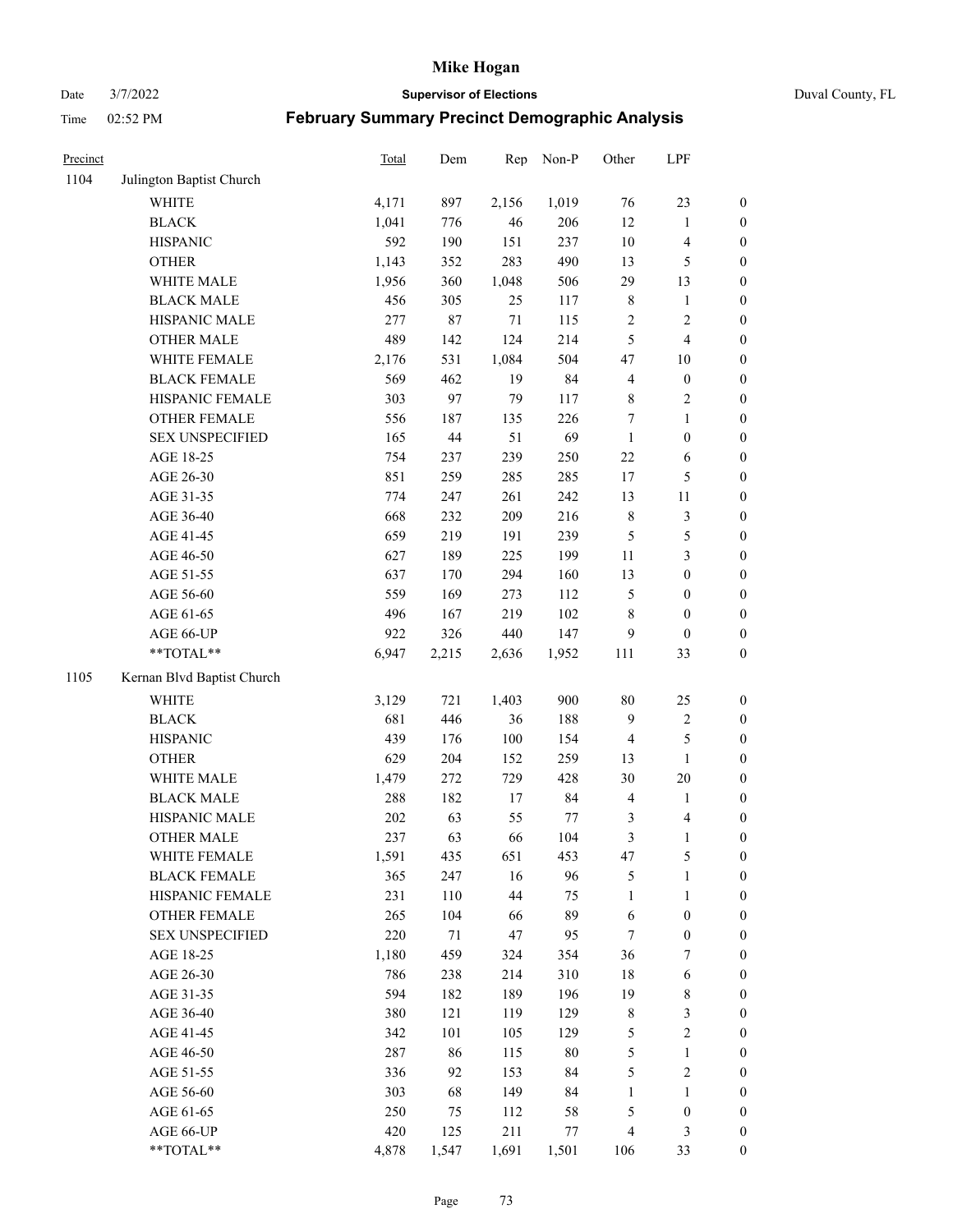# Mike Hogan

Date 3/7/2022 **Supervisor of Elections** Duval County, FL

Time 02:52 PM **February Summary Precinct Demographic Analysis**

| Precinct | | Total | Dem | Rep | Non-P | Other | LPF | |
|---|---|---|---|---|---|---|---|---|
| 1104 | Julington Baptist Church | | | | | | | |
| | WHITE | 4,171 | 897 | 2,156 | 1,019 | 76 | 23 | 0 |
| | BLACK | 1,041 | 776 | 46 | 206 | 12 | 1 | 0 |
| | HISPANIC | 592 | 190 | 151 | 237 | 10 | 4 | 0 |
| | OTHER | 1,143 | 352 | 283 | 490 | 13 | 5 | 0 |
| | WHITE MALE | 1,956 | 360 | 1,048 | 506 | 29 | 13 | 0 |
| | BLACK MALE | 456 | 305 | 25 | 117 | 8 | 1 | 0 |
| | HISPANIC MALE | 277 | 87 | 71 | 115 | 2 | 2 | 0 |
| | OTHER MALE | 489 | 142 | 124 | 214 | 5 | 4 | 0 |
| | WHITE FEMALE | 2,176 | 531 | 1,084 | 504 | 47 | 10 | 0 |
| | BLACK FEMALE | 569 | 462 | 19 | 84 | 4 | 0 | 0 |
| | HISPANIC FEMALE | 303 | 97 | 79 | 117 | 8 | 2 | 0 |
| | OTHER FEMALE | 556 | 187 | 135 | 226 | 7 | 1 | 0 |
| | SEX UNSPECIFIED | 165 | 44 | 51 | 69 | 1 | 0 | 0 |
| | AGE 18-25 | 754 | 237 | 239 | 250 | 22 | 6 | 0 |
| | AGE 26-30 | 851 | 259 | 285 | 285 | 17 | 5 | 0 |
| | AGE 31-35 | 774 | 247 | 261 | 242 | 13 | 11 | 0 |
| | AGE 36-40 | 668 | 232 | 209 | 216 | 8 | 3 | 0 |
| | AGE 41-45 | 659 | 219 | 191 | 239 | 5 | 5 | 0 |
| | AGE 46-50 | 627 | 189 | 225 | 199 | 11 | 3 | 0 |
| | AGE 51-55 | 637 | 170 | 294 | 160 | 13 | 0 | 0 |
| | AGE 56-60 | 559 | 169 | 273 | 112 | 5 | 0 | 0 |
| | AGE 61-65 | 496 | 167 | 219 | 102 | 8 | 0 | 0 |
| | AGE 66-UP | 922 | 326 | 440 | 147 | 9 | 0 | 0 |
| | **TOTAL** | 6,947 | 2,215 | 2,636 | 1,952 | 111 | 33 | 0 |
| 1105 | Kernan Blvd Baptist Church | | | | | | | |
| | WHITE | 3,129 | 721 | 1,403 | 900 | 80 | 25 | 0 |
| | BLACK | 681 | 446 | 36 | 188 | 9 | 2 | 0 |
| | HISPANIC | 439 | 176 | 100 | 154 | 4 | 5 | 0 |
| | OTHER | 629 | 204 | 152 | 259 | 13 | 1 | 0 |
| | WHITE MALE | 1,479 | 272 | 729 | 428 | 30 | 20 | 0 |
| | BLACK MALE | 288 | 182 | 17 | 84 | 4 | 1 | 0 |
| | HISPANIC MALE | 202 | 63 | 55 | 77 | 3 | 4 | 0 |
| | OTHER MALE | 237 | 63 | 66 | 104 | 3 | 1 | 0 |
| | WHITE FEMALE | 1,591 | 435 | 651 | 453 | 47 | 5 | 0 |
| | BLACK FEMALE | 365 | 247 | 16 | 96 | 5 | 1 | 0 |
| | HISPANIC FEMALE | 231 | 110 | 44 | 75 | 1 | 1 | 0 |
| | OTHER FEMALE | 265 | 104 | 66 | 89 | 6 | 0 | 0 |
| | SEX UNSPECIFIED | 220 | 71 | 47 | 95 | 7 | 0 | 0 |
| | AGE 18-25 | 1,180 | 459 | 324 | 354 | 36 | 7 | 0 |
| | AGE 26-30 | 786 | 238 | 214 | 310 | 18 | 6 | 0 |
| | AGE 31-35 | 594 | 182 | 189 | 196 | 19 | 8 | 0 |
| | AGE 36-40 | 380 | 121 | 119 | 129 | 8 | 3 | 0 |
| | AGE 41-45 | 342 | 101 | 105 | 129 | 5 | 2 | 0 |
| | AGE 46-50 | 287 | 86 | 115 | 80 | 5 | 1 | 0 |
| | AGE 51-55 | 336 | 92 | 153 | 84 | 5 | 2 | 0 |
| | AGE 56-60 | 303 | 68 | 149 | 84 | 1 | 1 | 0 |
| | AGE 61-65 | 250 | 75 | 112 | 58 | 5 | 0 | 0 |
| | AGE 66-UP | 420 | 125 | 211 | 77 | 4 | 3 | 0 |
| | **TOTAL** | 4,878 | 1,547 | 1,691 | 1,501 | 106 | 33 | 0 |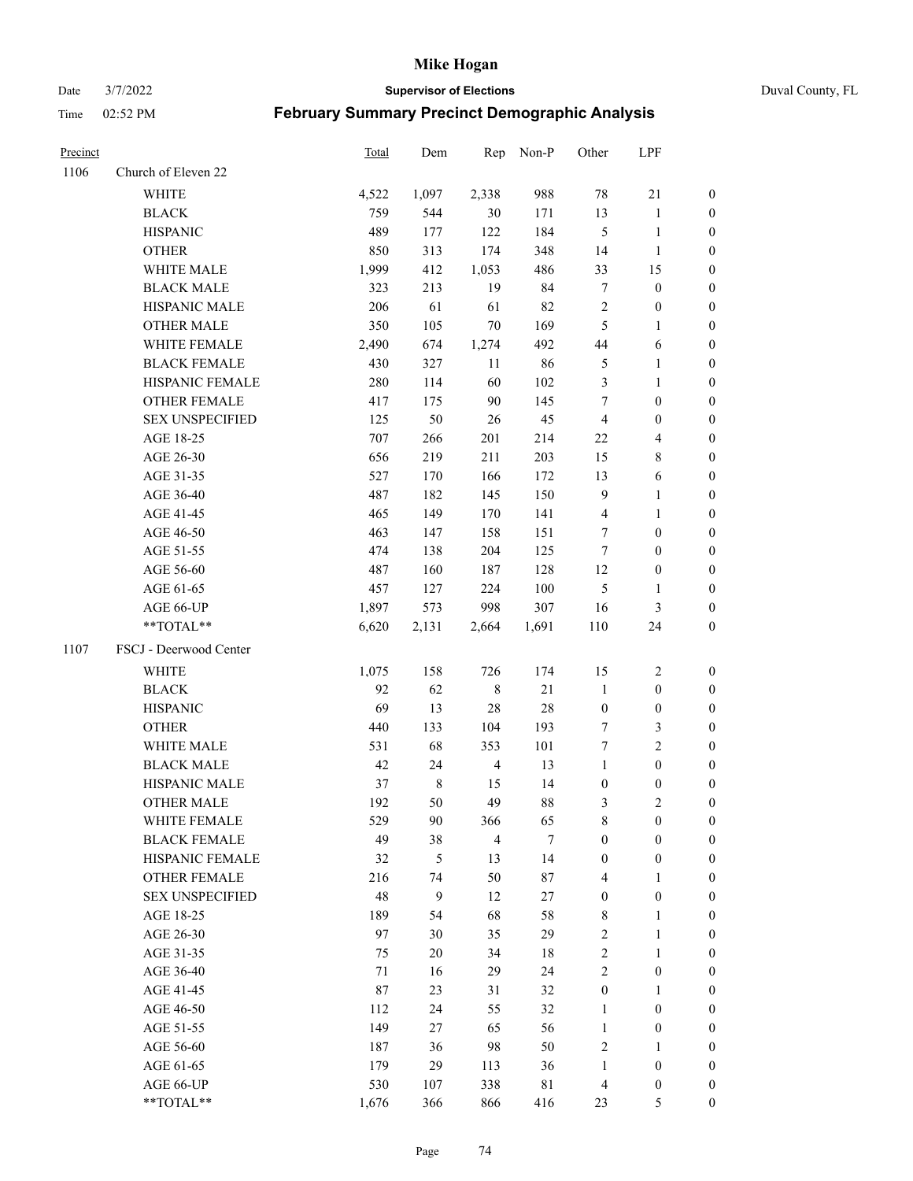# Mike Hogan

Date 3/7/2022 **Supervisor of Elections** Duval County, FL

Time 02:52 PM **February Summary Precinct Demographic Analysis**

| Precinct | | Total | Dem | Rep | Non-P | Other | LPF | |
|---|---|---|---|---|---|---|---|---|
| 1106 | Church of Eleven 22 | | | | | | | |
| | WHITE | 4,522 | 1,097 | 2,338 | 988 | 78 | 21 | 0 |
| | BLACK | 759 | 544 | 30 | 171 | 13 | 1 | 0 |
| | HISPANIC | 489 | 177 | 122 | 184 | 5 | 1 | 0 |
| | OTHER | 850 | 313 | 174 | 348 | 14 | 1 | 0 |
| | WHITE MALE | 1,999 | 412 | 1,053 | 486 | 33 | 15 | 0 |
| | BLACK MALE | 323 | 213 | 19 | 84 | 7 | 0 | 0 |
| | HISPANIC MALE | 206 | 61 | 61 | 82 | 2 | 0 | 0 |
| | OTHER MALE | 350 | 105 | 70 | 169 | 5 | 1 | 0 |
| | WHITE FEMALE | 2,490 | 674 | 1,274 | 492 | 44 | 6 | 0 |
| | BLACK FEMALE | 430 | 327 | 11 | 86 | 5 | 1 | 0 |
| | HISPANIC FEMALE | 280 | 114 | 60 | 102 | 3 | 1 | 0 |
| | OTHER FEMALE | 417 | 175 | 90 | 145 | 7 | 0 | 0 |
| | SEX UNSPECIFIED | 125 | 50 | 26 | 45 | 4 | 0 | 0 |
| | AGE 18-25 | 707 | 266 | 201 | 214 | 22 | 4 | 0 |
| | AGE 26-30 | 656 | 219 | 211 | 203 | 15 | 8 | 0 |
| | AGE 31-35 | 527 | 170 | 166 | 172 | 13 | 6 | 0 |
| | AGE 36-40 | 487 | 182 | 145 | 150 | 9 | 1 | 0 |
| | AGE 41-45 | 465 | 149 | 170 | 141 | 4 | 1 | 0 |
| | AGE 46-50 | 463 | 147 | 158 | 151 | 7 | 0 | 0 |
| | AGE 51-55 | 474 | 138 | 204 | 125 | 7 | 0 | 0 |
| | AGE 56-60 | 487 | 160 | 187 | 128 | 12 | 0 | 0 |
| | AGE 61-65 | 457 | 127 | 224 | 100 | 5 | 1 | 0 |
| | AGE 66-UP | 1,897 | 573 | 998 | 307 | 16 | 3 | 0 |
| | **TOTAL** | 6,620 | 2,131 | 2,664 | 1,691 | 110 | 24 | 0 |
| 1107 | FSCJ - Deerwood Center | | | | | | | |
| | WHITE | 1,075 | 158 | 726 | 174 | 15 | 2 | 0 |
| | BLACK | 92 | 62 | 8 | 21 | 1 | 0 | 0 |
| | HISPANIC | 69 | 13 | 28 | 28 | 0 | 0 | 0 |
| | OTHER | 440 | 133 | 104 | 193 | 7 | 3 | 0 |
| | WHITE MALE | 531 | 68 | 353 | 101 | 7 | 2 | 0 |
| | BLACK MALE | 42 | 24 | 4 | 13 | 1 | 0 | 0 |
| | HISPANIC MALE | 37 | 8 | 15 | 14 | 0 | 0 | 0 |
| | OTHER MALE | 192 | 50 | 49 | 88 | 3 | 2 | 0 |
| | WHITE FEMALE | 529 | 90 | 366 | 65 | 8 | 0 | 0 |
| | BLACK FEMALE | 49 | 38 | 4 | 7 | 0 | 0 | 0 |
| | HISPANIC FEMALE | 32 | 5 | 13 | 14 | 0 | 0 | 0 |
| | OTHER FEMALE | 216 | 74 | 50 | 87 | 4 | 1 | 0 |
| | SEX UNSPECIFIED | 48 | 9 | 12 | 27 | 0 | 0 | 0 |
| | AGE 18-25 | 189 | 54 | 68 | 58 | 8 | 1 | 0 |
| | AGE 26-30 | 97 | 30 | 35 | 29 | 2 | 1 | 0 |
| | AGE 31-35 | 75 | 20 | 34 | 18 | 2 | 1 | 0 |
| | AGE 36-40 | 71 | 16 | 29 | 24 | 2 | 0 | 0 |
| | AGE 41-45 | 87 | 23 | 31 | 32 | 0 | 1 | 0 |
| | AGE 46-50 | 112 | 24 | 55 | 32 | 1 | 0 | 0 |
| | AGE 51-55 | 149 | 27 | 65 | 56 | 1 | 0 | 0 |
| | AGE 56-60 | 187 | 36 | 98 | 50 | 2 | 1 | 0 |
| | AGE 61-65 | 179 | 29 | 113 | 36 | 1 | 0 | 0 |
| | AGE 66-UP | 530 | 107 | 338 | 81 | 4 | 0 | 0 |
| | **TOTAL** | 1,676 | 366 | 866 | 416 | 23 | 5 | 0 |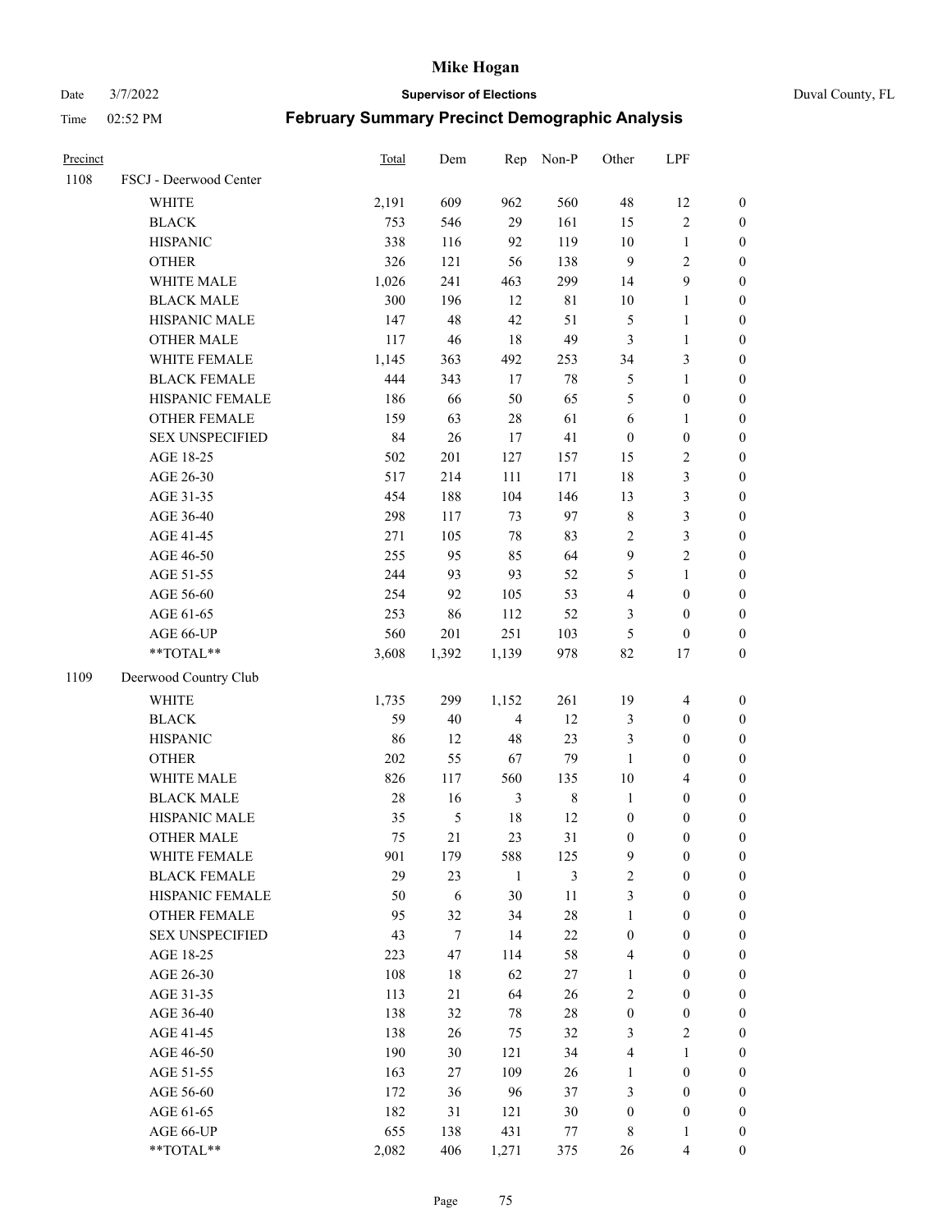# Mike Hogan

Date 3/7/2022 **Supervisor of Elections** Duval County, FL

Time 02:52 PM **February Summary Precinct Demographic Analysis**

| Precinct | | Total | Dem | Rep | Non-P | Other | LPF | |
|---|---|---|---|---|---|---|---|---|
| 1108 | FSCJ - Deerwood Center | | | | | | | |
| | WHITE | 2,191 | 609 | 962 | 560 | 48 | 12 | 0 |
| | BLACK | 753 | 546 | 29 | 161 | 15 | 2 | 0 |
| | HISPANIC | 338 | 116 | 92 | 119 | 10 | 1 | 0 |
| | OTHER | 326 | 121 | 56 | 138 | 9 | 2 | 0 |
| | WHITE MALE | 1,026 | 241 | 463 | 299 | 14 | 9 | 0 |
| | BLACK MALE | 300 | 196 | 12 | 81 | 10 | 1 | 0 |
| | HISPANIC MALE | 147 | 48 | 42 | 51 | 5 | 1 | 0 |
| | OTHER MALE | 117 | 46 | 18 | 49 | 3 | 1 | 0 |
| | WHITE FEMALE | 1,145 | 363 | 492 | 253 | 34 | 3 | 0 |
| | BLACK FEMALE | 444 | 343 | 17 | 78 | 5 | 1 | 0 |
| | HISPANIC FEMALE | 186 | 66 | 50 | 65 | 5 | 0 | 0 |
| | OTHER FEMALE | 159 | 63 | 28 | 61 | 6 | 1 | 0 |
| | SEX UNSPECIFIED | 84 | 26 | 17 | 41 | 0 | 0 | 0 |
| | AGE 18-25 | 502 | 201 | 127 | 157 | 15 | 2 | 0 |
| | AGE 26-30 | 517 | 214 | 111 | 171 | 18 | 3 | 0 |
| | AGE 31-35 | 454 | 188 | 104 | 146 | 13 | 3 | 0 |
| | AGE 36-40 | 298 | 117 | 73 | 97 | 8 | 3 | 0 |
| | AGE 41-45 | 271 | 105 | 78 | 83 | 2 | 3 | 0 |
| | AGE 46-50 | 255 | 95 | 85 | 64 | 9 | 2 | 0 |
| | AGE 51-55 | 244 | 93 | 93 | 52 | 5 | 1 | 0 |
| | AGE 56-60 | 254 | 92 | 105 | 53 | 4 | 0 | 0 |
| | AGE 61-65 | 253 | 86 | 112 | 52 | 3 | 0 | 0 |
| | AGE 66-UP | 560 | 201 | 251 | 103 | 5 | 0 | 0 |
| | **TOTAL** | 3,608 | 1,392 | 1,139 | 978 | 82 | 17 | 0 |
| 1109 | Deerwood Country Club | | | | | | | |
| | WHITE | 1,735 | 299 | 1,152 | 261 | 19 | 4 | 0 |
| | BLACK | 59 | 40 | 4 | 12 | 3 | 0 | 0 |
| | HISPANIC | 86 | 12 | 48 | 23 | 3 | 0 | 0 |
| | OTHER | 202 | 55 | 67 | 79 | 1 | 0 | 0 |
| | WHITE MALE | 826 | 117 | 560 | 135 | 10 | 4 | 0 |
| | BLACK MALE | 28 | 16 | 3 | 8 | 1 | 0 | 0 |
| | HISPANIC MALE | 35 | 5 | 18 | 12 | 0 | 0 | 0 |
| | OTHER MALE | 75 | 21 | 23 | 31 | 0 | 0 | 0 |
| | WHITE FEMALE | 901 | 179 | 588 | 125 | 9 | 0 | 0 |
| | BLACK FEMALE | 29 | 23 | 1 | 3 | 2 | 0 | 0 |
| | HISPANIC FEMALE | 50 | 6 | 30 | 11 | 3 | 0 | 0 |
| | OTHER FEMALE | 95 | 32 | 34 | 28 | 1 | 0 | 0 |
| | SEX UNSPECIFIED | 43 | 7 | 14 | 22 | 0 | 0 | 0 |
| | AGE 18-25 | 223 | 47 | 114 | 58 | 4 | 0 | 0 |
| | AGE 26-30 | 108 | 18 | 62 | 27 | 1 | 0 | 0 |
| | AGE 31-35 | 113 | 21 | 64 | 26 | 2 | 0 | 0 |
| | AGE 36-40 | 138 | 32 | 78 | 28 | 0 | 0 | 0 |
| | AGE 41-45 | 138 | 26 | 75 | 32 | 3 | 2 | 0 |
| | AGE 46-50 | 190 | 30 | 121 | 34 | 4 | 1 | 0 |
| | AGE 51-55 | 163 | 27 | 109 | 26 | 1 | 0 | 0 |
| | AGE 56-60 | 172 | 36 | 96 | 37 | 3 | 0 | 0 |
| | AGE 61-65 | 182 | 31 | 121 | 30 | 0 | 0 | 0 |
| | AGE 66-UP | 655 | 138 | 431 | 77 | 8 | 1 | 0 |
| | **TOTAL** | 2,082 | 406 | 1,271 | 375 | 26 | 4 | 0 |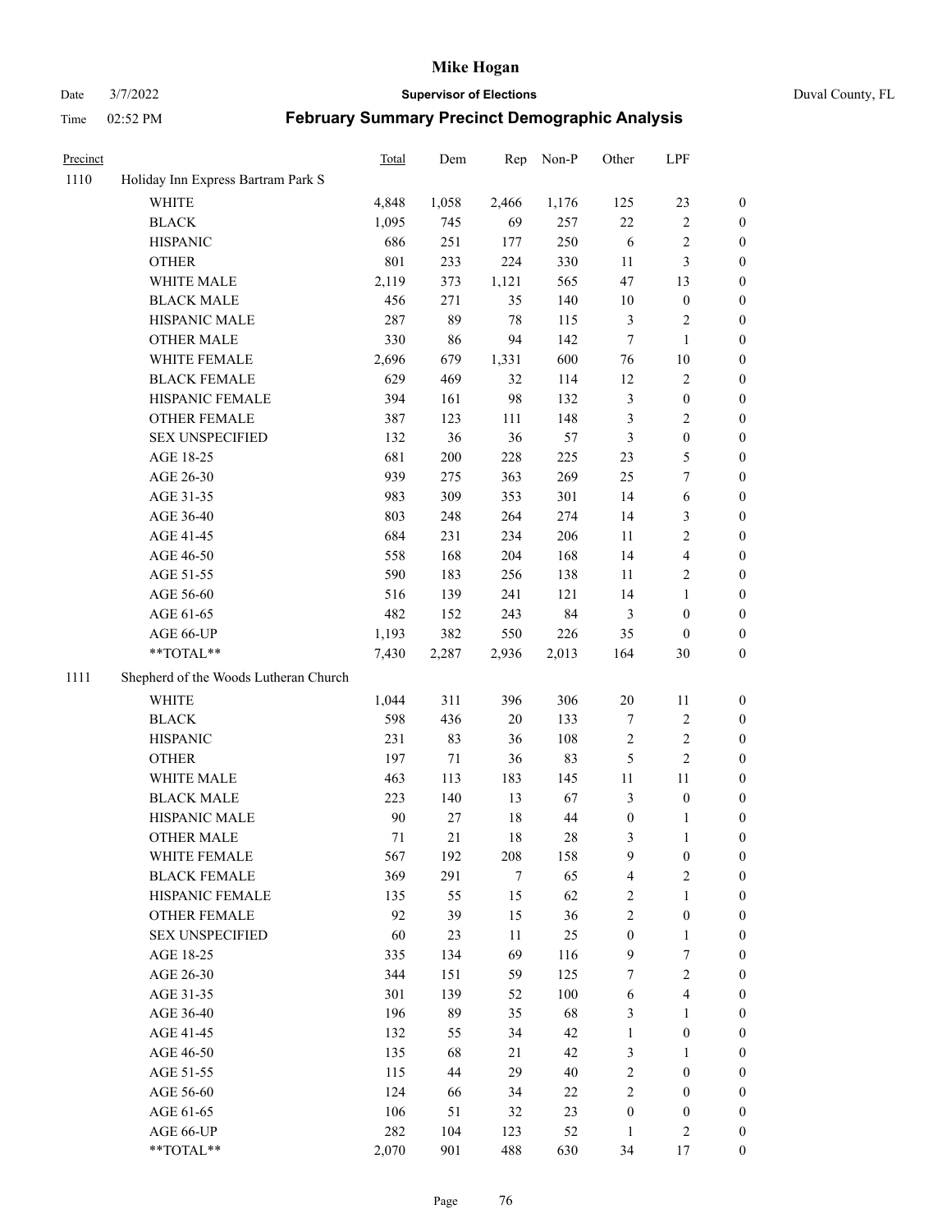# Mike Hogan

Date 3/7/2022 **Supervisor of Elections** Duval County, FL

Time 02:52 PM **February Summary Precinct Demographic Analysis**

| Precinct | | Total | Dem | Rep | Non-P | Other | LPF | |
|---|---|---|---|---|---|---|---|---|
| 1110 | Holiday Inn Express Bartram Park S | | | | | | | |
| | WHITE | 4,848 | 1,058 | 2,466 | 1,176 | 125 | 23 | 0 |
| | BLACK | 1,095 | 745 | 69 | 257 | 22 | 2 | 0 |
| | HISPANIC | 686 | 251 | 177 | 250 | 6 | 2 | 0 |
| | OTHER | 801 | 233 | 224 | 330 | 11 | 3 | 0 |
| | WHITE MALE | 2,119 | 373 | 1,121 | 565 | 47 | 13 | 0 |
| | BLACK MALE | 456 | 271 | 35 | 140 | 10 | 0 | 0 |
| | HISPANIC MALE | 287 | 89 | 78 | 115 | 3 | 2 | 0 |
| | OTHER MALE | 330 | 86 | 94 | 142 | 7 | 1 | 0 |
| | WHITE FEMALE | 2,696 | 679 | 1,331 | 600 | 76 | 10 | 0 |
| | BLACK FEMALE | 629 | 469 | 32 | 114 | 12 | 2 | 0 |
| | HISPANIC FEMALE | 394 | 161 | 98 | 132 | 3 | 0 | 0 |
| | OTHER FEMALE | 387 | 123 | 111 | 148 | 3 | 2 | 0 |
| | SEX UNSPECIFIED | 132 | 36 | 36 | 57 | 3 | 0 | 0 |
| | AGE 18-25 | 681 | 200 | 228 | 225 | 23 | 5 | 0 |
| | AGE 26-30 | 939 | 275 | 363 | 269 | 25 | 7 | 0 |
| | AGE 31-35 | 983 | 309 | 353 | 301 | 14 | 6 | 0 |
| | AGE 36-40 | 803 | 248 | 264 | 274 | 14 | 3 | 0 |
| | AGE 41-45 | 684 | 231 | 234 | 206 | 11 | 2 | 0 |
| | AGE 46-50 | 558 | 168 | 204 | 168 | 14 | 4 | 0 |
| | AGE 51-55 | 590 | 183 | 256 | 138 | 11 | 2 | 0 |
| | AGE 56-60 | 516 | 139 | 241 | 121 | 14 | 1 | 0 |
| | AGE 61-65 | 482 | 152 | 243 | 84 | 3 | 0 | 0 |
| | AGE 66-UP | 1,193 | 382 | 550 | 226 | 35 | 0 | 0 |
| | **TOTAL** | 7,430 | 2,287 | 2,936 | 2,013 | 164 | 30 | 0 |
| 1111 | Shepherd of the Woods Lutheran Church | | | | | | | |
| | WHITE | 1,044 | 311 | 396 | 306 | 20 | 11 | 0 |
| | BLACK | 598 | 436 | 20 | 133 | 7 | 2 | 0 |
| | HISPANIC | 231 | 83 | 36 | 108 | 2 | 2 | 0 |
| | OTHER | 197 | 71 | 36 | 83 | 5 | 2 | 0 |
| | WHITE MALE | 463 | 113 | 183 | 145 | 11 | 11 | 0 |
| | BLACK MALE | 223 | 140 | 13 | 67 | 3 | 0 | 0 |
| | HISPANIC MALE | 90 | 27 | 18 | 44 | 0 | 1 | 0 |
| | OTHER MALE | 71 | 21 | 18 | 28 | 3 | 1 | 0 |
| | WHITE FEMALE | 567 | 192 | 208 | 158 | 9 | 0 | 0 |
| | BLACK FEMALE | 369 | 291 | 7 | 65 | 4 | 2 | 0 |
| | HISPANIC FEMALE | 135 | 55 | 15 | 62 | 2 | 1 | 0 |
| | OTHER FEMALE | 92 | 39 | 15 | 36 | 2 | 0 | 0 |
| | SEX UNSPECIFIED | 60 | 23 | 11 | 25 | 0 | 1 | 0 |
| | AGE 18-25 | 335 | 134 | 69 | 116 | 9 | 7 | 0 |
| | AGE 26-30 | 344 | 151 | 59 | 125 | 7 | 2 | 0 |
| | AGE 31-35 | 301 | 139 | 52 | 100 | 6 | 4 | 0 |
| | AGE 36-40 | 196 | 89 | 35 | 68 | 3 | 1 | 0 |
| | AGE 41-45 | 132 | 55 | 34 | 42 | 1 | 0 | 0 |
| | AGE 46-50 | 135 | 68 | 21 | 42 | 3 | 1 | 0 |
| | AGE 51-55 | 115 | 44 | 29 | 40 | 2 | 0 | 0 |
| | AGE 56-60 | 124 | 66 | 34 | 22 | 2 | 0 | 0 |
| | AGE 61-65 | 106 | 51 | 32 | 23 | 0 | 0 | 0 |
| | AGE 66-UP | 282 | 104 | 123 | 52 | 1 | 2 | 0 |
| | **TOTAL** | 2,070 | 901 | 488 | 630 | 34 | 17 | 0 |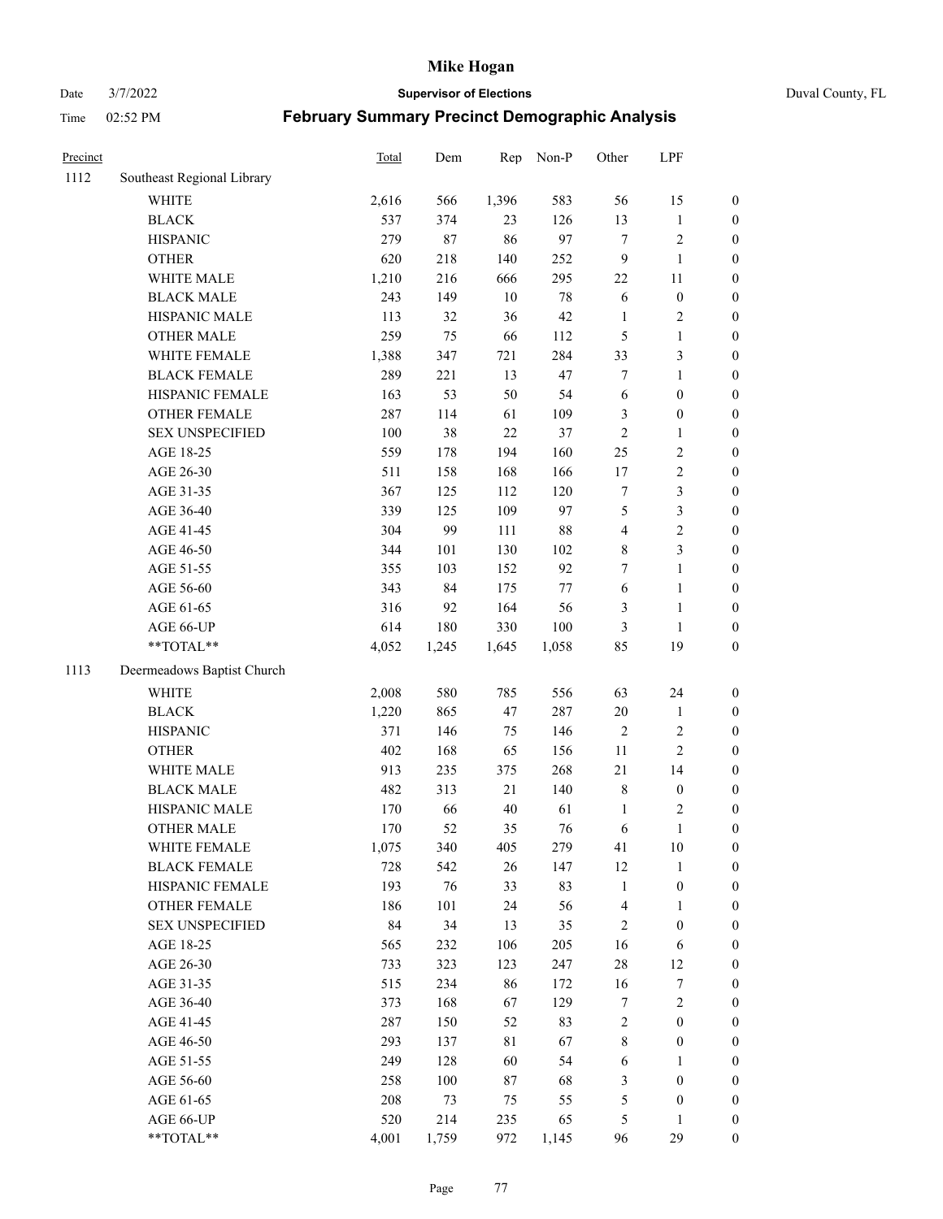# Mike Hogan

Date 3/7/2022 **Supervisor of Elections** Duval County, FL

Time 02:52 PM **February Summary Precinct Demographic Analysis**

| Precinct | | Total | Dem | Rep | Non-P | Other | LPF | |
|---|---|---|---|---|---|---|---|---|
| 1112 | Southeast Regional Library | | | | | | | |
| | WHITE | 2,616 | 566 | 1,396 | 583 | 56 | 15 | 0 |
| | BLACK | 537 | 374 | 23 | 126 | 13 | 1 | 0 |
| | HISPANIC | 279 | 87 | 86 | 97 | 7 | 2 | 0 |
| | OTHER | 620 | 218 | 140 | 252 | 9 | 1 | 0 |
| | WHITE MALE | 1,210 | 216 | 666 | 295 | 22 | 11 | 0 |
| | BLACK MALE | 243 | 149 | 10 | 78 | 6 | 0 | 0 |
| | HISPANIC MALE | 113 | 32 | 36 | 42 | 1 | 2 | 0 |
| | OTHER MALE | 259 | 75 | 66 | 112 | 5 | 1 | 0 |
| | WHITE FEMALE | 1,388 | 347 | 721 | 284 | 33 | 3 | 0 |
| | BLACK FEMALE | 289 | 221 | 13 | 47 | 7 | 1 | 0 |
| | HISPANIC FEMALE | 163 | 53 | 50 | 54 | 6 | 0 | 0 |
| | OTHER FEMALE | 287 | 114 | 61 | 109 | 3 | 0 | 0 |
| | SEX UNSPECIFIED | 100 | 38 | 22 | 37 | 2 | 1 | 0 |
| | AGE 18-25 | 559 | 178 | 194 | 160 | 25 | 2 | 0 |
| | AGE 26-30 | 511 | 158 | 168 | 166 | 17 | 2 | 0 |
| | AGE 31-35 | 367 | 125 | 112 | 120 | 7 | 3 | 0 |
| | AGE 36-40 | 339 | 125 | 109 | 97 | 5 | 3 | 0 |
| | AGE 41-45 | 304 | 99 | 111 | 88 | 4 | 2 | 0 |
| | AGE 46-50 | 344 | 101 | 130 | 102 | 8 | 3 | 0 |
| | AGE 51-55 | 355 | 103 | 152 | 92 | 7 | 1 | 0 |
| | AGE 56-60 | 343 | 84 | 175 | 77 | 6 | 1 | 0 |
| | AGE 61-65 | 316 | 92 | 164 | 56 | 3 | 1 | 0 |
| | AGE 66-UP | 614 | 180 | 330 | 100 | 3 | 1 | 0 |
| | **TOTAL** | 4,052 | 1,245 | 1,645 | 1,058 | 85 | 19 | 0 |
| 1113 | Deermeadows Baptist Church | | | | | | | |
| | WHITE | 2,008 | 580 | 785 | 556 | 63 | 24 | 0 |
| | BLACK | 1,220 | 865 | 47 | 287 | 20 | 1 | 0 |
| | HISPANIC | 371 | 146 | 75 | 146 | 2 | 2 | 0 |
| | OTHER | 402 | 168 | 65 | 156 | 11 | 2 | 0 |
| | WHITE MALE | 913 | 235 | 375 | 268 | 21 | 14 | 0 |
| | BLACK MALE | 482 | 313 | 21 | 140 | 8 | 0 | 0 |
| | HISPANIC MALE | 170 | 66 | 40 | 61 | 1 | 2 | 0 |
| | OTHER MALE | 170 | 52 | 35 | 76 | 6 | 1 | 0 |
| | WHITE FEMALE | 1,075 | 340 | 405 | 279 | 41 | 10 | 0 |
| | BLACK FEMALE | 728 | 542 | 26 | 147 | 12 | 1 | 0 |
| | HISPANIC FEMALE | 193 | 76 | 33 | 83 | 1 | 0 | 0 |
| | OTHER FEMALE | 186 | 101 | 24 | 56 | 4 | 1 | 0 |
| | SEX UNSPECIFIED | 84 | 34 | 13 | 35 | 2 | 0 | 0 |
| | AGE 18-25 | 565 | 232 | 106 | 205 | 16 | 6 | 0 |
| | AGE 26-30 | 733 | 323 | 123 | 247 | 28 | 12 | 0 |
| | AGE 31-35 | 515 | 234 | 86 | 172 | 16 | 7 | 0 |
| | AGE 36-40 | 373 | 168 | 67 | 129 | 7 | 2 | 0 |
| | AGE 41-45 | 287 | 150 | 52 | 83 | 2 | 0 | 0 |
| | AGE 46-50 | 293 | 137 | 81 | 67 | 8 | 0 | 0 |
| | AGE 51-55 | 249 | 128 | 60 | 54 | 6 | 1 | 0 |
| | AGE 56-60 | 258 | 100 | 87 | 68 | 3 | 0 | 0 |
| | AGE 61-65 | 208 | 73 | 75 | 55 | 5 | 0 | 0 |
| | AGE 66-UP | 520 | 214 | 235 | 65 | 5 | 1 | 0 |
| | **TOTAL** | 4,001 | 1,759 | 972 | 1,145 | 96 | 29 | 0 |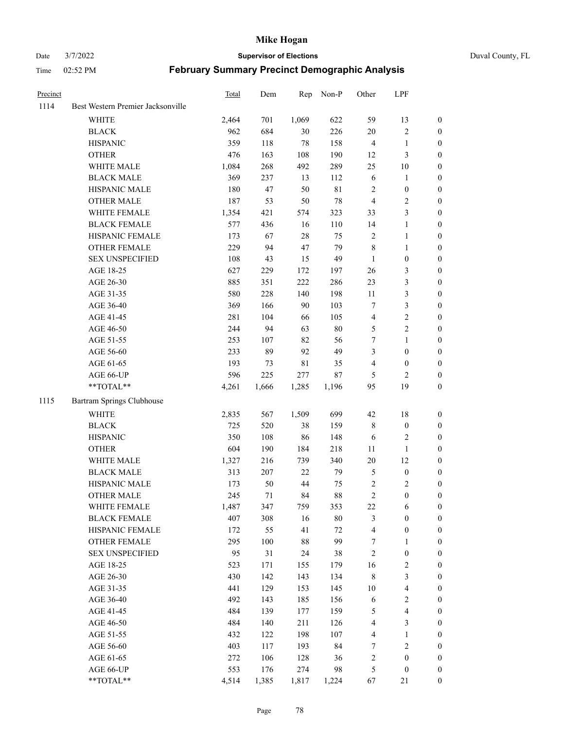# Mike Hogan

Date 3/7/2022 **Supervisor of Elections** Duval County, FL

Time 02:52 PM **February Summary Precinct Demographic Analysis**

| Precinct | | Total | Dem | Rep | Non-P | Other | LPF | |
|---|---|---|---|---|---|---|---|---|
| 1114 | Best Western Premier Jacksonville | | | | | | | |
| | WHITE | 2,464 | 701 | 1,069 | 622 | 59 | 13 | 0 |
| | BLACK | 962 | 684 | 30 | 226 | 20 | 2 | 0 |
| | HISPANIC | 359 | 118 | 78 | 158 | 4 | 1 | 0 |
| | OTHER | 476 | 163 | 108 | 190 | 12 | 3 | 0 |
| | WHITE MALE | 1,084 | 268 | 492 | 289 | 25 | 10 | 0 |
| | BLACK MALE | 369 | 237 | 13 | 112 | 6 | 1 | 0 |
| | HISPANIC MALE | 180 | 47 | 50 | 81 | 2 | 0 | 0 |
| | OTHER MALE | 187 | 53 | 50 | 78 | 4 | 2 | 0 |
| | WHITE FEMALE | 1,354 | 421 | 574 | 323 | 33 | 3 | 0 |
| | BLACK FEMALE | 577 | 436 | 16 | 110 | 14 | 1 | 0 |
| | HISPANIC FEMALE | 173 | 67 | 28 | 75 | 2 | 1 | 0 |
| | OTHER FEMALE | 229 | 94 | 47 | 79 | 8 | 1 | 0 |
| | SEX UNSPECIFIED | 108 | 43 | 15 | 49 | 1 | 0 | 0 |
| | AGE 18-25 | 627 | 229 | 172 | 197 | 26 | 3 | 0 |
| | AGE 26-30 | 885 | 351 | 222 | 286 | 23 | 3 | 0 |
| | AGE 31-35 | 580 | 228 | 140 | 198 | 11 | 3 | 0 |
| | AGE 36-40 | 369 | 166 | 90 | 103 | 7 | 3 | 0 |
| | AGE 41-45 | 281 | 104 | 66 | 105 | 4 | 2 | 0 |
| | AGE 46-50 | 244 | 94 | 63 | 80 | 5 | 2 | 0 |
| | AGE 51-55 | 253 | 107 | 82 | 56 | 7 | 1 | 0 |
| | AGE 56-60 | 233 | 89 | 92 | 49 | 3 | 0 | 0 |
| | AGE 61-65 | 193 | 73 | 81 | 35 | 4 | 0 | 0 |
| | AGE 66-UP | 596 | 225 | 277 | 87 | 5 | 2 | 0 |
| | **TOTAL** | 4,261 | 1,666 | 1,285 | 1,196 | 95 | 19 | 0 |
| 1115 | Bartram Springs Clubhouse | | | | | | | |
| | WHITE | 2,835 | 567 | 1,509 | 699 | 42 | 18 | 0 |
| | BLACK | 725 | 520 | 38 | 159 | 8 | 0 | 0 |
| | HISPANIC | 350 | 108 | 86 | 148 | 6 | 2 | 0 |
| | OTHER | 604 | 190 | 184 | 218 | 11 | 1 | 0 |
| | WHITE MALE | 1,327 | 216 | 739 | 340 | 20 | 12 | 0 |
| | BLACK MALE | 313 | 207 | 22 | 79 | 5 | 0 | 0 |
| | HISPANIC MALE | 173 | 50 | 44 | 75 | 2 | 2 | 0 |
| | OTHER MALE | 245 | 71 | 84 | 88 | 2 | 0 | 0 |
| | WHITE FEMALE | 1,487 | 347 | 759 | 353 | 22 | 6 | 0 |
| | BLACK FEMALE | 407 | 308 | 16 | 80 | 3 | 0 | 0 |
| | HISPANIC FEMALE | 172 | 55 | 41 | 72 | 4 | 0 | 0 |
| | OTHER FEMALE | 295 | 100 | 88 | 99 | 7 | 1 | 0 |
| | SEX UNSPECIFIED | 95 | 31 | 24 | 38 | 2 | 0 | 0 |
| | AGE 18-25 | 523 | 171 | 155 | 179 | 16 | 2 | 0 |
| | AGE 26-30 | 430 | 142 | 143 | 134 | 8 | 3 | 0 |
| | AGE 31-35 | 441 | 129 | 153 | 145 | 10 | 4 | 0 |
| | AGE 36-40 | 492 | 143 | 185 | 156 | 6 | 2 | 0 |
| | AGE 41-45 | 484 | 139 | 177 | 159 | 5 | 4 | 0 |
| | AGE 46-50 | 484 | 140 | 211 | 126 | 4 | 3 | 0 |
| | AGE 51-55 | 432 | 122 | 198 | 107 | 4 | 1 | 0 |
| | AGE 56-60 | 403 | 117 | 193 | 84 | 7 | 2 | 0 |
| | AGE 61-65 | 272 | 106 | 128 | 36 | 2 | 0 | 0 |
| | AGE 66-UP | 553 | 176 | 274 | 98 | 5 | 0 | 0 |
| | **TOTAL** | 4,514 | 1,385 | 1,817 | 1,224 | 67 | 21 | 0 |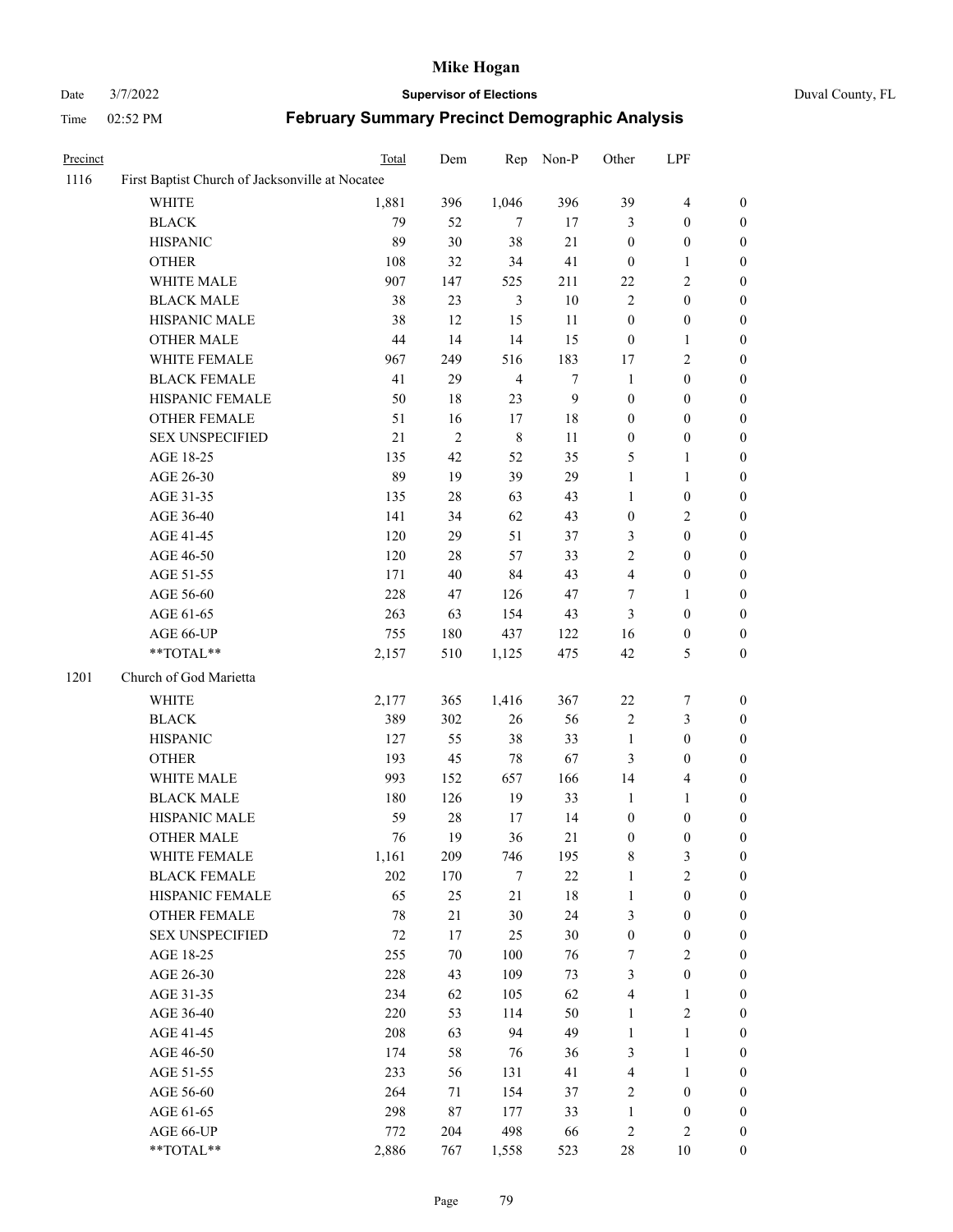# Mike Hogan

Date 3/7/2022 **Supervisor of Elections** Duval County, FL

Time 02:52 PM **February Summary Precinct Demographic Analysis**

| Precinct | | Total | Dem | Rep | Non-P | Other | LPF | |
|---|---|---|---|---|---|---|---|---|
| 1116 | First Baptist Church of Jacksonville at Nocatee | | | | | | | |
| | WHITE | 1,881 | 396 | 1,046 | 396 | 39 | 4 | 0 |
| | BLACK | 79 | 52 | 7 | 17 | 3 | 0 | 0 |
| | HISPANIC | 89 | 30 | 38 | 21 | 0 | 0 | 0 |
| | OTHER | 108 | 32 | 34 | 41 | 0 | 1 | 0 |
| | WHITE MALE | 907 | 147 | 525 | 211 | 22 | 2 | 0 |
| | BLACK MALE | 38 | 23 | 3 | 10 | 2 | 0 | 0 |
| | HISPANIC MALE | 38 | 12 | 15 | 11 | 0 | 0 | 0 |
| | OTHER MALE | 44 | 14 | 14 | 15 | 0 | 1 | 0 |
| | WHITE FEMALE | 967 | 249 | 516 | 183 | 17 | 2 | 0 |
| | BLACK FEMALE | 41 | 29 | 4 | 7 | 1 | 0 | 0 |
| | HISPANIC FEMALE | 50 | 18 | 23 | 9 | 0 | 0 | 0 |
| | OTHER FEMALE | 51 | 16 | 17 | 18 | 0 | 0 | 0 |
| | SEX UNSPECIFIED | 21 | 2 | 8 | 11 | 0 | 0 | 0 |
| | AGE 18-25 | 135 | 42 | 52 | 35 | 5 | 1 | 0 |
| | AGE 26-30 | 89 | 19 | 39 | 29 | 1 | 1 | 0 |
| | AGE 31-35 | 135 | 28 | 63 | 43 | 1 | 0 | 0 |
| | AGE 36-40 | 141 | 34 | 62 | 43 | 0 | 2 | 0 |
| | AGE 41-45 | 120 | 29 | 51 | 37 | 3 | 0 | 0 |
| | AGE 46-50 | 120 | 28 | 57 | 33 | 2 | 0 | 0 |
| | AGE 51-55 | 171 | 40 | 84 | 43 | 4 | 0 | 0 |
| | AGE 56-60 | 228 | 47 | 126 | 47 | 7 | 1 | 0 |
| | AGE 61-65 | 263 | 63 | 154 | 43 | 3 | 0 | 0 |
| | AGE 66-UP | 755 | 180 | 437 | 122 | 16 | 0 | 0 |
| | **TOTAL** | 2,157 | 510 | 1,125 | 475 | 42 | 5 | 0 |
| 1201 | Church of God Marietta | | | | | | | |
| | WHITE | 2,177 | 365 | 1,416 | 367 | 22 | 7 | 0 |
| | BLACK | 389 | 302 | 26 | 56 | 2 | 3 | 0 |
| | HISPANIC | 127 | 55 | 38 | 33 | 1 | 0 | 0 |
| | OTHER | 193 | 45 | 78 | 67 | 3 | 0 | 0 |
| | WHITE MALE | 993 | 152 | 657 | 166 | 14 | 4 | 0 |
| | BLACK MALE | 180 | 126 | 19 | 33 | 1 | 1 | 0 |
| | HISPANIC MALE | 59 | 28 | 17 | 14 | 0 | 0 | 0 |
| | OTHER MALE | 76 | 19 | 36 | 21 | 0 | 0 | 0 |
| | WHITE FEMALE | 1,161 | 209 | 746 | 195 | 8 | 3 | 0 |
| | BLACK FEMALE | 202 | 170 | 7 | 22 | 1 | 2 | 0 |
| | HISPANIC FEMALE | 65 | 25 | 21 | 18 | 1 | 0 | 0 |
| | OTHER FEMALE | 78 | 21 | 30 | 24 | 3 | 0 | 0 |
| | SEX UNSPECIFIED | 72 | 17 | 25 | 30 | 0 | 0 | 0 |
| | AGE 18-25 | 255 | 70 | 100 | 76 | 7 | 2 | 0 |
| | AGE 26-30 | 228 | 43 | 109 | 73 | 3 | 0 | 0 |
| | AGE 31-35 | 234 | 62 | 105 | 62 | 4 | 1 | 0 |
| | AGE 36-40 | 220 | 53 | 114 | 50 | 1 | 2 | 0 |
| | AGE 41-45 | 208 | 63 | 94 | 49 | 1 | 1 | 0 |
| | AGE 46-50 | 174 | 58 | 76 | 36 | 3 | 1 | 0 |
| | AGE 51-55 | 233 | 56 | 131 | 41 | 4 | 1 | 0 |
| | AGE 56-60 | 264 | 71 | 154 | 37 | 2 | 0 | 0 |
| | AGE 61-65 | 298 | 87 | 177 | 33 | 1 | 0 | 0 |
| | AGE 66-UP | 772 | 204 | 498 | 66 | 2 | 2 | 0 |
| | **TOTAL** | 2,886 | 767 | 1,558 | 523 | 28 | 10 | 0 |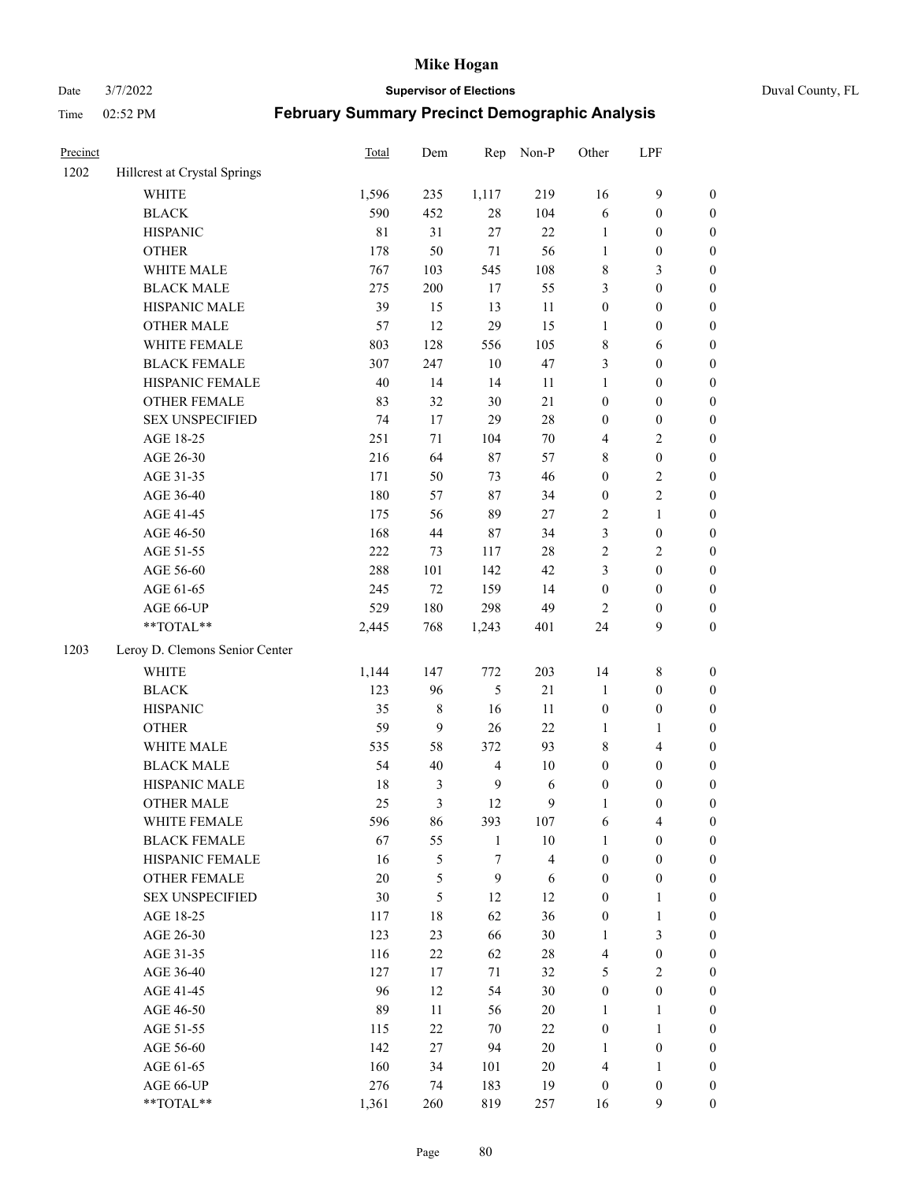# Mike Hogan

Date 3/7/2022 **Supervisor of Elections** Duval County, FL

Time 02:52 PM **February Summary Precinct Demographic Analysis**

| Precinct | | Total | Dem | Rep | Non-P | Other | LPF | |
|---|---|---|---|---|---|---|---|---|
| 1202 | Hillcrest at Crystal Springs | | | | | | | |
| | WHITE | 1,596 | 235 | 1,117 | 219 | 16 | 9 | 0 |
| | BLACK | 590 | 452 | 28 | 104 | 6 | 0 | 0 |
| | HISPANIC | 81 | 31 | 27 | 22 | 1 | 0 | 0 |
| | OTHER | 178 | 50 | 71 | 56 | 1 | 0 | 0 |
| | WHITE MALE | 767 | 103 | 545 | 108 | 8 | 3 | 0 |
| | BLACK MALE | 275 | 200 | 17 | 55 | 3 | 0 | 0 |
| | HISPANIC MALE | 39 | 15 | 13 | 11 | 0 | 0 | 0 |
| | OTHER MALE | 57 | 12 | 29 | 15 | 1 | 0 | 0 |
| | WHITE FEMALE | 803 | 128 | 556 | 105 | 8 | 6 | 0 |
| | BLACK FEMALE | 307 | 247 | 10 | 47 | 3 | 0 | 0 |
| | HISPANIC FEMALE | 40 | 14 | 14 | 11 | 1 | 0 | 0 |
| | OTHER FEMALE | 83 | 32 | 30 | 21 | 0 | 0 | 0 |
| | SEX UNSPECIFIED | 74 | 17 | 29 | 28 | 0 | 0 | 0 |
| | AGE 18-25 | 251 | 71 | 104 | 70 | 4 | 2 | 0 |
| | AGE 26-30 | 216 | 64 | 87 | 57 | 8 | 0 | 0 |
| | AGE 31-35 | 171 | 50 | 73 | 46 | 0 | 2 | 0 |
| | AGE 36-40 | 180 | 57 | 87 | 34 | 0 | 2 | 0 |
| | AGE 41-45 | 175 | 56 | 89 | 27 | 2 | 1 | 0 |
| | AGE 46-50 | 168 | 44 | 87 | 34 | 3 | 0 | 0 |
| | AGE 51-55 | 222 | 73 | 117 | 28 | 2 | 2 | 0 |
| | AGE 56-60 | 288 | 101 | 142 | 42 | 3 | 0 | 0 |
| | AGE 61-65 | 245 | 72 | 159 | 14 | 0 | 0 | 0 |
| | AGE 66-UP | 529 | 180 | 298 | 49 | 2 | 0 | 0 |
| | **TOTAL** | 2,445 | 768 | 1,243 | 401 | 24 | 9 | 0 |
| 1203 | Leroy D. Clemons Senior Center | | | | | | | |
| | WHITE | 1,144 | 147 | 772 | 203 | 14 | 8 | 0 |
| | BLACK | 123 | 96 | 5 | 21 | 1 | 0 | 0 |
| | HISPANIC | 35 | 8 | 16 | 11 | 0 | 0 | 0 |
| | OTHER | 59 | 9 | 26 | 22 | 1 | 1 | 0 |
| | WHITE MALE | 535 | 58 | 372 | 93 | 8 | 4 | 0 |
| | BLACK MALE | 54 | 40 | 4 | 10 | 0 | 0 | 0 |
| | HISPANIC MALE | 18 | 3 | 9 | 6 | 0 | 0 | 0 |
| | OTHER MALE | 25 | 3 | 12 | 9 | 1 | 0 | 0 |
| | WHITE FEMALE | 596 | 86 | 393 | 107 | 6 | 4 | 0 |
| | BLACK FEMALE | 67 | 55 | 1 | 10 | 1 | 0 | 0 |
| | HISPANIC FEMALE | 16 | 5 | 7 | 4 | 0 | 0 | 0 |
| | OTHER FEMALE | 20 | 5 | 9 | 6 | 0 | 0 | 0 |
| | SEX UNSPECIFIED | 30 | 5 | 12 | 12 | 0 | 1 | 0 |
| | AGE 18-25 | 117 | 18 | 62 | 36 | 0 | 1 | 0 |
| | AGE 26-30 | 123 | 23 | 66 | 30 | 1 | 3 | 0 |
| | AGE 31-35 | 116 | 22 | 62 | 28 | 4 | 0 | 0 |
| | AGE 36-40 | 127 | 17 | 71 | 32 | 5 | 2 | 0 |
| | AGE 41-45 | 96 | 12 | 54 | 30 | 0 | 0 | 0 |
| | AGE 46-50 | 89 | 11 | 56 | 20 | 1 | 1 | 0 |
| | AGE 51-55 | 115 | 22 | 70 | 22 | 0 | 1 | 0 |
| | AGE 56-60 | 142 | 27 | 94 | 20 | 1 | 0 | 0 |
| | AGE 61-65 | 160 | 34 | 101 | 20 | 4 | 1 | 0 |
| | AGE 66-UP | 276 | 74 | 183 | 19 | 0 | 0 | 0 |
| | **TOTAL** | 1,361 | 260 | 819 | 257 | 16 | 9 | 0 |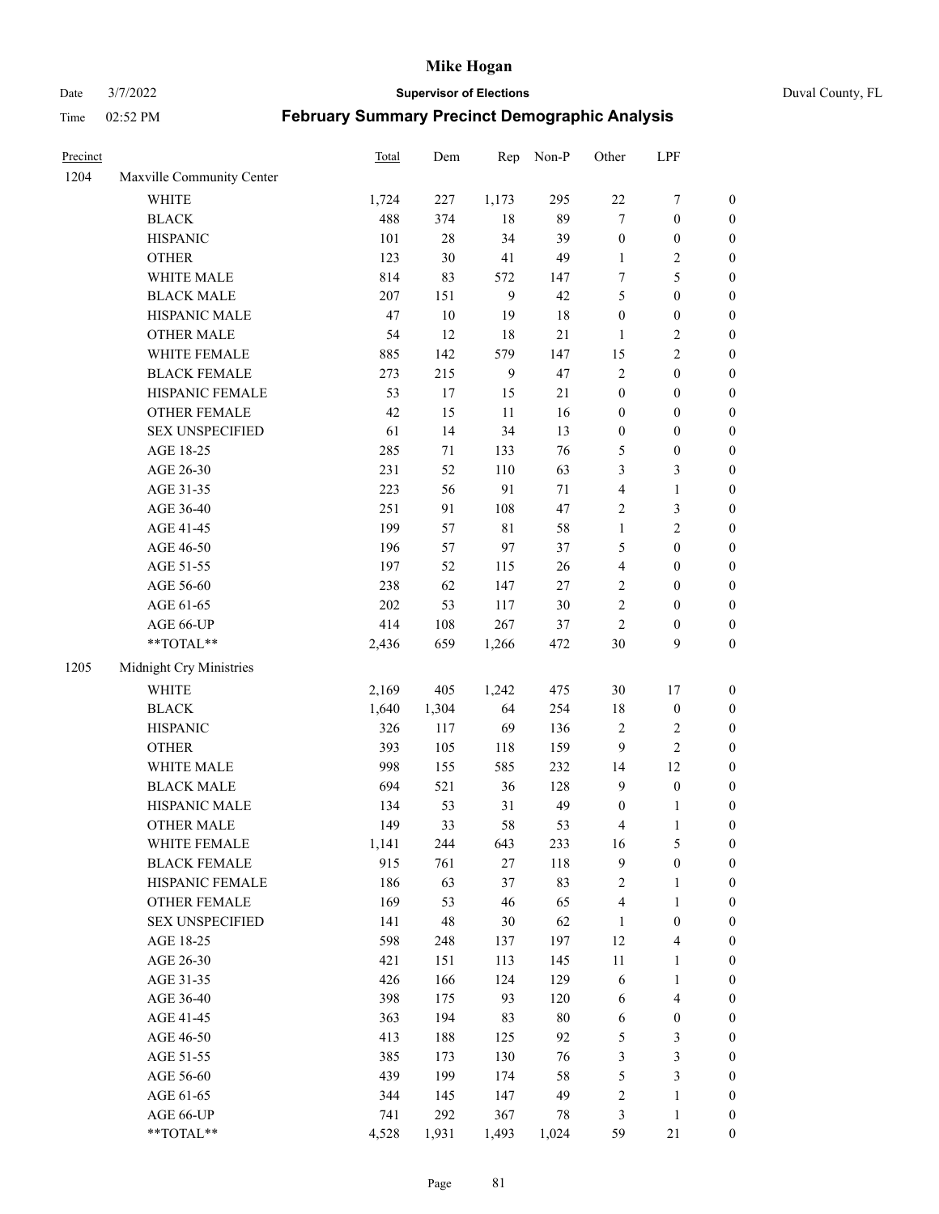# Mike Hogan

Date 3/7/2022 **Supervisor of Elections** Duval County, FL

Time 02:52 PM **February Summary Precinct Demographic Analysis**

| Precinct | | Total | Dem | Rep | Non-P | Other | LPF | |
|---|---|---|---|---|---|---|---|---|
| 1204 | Maxville Community Center | | | | | | | |
| | WHITE | 1,724 | 227 | 1,173 | 295 | 22 | 7 | 0 |
| | BLACK | 488 | 374 | 18 | 89 | 7 | 0 | 0 |
| | HISPANIC | 101 | 28 | 34 | 39 | 0 | 0 | 0 |
| | OTHER | 123 | 30 | 41 | 49 | 1 | 2 | 0 |
| | WHITE MALE | 814 | 83 | 572 | 147 | 7 | 5 | 0 |
| | BLACK MALE | 207 | 151 | 9 | 42 | 5 | 0 | 0 |
| | HISPANIC MALE | 47 | 10 | 19 | 18 | 0 | 0 | 0 |
| | OTHER MALE | 54 | 12 | 18 | 21 | 1 | 2 | 0 |
| | WHITE FEMALE | 885 | 142 | 579 | 147 | 15 | 2 | 0 |
| | BLACK FEMALE | 273 | 215 | 9 | 47 | 2 | 0 | 0 |
| | HISPANIC FEMALE | 53 | 17 | 15 | 21 | 0 | 0 | 0 |
| | OTHER FEMALE | 42 | 15 | 11 | 16 | 0 | 0 | 0 |
| | SEX UNSPECIFIED | 61 | 14 | 34 | 13 | 0 | 0 | 0 |
| | AGE 18-25 | 285 | 71 | 133 | 76 | 5 | 0 | 0 |
| | AGE 26-30 | 231 | 52 | 110 | 63 | 3 | 3 | 0 |
| | AGE 31-35 | 223 | 56 | 91 | 71 | 4 | 1 | 0 |
| | AGE 36-40 | 251 | 91 | 108 | 47 | 2 | 3 | 0 |
| | AGE 41-45 | 199 | 57 | 81 | 58 | 1 | 2 | 0 |
| | AGE 46-50 | 196 | 57 | 97 | 37 | 5 | 0 | 0 |
| | AGE 51-55 | 197 | 52 | 115 | 26 | 4 | 0 | 0 |
| | AGE 56-60 | 238 | 62 | 147 | 27 | 2 | 0 | 0 |
| | AGE 61-65 | 202 | 53 | 117 | 30 | 2 | 0 | 0 |
| | AGE 66-UP | 414 | 108 | 267 | 37 | 2 | 0 | 0 |
| | **TOTAL** | 2,436 | 659 | 1,266 | 472 | 30 | 9 | 0 |
| 1205 | Midnight Cry Ministries | | | | | | | |
| | WHITE | 2,169 | 405 | 1,242 | 475 | 30 | 17 | 0 |
| | BLACK | 1,640 | 1,304 | 64 | 254 | 18 | 0 | 0 |
| | HISPANIC | 326 | 117 | 69 | 136 | 2 | 2 | 0 |
| | OTHER | 393 | 105 | 118 | 159 | 9 | 2 | 0 |
| | WHITE MALE | 998 | 155 | 585 | 232 | 14 | 12 | 0 |
| | BLACK MALE | 694 | 521 | 36 | 128 | 9 | 0 | 0 |
| | HISPANIC MALE | 134 | 53 | 31 | 49 | 0 | 1 | 0 |
| | OTHER MALE | 149 | 33 | 58 | 53 | 4 | 1 | 0 |
| | WHITE FEMALE | 1,141 | 244 | 643 | 233 | 16 | 5 | 0 |
| | BLACK FEMALE | 915 | 761 | 27 | 118 | 9 | 0 | 0 |
| | HISPANIC FEMALE | 186 | 63 | 37 | 83 | 2 | 1 | 0 |
| | OTHER FEMALE | 169 | 53 | 46 | 65 | 4 | 1 | 0 |
| | SEX UNSPECIFIED | 141 | 48 | 30 | 62 | 1 | 0 | 0 |
| | AGE 18-25 | 598 | 248 | 137 | 197 | 12 | 4 | 0 |
| | AGE 26-30 | 421 | 151 | 113 | 145 | 11 | 1 | 0 |
| | AGE 31-35 | 426 | 166 | 124 | 129 | 6 | 1 | 0 |
| | AGE 36-40 | 398 | 175 | 93 | 120 | 6 | 4 | 0 |
| | AGE 41-45 | 363 | 194 | 83 | 80 | 6 | 0 | 0 |
| | AGE 46-50 | 413 | 188 | 125 | 92 | 5 | 3 | 0 |
| | AGE 51-55 | 385 | 173 | 130 | 76 | 3 | 3 | 0 |
| | AGE 56-60 | 439 | 199 | 174 | 58 | 5 | 3 | 0 |
| | AGE 61-65 | 344 | 145 | 147 | 49 | 2 | 1 | 0 |
| | AGE 66-UP | 741 | 292 | 367 | 78 | 3 | 1 | 0 |
| | **TOTAL** | 4,528 | 1,931 | 1,493 | 1,024 | 59 | 21 | 0 |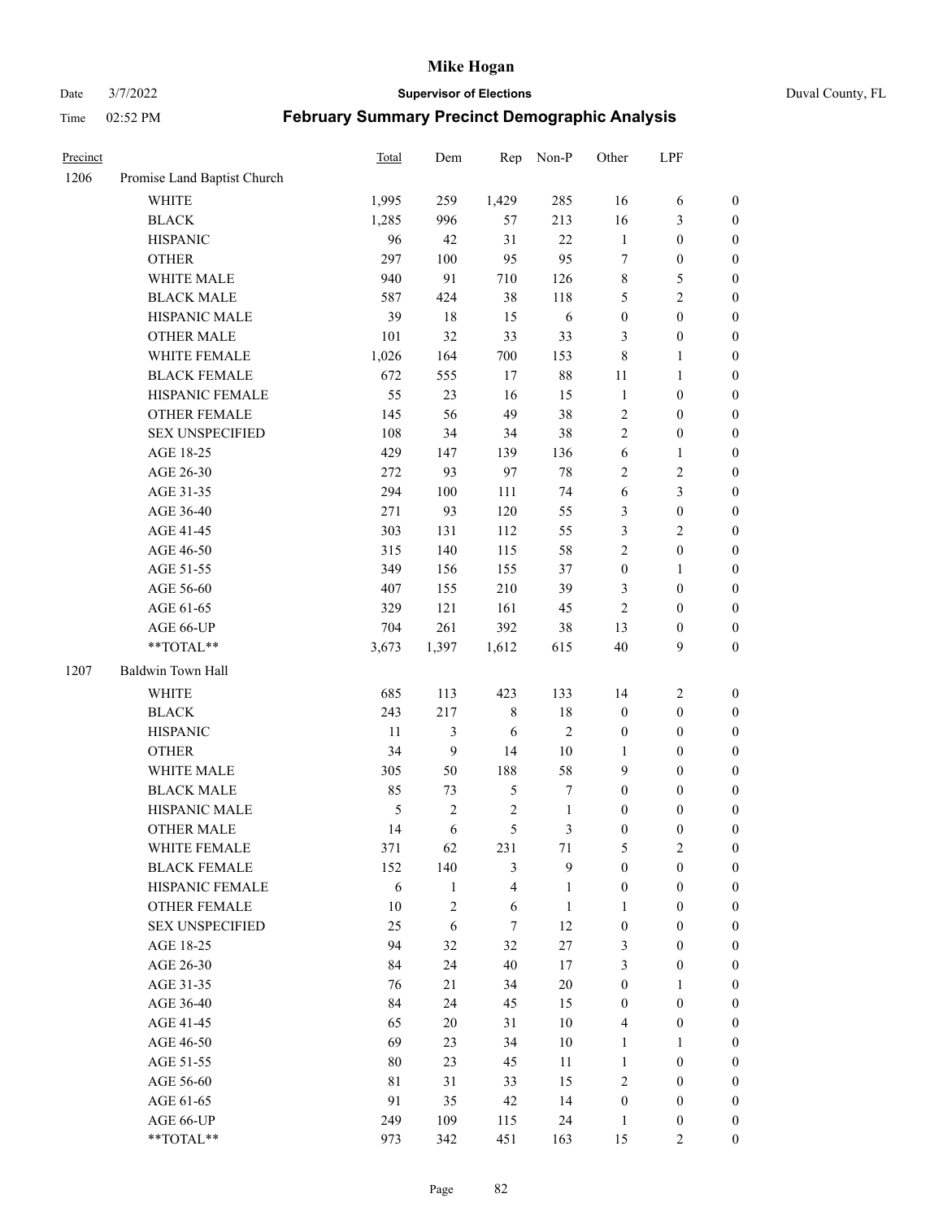# Mike Hogan

Date 3/7/2022 **Supervisor of Elections** Duval County, FL

Time 02:52 PM **February Summary Precinct Demographic Analysis**

| Precinct | | Total | Dem | Rep | Non-P | Other | LPF | |
|---|---|---|---|---|---|---|---|---|
| 1206 | Promise Land Baptist Church | | | | | | | |
| | WHITE | 1,995 | 259 | 1,429 | 285 | 16 | 6 | 0 |
| | BLACK | 1,285 | 996 | 57 | 213 | 16 | 3 | 0 |
| | HISPANIC | 96 | 42 | 31 | 22 | 1 | 0 | 0 |
| | OTHER | 297 | 100 | 95 | 95 | 7 | 0 | 0 |
| | WHITE MALE | 940 | 91 | 710 | 126 | 8 | 5 | 0 |
| | BLACK MALE | 587 | 424 | 38 | 118 | 5 | 2 | 0 |
| | HISPANIC MALE | 39 | 18 | 15 | 6 | 0 | 0 | 0 |
| | OTHER MALE | 101 | 32 | 33 | 33 | 3 | 0 | 0 |
| | WHITE FEMALE | 1,026 | 164 | 700 | 153 | 8 | 1 | 0 |
| | BLACK FEMALE | 672 | 555 | 17 | 88 | 11 | 1 | 0 |
| | HISPANIC FEMALE | 55 | 23 | 16 | 15 | 1 | 0 | 0 |
| | OTHER FEMALE | 145 | 56 | 49 | 38 | 2 | 0 | 0 |
| | SEX UNSPECIFIED | 108 | 34 | 34 | 38 | 2 | 0 | 0 |
| | AGE 18-25 | 429 | 147 | 139 | 136 | 6 | 1 | 0 |
| | AGE 26-30 | 272 | 93 | 97 | 78 | 2 | 2 | 0 |
| | AGE 31-35 | 294 | 100 | 111 | 74 | 6 | 3 | 0 |
| | AGE 36-40 | 271 | 93 | 120 | 55 | 3 | 0 | 0 |
| | AGE 41-45 | 303 | 131 | 112 | 55 | 3 | 2 | 0 |
| | AGE 46-50 | 315 | 140 | 115 | 58 | 2 | 0 | 0 |
| | AGE 51-55 | 349 | 156 | 155 | 37 | 0 | 1 | 0 |
| | AGE 56-60 | 407 | 155 | 210 | 39 | 3 | 0 | 0 |
| | AGE 61-65 | 329 | 121 | 161 | 45 | 2 | 0 | 0 |
| | AGE 66-UP | 704 | 261 | 392 | 38 | 13 | 0 | 0 |
| | **TOTAL** | 3,673 | 1,397 | 1,612 | 615 | 40 | 9 | 0 |
| 1207 | Baldwin Town Hall | | | | | | | |
| | WHITE | 685 | 113 | 423 | 133 | 14 | 2 | 0 |
| | BLACK | 243 | 217 | 8 | 18 | 0 | 0 | 0 |
| | HISPANIC | 11 | 3 | 6 | 2 | 0 | 0 | 0 |
| | OTHER | 34 | 9 | 14 | 10 | 1 | 0 | 0 |
| | WHITE MALE | 305 | 50 | 188 | 58 | 9 | 0 | 0 |
| | BLACK MALE | 85 | 73 | 5 | 7 | 0 | 0 | 0 |
| | HISPANIC MALE | 5 | 2 | 2 | 1 | 0 | 0 | 0 |
| | OTHER MALE | 14 | 6 | 5 | 3 | 0 | 0 | 0 |
| | WHITE FEMALE | 371 | 62 | 231 | 71 | 5 | 2 | 0 |
| | BLACK FEMALE | 152 | 140 | 3 | 9 | 0 | 0 | 0 |
| | HISPANIC FEMALE | 6 | 1 | 4 | 1 | 0 | 0 | 0 |
| | OTHER FEMALE | 10 | 2 | 6 | 1 | 1 | 0 | 0 |
| | SEX UNSPECIFIED | 25 | 6 | 7 | 12 | 0 | 0 | 0 |
| | AGE 18-25 | 94 | 32 | 32 | 27 | 3 | 0 | 0 |
| | AGE 26-30 | 84 | 24 | 40 | 17 | 3 | 0 | 0 |
| | AGE 31-35 | 76 | 21 | 34 | 20 | 0 | 1 | 0 |
| | AGE 36-40 | 84 | 24 | 45 | 15 | 0 | 0 | 0 |
| | AGE 41-45 | 65 | 20 | 31 | 10 | 4 | 0 | 0 |
| | AGE 46-50 | 69 | 23 | 34 | 10 | 1 | 1 | 0 |
| | AGE 51-55 | 80 | 23 | 45 | 11 | 1 | 0 | 0 |
| | AGE 56-60 | 81 | 31 | 33 | 15 | 2 | 0 | 0 |
| | AGE 61-65 | 91 | 35 | 42 | 14 | 0 | 0 | 0 |
| | AGE 66-UP | 249 | 109 | 115 | 24 | 1 | 0 | 0 |
| | **TOTAL** | 973 | 342 | 451 | 163 | 15 | 2 | 0 |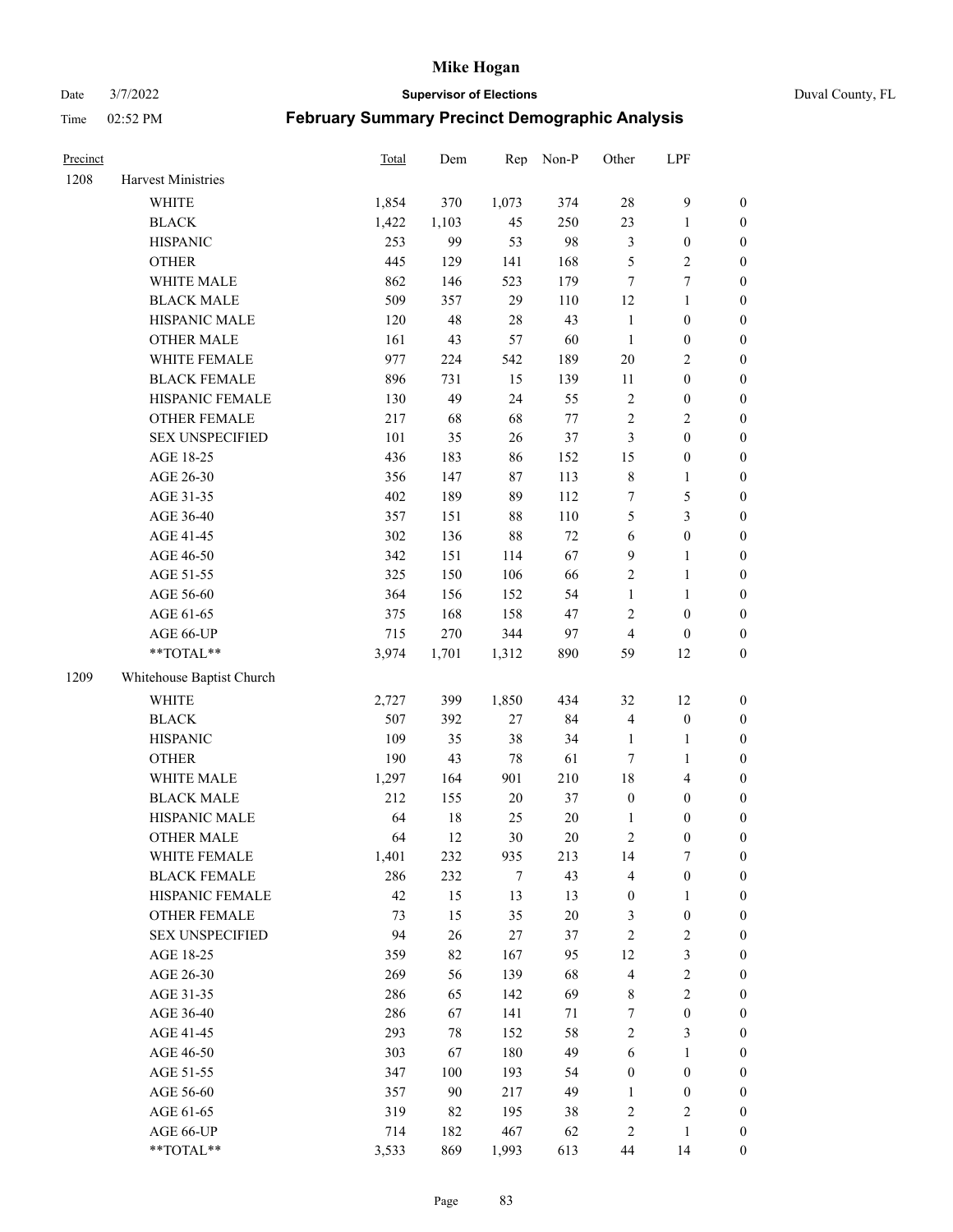# Mike Hogan

Date 3/7/2022 **Supervisor of Elections** Duval County, FL

Time 02:52 PM **February Summary Precinct Demographic Analysis**

| Precinct | | Total | Dem | Rep | Non-P | Other | LPF | |
|---|---|---|---|---|---|---|---|---|
| 1208 | Harvest Ministries | | | | | | | |
| | WHITE | 1,854 | 370 | 1,073 | 374 | 28 | 9 | 0 |
| | BLACK | 1,422 | 1,103 | 45 | 250 | 23 | 1 | 0 |
| | HISPANIC | 253 | 99 | 53 | 98 | 3 | 0 | 0 |
| | OTHER | 445 | 129 | 141 | 168 | 5 | 2 | 0 |
| | WHITE MALE | 862 | 146 | 523 | 179 | 7 | 7 | 0 |
| | BLACK MALE | 509 | 357 | 29 | 110 | 12 | 1 | 0 |
| | HISPANIC MALE | 120 | 48 | 28 | 43 | 1 | 0 | 0 |
| | OTHER MALE | 161 | 43 | 57 | 60 | 1 | 0 | 0 |
| | WHITE FEMALE | 977 | 224 | 542 | 189 | 20 | 2 | 0 |
| | BLACK FEMALE | 896 | 731 | 15 | 139 | 11 | 0 | 0 |
| | HISPANIC FEMALE | 130 | 49 | 24 | 55 | 2 | 0 | 0 |
| | OTHER FEMALE | 217 | 68 | 68 | 77 | 2 | 2 | 0 |
| | SEX UNSPECIFIED | 101 | 35 | 26 | 37 | 3 | 0 | 0 |
| | AGE 18-25 | 436 | 183 | 86 | 152 | 15 | 0 | 0 |
| | AGE 26-30 | 356 | 147 | 87 | 113 | 8 | 1 | 0 |
| | AGE 31-35 | 402 | 189 | 89 | 112 | 7 | 5 | 0 |
| | AGE 36-40 | 357 | 151 | 88 | 110 | 5 | 3 | 0 |
| | AGE 41-45 | 302 | 136 | 88 | 72 | 6 | 0 | 0 |
| | AGE 46-50 | 342 | 151 | 114 | 67 | 9 | 1 | 0 |
| | AGE 51-55 | 325 | 150 | 106 | 66 | 2 | 1 | 0 |
| | AGE 56-60 | 364 | 156 | 152 | 54 | 1 | 1 | 0 |
| | AGE 61-65 | 375 | 168 | 158 | 47 | 2 | 0 | 0 |
| | AGE 66-UP | 715 | 270 | 344 | 97 | 4 | 0 | 0 |
| | **TOTAL** | 3,974 | 1,701 | 1,312 | 890 | 59 | 12 | 0 |
| 1209 | Whitehouse Baptist Church | | | | | | | |
| | WHITE | 2,727 | 399 | 1,850 | 434 | 32 | 12 | 0 |
| | BLACK | 507 | 392 | 27 | 84 | 4 | 0 | 0 |
| | HISPANIC | 109 | 35 | 38 | 34 | 1 | 1 | 0 |
| | OTHER | 190 | 43 | 78 | 61 | 7 | 1 | 0 |
| | WHITE MALE | 1,297 | 164 | 901 | 210 | 18 | 4 | 0 |
| | BLACK MALE | 212 | 155 | 20 | 37 | 0 | 0 | 0 |
| | HISPANIC MALE | 64 | 18 | 25 | 20 | 1 | 0 | 0 |
| | OTHER MALE | 64 | 12 | 30 | 20 | 2 | 0 | 0 |
| | WHITE FEMALE | 1,401 | 232 | 935 | 213 | 14 | 7 | 0 |
| | BLACK FEMALE | 286 | 232 | 7 | 43 | 4 | 0 | 0 |
| | HISPANIC FEMALE | 42 | 15 | 13 | 13 | 0 | 1 | 0 |
| | OTHER FEMALE | 73 | 15 | 35 | 20 | 3 | 0 | 0 |
| | SEX UNSPECIFIED | 94 | 26 | 27 | 37 | 2 | 2 | 0 |
| | AGE 18-25 | 359 | 82 | 167 | 95 | 12 | 3 | 0 |
| | AGE 26-30 | 269 | 56 | 139 | 68 | 4 | 2 | 0 |
| | AGE 31-35 | 286 | 65 | 142 | 69 | 8 | 2 | 0 |
| | AGE 36-40 | 286 | 67 | 141 | 71 | 7 | 0 | 0 |
| | AGE 41-45 | 293 | 78 | 152 | 58 | 2 | 3 | 0 |
| | AGE 46-50 | 303 | 67 | 180 | 49 | 6 | 1 | 0 |
| | AGE 51-55 | 347 | 100 | 193 | 54 | 0 | 0 | 0 |
| | AGE 56-60 | 357 | 90 | 217 | 49 | 1 | 0 | 0 |
| | AGE 61-65 | 319 | 82 | 195 | 38 | 2 | 2 | 0 |
| | AGE 66-UP | 714 | 182 | 467 | 62 | 2 | 1 | 0 |
| | **TOTAL** | 3,533 | 869 | 1,993 | 613 | 44 | 14 | 0 |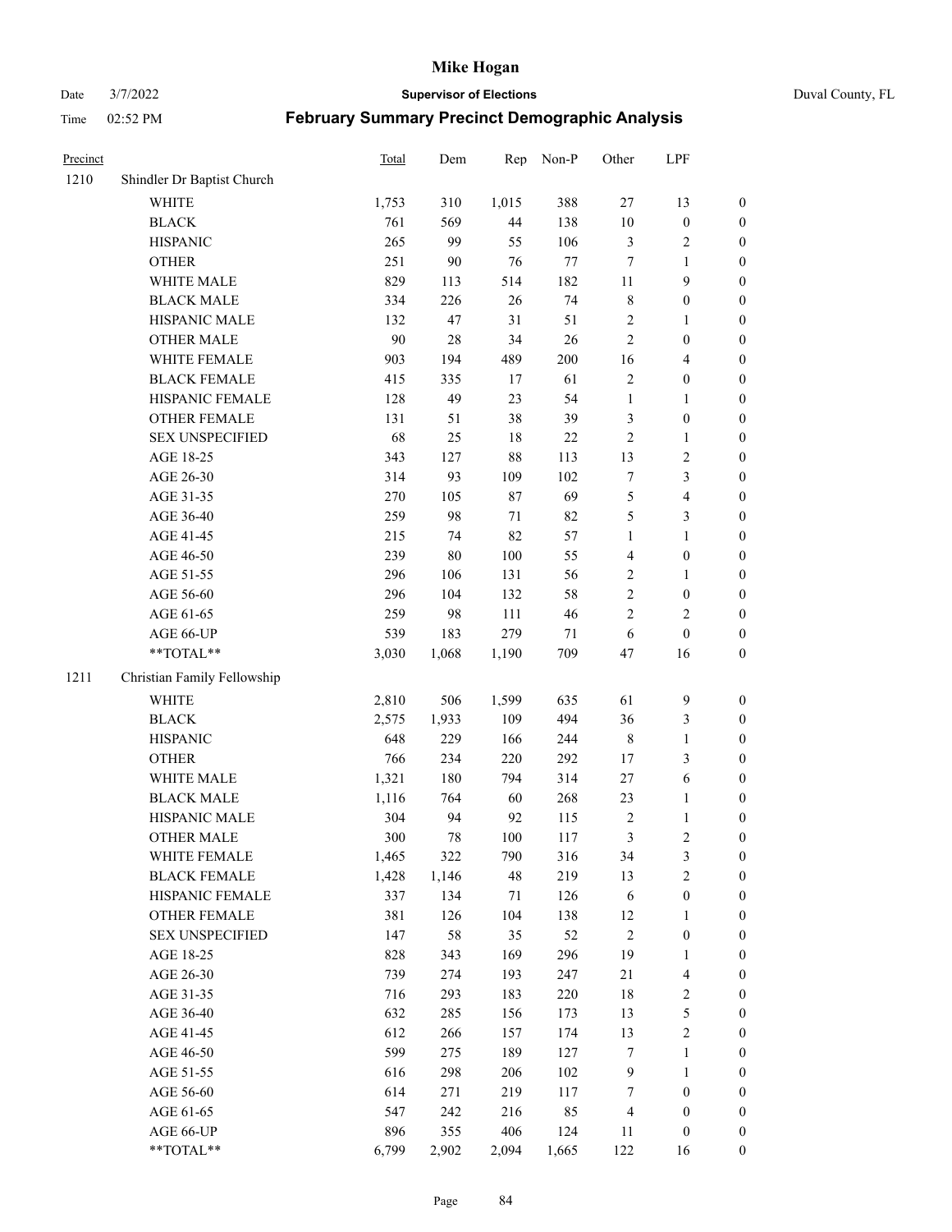# Mike Hogan

Date 3/7/2022 **Supervisor of Elections** Duval County, FL

Time 02:52 PM **February Summary Precinct Demographic Analysis**

| Precinct | | Total | Dem | Rep | Non-P | Other | LPF | |
|---|---|---|---|---|---|---|---|---|
| 1210 | Shindler Dr Baptist Church | | | | | | | |
| | WHITE | 1,753 | 310 | 1,015 | 388 | 27 | 13 | 0 |
| | BLACK | 761 | 569 | 44 | 138 | 10 | 0 | 0 |
| | HISPANIC | 265 | 99 | 55 | 106 | 3 | 2 | 0 |
| | OTHER | 251 | 90 | 76 | 77 | 7 | 1 | 0 |
| | WHITE MALE | 829 | 113 | 514 | 182 | 11 | 9 | 0 |
| | BLACK MALE | 334 | 226 | 26 | 74 | 8 | 0 | 0 |
| | HISPANIC MALE | 132 | 47 | 31 | 51 | 2 | 1 | 0 |
| | OTHER MALE | 90 | 28 | 34 | 26 | 2 | 0 | 0 |
| | WHITE FEMALE | 903 | 194 | 489 | 200 | 16 | 4 | 0 |
| | BLACK FEMALE | 415 | 335 | 17 | 61 | 2 | 0 | 0 |
| | HISPANIC FEMALE | 128 | 49 | 23 | 54 | 1 | 1 | 0 |
| | OTHER FEMALE | 131 | 51 | 38 | 39 | 3 | 0 | 0 |
| | SEX UNSPECIFIED | 68 | 25 | 18 | 22 | 2 | 1 | 0 |
| | AGE 18-25 | 343 | 127 | 88 | 113 | 13 | 2 | 0 |
| | AGE 26-30 | 314 | 93 | 109 | 102 | 7 | 3 | 0 |
| | AGE 31-35 | 270 | 105 | 87 | 69 | 5 | 4 | 0 |
| | AGE 36-40 | 259 | 98 | 71 | 82 | 5 | 3 | 0 |
| | AGE 41-45 | 215 | 74 | 82 | 57 | 1 | 1 | 0 |
| | AGE 46-50 | 239 | 80 | 100 | 55 | 4 | 0 | 0 |
| | AGE 51-55 | 296 | 106 | 131 | 56 | 2 | 1 | 0 |
| | AGE 56-60 | 296 | 104 | 132 | 58 | 2 | 0 | 0 |
| | AGE 61-65 | 259 | 98 | 111 | 46 | 2 | 2 | 0 |
| | AGE 66-UP | 539 | 183 | 279 | 71 | 6 | 0 | 0 |
| | **TOTAL** | 3,030 | 1,068 | 1,190 | 709 | 47 | 16 | 0 |
| 1211 | Christian Family Fellowship | | | | | | | |
| | WHITE | 2,810 | 506 | 1,599 | 635 | 61 | 9 | 0 |
| | BLACK | 2,575 | 1,933 | 109 | 494 | 36 | 3 | 0 |
| | HISPANIC | 648 | 229 | 166 | 244 | 8 | 1 | 0 |
| | OTHER | 766 | 234 | 220 | 292 | 17 | 3 | 0 |
| | WHITE MALE | 1,321 | 180 | 794 | 314 | 27 | 6 | 0 |
| | BLACK MALE | 1,116 | 764 | 60 | 268 | 23 | 1 | 0 |
| | HISPANIC MALE | 304 | 94 | 92 | 115 | 2 | 1 | 0 |
| | OTHER MALE | 300 | 78 | 100 | 117 | 3 | 2 | 0 |
| | WHITE FEMALE | 1,465 | 322 | 790 | 316 | 34 | 3 | 0 |
| | BLACK FEMALE | 1,428 | 1,146 | 48 | 219 | 13 | 2 | 0 |
| | HISPANIC FEMALE | 337 | 134 | 71 | 126 | 6 | 0 | 0 |
| | OTHER FEMALE | 381 | 126 | 104 | 138 | 12 | 1 | 0 |
| | SEX UNSPECIFIED | 147 | 58 | 35 | 52 | 2 | 0 | 0 |
| | AGE 18-25 | 828 | 343 | 169 | 296 | 19 | 1 | 0 |
| | AGE 26-30 | 739 | 274 | 193 | 247 | 21 | 4 | 0 |
| | AGE 31-35 | 716 | 293 | 183 | 220 | 18 | 2 | 0 |
| | AGE 36-40 | 632 | 285 | 156 | 173 | 13 | 5 | 0 |
| | AGE 41-45 | 612 | 266 | 157 | 174 | 13 | 2 | 0 |
| | AGE 46-50 | 599 | 275 | 189 | 127 | 7 | 1 | 0 |
| | AGE 51-55 | 616 | 298 | 206 | 102 | 9 | 1 | 0 |
| | AGE 56-60 | 614 | 271 | 219 | 117 | 7 | 0 | 0 |
| | AGE 61-65 | 547 | 242 | 216 | 85 | 4 | 0 | 0 |
| | AGE 66-UP | 896 | 355 | 406 | 124 | 11 | 0 | 0 |
| | **TOTAL** | 6,799 | 2,902 | 2,094 | 1,665 | 122 | 16 | 0 |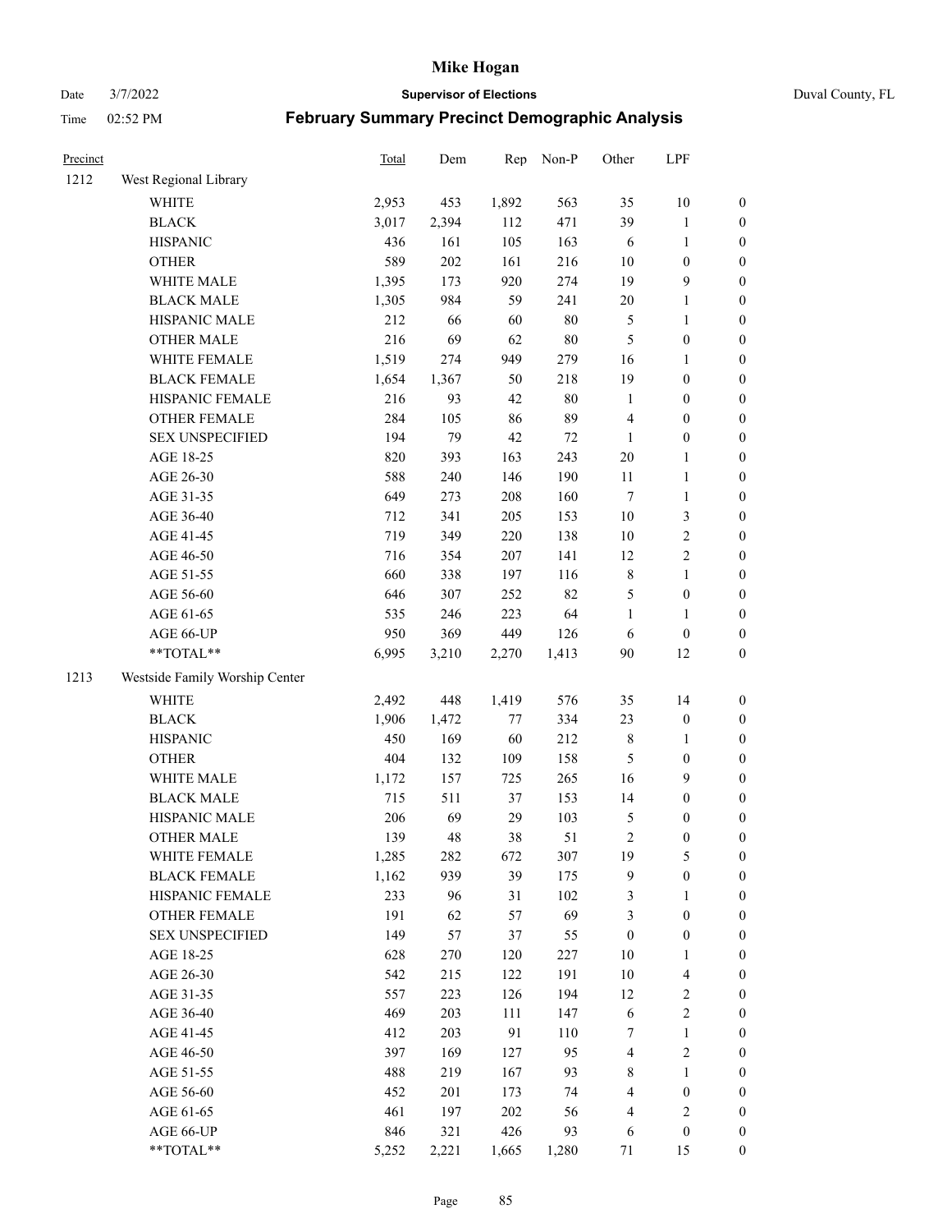| Precinct | | Total | Dem | Rep | Non-P | Other | LPF | |
|---|---|---|---|---|---|---|---|---|
| 1212 | West Regional Library | | | | | | | |
| | WHITE | 2,953 | 453 | 1,892 | 563 | 35 | 10 | 0 |
| | BLACK | 3,017 | 2,394 | 112 | 471 | 39 | 1 | 0 |
| | HISPANIC | 436 | 161 | 105 | 163 | 6 | 1 | 0 |
| | OTHER | 589 | 202 | 161 | 216 | 10 | 0 | 0 |
| | WHITE MALE | 1,395 | 173 | 920 | 274 | 19 | 9 | 0 |
| | BLACK MALE | 1,305 | 984 | 59 | 241 | 20 | 1 | 0 |
| | HISPANIC MALE | 212 | 66 | 60 | 80 | 5 | 1 | 0 |
| | OTHER MALE | 216 | 69 | 62 | 80 | 5 | 0 | 0 |
| | WHITE FEMALE | 1,519 | 274 | 949 | 279 | 16 | 1 | 0 |
| | BLACK FEMALE | 1,654 | 1,367 | 50 | 218 | 19 | 0 | 0 |
| | HISPANIC FEMALE | 216 | 93 | 42 | 80 | 1 | 0 | 0 |
| | OTHER FEMALE | 284 | 105 | 86 | 89 | 4 | 0 | 0 |
| | SEX UNSPECIFIED | 194 | 79 | 42 | 72 | 1 | 0 | 0 |
| | AGE 18-25 | 820 | 393 | 163 | 243 | 20 | 1 | 0 |
| | AGE 26-30 | 588 | 240 | 146 | 190 | 11 | 1 | 0 |
| | AGE 31-35 | 649 | 273 | 208 | 160 | 7 | 1 | 0 |
| | AGE 36-40 | 712 | 341 | 205 | 153 | 10 | 3 | 0 |
| | AGE 41-45 | 719 | 349 | 220 | 138 | 10 | 2 | 0 |
| | AGE 46-50 | 716 | 354 | 207 | 141 | 12 | 2 | 0 |
| | AGE 51-55 | 660 | 338 | 197 | 116 | 8 | 1 | 0 |
| | AGE 56-60 | 646 | 307 | 252 | 82 | 5 | 0 | 0 |
| | AGE 61-65 | 535 | 246 | 223 | 64 | 1 | 1 | 0 |
| | AGE 66-UP | 950 | 369 | 449 | 126 | 6 | 0 | 0 |
| | **TOTAL** | 6,995 | 3,210 | 2,270 | 1,413 | 90 | 12 | 0 |
| 1213 | Westside Family Worship Center | | | | | | | |
| | WHITE | 2,492 | 448 | 1,419 | 576 | 35 | 14 | 0 |
| | BLACK | 1,906 | 1,472 | 77 | 334 | 23 | 0 | 0 |
| | HISPANIC | 450 | 169 | 60 | 212 | 8 | 1 | 0 |
| | OTHER | 404 | 132 | 109 | 158 | 5 | 0 | 0 |
| | WHITE MALE | 1,172 | 157 | 725 | 265 | 16 | 9 | 0 |
| | BLACK MALE | 715 | 511 | 37 | 153 | 14 | 0 | 0 |
| | HISPANIC MALE | 206 | 69 | 29 | 103 | 5 | 0 | 0 |
| | OTHER MALE | 139 | 48 | 38 | 51 | 2 | 0 | 0 |
| | WHITE FEMALE | 1,285 | 282 | 672 | 307 | 19 | 5 | 0 |
| | BLACK FEMALE | 1,162 | 939 | 39 | 175 | 9 | 0 | 0 |
| | HISPANIC FEMALE | 233 | 96 | 31 | 102 | 3 | 1 | 0 |
| | OTHER FEMALE | 191 | 62 | 57 | 69 | 3 | 0 | 0 |
| | SEX UNSPECIFIED | 149 | 57 | 37 | 55 | 0 | 0 | 0 |
| | AGE 18-25 | 628 | 270 | 120 | 227 | 10 | 1 | 0 |
| | AGE 26-30 | 542 | 215 | 122 | 191 | 10 | 4 | 0 |
| | AGE 31-35 | 557 | 223 | 126 | 194 | 12 | 2 | 0 |
| | AGE 36-40 | 469 | 203 | 111 | 147 | 6 | 2 | 0 |
| | AGE 41-45 | 412 | 203 | 91 | 110 | 7 | 1 | 0 |
| | AGE 46-50 | 397 | 169 | 127 | 95 | 4 | 2 | 0 |
| | AGE 51-55 | 488 | 219 | 167 | 93 | 8 | 1 | 0 |
| | AGE 56-60 | 452 | 201 | 173 | 74 | 4 | 0 | 0 |
| | AGE 61-65 | 461 | 197 | 202 | 56 | 4 | 2 | 0 |
| | AGE 66-UP | 846 | 321 | 426 | 93 | 6 | 0 | 0 |
| | **TOTAL** | 5,252 | 2,221 | 1,665 | 1,280 | 71 | 15 | 0 |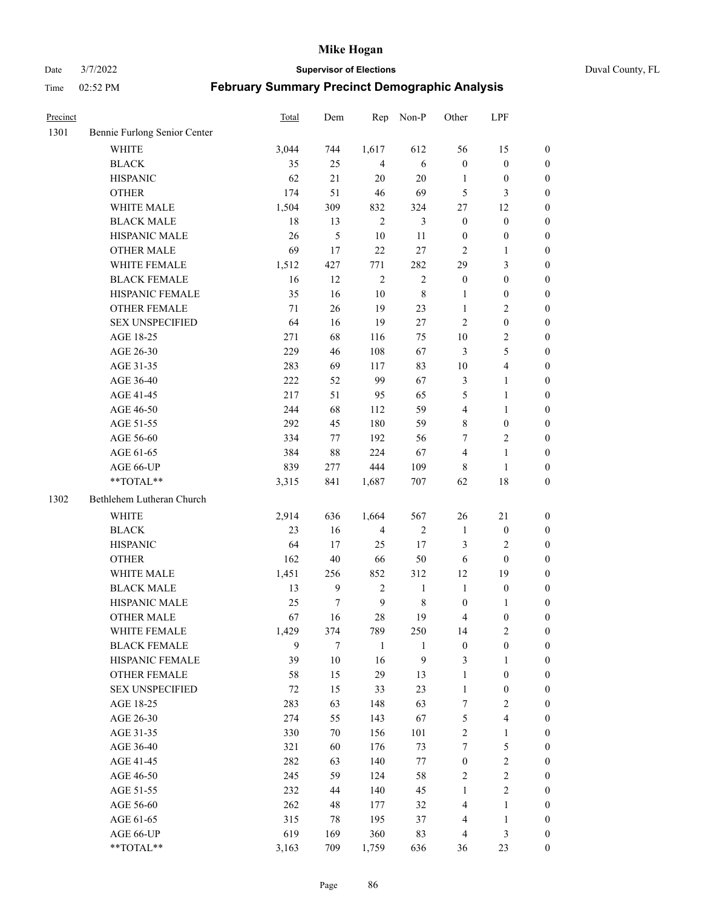| Precinct | | Total | Dem | Rep | Non-P | Other | LPF | |
|---|---|---|---|---|---|---|---|---|
| 1301 | Bennie Furlong Senior Center | | | | | | | |
| | WHITE | 3,044 | 744 | 1,617 | 612 | 56 | 15 | 0 |
| | BLACK | 35 | 25 | 4 | 6 | 0 | 0 | 0 |
| | HISPANIC | 62 | 21 | 20 | 20 | 1 | 0 | 0 |
| | OTHER | 174 | 51 | 46 | 69 | 5 | 3 | 0 |
| | WHITE MALE | 1,504 | 309 | 832 | 324 | 27 | 12 | 0 |
| | BLACK MALE | 18 | 13 | 2 | 3 | 0 | 0 | 0 |
| | HISPANIC MALE | 26 | 5 | 10 | 11 | 0 | 0 | 0 |
| | OTHER MALE | 69 | 17 | 22 | 27 | 2 | 1 | 0 |
| | WHITE FEMALE | 1,512 | 427 | 771 | 282 | 29 | 3 | 0 |
| | BLACK FEMALE | 16 | 12 | 2 | 2 | 0 | 0 | 0 |
| | HISPANIC FEMALE | 35 | 16 | 10 | 8 | 1 | 0 | 0 |
| | OTHER FEMALE | 71 | 26 | 19 | 23 | 1 | 2 | 0 |
| | SEX UNSPECIFIED | 64 | 16 | 19 | 27 | 2 | 0 | 0 |
| | AGE 18-25 | 271 | 68 | 116 | 75 | 10 | 2 | 0 |
| | AGE 26-30 | 229 | 46 | 108 | 67 | 3 | 5 | 0 |
| | AGE 31-35 | 283 | 69 | 117 | 83 | 10 | 4 | 0 |
| | AGE 36-40 | 222 | 52 | 99 | 67 | 3 | 1 | 0 |
| | AGE 41-45 | 217 | 51 | 95 | 65 | 5 | 1 | 0 |
| | AGE 46-50 | 244 | 68 | 112 | 59 | 4 | 1 | 0 |
| | AGE 51-55 | 292 | 45 | 180 | 59 | 8 | 0 | 0 |
| | AGE 56-60 | 334 | 77 | 192 | 56 | 7 | 2 | 0 |
| | AGE 61-65 | 384 | 88 | 224 | 67 | 4 | 1 | 0 |
| | AGE 66-UP | 839 | 277 | 444 | 109 | 8 | 1 | 0 |
| | **TOTAL** | 3,315 | 841 | 1,687 | 707 | 62 | 18 | 0 |
| 1302 | Bethlehem Lutheran Church | | | | | | | |
| | WHITE | 2,914 | 636 | 1,664 | 567 | 26 | 21 | 0 |
| | BLACK | 23 | 16 | 4 | 2 | 1 | 0 | 0 |
| | HISPANIC | 64 | 17 | 25 | 17 | 3 | 2 | 0 |
| | OTHER | 162 | 40 | 66 | 50 | 6 | 0 | 0 |
| | WHITE MALE | 1,451 | 256 | 852 | 312 | 12 | 19 | 0 |
| | BLACK MALE | 13 | 9 | 2 | 1 | 1 | 0 | 0 |
| | HISPANIC MALE | 25 | 7 | 9 | 8 | 0 | 1 | 0 |
| | OTHER MALE | 67 | 16 | 28 | 19 | 4 | 0 | 0 |
| | WHITE FEMALE | 1,429 | 374 | 789 | 250 | 14 | 2 | 0 |
| | BLACK FEMALE | 9 | 7 | 1 | 1 | 0 | 0 | 0 |
| | HISPANIC FEMALE | 39 | 10 | 16 | 9 | 3 | 1 | 0 |
| | OTHER FEMALE | 58 | 15 | 29 | 13 | 1 | 0 | 0 |
| | SEX UNSPECIFIED | 72 | 15 | 33 | 23 | 1 | 0 | 0 |
| | AGE 18-25 | 283 | 63 | 148 | 63 | 7 | 2 | 0 |
| | AGE 26-30 | 274 | 55 | 143 | 67 | 5 | 4 | 0 |
| | AGE 31-35 | 330 | 70 | 156 | 101 | 2 | 1 | 0 |
| | AGE 36-40 | 321 | 60 | 176 | 73 | 7 | 5 | 0 |
| | AGE 41-45 | 282 | 63 | 140 | 77 | 0 | 2 | 0 |
| | AGE 46-50 | 245 | 59 | 124 | 58 | 2 | 2 | 0 |
| | AGE 51-55 | 232 | 44 | 140 | 45 | 1 | 2 | 0 |
| | AGE 56-60 | 262 | 48 | 177 | 32 | 4 | 1 | 0 |
| | AGE 61-65 | 315 | 78 | 195 | 37 | 4 | 1 | 0 |
| | AGE 66-UP | 619 | 169 | 360 | 83 | 4 | 3 | 0 |
| | **TOTAL** | 3,163 | 709 | 1,759 | 636 | 36 | 23 | 0 |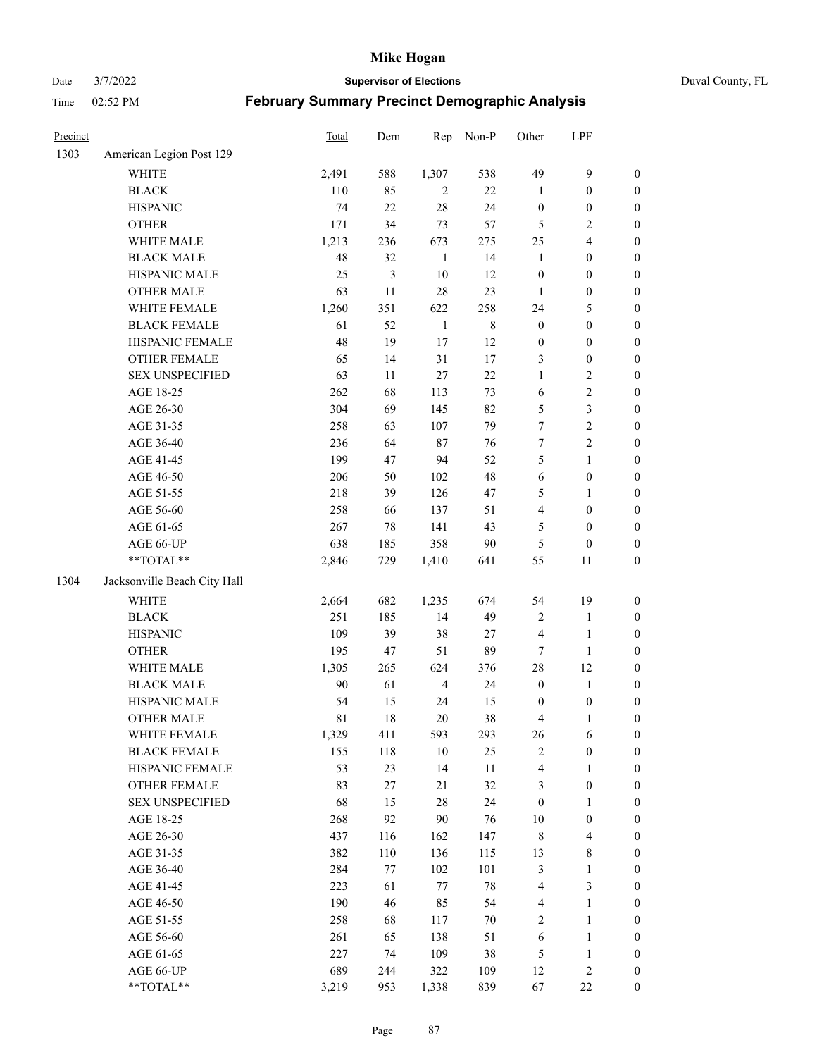# Mike Hogan

Date 3/7/2022 | **Supervisor of Elections** | Duval County, FL

Time 02:52 PM | **February Summary Precinct Demographic Analysis**

| Precinct | | Total | Dem | Rep | Non-P | Other | LPF | |
|---|---|---|---|---|---|---|---|---|
| 1303 | American Legion Post 129 | | | | | | | |
| | WHITE | 2,491 | 588 | 1,307 | 538 | 49 | 9 | 0 |
| | BLACK | 110 | 85 | 2 | 22 | 1 | 0 | 0 |
| | HISPANIC | 74 | 22 | 28 | 24 | 0 | 0 | 0 |
| | OTHER | 171 | 34 | 73 | 57 | 5 | 2 | 0 |
| | WHITE MALE | 1,213 | 236 | 673 | 275 | 25 | 4 | 0 |
| | BLACK MALE | 48 | 32 | 1 | 14 | 1 | 0 | 0 |
| | HISPANIC MALE | 25 | 3 | 10 | 12 | 0 | 0 | 0 |
| | OTHER MALE | 63 | 11 | 28 | 23 | 1 | 0 | 0 |
| | WHITE FEMALE | 1,260 | 351 | 622 | 258 | 24 | 5 | 0 |
| | BLACK FEMALE | 61 | 52 | 1 | 8 | 0 | 0 | 0 |
| | HISPANIC FEMALE | 48 | 19 | 17 | 12 | 0 | 0 | 0 |
| | OTHER FEMALE | 65 | 14 | 31 | 17 | 3 | 0 | 0 |
| | SEX UNSPECIFIED | 63 | 11 | 27 | 22 | 1 | 2 | 0 |
| | AGE 18-25 | 262 | 68 | 113 | 73 | 6 | 2 | 0 |
| | AGE 26-30 | 304 | 69 | 145 | 82 | 5 | 3 | 0 |
| | AGE 31-35 | 258 | 63 | 107 | 79 | 7 | 2 | 0 |
| | AGE 36-40 | 236 | 64 | 87 | 76 | 7 | 2 | 0 |
| | AGE 41-45 | 199 | 47 | 94 | 52 | 5 | 1 | 0 |
| | AGE 46-50 | 206 | 50 | 102 | 48 | 6 | 0 | 0 |
| | AGE 51-55 | 218 | 39 | 126 | 47 | 5 | 1 | 0 |
| | AGE 56-60 | 258 | 66 | 137 | 51 | 4 | 0 | 0 |
| | AGE 61-65 | 267 | 78 | 141 | 43 | 5 | 0 | 0 |
| | AGE 66-UP | 638 | 185 | 358 | 90 | 5 | 0 | 0 |
| | **TOTAL** | 2,846 | 729 | 1,410 | 641 | 55 | 11 | 0 |
| 1304 | Jacksonville Beach City Hall | | | | | | | |
| | WHITE | 2,664 | 682 | 1,235 | 674 | 54 | 19 | 0 |
| | BLACK | 251 | 185 | 14 | 49 | 2 | 1 | 0 |
| | HISPANIC | 109 | 39 | 38 | 27 | 4 | 1 | 0 |
| | OTHER | 195 | 47 | 51 | 89 | 7 | 1 | 0 |
| | WHITE MALE | 1,305 | 265 | 624 | 376 | 28 | 12 | 0 |
| | BLACK MALE | 90 | 61 | 4 | 24 | 0 | 1 | 0 |
| | HISPANIC MALE | 54 | 15 | 24 | 15 | 0 | 0 | 0 |
| | OTHER MALE | 81 | 18 | 20 | 38 | 4 | 1 | 0 |
| | WHITE FEMALE | 1,329 | 411 | 593 | 293 | 26 | 6 | 0 |
| | BLACK FEMALE | 155 | 118 | 10 | 25 | 2 | 0 | 0 |
| | HISPANIC FEMALE | 53 | 23 | 14 | 11 | 4 | 1 | 0 |
| | OTHER FEMALE | 83 | 27 | 21 | 32 | 3 | 0 | 0 |
| | SEX UNSPECIFIED | 68 | 15 | 28 | 24 | 0 | 1 | 0 |
| | AGE 18-25 | 268 | 92 | 90 | 76 | 10 | 0 | 0 |
| | AGE 26-30 | 437 | 116 | 162 | 147 | 8 | 4 | 0 |
| | AGE 31-35 | 382 | 110 | 136 | 115 | 13 | 8 | 0 |
| | AGE 36-40 | 284 | 77 | 102 | 101 | 3 | 1 | 0 |
| | AGE 41-45 | 223 | 61 | 77 | 78 | 4 | 3 | 0 |
| | AGE 46-50 | 190 | 46 | 85 | 54 | 4 | 1 | 0 |
| | AGE 51-55 | 258 | 68 | 117 | 70 | 2 | 1 | 0 |
| | AGE 56-60 | 261 | 65 | 138 | 51 | 6 | 1 | 0 |
| | AGE 61-65 | 227 | 74 | 109 | 38 | 5 | 1 | 0 |
| | AGE 66-UP | 689 | 244 | 322 | 109 | 12 | 2 | 0 |
| | **TOTAL** | 3,219 | 953 | 1,338 | 839 | 67 | 22 | 0 |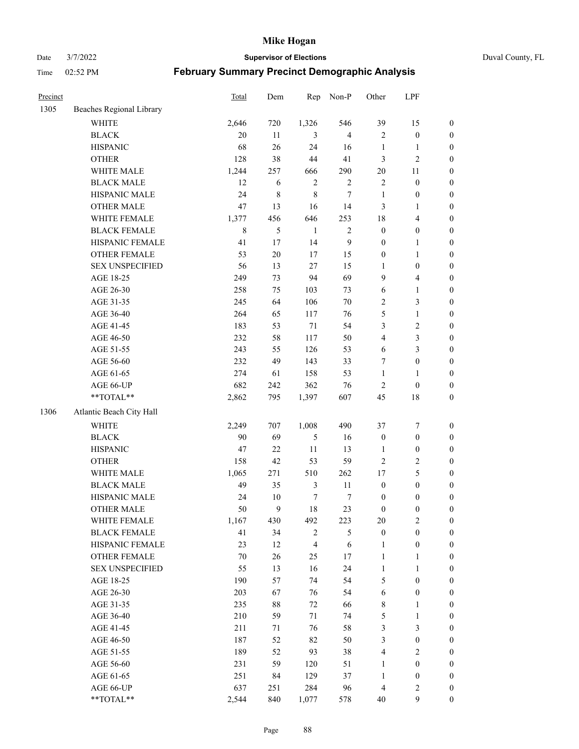# Mike Hogan

Date 3/7/2022 **Supervisor of Elections** Duval County, FL

Time 02:52 PM **February Summary Precinct Demographic Analysis**

| Precinct | | Total | Dem | Rep | Non-P | Other | LPF | |
|---|---|---|---|---|---|---|---|---|
| 1305 | Beaches Regional Library | | | | | | | |
| | WHITE | 2,646 | 720 | 1,326 | 546 | 39 | 15 | 0 |
| | BLACK | 20 | 11 | 3 | 4 | 2 | 0 | 0 |
| | HISPANIC | 68 | 26 | 24 | 16 | 1 | 1 | 0 |
| | OTHER | 128 | 38 | 44 | 41 | 3 | 2 | 0 |
| | WHITE MALE | 1,244 | 257 | 666 | 290 | 20 | 11 | 0 |
| | BLACK MALE | 12 | 6 | 2 | 2 | 2 | 0 | 0 |
| | HISPANIC MALE | 24 | 8 | 8 | 7 | 1 | 0 | 0 |
| | OTHER MALE | 47 | 13 | 16 | 14 | 3 | 1 | 0 |
| | WHITE FEMALE | 1,377 | 456 | 646 | 253 | 18 | 4 | 0 |
| | BLACK FEMALE | 8 | 5 | 1 | 2 | 0 | 0 | 0 |
| | HISPANIC FEMALE | 41 | 17 | 14 | 9 | 0 | 1 | 0 |
| | OTHER FEMALE | 53 | 20 | 17 | 15 | 0 | 1 | 0 |
| | SEX UNSPECIFIED | 56 | 13 | 27 | 15 | 1 | 0 | 0 |
| | AGE 18-25 | 249 | 73 | 94 | 69 | 9 | 4 | 0 |
| | AGE 26-30 | 258 | 75 | 103 | 73 | 6 | 1 | 0 |
| | AGE 31-35 | 245 | 64 | 106 | 70 | 2 | 3 | 0 |
| | AGE 36-40 | 264 | 65 | 117 | 76 | 5 | 1 | 0 |
| | AGE 41-45 | 183 | 53 | 71 | 54 | 3 | 2 | 0 |
| | AGE 46-50 | 232 | 58 | 117 | 50 | 4 | 3 | 0 |
| | AGE 51-55 | 243 | 55 | 126 | 53 | 6 | 3 | 0 |
| | AGE 56-60 | 232 | 49 | 143 | 33 | 7 | 0 | 0 |
| | AGE 61-65 | 274 | 61 | 158 | 53 | 1 | 1 | 0 |
| | AGE 66-UP | 682 | 242 | 362 | 76 | 2 | 0 | 0 |
| | **TOTAL** | 2,862 | 795 | 1,397 | 607 | 45 | 18 | 0 |
| 1306 | Atlantic Beach City Hall | | | | | | | |
| | WHITE | 2,249 | 707 | 1,008 | 490 | 37 | 7 | 0 |
| | BLACK | 90 | 69 | 5 | 16 | 0 | 0 | 0 |
| | HISPANIC | 47 | 22 | 11 | 13 | 1 | 0 | 0 |
| | OTHER | 158 | 42 | 53 | 59 | 2 | 2 | 0 |
| | WHITE MALE | 1,065 | 271 | 510 | 262 | 17 | 5 | 0 |
| | BLACK MALE | 49 | 35 | 3 | 11 | 0 | 0 | 0 |
| | HISPANIC MALE | 24 | 10 | 7 | 7 | 0 | 0 | 0 |
| | OTHER MALE | 50 | 9 | 18 | 23 | 0 | 0 | 0 |
| | WHITE FEMALE | 1,167 | 430 | 492 | 223 | 20 | 2 | 0 |
| | BLACK FEMALE | 41 | 34 | 2 | 5 | 0 | 0 | 0 |
| | HISPANIC FEMALE | 23 | 12 | 4 | 6 | 1 | 0 | 0 |
| | OTHER FEMALE | 70 | 26 | 25 | 17 | 1 | 1 | 0 |
| | SEX UNSPECIFIED | 55 | 13 | 16 | 24 | 1 | 1 | 0 |
| | AGE 18-25 | 190 | 57 | 74 | 54 | 5 | 0 | 0 |
| | AGE 26-30 | 203 | 67 | 76 | 54 | 6 | 0 | 0 |
| | AGE 31-35 | 235 | 88 | 72 | 66 | 8 | 1 | 0 |
| | AGE 36-40 | 210 | 59 | 71 | 74 | 5 | 1 | 0 |
| | AGE 41-45 | 211 | 71 | 76 | 58 | 3 | 3 | 0 |
| | AGE 46-50 | 187 | 52 | 82 | 50 | 3 | 0 | 0 |
| | AGE 51-55 | 189 | 52 | 93 | 38 | 4 | 2 | 0 |
| | AGE 56-60 | 231 | 59 | 120 | 51 | 1 | 0 | 0 |
| | AGE 61-65 | 251 | 84 | 129 | 37 | 1 | 0 | 0 |
| | AGE 66-UP | 637 | 251 | 284 | 96 | 4 | 2 | 0 |
| | **TOTAL** | 2,544 | 840 | 1,077 | 578 | 40 | 9 | 0 |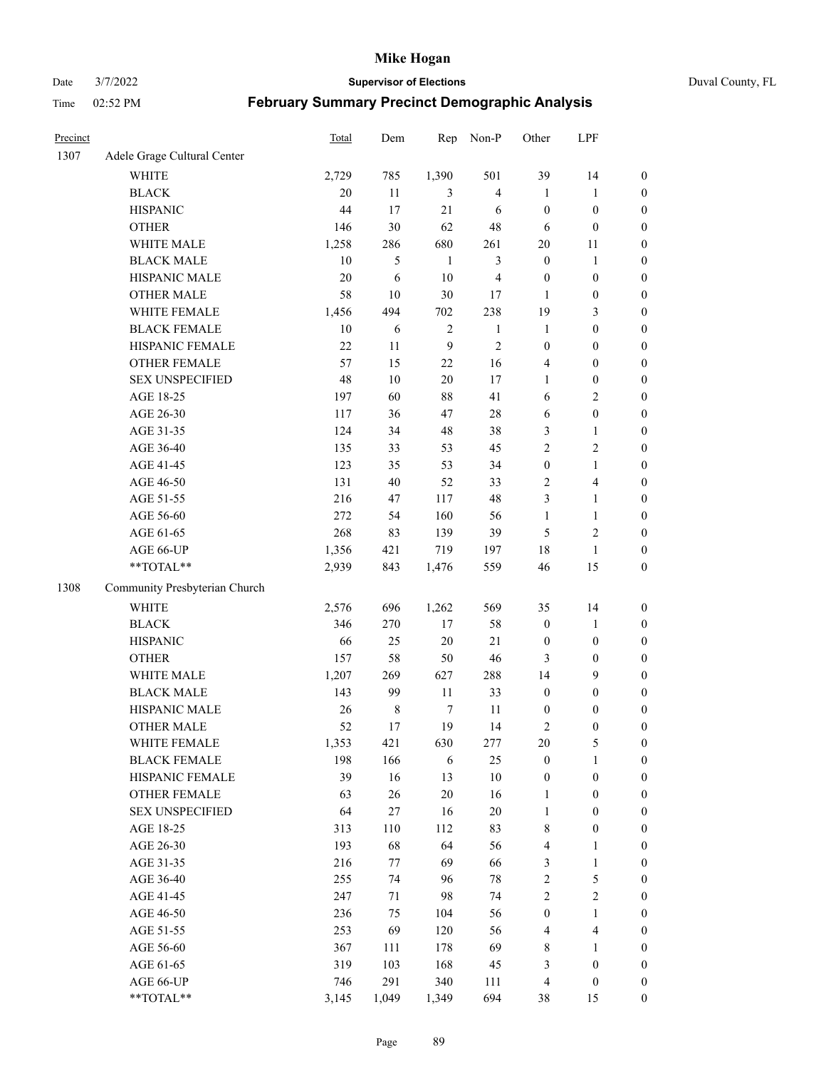# Mike Hogan

Date 3/7/2022 **Supervisor of Elections** Duval County, FL

Time 02:52 PM **February Summary Precinct Demographic Analysis**

| Precinct | | Total | Dem | Rep | Non-P | Other | LPF | |
|---|---|---|---|---|---|---|---|---|
| 1307 | Adele Grage Cultural Center | | | | | | | |
| | WHITE | 2,729 | 785 | 1,390 | 501 | 39 | 14 | 0 |
| | BLACK | 20 | 11 | 3 | 4 | 1 | 1 | 0 |
| | HISPANIC | 44 | 17 | 21 | 6 | 0 | 0 | 0 |
| | OTHER | 146 | 30 | 62 | 48 | 6 | 0 | 0 |
| | WHITE MALE | 1,258 | 286 | 680 | 261 | 20 | 11 | 0 |
| | BLACK MALE | 10 | 5 | 1 | 3 | 0 | 1 | 0 |
| | HISPANIC MALE | 20 | 6 | 10 | 4 | 0 | 0 | 0 |
| | OTHER MALE | 58 | 10 | 30 | 17 | 1 | 0 | 0 |
| | WHITE FEMALE | 1,456 | 494 | 702 | 238 | 19 | 3 | 0 |
| | BLACK FEMALE | 10 | 6 | 2 | 1 | 1 | 0 | 0 |
| | HISPANIC FEMALE | 22 | 11 | 9 | 2 | 0 | 0 | 0 |
| | OTHER FEMALE | 57 | 15 | 22 | 16 | 4 | 0 | 0 |
| | SEX UNSPECIFIED | 48 | 10 | 20 | 17 | 1 | 0 | 0 |
| | AGE 18-25 | 197 | 60 | 88 | 41 | 6 | 2 | 0 |
| | AGE 26-30 | 117 | 36 | 47 | 28 | 6 | 0 | 0 |
| | AGE 31-35 | 124 | 34 | 48 | 38 | 3 | 1 | 0 |
| | AGE 36-40 | 135 | 33 | 53 | 45 | 2 | 2 | 0 |
| | AGE 41-45 | 123 | 35 | 53 | 34 | 0 | 1 | 0 |
| | AGE 46-50 | 131 | 40 | 52 | 33 | 2 | 4 | 0 |
| | AGE 51-55 | 216 | 47 | 117 | 48 | 3 | 1 | 0 |
| | AGE 56-60 | 272 | 54 | 160 | 56 | 1 | 1 | 0 |
| | AGE 61-65 | 268 | 83 | 139 | 39 | 5 | 2 | 0 |
| | AGE 66-UP | 1,356 | 421 | 719 | 197 | 18 | 1 | 0 |
| | **TOTAL** | 2,939 | 843 | 1,476 | 559 | 46 | 15 | 0 |
| 1308 | Community Presbyterian Church | | | | | | | |
| | WHITE | 2,576 | 696 | 1,262 | 569 | 35 | 14 | 0 |
| | BLACK | 346 | 270 | 17 | 58 | 0 | 1 | 0 |
| | HISPANIC | 66 | 25 | 20 | 21 | 0 | 0 | 0 |
| | OTHER | 157 | 58 | 50 | 46 | 3 | 0 | 0 |
| | WHITE MALE | 1,207 | 269 | 627 | 288 | 14 | 9 | 0 |
| | BLACK MALE | 143 | 99 | 11 | 33 | 0 | 0 | 0 |
| | HISPANIC MALE | 26 | 8 | 7 | 11 | 0 | 0 | 0 |
| | OTHER MALE | 52 | 17 | 19 | 14 | 2 | 0 | 0 |
| | WHITE FEMALE | 1,353 | 421 | 630 | 277 | 20 | 5 | 0 |
| | BLACK FEMALE | 198 | 166 | 6 | 25 | 0 | 1 | 0 |
| | HISPANIC FEMALE | 39 | 16 | 13 | 10 | 0 | 0 | 0 |
| | OTHER FEMALE | 63 | 26 | 20 | 16 | 1 | 0 | 0 |
| | SEX UNSPECIFIED | 64 | 27 | 16 | 20 | 1 | 0 | 0 |
| | AGE 18-25 | 313 | 110 | 112 | 83 | 8 | 0 | 0 |
| | AGE 26-30 | 193 | 68 | 64 | 56 | 4 | 1 | 0 |
| | AGE 31-35 | 216 | 77 | 69 | 66 | 3 | 1 | 0 |
| | AGE 36-40 | 255 | 74 | 96 | 78 | 2 | 5 | 0 |
| | AGE 41-45 | 247 | 71 | 98 | 74 | 2 | 2 | 0 |
| | AGE 46-50 | 236 | 75 | 104 | 56 | 0 | 1 | 0 |
| | AGE 51-55 | 253 | 69 | 120 | 56 | 4 | 4 | 0 |
| | AGE 56-60 | 367 | 111 | 178 | 69 | 8 | 1 | 0 |
| | AGE 61-65 | 319 | 103 | 168 | 45 | 3 | 0 | 0 |
| | AGE 66-UP | 746 | 291 | 340 | 111 | 4 | 0 | 0 |
| | **TOTAL** | 3,145 | 1,049 | 1,349 | 694 | 38 | 15 | 0 |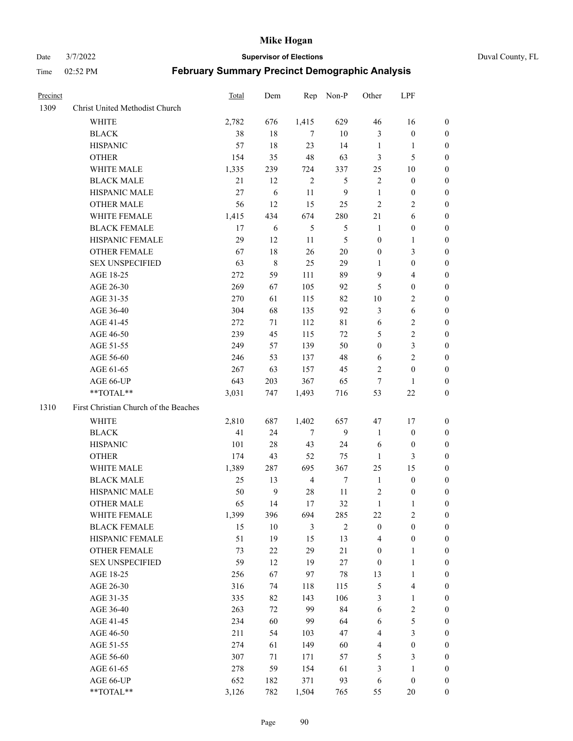# Mike Hogan

Date 3/7/2022 **Supervisor of Elections** Duval County, FL

Time 02:52 PM **February Summary Precinct Demographic Analysis**

| Precinct | | Total | Dem | Rep | Non-P | Other | LPF | |
|---|---|---|---|---|---|---|---|---|
| 1309 | Christ United Methodist Church | | | | | | | |
| | WHITE | 2,782 | 676 | 1,415 | 629 | 46 | 16 | 0 |
| | BLACK | 38 | 18 | 7 | 10 | 3 | 0 | 0 |
| | HISPANIC | 57 | 18 | 23 | 14 | 1 | 1 | 0 |
| | OTHER | 154 | 35 | 48 | 63 | 3 | 5 | 0 |
| | WHITE MALE | 1,335 | 239 | 724 | 337 | 25 | 10 | 0 |
| | BLACK MALE | 21 | 12 | 2 | 5 | 2 | 0 | 0 |
| | HISPANIC MALE | 27 | 6 | 11 | 9 | 1 | 0 | 0 |
| | OTHER MALE | 56 | 12 | 15 | 25 | 2 | 2 | 0 |
| | WHITE FEMALE | 1,415 | 434 | 674 | 280 | 21 | 6 | 0 |
| | BLACK FEMALE | 17 | 6 | 5 | 5 | 1 | 0 | 0 |
| | HISPANIC FEMALE | 29 | 12 | 11 | 5 | 0 | 1 | 0 |
| | OTHER FEMALE | 67 | 18 | 26 | 20 | 0 | 3 | 0 |
| | SEX UNSPECIFIED | 63 | 8 | 25 | 29 | 1 | 0 | 0 |
| | AGE 18-25 | 272 | 59 | 111 | 89 | 9 | 4 | 0 |
| | AGE 26-30 | 269 | 67 | 105 | 92 | 5 | 0 | 0 |
| | AGE 31-35 | 270 | 61 | 115 | 82 | 10 | 2 | 0 |
| | AGE 36-40 | 304 | 68 | 135 | 92 | 3 | 6 | 0 |
| | AGE 41-45 | 272 | 71 | 112 | 81 | 6 | 2 | 0 |
| | AGE 46-50 | 239 | 45 | 115 | 72 | 5 | 2 | 0 |
| | AGE 51-55 | 249 | 57 | 139 | 50 | 0 | 3 | 0 |
| | AGE 56-60 | 246 | 53 | 137 | 48 | 6 | 2 | 0 |
| | AGE 61-65 | 267 | 63 | 157 | 45 | 2 | 0 | 0 |
| | AGE 66-UP | 643 | 203 | 367 | 65 | 7 | 1 | 0 |
| | **TOTAL** | 3,031 | 747 | 1,493 | 716 | 53 | 22 | 0 |
| 1310 | First Christian Church of the Beaches | | | | | | | |
| | WHITE | 2,810 | 687 | 1,402 | 657 | 47 | 17 | 0 |
| | BLACK | 41 | 24 | 7 | 9 | 1 | 0 | 0 |
| | HISPANIC | 101 | 28 | 43 | 24 | 6 | 0 | 0 |
| | OTHER | 174 | 43 | 52 | 75 | 1 | 3 | 0 |
| | WHITE MALE | 1,389 | 287 | 695 | 367 | 25 | 15 | 0 |
| | BLACK MALE | 25 | 13 | 4 | 7 | 1 | 0 | 0 |
| | HISPANIC MALE | 50 | 9 | 28 | 11 | 2 | 0 | 0 |
| | OTHER MALE | 65 | 14 | 17 | 32 | 1 | 1 | 0 |
| | WHITE FEMALE | 1,399 | 396 | 694 | 285 | 22 | 2 | 0 |
| | BLACK FEMALE | 15 | 10 | 3 | 2 | 0 | 0 | 0 |
| | HISPANIC FEMALE | 51 | 19 | 15 | 13 | 4 | 0 | 0 |
| | OTHER FEMALE | 73 | 22 | 29 | 21 | 0 | 1 | 0 |
| | SEX UNSPECIFIED | 59 | 12 | 19 | 27 | 0 | 1 | 0 |
| | AGE 18-25 | 256 | 67 | 97 | 78 | 13 | 1 | 0 |
| | AGE 26-30 | 316 | 74 | 118 | 115 | 5 | 4 | 0 |
| | AGE 31-35 | 335 | 82 | 143 | 106 | 3 | 1 | 0 |
| | AGE 36-40 | 263 | 72 | 99 | 84 | 6 | 2 | 0 |
| | AGE 41-45 | 234 | 60 | 99 | 64 | 6 | 5 | 0 |
| | AGE 46-50 | 211 | 54 | 103 | 47 | 4 | 3 | 0 |
| | AGE 51-55 | 274 | 61 | 149 | 60 | 4 | 0 | 0 |
| | AGE 56-60 | 307 | 71 | 171 | 57 | 5 | 3 | 0 |
| | AGE 61-65 | 278 | 59 | 154 | 61 | 3 | 1 | 0 |
| | AGE 66-UP | 652 | 182 | 371 | 93 | 6 | 0 | 0 |
| | **TOTAL** | 3,126 | 782 | 1,504 | 765 | 55 | 20 | 0 |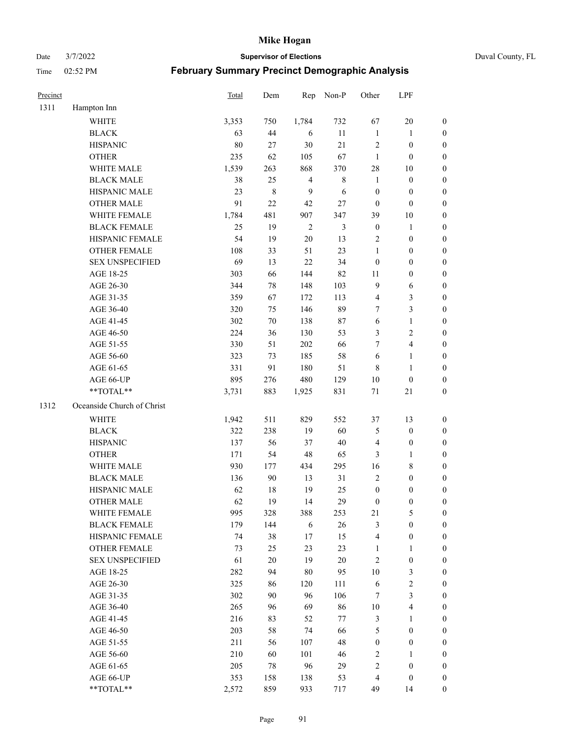# Mike Hogan

Date 3/7/2022 **Supervisor of Elections** Duval County, FL

Time 02:52 PM **February Summary Precinct Demographic Analysis**

| Precinct | | Total | Dem | Rep | Non-P | Other | LPF | |
|---|---|---|---|---|---|---|---|---|
| 1311 | Hampton Inn | | | | | | | |
| | WHITE | 3,353 | 750 | 1,784 | 732 | 67 | 20 | 0 |
| | BLACK | 63 | 44 | 6 | 11 | 1 | 1 | 0 |
| | HISPANIC | 80 | 27 | 30 | 21 | 2 | 0 | 0 |
| | OTHER | 235 | 62 | 105 | 67 | 1 | 0 | 0 |
| | WHITE MALE | 1,539 | 263 | 868 | 370 | 28 | 10 | 0 |
| | BLACK MALE | 38 | 25 | 4 | 8 | 1 | 0 | 0 |
| | HISPANIC MALE | 23 | 8 | 9 | 6 | 0 | 0 | 0 |
| | OTHER MALE | 91 | 22 | 42 | 27 | 0 | 0 | 0 |
| | WHITE FEMALE | 1,784 | 481 | 907 | 347 | 39 | 10 | 0 |
| | BLACK FEMALE | 25 | 19 | 2 | 3 | 0 | 1 | 0 |
| | HISPANIC FEMALE | 54 | 19 | 20 | 13 | 2 | 0 | 0 |
| | OTHER FEMALE | 108 | 33 | 51 | 23 | 1 | 0 | 0 |
| | SEX UNSPECIFIED | 69 | 13 | 22 | 34 | 0 | 0 | 0 |
| | AGE 18-25 | 303 | 66 | 144 | 82 | 11 | 0 | 0 |
| | AGE 26-30 | 344 | 78 | 148 | 103 | 9 | 6 | 0 |
| | AGE 31-35 | 359 | 67 | 172 | 113 | 4 | 3 | 0 |
| | AGE 36-40 | 320 | 75 | 146 | 89 | 7 | 3 | 0 |
| | AGE 41-45 | 302 | 70 | 138 | 87 | 6 | 1 | 0 |
| | AGE 46-50 | 224 | 36 | 130 | 53 | 3 | 2 | 0 |
| | AGE 51-55 | 330 | 51 | 202 | 66 | 7 | 4 | 0 |
| | AGE 56-60 | 323 | 73 | 185 | 58 | 6 | 1 | 0 |
| | AGE 61-65 | 331 | 91 | 180 | 51 | 8 | 1 | 0 |
| | AGE 66-UP | 895 | 276 | 480 | 129 | 10 | 0 | 0 |
| | **TOTAL** | 3,731 | 883 | 1,925 | 831 | 71 | 21 | 0 |
| 1312 | Oceanside Church of Christ | | | | | | | |
| | WHITE | 1,942 | 511 | 829 | 552 | 37 | 13 | 0 |
| | BLACK | 322 | 238 | 19 | 60 | 5 | 0 | 0 |
| | HISPANIC | 137 | 56 | 37 | 40 | 4 | 0 | 0 |
| | OTHER | 171 | 54 | 48 | 65 | 3 | 1 | 0 |
| | WHITE MALE | 930 | 177 | 434 | 295 | 16 | 8 | 0 |
| | BLACK MALE | 136 | 90 | 13 | 31 | 2 | 0 | 0 |
| | HISPANIC MALE | 62 | 18 | 19 | 25 | 0 | 0 | 0 |
| | OTHER MALE | 62 | 19 | 14 | 29 | 0 | 0 | 0 |
| | WHITE FEMALE | 995 | 328 | 388 | 253 | 21 | 5 | 0 |
| | BLACK FEMALE | 179 | 144 | 6 | 26 | 3 | 0 | 0 |
| | HISPANIC FEMALE | 74 | 38 | 17 | 15 | 4 | 0 | 0 |
| | OTHER FEMALE | 73 | 25 | 23 | 23 | 1 | 1 | 0 |
| | SEX UNSPECIFIED | 61 | 20 | 19 | 20 | 2 | 0 | 0 |
| | AGE 18-25 | 282 | 94 | 80 | 95 | 10 | 3 | 0 |
| | AGE 26-30 | 325 | 86 | 120 | 111 | 6 | 2 | 0 |
| | AGE 31-35 | 302 | 90 | 96 | 106 | 7 | 3 | 0 |
| | AGE 36-40 | 265 | 96 | 69 | 86 | 10 | 4 | 0 |
| | AGE 41-45 | 216 | 83 | 52 | 77 | 3 | 1 | 0 |
| | AGE 46-50 | 203 | 58 | 74 | 66 | 5 | 0 | 0 |
| | AGE 51-55 | 211 | 56 | 107 | 48 | 0 | 0 | 0 |
| | AGE 56-60 | 210 | 60 | 101 | 46 | 2 | 1 | 0 |
| | AGE 61-65 | 205 | 78 | 96 | 29 | 2 | 0 | 0 |
| | AGE 66-UP | 353 | 158 | 138 | 53 | 4 | 0 | 0 |
| | **TOTAL** | 2,572 | 859 | 933 | 717 | 49 | 14 | 0 |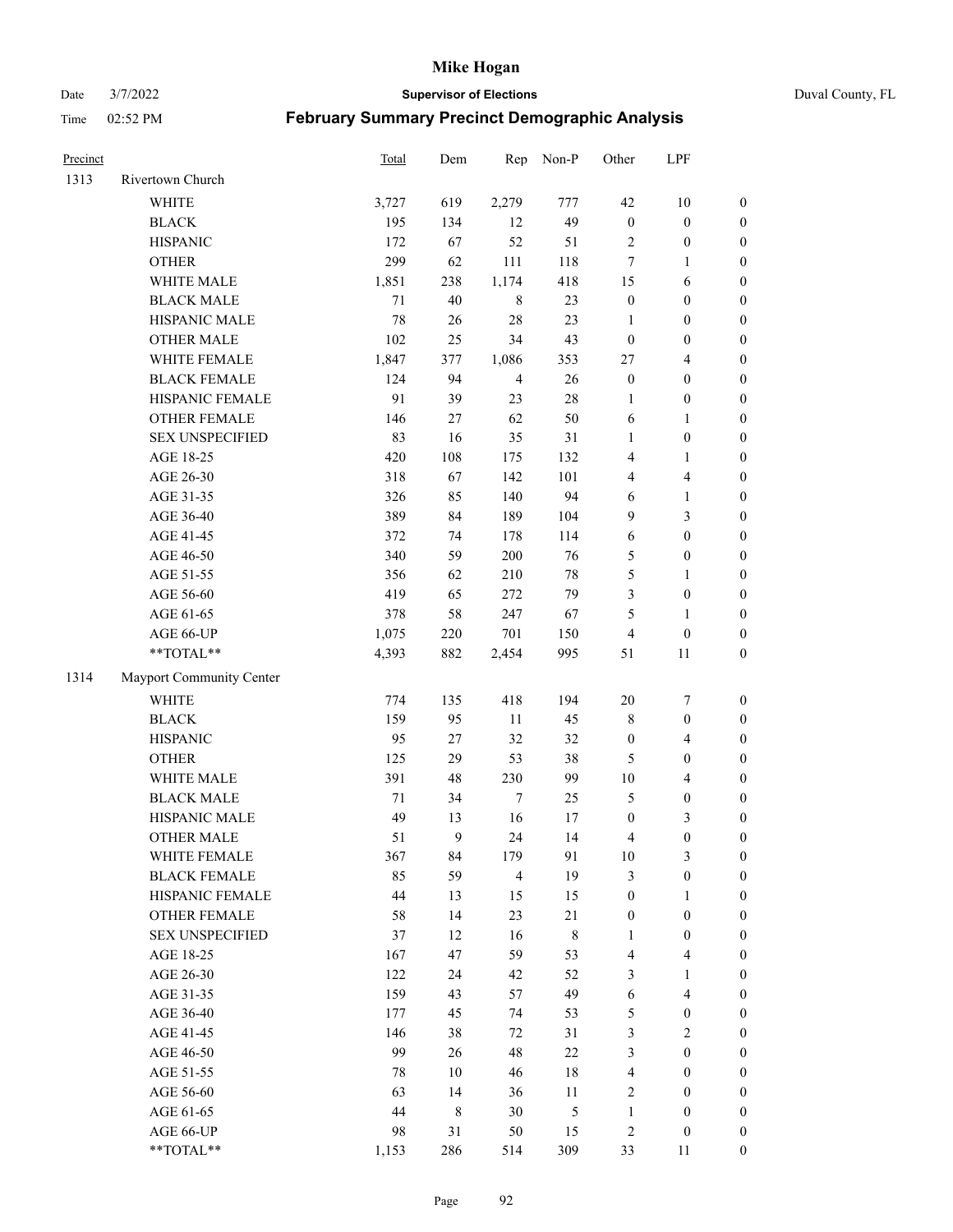| Precinct | | Total | Dem | Rep | Non-P | Other | LPF | |
|---|---|---|---|---|---|---|---|---|
| 1313 | Rivertown Church | | | | | | | |
| | WHITE | 3,727 | 619 | 2,279 | 777 | 42 | 10 | 0 |
| | BLACK | 195 | 134 | 12 | 49 | 0 | 0 | 0 |
| | HISPANIC | 172 | 67 | 52 | 51 | 2 | 0 | 0 |
| | OTHER | 299 | 62 | 111 | 118 | 7 | 1 | 0 |
| | WHITE MALE | 1,851 | 238 | 1,174 | 418 | 15 | 6 | 0 |
| | BLACK MALE | 71 | 40 | 8 | 23 | 0 | 0 | 0 |
| | HISPANIC MALE | 78 | 26 | 28 | 23 | 1 | 0 | 0 |
| | OTHER MALE | 102 | 25 | 34 | 43 | 0 | 0 | 0 |
| | WHITE FEMALE | 1,847 | 377 | 1,086 | 353 | 27 | 4 | 0 |
| | BLACK FEMALE | 124 | 94 | 4 | 26 | 0 | 0 | 0 |
| | HISPANIC FEMALE | 91 | 39 | 23 | 28 | 1 | 0 | 0 |
| | OTHER FEMALE | 146 | 27 | 62 | 50 | 6 | 1 | 0 |
| | SEX UNSPECIFIED | 83 | 16 | 35 | 31 | 1 | 0 | 0 |
| | AGE 18-25 | 420 | 108 | 175 | 132 | 4 | 1 | 0 |
| | AGE 26-30 | 318 | 67 | 142 | 101 | 4 | 4 | 0 |
| | AGE 31-35 | 326 | 85 | 140 | 94 | 6 | 1 | 0 |
| | AGE 36-40 | 389 | 84 | 189 | 104 | 9 | 3 | 0 |
| | AGE 41-45 | 372 | 74 | 178 | 114 | 6 | 0 | 0 |
| | AGE 46-50 | 340 | 59 | 200 | 76 | 5 | 0 | 0 |
| | AGE 51-55 | 356 | 62 | 210 | 78 | 5 | 1 | 0 |
| | AGE 56-60 | 419 | 65 | 272 | 79 | 3 | 0 | 0 |
| | AGE 61-65 | 378 | 58 | 247 | 67 | 5 | 1 | 0 |
| | AGE 66-UP | 1,075 | 220 | 701 | 150 | 4 | 0 | 0 |
| | **TOTAL** | 4,393 | 882 | 2,454 | 995 | 51 | 11 | 0 |
| 1314 | Mayport Community Center | | | | | | | |
| | WHITE | 774 | 135 | 418 | 194 | 20 | 7 | 0 |
| | BLACK | 159 | 95 | 11 | 45 | 8 | 0 | 0 |
| | HISPANIC | 95 | 27 | 32 | 32 | 0 | 4 | 0 |
| | OTHER | 125 | 29 | 53 | 38 | 5 | 0 | 0 |
| | WHITE MALE | 391 | 48 | 230 | 99 | 10 | 4 | 0 |
| | BLACK MALE | 71 | 34 | 7 | 25 | 5 | 0 | 0 |
| | HISPANIC MALE | 49 | 13 | 16 | 17 | 0 | 3 | 0 |
| | OTHER MALE | 51 | 9 | 24 | 14 | 4 | 0 | 0 |
| | WHITE FEMALE | 367 | 84 | 179 | 91 | 10 | 3 | 0 |
| | BLACK FEMALE | 85 | 59 | 4 | 19 | 3 | 0 | 0 |
| | HISPANIC FEMALE | 44 | 13 | 15 | 15 | 0 | 1 | 0 |
| | OTHER FEMALE | 58 | 14 | 23 | 21 | 0 | 0 | 0 |
| | SEX UNSPECIFIED | 37 | 12 | 16 | 8 | 1 | 0 | 0 |
| | AGE 18-25 | 167 | 47 | 59 | 53 | 4 | 4 | 0 |
| | AGE 26-30 | 122 | 24 | 42 | 52 | 3 | 1 | 0 |
| | AGE 31-35 | 159 | 43 | 57 | 49 | 6 | 4 | 0 |
| | AGE 36-40 | 177 | 45 | 74 | 53 | 5 | 0 | 0 |
| | AGE 41-45 | 146 | 38 | 72 | 31 | 3 | 2 | 0 |
| | AGE 46-50 | 99 | 26 | 48 | 22 | 3 | 0 | 0 |
| | AGE 51-55 | 78 | 10 | 46 | 18 | 4 | 0 | 0 |
| | AGE 56-60 | 63 | 14 | 36 | 11 | 2 | 0 | 0 |
| | AGE 61-65 | 44 | 8 | 30 | 5 | 1 | 0 | 0 |
| | AGE 66-UP | 98 | 31 | 50 | 15 | 2 | 0 | 0 |
| | **TOTAL** | 1,153 | 286 | 514 | 309 | 33 | 11 | 0 |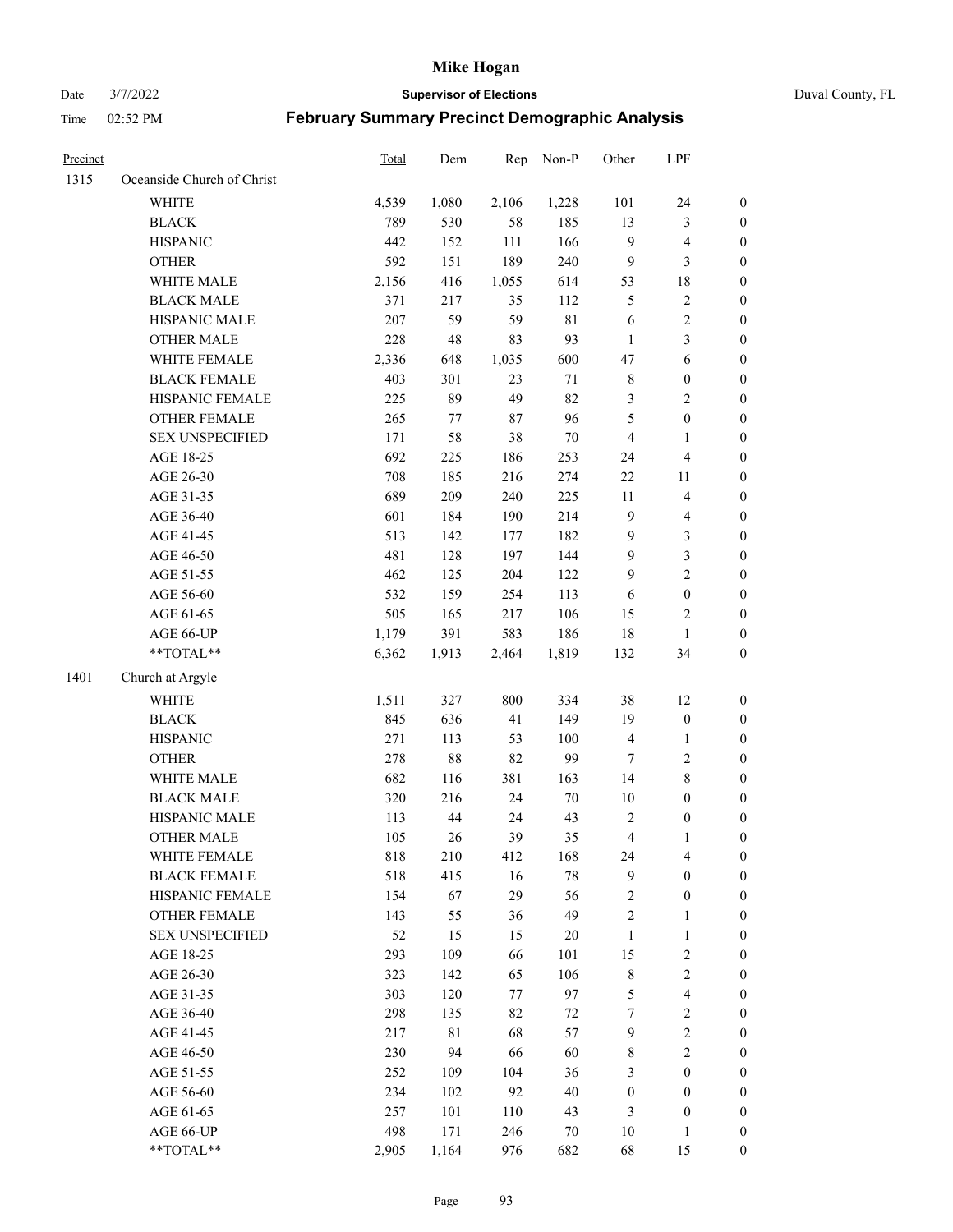# Mike Hogan

Date 3/7/2022 **Supervisor of Elections** Duval County, FL

Time 02:52 PM **February Summary Precinct Demographic Analysis**

| Precinct | | Total | Dem | Rep | Non-P | Other | LPF | |
|---|---|---|---|---|---|---|---|---|
| 1315 | Oceanside Church of Christ | | | | | | | |
| | WHITE | 4,539 | 1,080 | 2,106 | 1,228 | 101 | 24 | 0 |
| | BLACK | 789 | 530 | 58 | 185 | 13 | 3 | 0 |
| | HISPANIC | 442 | 152 | 111 | 166 | 9 | 4 | 0 |
| | OTHER | 592 | 151 | 189 | 240 | 9 | 3 | 0 |
| | WHITE MALE | 2,156 | 416 | 1,055 | 614 | 53 | 18 | 0 |
| | BLACK MALE | 371 | 217 | 35 | 112 | 5 | 2 | 0 |
| | HISPANIC MALE | 207 | 59 | 59 | 81 | 6 | 2 | 0 |
| | OTHER MALE | 228 | 48 | 83 | 93 | 1 | 3 | 0 |
| | WHITE FEMALE | 2,336 | 648 | 1,035 | 600 | 47 | 6 | 0 |
| | BLACK FEMALE | 403 | 301 | 23 | 71 | 8 | 0 | 0 |
| | HISPANIC FEMALE | 225 | 89 | 49 | 82 | 3 | 2 | 0 |
| | OTHER FEMALE | 265 | 77 | 87 | 96 | 5 | 0 | 0 |
| | SEX UNSPECIFIED | 171 | 58 | 38 | 70 | 4 | 1 | 0 |
| | AGE 18-25 | 692 | 225 | 186 | 253 | 24 | 4 | 0 |
| | AGE 26-30 | 708 | 185 | 216 | 274 | 22 | 11 | 0 |
| | AGE 31-35 | 689 | 209 | 240 | 225 | 11 | 4 | 0 |
| | AGE 36-40 | 601 | 184 | 190 | 214 | 9 | 4 | 0 |
| | AGE 41-45 | 513 | 142 | 177 | 182 | 9 | 3 | 0 |
| | AGE 46-50 | 481 | 128 | 197 | 144 | 9 | 3 | 0 |
| | AGE 51-55 | 462 | 125 | 204 | 122 | 9 | 2 | 0 |
| | AGE 56-60 | 532 | 159 | 254 | 113 | 6 | 0 | 0 |
| | AGE 61-65 | 505 | 165 | 217 | 106 | 15 | 2 | 0 |
| | AGE 66-UP | 1,179 | 391 | 583 | 186 | 18 | 1 | 0 |
| | **TOTAL** | 6,362 | 1,913 | 2,464 | 1,819 | 132 | 34 | 0 |
| 1401 | Church at Argyle | | | | | | | |
| | WHITE | 1,511 | 327 | 800 | 334 | 38 | 12 | 0 |
| | BLACK | 845 | 636 | 41 | 149 | 19 | 0 | 0 |
| | HISPANIC | 271 | 113 | 53 | 100 | 4 | 1 | 0 |
| | OTHER | 278 | 88 | 82 | 99 | 7 | 2 | 0 |
| | WHITE MALE | 682 | 116 | 381 | 163 | 14 | 8 | 0 |
| | BLACK MALE | 320 | 216 | 24 | 70 | 10 | 0 | 0 |
| | HISPANIC MALE | 113 | 44 | 24 | 43 | 2 | 0 | 0 |
| | OTHER MALE | 105 | 26 | 39 | 35 | 4 | 1 | 0 |
| | WHITE FEMALE | 818 | 210 | 412 | 168 | 24 | 4 | 0 |
| | BLACK FEMALE | 518 | 415 | 16 | 78 | 9 | 0 | 0 |
| | HISPANIC FEMALE | 154 | 67 | 29 | 56 | 2 | 0 | 0 |
| | OTHER FEMALE | 143 | 55 | 36 | 49 | 2 | 1 | 0 |
| | SEX UNSPECIFIED | 52 | 15 | 15 | 20 | 1 | 1 | 0 |
| | AGE 18-25 | 293 | 109 | 66 | 101 | 15 | 2 | 0 |
| | AGE 26-30 | 323 | 142 | 65 | 106 | 8 | 2 | 0 |
| | AGE 31-35 | 303 | 120 | 77 | 97 | 5 | 4 | 0 |
| | AGE 36-40 | 298 | 135 | 82 | 72 | 7 | 2 | 0 |
| | AGE 41-45 | 217 | 81 | 68 | 57 | 9 | 2 | 0 |
| | AGE 46-50 | 230 | 94 | 66 | 60 | 8 | 2 | 0 |
| | AGE 51-55 | 252 | 109 | 104 | 36 | 3 | 0 | 0 |
| | AGE 56-60 | 234 | 102 | 92 | 40 | 0 | 0 | 0 |
| | AGE 61-65 | 257 | 101 | 110 | 43 | 3 | 0 | 0 |
| | AGE 66-UP | 498 | 171 | 246 | 70 | 10 | 1 | 0 |
| | **TOTAL** | 2,905 | 1,164 | 976 | 682 | 68 | 15 | 0 |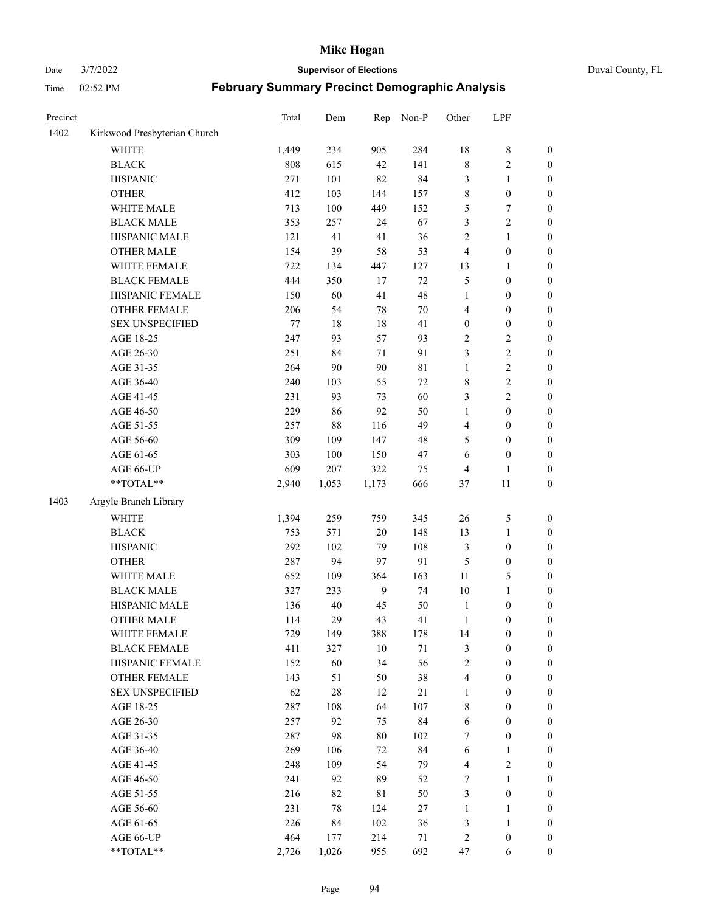# Mike Hogan

Date 3/7/2022 **Supervisor of Elections** Duval County, FL

Time 02:52 PM **February Summary Precinct Demographic Analysis**

| Precinct | | Total | Dem | Rep | Non-P | Other | LPF | |
|---|---|---|---|---|---|---|---|---|
| 1402 | Kirkwood Presbyterian Church | | | | | | | |
| | WHITE | 1,449 | 234 | 905 | 284 | 18 | 8 | 0 |
| | BLACK | 808 | 615 | 42 | 141 | 8 | 2 | 0 |
| | HISPANIC | 271 | 101 | 82 | 84 | 3 | 1 | 0 |
| | OTHER | 412 | 103 | 144 | 157 | 8 | 0 | 0 |
| | WHITE MALE | 713 | 100 | 449 | 152 | 5 | 7 | 0 |
| | BLACK MALE | 353 | 257 | 24 | 67 | 3 | 2 | 0 |
| | HISPANIC MALE | 121 | 41 | 41 | 36 | 2 | 1 | 0 |
| | OTHER MALE | 154 | 39 | 58 | 53 | 4 | 0 | 0 |
| | WHITE FEMALE | 722 | 134 | 447 | 127 | 13 | 1 | 0 |
| | BLACK FEMALE | 444 | 350 | 17 | 72 | 5 | 0 | 0 |
| | HISPANIC FEMALE | 150 | 60 | 41 | 48 | 1 | 0 | 0 |
| | OTHER FEMALE | 206 | 54 | 78 | 70 | 4 | 0 | 0 |
| | SEX UNSPECIFIED | 77 | 18 | 18 | 41 | 0 | 0 | 0 |
| | AGE 18-25 | 247 | 93 | 57 | 93 | 2 | 2 | 0 |
| | AGE 26-30 | 251 | 84 | 71 | 91 | 3 | 2 | 0 |
| | AGE 31-35 | 264 | 90 | 90 | 81 | 1 | 2 | 0 |
| | AGE 36-40 | 240 | 103 | 55 | 72 | 8 | 2 | 0 |
| | AGE 41-45 | 231 | 93 | 73 | 60 | 3 | 2 | 0 |
| | AGE 46-50 | 229 | 86 | 92 | 50 | 1 | 0 | 0 |
| | AGE 51-55 | 257 | 88 | 116 | 49 | 4 | 0 | 0 |
| | AGE 56-60 | 309 | 109 | 147 | 48 | 5 | 0 | 0 |
| | AGE 61-65 | 303 | 100 | 150 | 47 | 6 | 0 | 0 |
| | AGE 66-UP | 609 | 207 | 322 | 75 | 4 | 1 | 0 |
| | **TOTAL** | 2,940 | 1,053 | 1,173 | 666 | 37 | 11 | 0 |
| 1403 | Argyle Branch Library | | | | | | | |
| | WHITE | 1,394 | 259 | 759 | 345 | 26 | 5 | 0 |
| | BLACK | 753 | 571 | 20 | 148 | 13 | 1 | 0 |
| | HISPANIC | 292 | 102 | 79 | 108 | 3 | 0 | 0 |
| | OTHER | 287 | 94 | 97 | 91 | 5 | 0 | 0 |
| | WHITE MALE | 652 | 109 | 364 | 163 | 11 | 5 | 0 |
| | BLACK MALE | 327 | 233 | 9 | 74 | 10 | 1 | 0 |
| | HISPANIC MALE | 136 | 40 | 45 | 50 | 1 | 0 | 0 |
| | OTHER MALE | 114 | 29 | 43 | 41 | 1 | 0 | 0 |
| | WHITE FEMALE | 729 | 149 | 388 | 178 | 14 | 0 | 0 |
| | BLACK FEMALE | 411 | 327 | 10 | 71 | 3 | 0 | 0 |
| | HISPANIC FEMALE | 152 | 60 | 34 | 56 | 2 | 0 | 0 |
| | OTHER FEMALE | 143 | 51 | 50 | 38 | 4 | 0 | 0 |
| | SEX UNSPECIFIED | 62 | 28 | 12 | 21 | 1 | 0 | 0 |
| | AGE 18-25 | 287 | 108 | 64 | 107 | 8 | 0 | 0 |
| | AGE 26-30 | 257 | 92 | 75 | 84 | 6 | 0 | 0 |
| | AGE 31-35 | 287 | 98 | 80 | 102 | 7 | 0 | 0 |
| | AGE 36-40 | 269 | 106 | 72 | 84 | 6 | 1 | 0 |
| | AGE 41-45 | 248 | 109 | 54 | 79 | 4 | 2 | 0 |
| | AGE 46-50 | 241 | 92 | 89 | 52 | 7 | 1 | 0 |
| | AGE 51-55 | 216 | 82 | 81 | 50 | 3 | 0 | 0 |
| | AGE 56-60 | 231 | 78 | 124 | 27 | 1 | 1 | 0 |
| | AGE 61-65 | 226 | 84 | 102 | 36 | 3 | 1 | 0 |
| | AGE 66-UP | 464 | 177 | 214 | 71 | 2 | 0 | 0 |
| | **TOTAL** | 2,726 | 1,026 | 955 | 692 | 47 | 6 | 0 |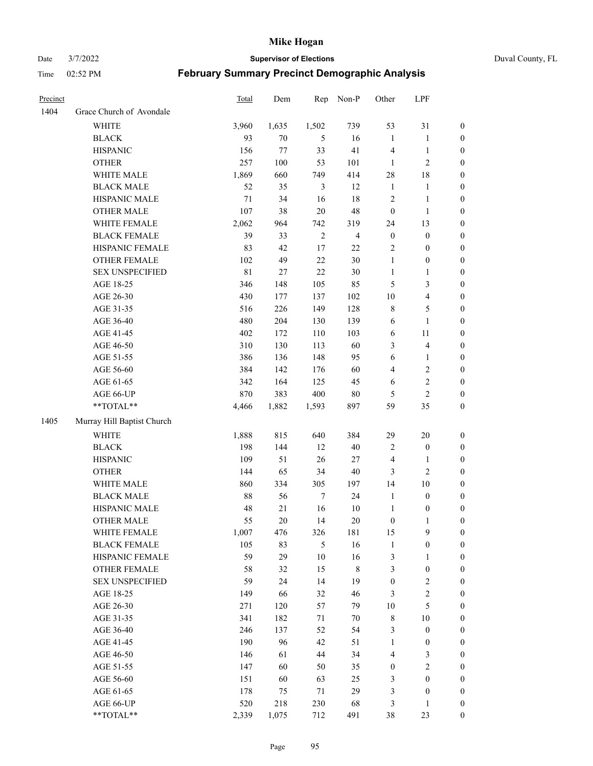# Mike Hogan

Date 3/7/2022 **Supervisor of Elections** Duval County, FL

Time 02:52 PM **February Summary Precinct Demographic Analysis**

| Precinct | | Total | Dem | Rep | Non-P | Other | LPF | |
|---|---|---|---|---|---|---|---|---|
| 1404 | Grace Church of Avondale | | | | | | | |
| | WHITE | 3,960 | 1,635 | 1,502 | 739 | 53 | 31 | 0 |
| | BLACK | 93 | 70 | 5 | 16 | 1 | 1 | 0 |
| | HISPANIC | 156 | 77 | 33 | 41 | 4 | 1 | 0 |
| | OTHER | 257 | 100 | 53 | 101 | 1 | 2 | 0 |
| | WHITE MALE | 1,869 | 660 | 749 | 414 | 28 | 18 | 0 |
| | BLACK MALE | 52 | 35 | 3 | 12 | 1 | 1 | 0 |
| | HISPANIC MALE | 71 | 34 | 16 | 18 | 2 | 1 | 0 |
| | OTHER MALE | 107 | 38 | 20 | 48 | 0 | 1 | 0 |
| | WHITE FEMALE | 2,062 | 964 | 742 | 319 | 24 | 13 | 0 |
| | BLACK FEMALE | 39 | 33 | 2 | 4 | 0 | 0 | 0 |
| | HISPANIC FEMALE | 83 | 42 | 17 | 22 | 2 | 0 | 0 |
| | OTHER FEMALE | 102 | 49 | 22 | 30 | 1 | 0 | 0 |
| | SEX UNSPECIFIED | 81 | 27 | 22 | 30 | 1 | 1 | 0 |
| | AGE 18-25 | 346 | 148 | 105 | 85 | 5 | 3 | 0 |
| | AGE 26-30 | 430 | 177 | 137 | 102 | 10 | 4 | 0 |
| | AGE 31-35 | 516 | 226 | 149 | 128 | 8 | 5 | 0 |
| | AGE 36-40 | 480 | 204 | 130 | 139 | 6 | 1 | 0 |
| | AGE 41-45 | 402 | 172 | 110 | 103 | 6 | 11 | 0 |
| | AGE 46-50 | 310 | 130 | 113 | 60 | 3 | 4 | 0 |
| | AGE 51-55 | 386 | 136 | 148 | 95 | 6 | 1 | 0 |
| | AGE 56-60 | 384 | 142 | 176 | 60 | 4 | 2 | 0 |
| | AGE 61-65 | 342 | 164 | 125 | 45 | 6 | 2 | 0 |
| | AGE 66-UP | 870 | 383 | 400 | 80 | 5 | 2 | 0 |
| | **TOTAL** | 4,466 | 1,882 | 1,593 | 897 | 59 | 35 | 0 |
| 1405 | Murray Hill Baptist Church | | | | | | | |
| | WHITE | 1,888 | 815 | 640 | 384 | 29 | 20 | 0 |
| | BLACK | 198 | 144 | 12 | 40 | 2 | 0 | 0 |
| | HISPANIC | 109 | 51 | 26 | 27 | 4 | 1 | 0 |
| | OTHER | 144 | 65 | 34 | 40 | 3 | 2 | 0 |
| | WHITE MALE | 860 | 334 | 305 | 197 | 14 | 10 | 0 |
| | BLACK MALE | 88 | 56 | 7 | 24 | 1 | 0 | 0 |
| | HISPANIC MALE | 48 | 21 | 16 | 10 | 1 | 0 | 0 |
| | OTHER MALE | 55 | 20 | 14 | 20 | 0 | 1 | 0 |
| | WHITE FEMALE | 1,007 | 476 | 326 | 181 | 15 | 9 | 0 |
| | BLACK FEMALE | 105 | 83 | 5 | 16 | 1 | 0 | 0 |
| | HISPANIC FEMALE | 59 | 29 | 10 | 16 | 3 | 1 | 0 |
| | OTHER FEMALE | 58 | 32 | 15 | 8 | 3 | 0 | 0 |
| | SEX UNSPECIFIED | 59 | 24 | 14 | 19 | 0 | 2 | 0 |
| | AGE 18-25 | 149 | 66 | 32 | 46 | 3 | 2 | 0 |
| | AGE 26-30 | 271 | 120 | 57 | 79 | 10 | 5 | 0 |
| | AGE 31-35 | 341 | 182 | 71 | 70 | 8 | 10 | 0 |
| | AGE 36-40 | 246 | 137 | 52 | 54 | 3 | 0 | 0 |
| | AGE 41-45 | 190 | 96 | 42 | 51 | 1 | 0 | 0 |
| | AGE 46-50 | 146 | 61 | 44 | 34 | 4 | 3 | 0 |
| | AGE 51-55 | 147 | 60 | 50 | 35 | 0 | 2 | 0 |
| | AGE 56-60 | 151 | 60 | 63 | 25 | 3 | 0 | 0 |
| | AGE 61-65 | 178 | 75 | 71 | 29 | 3 | 0 | 0 |
| | AGE 66-UP | 520 | 218 | 230 | 68 | 3 | 1 | 0 |
| | **TOTAL** | 2,339 | 1,075 | 712 | 491 | 38 | 23 | 0 |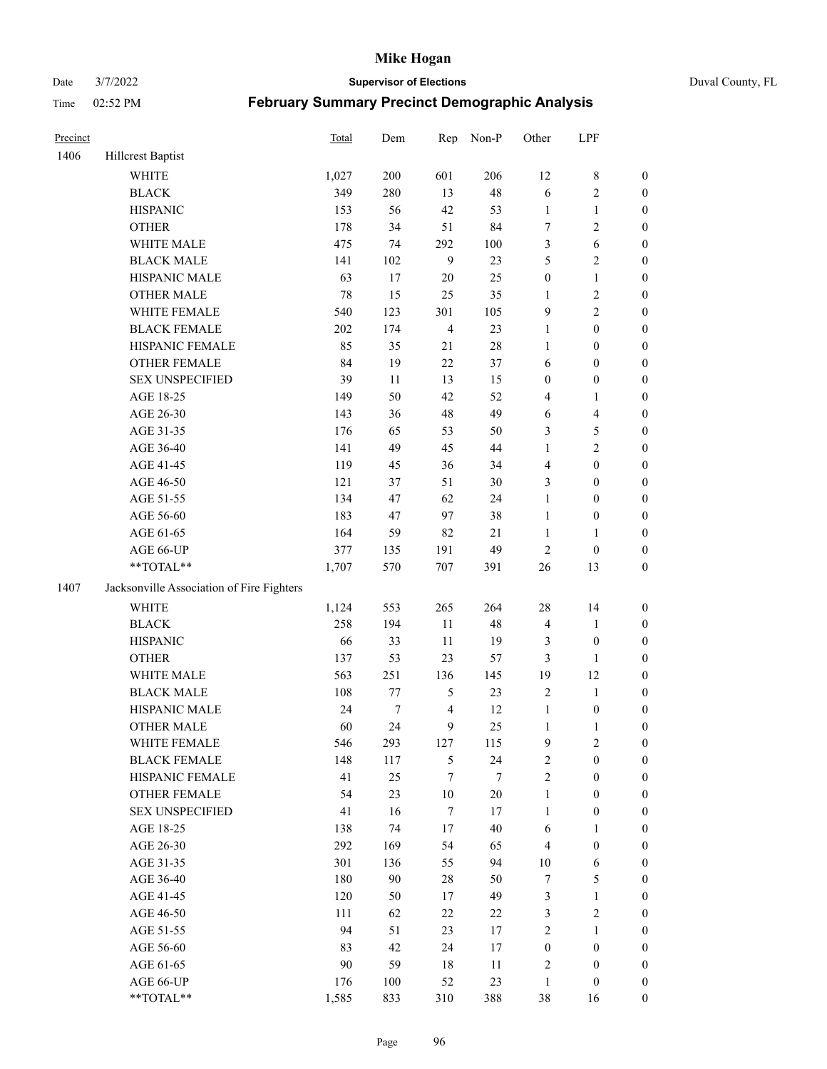| Precinct | | Total | Dem | Rep | Non-P | Other | LPF | |
|---|---|---|---|---|---|---|---|---|
| 1406 | Hillcrest Baptist | | | | | | | |
| | WHITE | 1,027 | 200 | 601 | 206 | 12 | 8 | 0 |
| | BLACK | 349 | 280 | 13 | 48 | 6 | 2 | 0 |
| | HISPANIC | 153 | 56 | 42 | 53 | 1 | 1 | 0 |
| | OTHER | 178 | 34 | 51 | 84 | 7 | 2 | 0 |
| | WHITE MALE | 475 | 74 | 292 | 100 | 3 | 6 | 0 |
| | BLACK MALE | 141 | 102 | 9 | 23 | 5 | 2 | 0 |
| | HISPANIC MALE | 63 | 17 | 20 | 25 | 0 | 1 | 0 |
| | OTHER MALE | 78 | 15 | 25 | 35 | 1 | 2 | 0 |
| | WHITE FEMALE | 540 | 123 | 301 | 105 | 9 | 2 | 0 |
| | BLACK FEMALE | 202 | 174 | 4 | 23 | 1 | 0 | 0 |
| | HISPANIC FEMALE | 85 | 35 | 21 | 28 | 1 | 0 | 0 |
| | OTHER FEMALE | 84 | 19 | 22 | 37 | 6 | 0 | 0 |
| | SEX UNSPECIFIED | 39 | 11 | 13 | 15 | 0 | 0 | 0 |
| | AGE 18-25 | 149 | 50 | 42 | 52 | 4 | 1 | 0 |
| | AGE 26-30 | 143 | 36 | 48 | 49 | 6 | 4 | 0 |
| | AGE 31-35 | 176 | 65 | 53 | 50 | 3 | 5 | 0 |
| | AGE 36-40 | 141 | 49 | 45 | 44 | 1 | 2 | 0 |
| | AGE 41-45 | 119 | 45 | 36 | 34 | 4 | 0 | 0 |
| | AGE 46-50 | 121 | 37 | 51 | 30 | 3 | 0 | 0 |
| | AGE 51-55 | 134 | 47 | 62 | 24 | 1 | 0 | 0 |
| | AGE 56-60 | 183 | 47 | 97 | 38 | 1 | 0 | 0 |
| | AGE 61-65 | 164 | 59 | 82 | 21 | 1 | 1 | 0 |
| | AGE 66-UP | 377 | 135 | 191 | 49 | 2 | 0 | 0 |
| | **TOTAL** | 1,707 | 570 | 707 | 391 | 26 | 13 | 0 |
| 1407 | Jacksonville Association of Fire Fighters | | | | | | | |
| | WHITE | 1,124 | 553 | 265 | 264 | 28 | 14 | 0 |
| | BLACK | 258 | 194 | 11 | 48 | 4 | 1 | 0 |
| | HISPANIC | 66 | 33 | 11 | 19 | 3 | 0 | 0 |
| | OTHER | 137 | 53 | 23 | 57 | 3 | 1 | 0 |
| | WHITE MALE | 563 | 251 | 136 | 145 | 19 | 12 | 0 |
| | BLACK MALE | 108 | 77 | 5 | 23 | 2 | 1 | 0 |
| | HISPANIC MALE | 24 | 7 | 4 | 12 | 1 | 0 | 0 |
| | OTHER MALE | 60 | 24 | 9 | 25 | 1 | 1 | 0 |
| | WHITE FEMALE | 546 | 293 | 127 | 115 | 9 | 2 | 0 |
| | BLACK FEMALE | 148 | 117 | 5 | 24 | 2 | 0 | 0 |
| | HISPANIC FEMALE | 41 | 25 | 7 | 7 | 2 | 0 | 0 |
| | OTHER FEMALE | 54 | 23 | 10 | 20 | 1 | 0 | 0 |
| | SEX UNSPECIFIED | 41 | 16 | 7 | 17 | 1 | 0 | 0 |
| | AGE 18-25 | 138 | 74 | 17 | 40 | 6 | 1 | 0 |
| | AGE 26-30 | 292 | 169 | 54 | 65 | 4 | 0 | 0 |
| | AGE 31-35 | 301 | 136 | 55 | 94 | 10 | 6 | 0 |
| | AGE 36-40 | 180 | 90 | 28 | 50 | 7 | 5 | 0 |
| | AGE 41-45 | 120 | 50 | 17 | 49 | 3 | 1 | 0 |
| | AGE 46-50 | 111 | 62 | 22 | 22 | 3 | 2 | 0 |
| | AGE 51-55 | 94 | 51 | 23 | 17 | 2 | 1 | 0 |
| | AGE 56-60 | 83 | 42 | 24 | 17 | 0 | 0 | 0 |
| | AGE 61-65 | 90 | 59 | 18 | 11 | 2 | 0 | 0 |
| | AGE 66-UP | 176 | 100 | 52 | 23 | 1 | 0 | 0 |
| | **TOTAL** | 1,585 | 833 | 310 | 388 | 38 | 16 | 0 |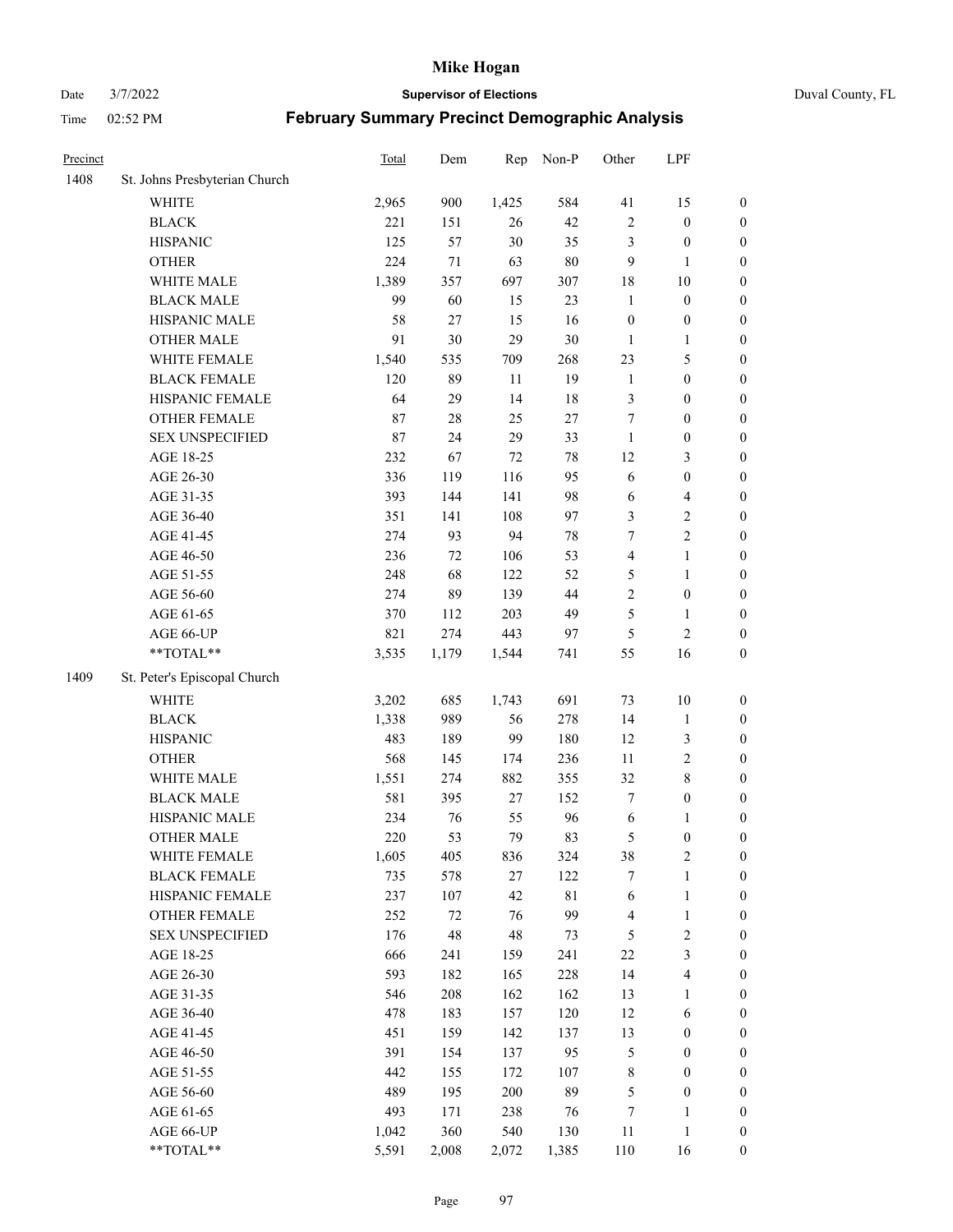# Mike Hogan

Date 3/7/2022 **Supervisor of Elections** Duval County, FL

Time 02:52 PM **February Summary Precinct Demographic Analysis**

| Precinct | | Total | Dem | Rep | Non-P | Other | LPF | |
|---|---|---|---|---|---|---|---|---|
| 1408 | St. Johns Presbyterian Church | | | | | | | |
| | WHITE | 2,965 | 900 | 1,425 | 584 | 41 | 15 | 0 |
| | BLACK | 221 | 151 | 26 | 42 | 2 | 0 | 0 |
| | HISPANIC | 125 | 57 | 30 | 35 | 3 | 0 | 0 |
| | OTHER | 224 | 71 | 63 | 80 | 9 | 1 | 0 |
| | WHITE MALE | 1,389 | 357 | 697 | 307 | 18 | 10 | 0 |
| | BLACK MALE | 99 | 60 | 15 | 23 | 1 | 0 | 0 |
| | HISPANIC MALE | 58 | 27 | 15 | 16 | 0 | 0 | 0 |
| | OTHER MALE | 91 | 30 | 29 | 30 | 1 | 1 | 0 |
| | WHITE FEMALE | 1,540 | 535 | 709 | 268 | 23 | 5 | 0 |
| | BLACK FEMALE | 120 | 89 | 11 | 19 | 1 | 0 | 0 |
| | HISPANIC FEMALE | 64 | 29 | 14 | 18 | 3 | 0 | 0 |
| | OTHER FEMALE | 87 | 28 | 25 | 27 | 7 | 0 | 0 |
| | SEX UNSPECIFIED | 87 | 24 | 29 | 33 | 1 | 0 | 0 |
| | AGE 18-25 | 232 | 67 | 72 | 78 | 12 | 3 | 0 |
| | AGE 26-30 | 336 | 119 | 116 | 95 | 6 | 0 | 0 |
| | AGE 31-35 | 393 | 144 | 141 | 98 | 6 | 4 | 0 |
| | AGE 36-40 | 351 | 141 | 108 | 97 | 3 | 2 | 0 |
| | AGE 41-45 | 274 | 93 | 94 | 78 | 7 | 2 | 0 |
| | AGE 46-50 | 236 | 72 | 106 | 53 | 4 | 1 | 0 |
| | AGE 51-55 | 248 | 68 | 122 | 52 | 5 | 1 | 0 |
| | AGE 56-60 | 274 | 89 | 139 | 44 | 2 | 0 | 0 |
| | AGE 61-65 | 370 | 112 | 203 | 49 | 5 | 1 | 0 |
| | AGE 66-UP | 821 | 274 | 443 | 97 | 5 | 2 | 0 |
| | **TOTAL** | 3,535 | 1,179 | 1,544 | 741 | 55 | 16 | 0 |
| 1409 | St. Peter's Episcopal Church | | | | | | | |
| | WHITE | 3,202 | 685 | 1,743 | 691 | 73 | 10 | 0 |
| | BLACK | 1,338 | 989 | 56 | 278 | 14 | 1 | 0 |
| | HISPANIC | 483 | 189 | 99 | 180 | 12 | 3 | 0 |
| | OTHER | 568 | 145 | 174 | 236 | 11 | 2 | 0 |
| | WHITE MALE | 1,551 | 274 | 882 | 355 | 32 | 8 | 0 |
| | BLACK MALE | 581 | 395 | 27 | 152 | 7 | 0 | 0 |
| | HISPANIC MALE | 234 | 76 | 55 | 96 | 6 | 1 | 0 |
| | OTHER MALE | 220 | 53 | 79 | 83 | 5 | 0 | 0 |
| | WHITE FEMALE | 1,605 | 405 | 836 | 324 | 38 | 2 | 0 |
| | BLACK FEMALE | 735 | 578 | 27 | 122 | 7 | 1 | 0 |
| | HISPANIC FEMALE | 237 | 107 | 42 | 81 | 6 | 1 | 0 |
| | OTHER FEMALE | 252 | 72 | 76 | 99 | 4 | 1 | 0 |
| | SEX UNSPECIFIED | 176 | 48 | 48 | 73 | 5 | 2 | 0 |
| | AGE 18-25 | 666 | 241 | 159 | 241 | 22 | 3 | 0 |
| | AGE 26-30 | 593 | 182 | 165 | 228 | 14 | 4 | 0 |
| | AGE 31-35 | 546 | 208 | 162 | 162 | 13 | 1 | 0 |
| | AGE 36-40 | 478 | 183 | 157 | 120 | 12 | 6 | 0 |
| | AGE 41-45 | 451 | 159 | 142 | 137 | 13 | 0 | 0 |
| | AGE 46-50 | 391 | 154 | 137 | 95 | 5 | 0 | 0 |
| | AGE 51-55 | 442 | 155 | 172 | 107 | 8 | 0 | 0 |
| | AGE 56-60 | 489 | 195 | 200 | 89 | 5 | 0 | 0 |
| | AGE 61-65 | 493 | 171 | 238 | 76 | 7 | 1 | 0 |
| | AGE 66-UP | 1,042 | 360 | 540 | 130 | 11 | 1 | 0 |
| | **TOTAL** | 5,591 | 2,008 | 2,072 | 1,385 | 110 | 16 | 0 |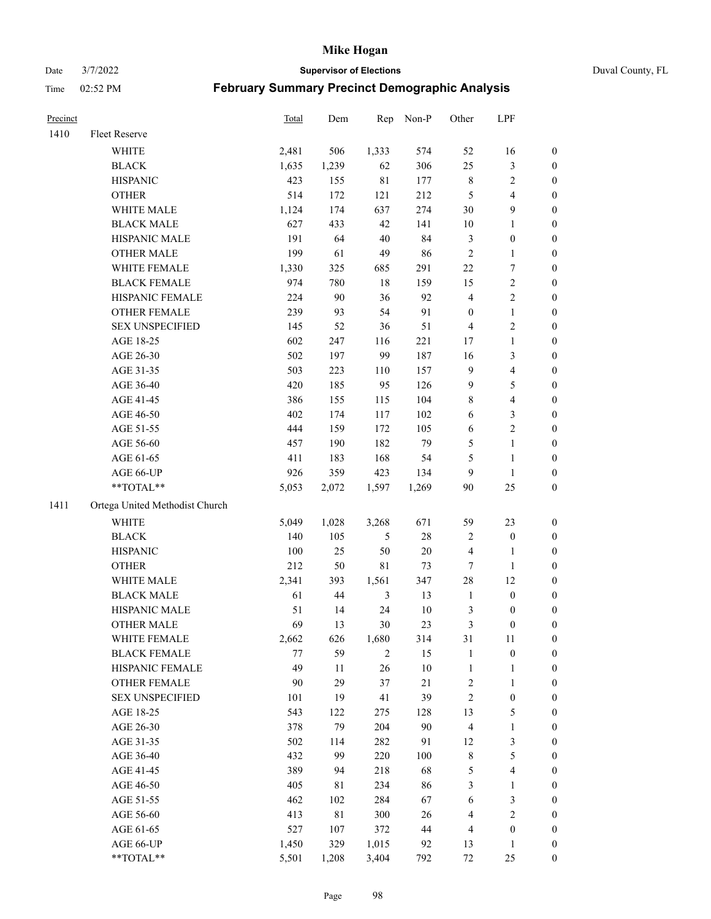# Mike Hogan

Date 3/7/2022 **Supervisor of Elections** Duval County, FL

Time 02:52 PM **February Summary Precinct Demographic Analysis**

| Precinct | | Total | Dem | Rep | Non-P | Other | LPF | |
|---|---|---|---|---|---|---|---|---|
| 1410 | Fleet Reserve | | | | | | | |
| | WHITE | 2,481 | 506 | 1,333 | 574 | 52 | 16 | 0 |
| | BLACK | 1,635 | 1,239 | 62 | 306 | 25 | 3 | 0 |
| | HISPANIC | 423 | 155 | 81 | 177 | 8 | 2 | 0 |
| | OTHER | 514 | 172 | 121 | 212 | 5 | 4 | 0 |
| | WHITE MALE | 1,124 | 174 | 637 | 274 | 30 | 9 | 0 |
| | BLACK MALE | 627 | 433 | 42 | 141 | 10 | 1 | 0 |
| | HISPANIC MALE | 191 | 64 | 40 | 84 | 3 | 0 | 0 |
| | OTHER MALE | 199 | 61 | 49 | 86 | 2 | 1 | 0 |
| | WHITE FEMALE | 1,330 | 325 | 685 | 291 | 22 | 7 | 0 |
| | BLACK FEMALE | 974 | 780 | 18 | 159 | 15 | 2 | 0 |
| | HISPANIC FEMALE | 224 | 90 | 36 | 92 | 4 | 2 | 0 |
| | OTHER FEMALE | 239 | 93 | 54 | 91 | 0 | 1 | 0 |
| | SEX UNSPECIFIED | 145 | 52 | 36 | 51 | 4 | 2 | 0 |
| | AGE 18-25 | 602 | 247 | 116 | 221 | 17 | 1 | 0 |
| | AGE 26-30 | 502 | 197 | 99 | 187 | 16 | 3 | 0 |
| | AGE 31-35 | 503 | 223 | 110 | 157 | 9 | 4 | 0 |
| | AGE 36-40 | 420 | 185 | 95 | 126 | 9 | 5 | 0 |
| | AGE 41-45 | 386 | 155 | 115 | 104 | 8 | 4 | 0 |
| | AGE 46-50 | 402 | 174 | 117 | 102 | 6 | 3 | 0 |
| | AGE 51-55 | 444 | 159 | 172 | 105 | 6 | 2 | 0 |
| | AGE 56-60 | 457 | 190 | 182 | 79 | 5 | 1 | 0 |
| | AGE 61-65 | 411 | 183 | 168 | 54 | 5 | 1 | 0 |
| | AGE 66-UP | 926 | 359 | 423 | 134 | 9 | 1 | 0 |
| | **TOTAL** | 5,053 | 2,072 | 1,597 | 1,269 | 90 | 25 | 0 |
| 1411 | Ortega United Methodist Church | | | | | | | |
| | WHITE | 5,049 | 1,028 | 3,268 | 671 | 59 | 23 | 0 |
| | BLACK | 140 | 105 | 5 | 28 | 2 | 0 | 0 |
| | HISPANIC | 100 | 25 | 50 | 20 | 4 | 1 | 0 |
| | OTHER | 212 | 50 | 81 | 73 | 7 | 1 | 0 |
| | WHITE MALE | 2,341 | 393 | 1,561 | 347 | 28 | 12 | 0 |
| | BLACK MALE | 61 | 44 | 3 | 13 | 1 | 0 | 0 |
| | HISPANIC MALE | 51 | 14 | 24 | 10 | 3 | 0 | 0 |
| | OTHER MALE | 69 | 13 | 30 | 23 | 3 | 0 | 0 |
| | WHITE FEMALE | 2,662 | 626 | 1,680 | 314 | 31 | 11 | 0 |
| | BLACK FEMALE | 77 | 59 | 2 | 15 | 1 | 0 | 0 |
| | HISPANIC FEMALE | 49 | 11 | 26 | 10 | 1 | 1 | 0 |
| | OTHER FEMALE | 90 | 29 | 37 | 21 | 2 | 1 | 0 |
| | SEX UNSPECIFIED | 101 | 19 | 41 | 39 | 2 | 0 | 0 |
| | AGE 18-25 | 543 | 122 | 275 | 128 | 13 | 5 | 0 |
| | AGE 26-30 | 378 | 79 | 204 | 90 | 4 | 1 | 0 |
| | AGE 31-35 | 502 | 114 | 282 | 91 | 12 | 3 | 0 |
| | AGE 36-40 | 432 | 99 | 220 | 100 | 8 | 5 | 0 |
| | AGE 41-45 | 389 | 94 | 218 | 68 | 5 | 4 | 0 |
| | AGE 46-50 | 405 | 81 | 234 | 86 | 3 | 1 | 0 |
| | AGE 51-55 | 462 | 102 | 284 | 67 | 6 | 3 | 0 |
| | AGE 56-60 | 413 | 81 | 300 | 26 | 4 | 2 | 0 |
| | AGE 61-65 | 527 | 107 | 372 | 44 | 4 | 0 | 0 |
| | AGE 66-UP | 1,450 | 329 | 1,015 | 92 | 13 | 1 | 0 |
| | **TOTAL** | 5,501 | 1,208 | 3,404 | 792 | 72 | 25 | 0 |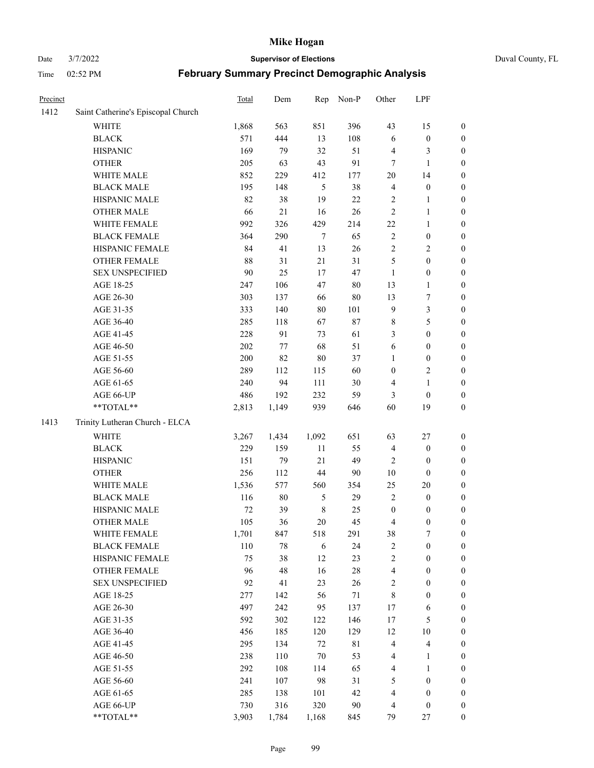| Precinct | | Total | Dem | Rep | Non-P | Other | LPF | |
|---|---|---|---|---|---|---|---|---|
| 1412 | Saint Catherine's Episcopal Church | | | | | | | |
| | WHITE | 1,868 | 563 | 851 | 396 | 43 | 15 | 0 |
| | BLACK | 571 | 444 | 13 | 108 | 6 | 0 | 0 |
| | HISPANIC | 169 | 79 | 32 | 51 | 4 | 3 | 0 |
| | OTHER | 205 | 63 | 43 | 91 | 7 | 1 | 0 |
| | WHITE MALE | 852 | 229 | 412 | 177 | 20 | 14 | 0 |
| | BLACK MALE | 195 | 148 | 5 | 38 | 4 | 0 | 0 |
| | HISPANIC MALE | 82 | 38 | 19 | 22 | 2 | 1 | 0 |
| | OTHER MALE | 66 | 21 | 16 | 26 | 2 | 1 | 0 |
| | WHITE FEMALE | 992 | 326 | 429 | 214 | 22 | 1 | 0 |
| | BLACK FEMALE | 364 | 290 | 7 | 65 | 2 | 0 | 0 |
| | HISPANIC FEMALE | 84 | 41 | 13 | 26 | 2 | 2 | 0 |
| | OTHER FEMALE | 88 | 31 | 21 | 31 | 5 | 0 | 0 |
| | SEX UNSPECIFIED | 90 | 25 | 17 | 47 | 1 | 0 | 0 |
| | AGE 18-25 | 247 | 106 | 47 | 80 | 13 | 1 | 0 |
| | AGE 26-30 | 303 | 137 | 66 | 80 | 13 | 7 | 0 |
| | AGE 31-35 | 333 | 140 | 80 | 101 | 9 | 3 | 0 |
| | AGE 36-40 | 285 | 118 | 67 | 87 | 8 | 5 | 0 |
| | AGE 41-45 | 228 | 91 | 73 | 61 | 3 | 0 | 0 |
| | AGE 46-50 | 202 | 77 | 68 | 51 | 6 | 0 | 0 |
| | AGE 51-55 | 200 | 82 | 80 | 37 | 1 | 0 | 0 |
| | AGE 56-60 | 289 | 112 | 115 | 60 | 0 | 2 | 0 |
| | AGE 61-65 | 240 | 94 | 111 | 30 | 4 | 1 | 0 |
| | AGE 66-UP | 486 | 192 | 232 | 59 | 3 | 0 | 0 |
| | **TOTAL** | 2,813 | 1,149 | 939 | 646 | 60 | 19 | 0 |
| 1413 | Trinity Lutheran Church - ELCA | | | | | | | |
| | WHITE | 3,267 | 1,434 | 1,092 | 651 | 63 | 27 | 0 |
| | BLACK | 229 | 159 | 11 | 55 | 4 | 0 | 0 |
| | HISPANIC | 151 | 79 | 21 | 49 | 2 | 0 | 0 |
| | OTHER | 256 | 112 | 44 | 90 | 10 | 0 | 0 |
| | WHITE MALE | 1,536 | 577 | 560 | 354 | 25 | 20 | 0 |
| | BLACK MALE | 116 | 80 | 5 | 29 | 2 | 0 | 0 |
| | HISPANIC MALE | 72 | 39 | 8 | 25 | 0 | 0 | 0 |
| | OTHER MALE | 105 | 36 | 20 | 45 | 4 | 0 | 0 |
| | WHITE FEMALE | 1,701 | 847 | 518 | 291 | 38 | 7 | 0 |
| | BLACK FEMALE | 110 | 78 | 6 | 24 | 2 | 0 | 0 |
| | HISPANIC FEMALE | 75 | 38 | 12 | 23 | 2 | 0 | 0 |
| | OTHER FEMALE | 96 | 48 | 16 | 28 | 4 | 0 | 0 |
| | SEX UNSPECIFIED | 92 | 41 | 23 | 26 | 2 | 0 | 0 |
| | AGE 18-25 | 277 | 142 | 56 | 71 | 8 | 0 | 0 |
| | AGE 26-30 | 497 | 242 | 95 | 137 | 17 | 6 | 0 |
| | AGE 31-35 | 592 | 302 | 122 | 146 | 17 | 5 | 0 |
| | AGE 36-40 | 456 | 185 | 120 | 129 | 12 | 10 | 0 |
| | AGE 41-45 | 295 | 134 | 72 | 81 | 4 | 4 | 0 |
| | AGE 46-50 | 238 | 110 | 70 | 53 | 4 | 1 | 0 |
| | AGE 51-55 | 292 | 108 | 114 | 65 | 4 | 1 | 0 |
| | AGE 56-60 | 241 | 107 | 98 | 31 | 5 | 0 | 0 |
| | AGE 61-65 | 285 | 138 | 101 | 42 | 4 | 0 | 0 |
| | AGE 66-UP | 730 | 316 | 320 | 90 | 4 | 0 | 0 |
| | **TOTAL** | 3,903 | 1,784 | 1,168 | 845 | 79 | 27 | 0 |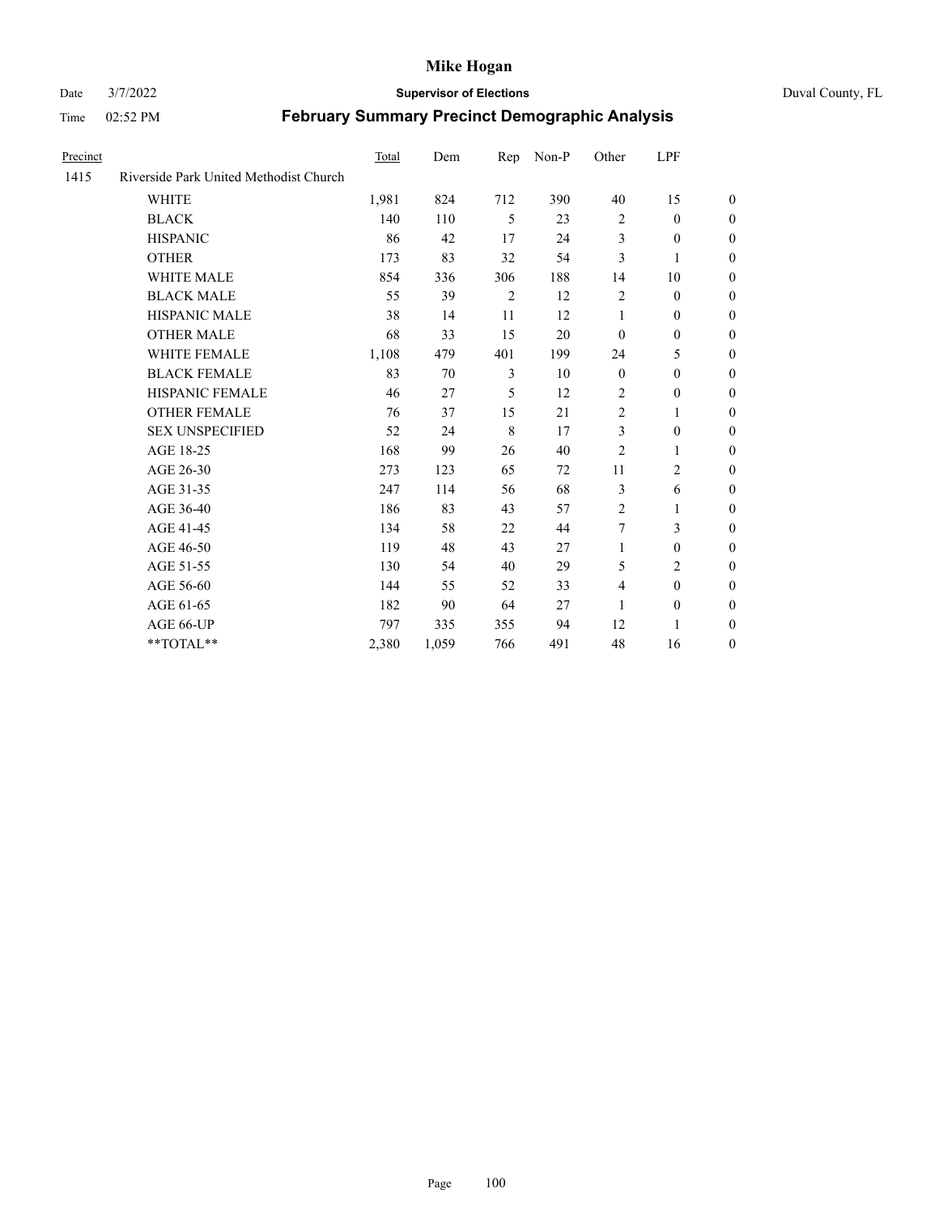# Mike Hogan

Date 3/7/2022 **Supervisor of Elections** Duval County, FL

Time 02:52 PM **February Summary Precinct Demographic Analysis**

| Precinct | | Total | Dem | Rep | Non-P | Other | LPF | |
|---|---|---|---|---|---|---|---|---|
| 1415 | Riverside Park United Methodist Church | | | | | | | |
| | WHITE | 1,981 | 824 | 712 | 390 | 40 | 15 | 0 |
| | BLACK | 140 | 110 | 5 | 23 | 2 | 0 | 0 |
| | HISPANIC | 86 | 42 | 17 | 24 | 3 | 0 | 0 |
| | OTHER | 173 | 83 | 32 | 54 | 3 | 1 | 0 |
| | WHITE MALE | 854 | 336 | 306 | 188 | 14 | 10 | 0 |
| | BLACK MALE | 55 | 39 | 2 | 12 | 2 | 0 | 0 |
| | HISPANIC MALE | 38 | 14 | 11 | 12 | 1 | 0 | 0 |
| | OTHER MALE | 68 | 33 | 15 | 20 | 0 | 0 | 0 |
| | WHITE FEMALE | 1,108 | 479 | 401 | 199 | 24 | 5 | 0 |
| | BLACK FEMALE | 83 | 70 | 3 | 10 | 0 | 0 | 0 |
| | HISPANIC FEMALE | 46 | 27 | 5 | 12 | 2 | 0 | 0 |
| | OTHER FEMALE | 76 | 37 | 15 | 21 | 2 | 1 | 0 |
| | SEX UNSPECIFIED | 52 | 24 | 8 | 17 | 3 | 0 | 0 |
| | AGE 18-25 | 168 | 99 | 26 | 40 | 2 | 1 | 0 |
| | AGE 26-30 | 273 | 123 | 65 | 72 | 11 | 2 | 0 |
| | AGE 31-35 | 247 | 114 | 56 | 68 | 3 | 6 | 0 |
| | AGE 36-40 | 186 | 83 | 43 | 57 | 2 | 1 | 0 |
| | AGE 41-45 | 134 | 58 | 22 | 44 | 7 | 3 | 0 |
| | AGE 46-50 | 119 | 48 | 43 | 27 | 1 | 0 | 0 |
| | AGE 51-55 | 130 | 54 | 40 | 29 | 5 | 2 | 0 |
| | AGE 56-60 | 144 | 55 | 52 | 33 | 4 | 0 | 0 |
| | AGE 61-65 | 182 | 90 | 64 | 27 | 1 | 0 | 0 |
| | AGE 66-UP | 797 | 335 | 355 | 94 | 12 | 1 | 0 |
| | **TOTAL** | 2,380 | 1,059 | 766 | 491 | 48 | 16 | 0 |